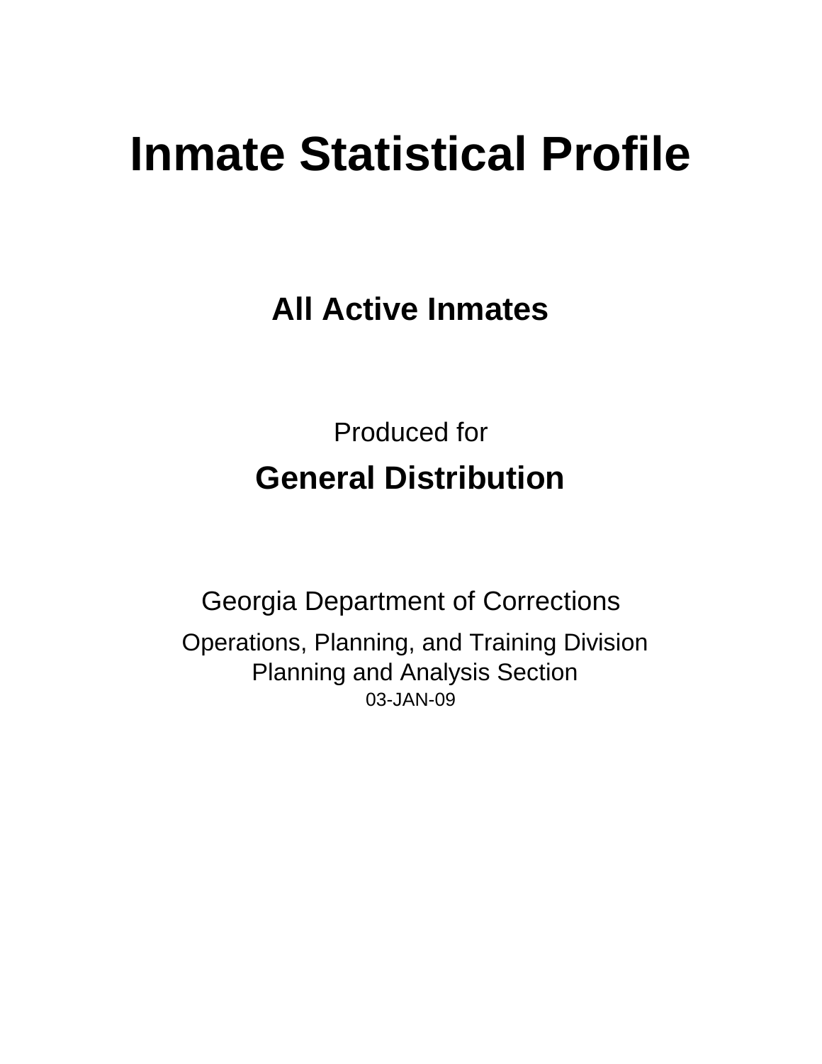# Inmate Statistical Profile

## All Active Inmates

Produced for

## General Distribution

Georgia Department of Corrections

Operations, Planning, and Training Division
Planning and Analysis Section
03-JAN-09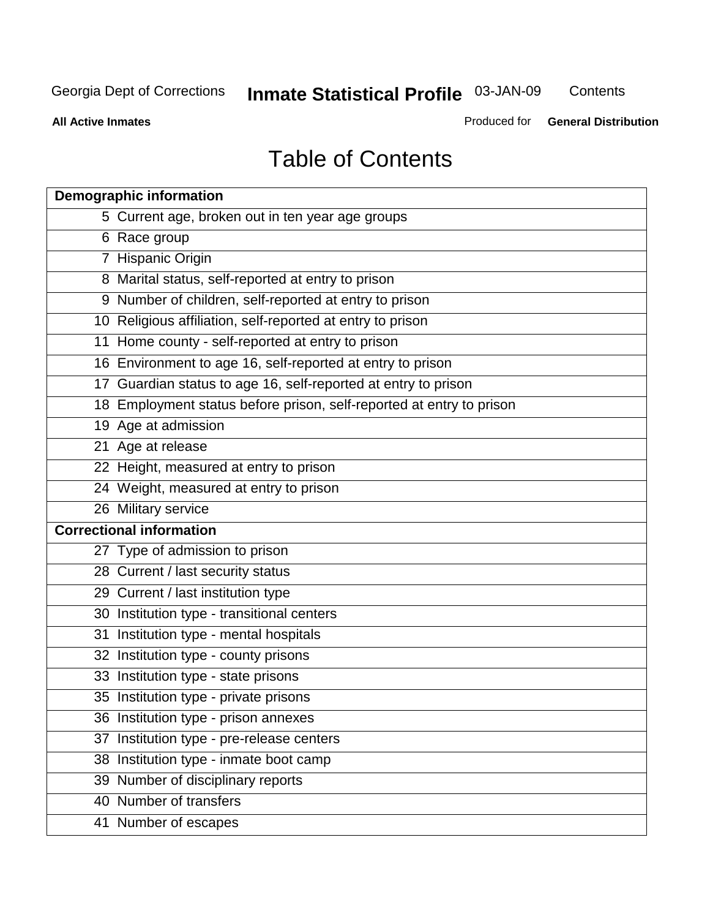Georgia Dept of Corrections **Inmate Statistical Profile** 03-JAN-09 Contents

**All Active Inmates** Produced for **General Distribution**

# Table of Contents

| **Demographic information** | |
|---|---|
| 5 | Current age, broken out in ten year age groups |
| 6 | Race group |
| 7 | Hispanic Origin |
| 8 | Marital status, self-reported at entry to prison |
| 9 | Number of children, self-reported at entry to prison |
| 10 | Religious affiliation, self-reported at entry to prison |
| 11 | Home county - self-reported at entry to prison |
| 16 | Environment to age 16, self-reported at entry to prison |
| 17 | Guardian status to age 16, self-reported at entry to prison |
| 18 | Employment status before prison, self-reported at entry to prison |
| 19 | Age at admission |
| 21 | Age at release |
| 22 | Height, measured at entry to prison |
| 24 | Weight, measured at entry to prison |
| 26 | Military service |
| **Correctional information** | |
| 27 | Type of admission to prison |
| 28 | Current / last security status |
| 29 | Current / last institution type |
| 30 | Institution type - transitional centers |
| 31 | Institution type - mental hospitals |
| 32 | Institution type - county prisons |
| 33 | Institution type - state prisons |
| 35 | Institution type - private prisons |
| 36 | Institution type - prison annexes |
| 37 | Institution type - pre-release centers |
| 38 | Institution type - inmate boot camp |
| 39 | Number of disciplinary reports |
| 40 | Number of transfers |
| 41 | Number of escapes |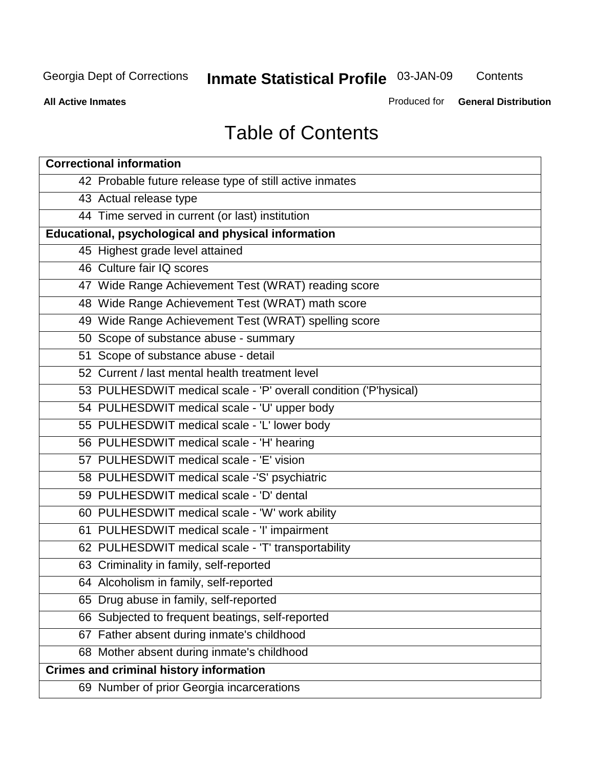# Table of Contents

| **Correctional information** |
|---|
| 42 Probable future release type of still active inmates |
| 43 Actual release type |
| 44 Time served in current (or last) institution |
| **Educational, psychological and physical information** |
| 45 Highest grade level attained |
| 46 Culture fair IQ scores |
| 47 Wide Range Achievement Test (WRAT) reading score |
| 48 Wide Range Achievement Test (WRAT) math score |
| 49 Wide Range Achievement Test (WRAT) spelling score |
| 50 Scope of substance abuse - summary |
| 51 Scope of substance abuse - detail |
| 52 Current / last mental health treatment level |
| 53 PULHESDWIT medical scale - 'P' overall condition ('P'hysical) |
| 54 PULHESDWIT medical scale - 'U' upper body |
| 55 PULHESDWIT medical scale - 'L' lower body |
| 56 PULHESDWIT medical scale - 'H' hearing |
| 57 PULHESDWIT medical scale - 'E' vision |
| 58 PULHESDWIT medical scale -'S' psychiatric |
| 59 PULHESDWIT medical scale - 'D' dental |
| 60 PULHESDWIT medical scale - 'W' work ability |
| 61 PULHESDWIT medical scale - 'I' impairment |
| 62 PULHESDWIT medical scale - 'T' transportability |
| 63 Criminality in family, self-reported |
| 64 Alcoholism in family, self-reported |
| 65 Drug abuse in family, self-reported |
| 66 Subjected to frequent beatings, self-reported |
| 67 Father absent during inmate's childhood |
| 68 Mother absent during inmate's childhood |
| **Crimes and criminal history information** |
| 69 Number of prior Georgia incarcerations |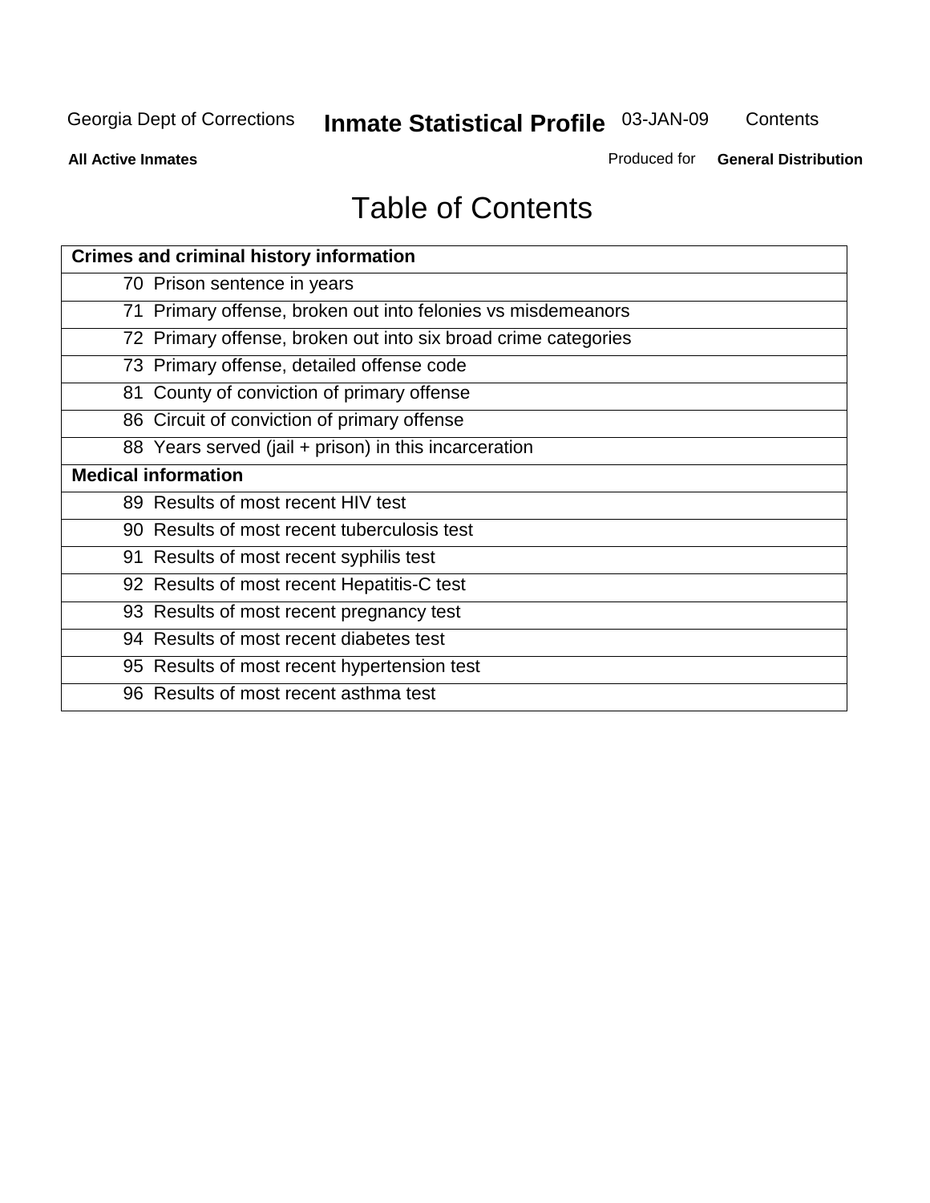# Table of Contents

| Crimes and criminal history information | |
|---|---|
| 70 | Prison sentence in years |
| 71 | Primary offense, broken out into felonies vs misdemeanors |
| 72 | Primary offense, broken out into six broad crime categories |
| 73 | Primary offense, detailed offense code |
| 81 | County of conviction of primary offense |
| 86 | Circuit of conviction of primary offense |
| 88 | Years served (jail + prison) in this incarceration |
| **Medical information** | |
| 89 | Results of most recent HIV test |
| 90 | Results of most recent tuberculosis test |
| 91 | Results of most recent syphilis test |
| 92 | Results of most recent Hepatitis-C test |
| 93 | Results of most recent pregnancy test |
| 94 | Results of most recent diabetes test |
| 95 | Results of most recent hypertension test |
| 96 | Results of most recent asthma test |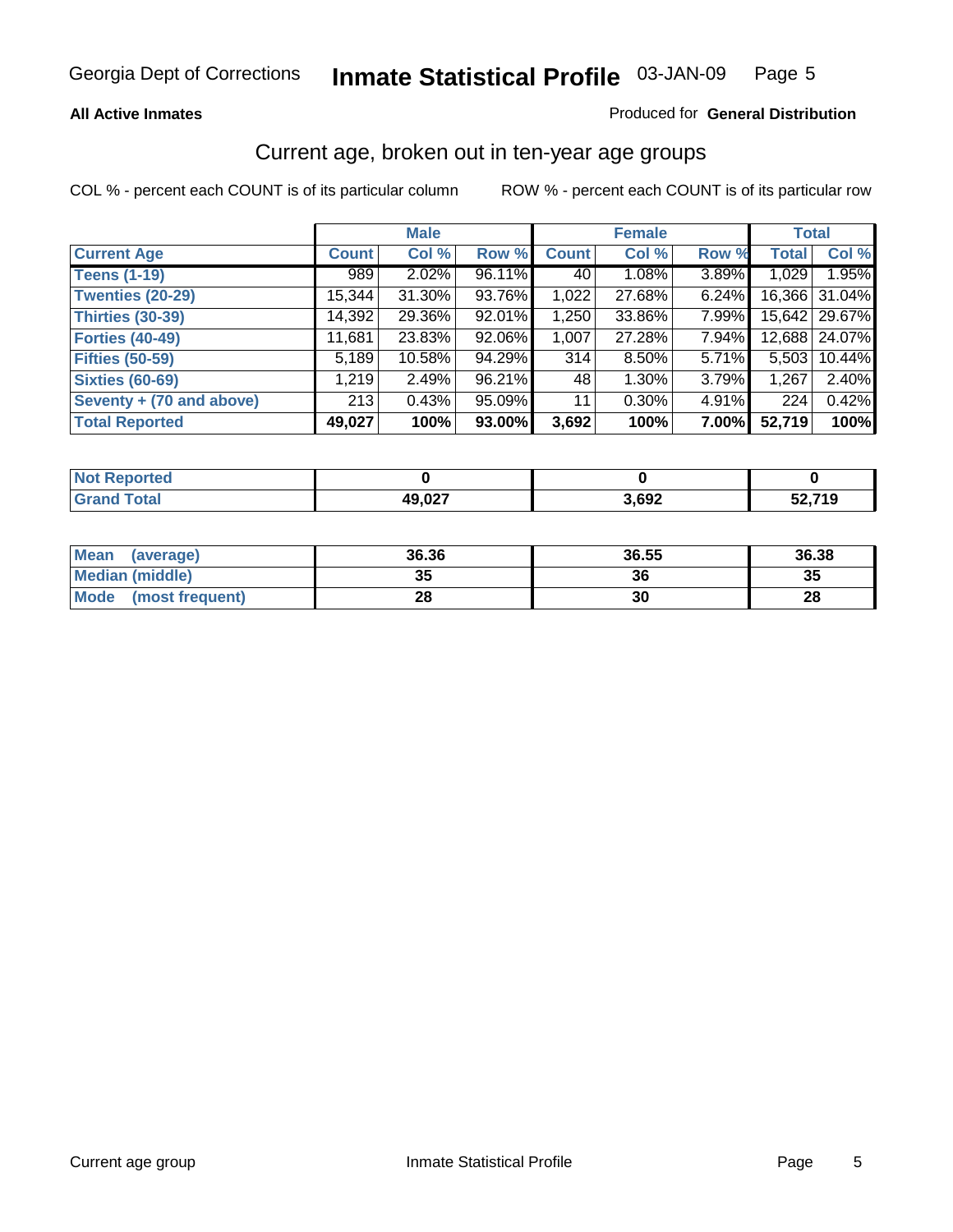Georgia Dept of Corrections **Inmate Statistical Profile** 03-JAN-09

**All Active Inmates**

Produced for **General Distribution**

## Current age, broken out in ten-year age groups

COL % - percent each COUNT is of its particular column

ROW % - percent each COUNT is of its particular row

| | Male | | | Female | | | Total | |
|---|---|---|---|---|---|---|---|---|
| **Current Age** | **Count** | **Col %** | **Row %** | **Count** | **Col %** | **Row %** | **Total** | **Col %** |
| **Teens (1-19)** | 989 | 2.02% | 96.11% | 40 | 1.08% | 3.89% | 1,029 | 1.95% |
| **Twenties (20-29)** | 15,344 | 31.30% | 93.76% | 1,022 | 27.68% | 6.24% | 16,366 | 31.04% |
| **Thirties (30-39)** | 14,392 | 29.36% | 92.01% | 1,250 | 33.86% | 7.99% | 15,642 | 29.67% |
| **Forties (40-49)** | 11,681 | 23.83% | 92.06% | 1,007 | 27.28% | 7.94% | 12,688 | 24.07% |
| **Fifties (50-59)** | 5,189 | 10.58% | 94.29% | 314 | 8.50% | 5.71% | 5,503 | 10.44% |
| **Sixties (60-69)** | 1,219 | 2.49% | 96.21% | 48 | 1.30% | 3.79% | 1,267 | 2.40% |
| **Seventy + (70 and above)** | 213 | 0.43% | 95.09% | 11 | 0.30% | 4.91% | 224 | 0.42% |
| **Total Reported** | **49,027** | **100%** | **93.00%** | **3,692** | **100%** | **7.00%** | **52,719** | **100%** |

| | Male | Female | Total |
|---|---|---|---|
| **Not Reported** | **0** | **0** | **0** |
| **Grand Total** | **49,027** | **3,692** | **52,719** |

| | Male | Female | Total |
|---|---|---|---|
| **Mean (average)** | **36.36** | **36.55** | **36.38** |
| **Median (middle)** | **35** | **36** | **35** |
| **Mode (most frequent)** | **28** | **30** | **28** |

Current age group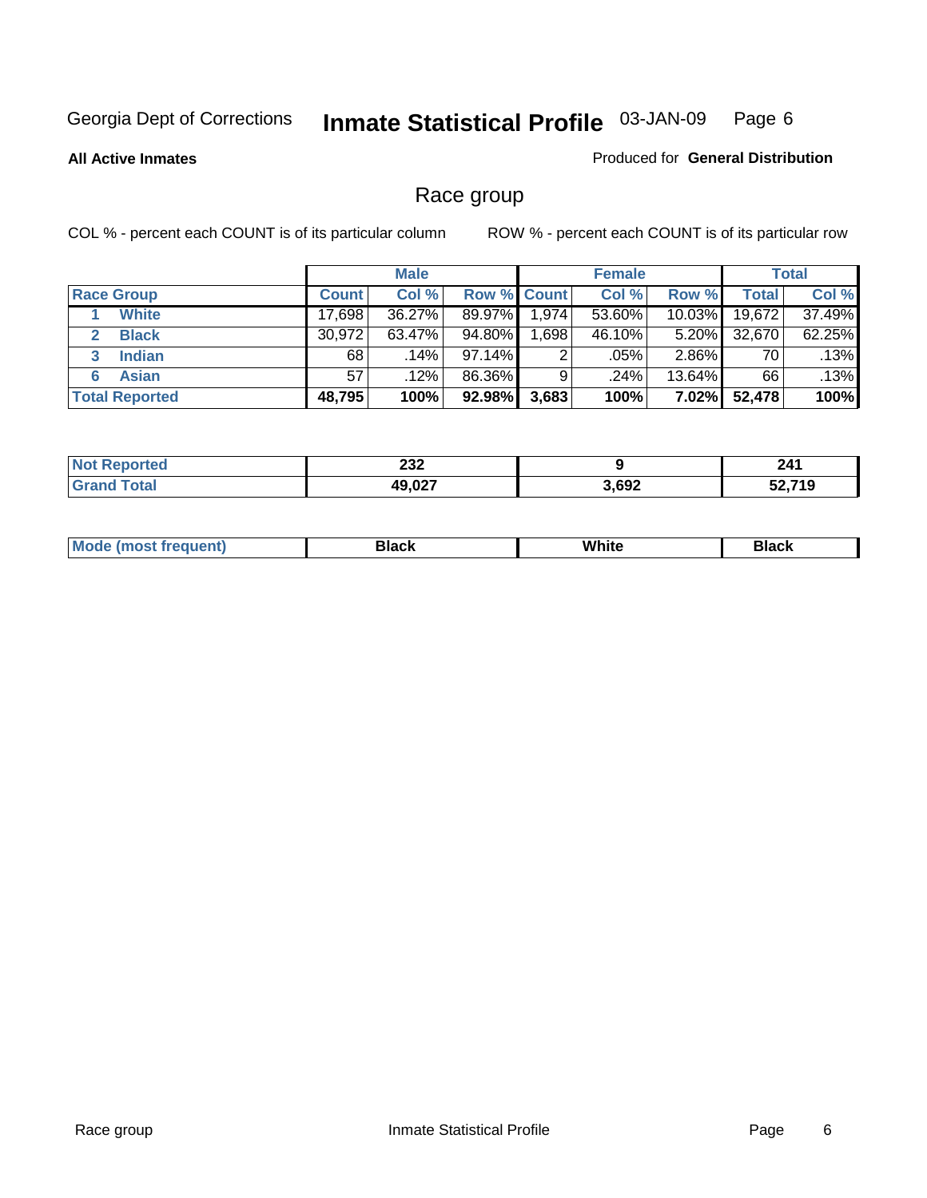Georgia Dept of Corrections **Inmate Statistical Profile** 03-JAN-09

**All Active Inmates**

Produced for **General Distribution**

## Race group

COL % - percent each COUNT is of its particular column

ROW % - percent each COUNT is of its particular row

| | Male | | | Female | | | Total | |
|---|---|---|---|---|---|---|---|---|
| **Race Group** | **Count** | **Col %** | **Row %** | **Count** | **Col %** | **Row %** | **Total** | **Col %** |
| 1 **White** | 17,698 | 36.27% | 89.97% | 1,974 | 53.60% | 10.03% | 19,672 | 37.49% |
| 2 **Black** | 30,972 | 63.47% | 94.80% | 1,698 | 46.10% | 5.20% | 32,670 | 62.25% |
| 3 **Indian** | 68 | .14% | 97.14% | 2 | .05% | 2.86% | 70 | .13% |
| 6 **Asian** | 57 | .12% | 86.36% | 9 | .24% | 13.64% | 66 | .13% |
| **Total Reported** | **48,795** | **100%** | **92.98%** | **3,683** | **100%** | **7.02%** | **52,478** | **100%** |

| | Male | Female | Total |
|---|---|---|---|
| **Not Reported** | **232** | **9** | **241** |
| **Grand Total** | **49,027** | **3,692** | **52,719** |

| | Male | Female | Total |
|---|---|---|---|
| **Mode (most frequent)** | **Black** | **White** | **Black** |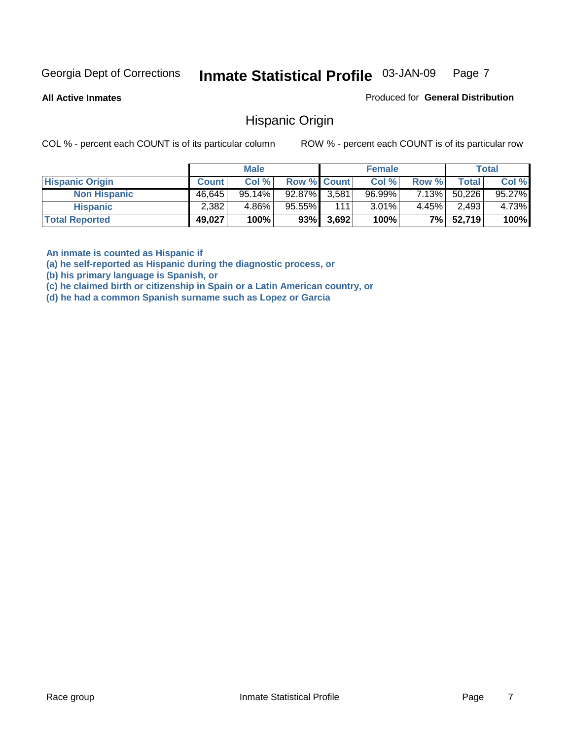Georgia Dept of Corrections **Inmate Statistical Profile** 03-JAN-09

**All Active Inmates**

Produced for **General Distribution**

## Hispanic Origin

COL % - percent each COUNT is of its particular column ROW % - percent each COUNT is of its particular row

| | Male | | | Female | | | Total | |
|---|---|---|---|---|---|---|---|---|
| **Hispanic Origin** | **Count** | **Col %** | **Row %** | **Count** | **Col %** | **Row %** | **Total** | **Col %** |
| **Non Hispanic** | 46,645 | 95.14% | 92.87% | 3,581 | 96.99% | 7.13% | 50,226 | 95.27% |
| **Hispanic** | 2,382 | 4.86% | 95.55% | 111 | 3.01% | 4.45% | 2,493 | 4.73% |
| **Total Reported** | **49,027** | **100%** | **93%** | **3,692** | **100%** | **7%** | **52,719** | **100%** |

**An inmate is counted as Hispanic if**
**(a) he self-reported as Hispanic during the diagnostic process, or**
**(b) his primary language is Spanish, or**
**(c) he claimed birth or citizenship in Spain or a Latin American country, or**
**(d) he had a common Spanish surname such as Lopez or Garcia**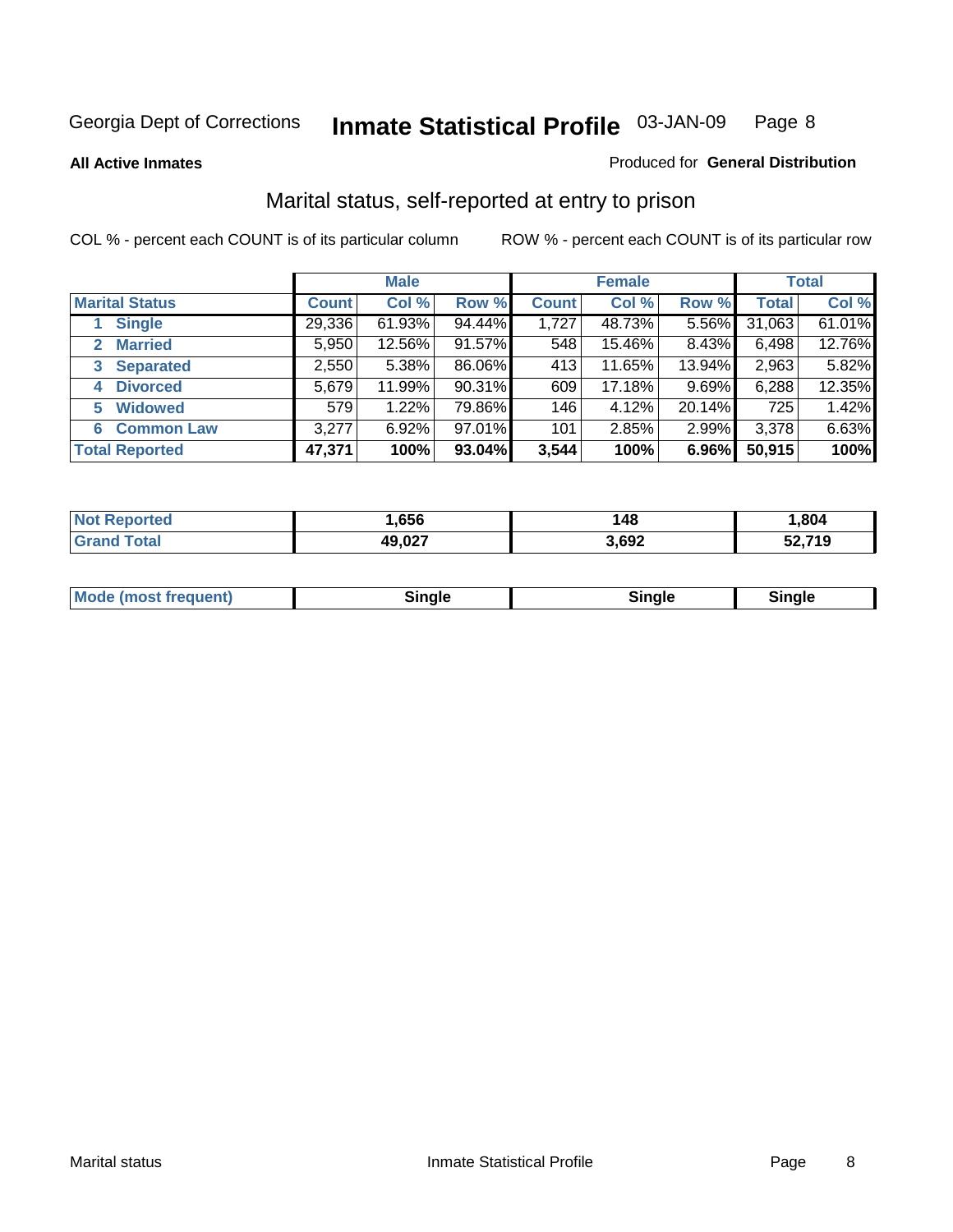Georgia Dept of Corrections **Inmate Statistical Profile** 03-JAN-09 Page 8

**All Active Inmates**

Produced for **General Distribution**

## Marital status, self-reported at entry to prison

COL % - percent each COUNT is of its particular column

ROW % - percent each COUNT is of its particular row

| | Male | | | Female | | | Total | |
|---|---|---|---|---|---|---|---|---|
| **Marital Status** | **Count** | **Col %** | **Row %** | **Count** | **Col %** | **Row %** | **Total** | **Col %** |
| 1 Single | 29,336 | 61.93% | 94.44% | 1,727 | 48.73% | 5.56% | 31,063 | 61.01% |
| 2 Married | 5,950 | 12.56% | 91.57% | 548 | 15.46% | 8.43% | 6,498 | 12.76% |
| 3 Separated | 2,550 | 5.38% | 86.06% | 413 | 11.65% | 13.94% | 2,963 | 5.82% |
| 4 Divorced | 5,679 | 11.99% | 90.31% | 609 | 17.18% | 9.69% | 6,288 | 12.35% |
| 5 Widowed | 579 | 1.22% | 79.86% | 146 | 4.12% | 20.14% | 725 | 1.42% |
| 6 Common Law | 3,277 | 6.92% | 97.01% | 101 | 2.85% | 2.99% | 3,378 | 6.63% |
| **Total Reported** | **47,371** | **100%** | **93.04%** | **3,544** | **100%** | **6.96%** | **50,915** | **100%** |

| | Male | Female | Total |
|---|---|---|---|
| Not Reported | 1,656 | 148 | 1,804 |
| Grand Total | 49,027 | 3,692 | 52,719 |

| | Male | Female | Total |
|---|---|---|---|
| Mode (most frequent) | Single | Single | Single |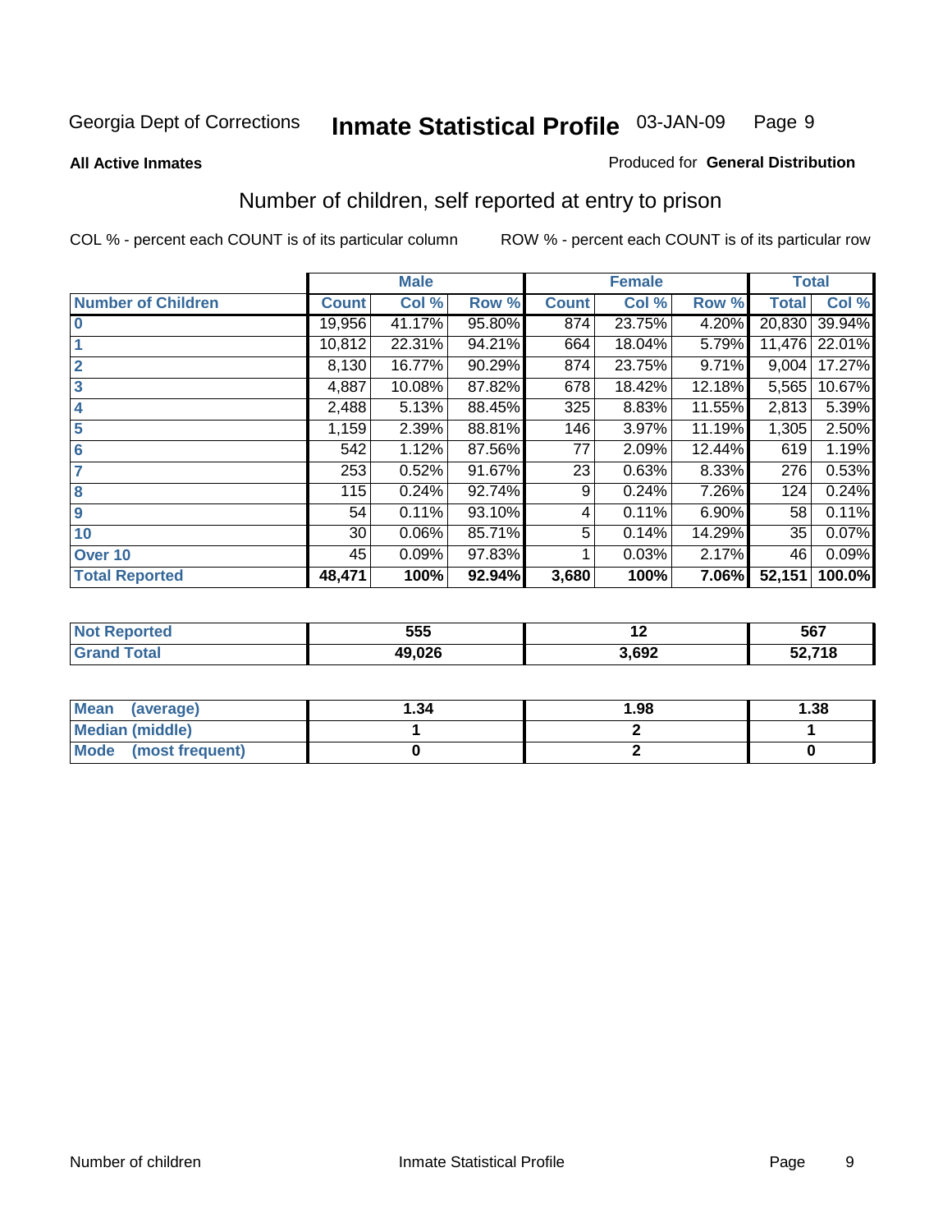Georgia Dept of Corrections **Inmate Statistical Profile** 03-JAN-09

**All Active Inmates**

Produced for **General Distribution**

## Number of children, self reported at entry to prison

COL % - percent each COUNT is of its particular column

ROW % - percent each COUNT is of its particular row

| | Male | | | Female | | | Total | |
|---|---|---|---|---|---|---|---|---|
| **Number of Children** | **Count** | **Col %** | **Row %** | **Count** | **Col %** | **Row %** | **Total** | **Col %** |
| **0** | 19,956 | 41.17% | 95.80% | 874 | 23.75% | 4.20% | 20,830 | 39.94% |
| **1** | 10,812 | 22.31% | 94.21% | 664 | 18.04% | 5.79% | 11,476 | 22.01% |
| **2** | 8,130 | 16.77% | 90.29% | 874 | 23.75% | 9.71% | 9,004 | 17.27% |
| **3** | 4,887 | 10.08% | 87.82% | 678 | 18.42% | 12.18% | 5,565 | 10.67% |
| **4** | 2,488 | 5.13% | 88.45% | 325 | 8.83% | 11.55% | 2,813 | 5.39% |
| **5** | 1,159 | 2.39% | 88.81% | 146 | 3.97% | 11.19% | 1,305 | 2.50% |
| **6** | 542 | 1.12% | 87.56% | 77 | 2.09% | 12.44% | 619 | 1.19% |
| **7** | 253 | 0.52% | 91.67% | 23 | 0.63% | 8.33% | 276 | 0.53% |
| **8** | 115 | 0.24% | 92.74% | 9 | 0.24% | 7.26% | 124 | 0.24% |
| **9** | 54 | 0.11% | 93.10% | 4 | 0.11% | 6.90% | 58 | 0.11% |
| **10** | 30 | 0.06% | 85.71% | 5 | 0.14% | 14.29% | 35 | 0.07% |
| **Over 10** | 45 | 0.09% | 97.83% | 1 | 0.03% | 2.17% | 46 | 0.09% |
| **Total Reported** | **48,471** | **100%** | **92.94%** | **3,680** | **100%** | **7.06%** | **52,151** | **100.0%** |

| | Male | Female | Total |
|---|---|---|---|
| **Not Reported** | **555** | **12** | **567** |
| **Grand Total** | **49,026** | **3,692** | **52,718** |

| | Male | Female | Total |
|---|---|---|---|
| **Mean (average)** | **1.34** | **1.98** | **1.38** |
| **Median (middle)** | **1** | **2** | **1** |
| **Mode (most frequent)** | **0** | **2** | **0** |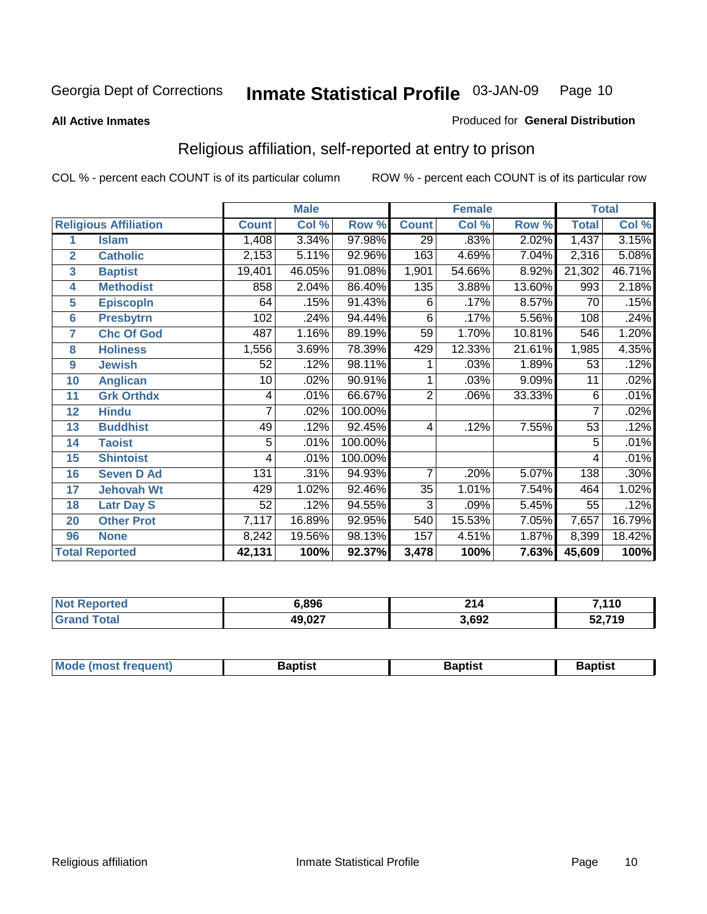Georgia Dept of Corrections **Inmate Statistical Profile** 03-JAN-09

**All Active Inmates**

Produced for **General Distribution**

## Religious affiliation, self-reported at entry to prison

COL % - percent each COUNT is of its particular column ROW % - percent each COUNT is of its particular row

| Religious Affiliation | | Male | | | Female | | | Total | |
|---|---|---|---|---|---|---|---|---|---|
| | | Count | Col % | Row % | Count | Col % | Row % | Total | Col % |
| 1 | Islam | 1,408 | 3.34% | 97.98% | 29 | .83% | 2.02% | 1,437 | 3.15% |
| 2 | Catholic | 2,153 | 5.11% | 92.96% | 163 | 4.69% | 7.04% | 2,316 | 5.08% |
| 3 | Baptist | 19,401 | 46.05% | 91.08% | 1,901 | 54.66% | 8.92% | 21,302 | 46.71% |
| 4 | Methodist | 858 | 2.04% | 86.40% | 135 | 3.88% | 13.60% | 993 | 2.18% |
| 5 | Episcopln | 64 | .15% | 91.43% | 6 | .17% | 8.57% | 70 | .15% |
| 6 | Presbytrn | 102 | .24% | 94.44% | 6 | .17% | 5.56% | 108 | .24% |
| 7 | Chc Of God | 487 | 1.16% | 89.19% | 59 | 1.70% | 10.81% | 546 | 1.20% |
| 8 | Holiness | 1,556 | 3.69% | 78.39% | 429 | 12.33% | 21.61% | 1,985 | 4.35% |
| 9 | Jewish | 52 | .12% | 98.11% | 1 | .03% | 1.89% | 53 | .12% |
| 10 | Anglican | 10 | .02% | 90.91% | 1 | .03% | 9.09% | 11 | .02% |
| 11 | Grk Orthdx | 4 | .01% | 66.67% | 2 | .06% | 33.33% | 6 | .01% |
| 12 | Hindu | 7 | .02% | 100.00% | | | | 7 | .02% |
| 13 | Buddhist | 49 | .12% | 92.45% | 4 | .12% | 7.55% | 53 | .12% |
| 14 | Taoist | 5 | .01% | 100.00% | | | | 5 | .01% |
| 15 | Shintoist | 4 | .01% | 100.00% | | | | 4 | .01% |
| 16 | Seven D Ad | 131 | .31% | 94.93% | 7 | .20% | 5.07% | 138 | .30% |
| 17 | Jehovah Wt | 429 | 1.02% | 92.46% | 35 | 1.01% | 7.54% | 464 | 1.02% |
| 18 | Latr Day S | 52 | .12% | 94.55% | 3 | .09% | 5.45% | 55 | .12% |
| 20 | Other Prot | 7,117 | 16.89% | 92.95% | 540 | 15.53% | 7.05% | 7,657 | 16.79% |
| 96 | None | 8,242 | 19.56% | 98.13% | 157 | 4.51% | 1.87% | 8,399 | 18.42% |
| **Total Reported** | | **42,131** | **100%** | **92.37%** | **3,478** | **100%** | **7.63%** | **45,609** | **100%** |

| | Male | Female | Total |
|---|---|---|---|
| Not Reported | 6,896 | 214 | 7,110 |
| Grand Total | 49,027 | 3,692 | 52,719 |

| | Male | Female | Total |
|---|---|---|---|
| Mode (most frequent) | Baptist | Baptist | Baptist |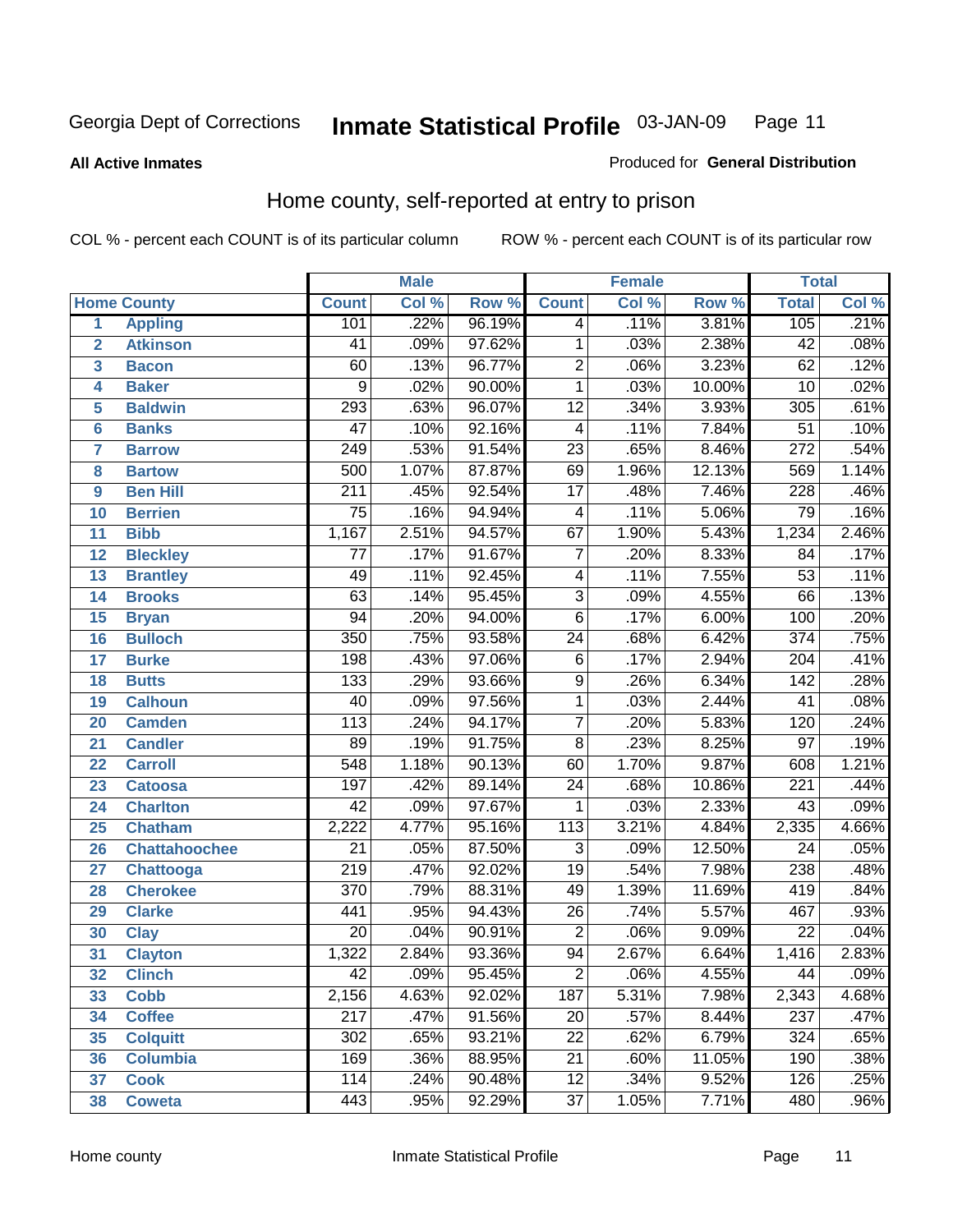Georgia Dept of Corrections **Inmate Statistical Profile** 03-JAN-09

**All Active Inmates**

Produced for **General Distribution**

## Home county, self-reported at entry to prison

COL % - percent each COUNT is of its particular column ROW % - percent each COUNT is of its particular row

| | | Male | | | Female | | | Total | |
|---|---|---|---|---|---|---|---|---|---|
| **Home County** | | **Count** | **Col %** | **Row %** | **Count** | **Col %** | **Row %** | **Total** | **Col %** |
| 1 | Appling | 101 | .22% | 96.19% | 4 | .11% | 3.81% | 105 | .21% |
| 2 | Atkinson | 41 | .09% | 97.62% | 1 | .03% | 2.38% | 42 | .08% |
| 3 | Bacon | 60 | .13% | 96.77% | 2 | .06% | 3.23% | 62 | .12% |
| 4 | Baker | 9 | .02% | 90.00% | 1 | .03% | 10.00% | 10 | .02% |
| 5 | Baldwin | 293 | .63% | 96.07% | 12 | .34% | 3.93% | 305 | .61% |
| 6 | Banks | 47 | .10% | 92.16% | 4 | .11% | 7.84% | 51 | .10% |
| 7 | Barrow | 249 | .53% | 91.54% | 23 | .65% | 8.46% | 272 | .54% |
| 8 | Bartow | 500 | 1.07% | 87.87% | 69 | 1.96% | 12.13% | 569 | 1.14% |
| 9 | Ben Hill | 211 | .45% | 92.54% | 17 | .48% | 7.46% | 228 | .46% |
| 10 | Berrien | 75 | .16% | 94.94% | 4 | .11% | 5.06% | 79 | .16% |
| 11 | Bibb | 1,167 | 2.51% | 94.57% | 67 | 1.90% | 5.43% | 1,234 | 2.46% |
| 12 | Bleckley | 77 | .17% | 91.67% | 7 | .20% | 8.33% | 84 | .17% |
| 13 | Brantley | 49 | .11% | 92.45% | 4 | .11% | 7.55% | 53 | .11% |
| 14 | Brooks | 63 | .14% | 95.45% | 3 | .09% | 4.55% | 66 | .13% |
| 15 | Bryan | 94 | .20% | 94.00% | 6 | .17% | 6.00% | 100 | .20% |
| 16 | Bulloch | 350 | .75% | 93.58% | 24 | .68% | 6.42% | 374 | .75% |
| 17 | Burke | 198 | .43% | 97.06% | 6 | .17% | 2.94% | 204 | .41% |
| 18 | Butts | 133 | .29% | 93.66% | 9 | .26% | 6.34% | 142 | .28% |
| 19 | Calhoun | 40 | .09% | 97.56% | 1 | .03% | 2.44% | 41 | .08% |
| 20 | Camden | 113 | .24% | 94.17% | 7 | .20% | 5.83% | 120 | .24% |
| 21 | Candler | 89 | .19% | 91.75% | 8 | .23% | 8.25% | 97 | .19% |
| 22 | Carroll | 548 | 1.18% | 90.13% | 60 | 1.70% | 9.87% | 608 | 1.21% |
| 23 | Catoosa | 197 | .42% | 89.14% | 24 | .68% | 10.86% | 221 | .44% |
| 24 | Charlton | 42 | .09% | 97.67% | 1 | .03% | 2.33% | 43 | .09% |
| 25 | Chatham | 2,222 | 4.77% | 95.16% | 113 | 3.21% | 4.84% | 2,335 | 4.66% |
| 26 | Chattahoochee | 21 | .05% | 87.50% | 3 | .09% | 12.50% | 24 | .05% |
| 27 | Chattooga | 219 | .47% | 92.02% | 19 | .54% | 7.98% | 238 | .48% |
| 28 | Cherokee | 370 | .79% | 88.31% | 49 | 1.39% | 11.69% | 419 | .84% |
| 29 | Clarke | 441 | .95% | 94.43% | 26 | .74% | 5.57% | 467 | .93% |
| 30 | Clay | 20 | .04% | 90.91% | 2 | .06% | 9.09% | 22 | .04% |
| 31 | Clayton | 1,322 | 2.84% | 93.36% | 94 | 2.67% | 6.64% | 1,416 | 2.83% |
| 32 | Clinch | 42 | .09% | 95.45% | 2 | .06% | 4.55% | 44 | .09% |
| 33 | Cobb | 2,156 | 4.63% | 92.02% | 187 | 5.31% | 7.98% | 2,343 | 4.68% |
| 34 | Coffee | 217 | .47% | 91.56% | 20 | .57% | 8.44% | 237 | .47% |
| 35 | Colquitt | 302 | .65% | 93.21% | 22 | .62% | 6.79% | 324 | .65% |
| 36 | Columbia | 169 | .36% | 88.95% | 21 | .60% | 11.05% | 190 | .38% |
| 37 | Cook | 114 | .24% | 90.48% | 12 | .34% | 9.52% | 126 | .25% |
| 38 | Coweta | 443 | .95% | 92.29% | 37 | 1.05% | 7.71% | 480 | .96% |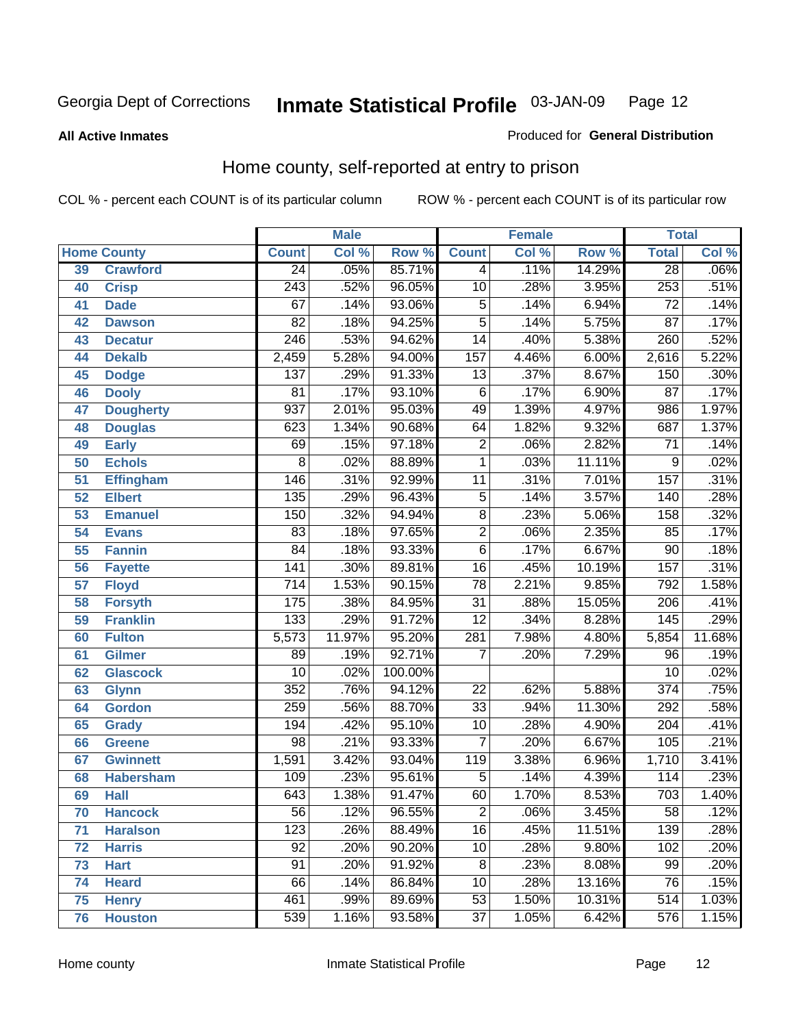Georgia Dept of Corrections **Inmate Statistical Profile** 03-JAN-09

**All Active Inmates**

Produced for **General Distribution**

## Home county, self-reported at entry to prison

COL % - percent each COUNT is of its particular column  ROW % - percent each COUNT is of its particular row

| Home County | | Male | | | Female | | | Total | |
|---|---|---|---|---|---|---|---|---|---|
| | | Count | Col % | Row % | Count | Col % | Row % | Total | Col % |
| 39 | Crawford | 24 | .05% | 85.71% | 4 | .11% | 14.29% | 28 | .06% |
| 40 | Crisp | 243 | .52% | 96.05% | 10 | .28% | 3.95% | 253 | .51% |
| 41 | Dade | 67 | .14% | 93.06% | 5 | .14% | 6.94% | 72 | .14% |
| 42 | Dawson | 82 | .18% | 94.25% | 5 | .14% | 5.75% | 87 | .17% |
| 43 | Decatur | 246 | .53% | 94.62% | 14 | .40% | 5.38% | 260 | .52% |
| 44 | Dekalb | 2,459 | 5.28% | 94.00% | 157 | 4.46% | 6.00% | 2,616 | 5.22% |
| 45 | Dodge | 137 | .29% | 91.33% | 13 | .37% | 8.67% | 150 | .30% |
| 46 | Dooly | 81 | .17% | 93.10% | 6 | .17% | 6.90% | 87 | .17% |
| 47 | Dougherty | 937 | 2.01% | 95.03% | 49 | 1.39% | 4.97% | 986 | 1.97% |
| 48 | Douglas | 623 | 1.34% | 90.68% | 64 | 1.82% | 9.32% | 687 | 1.37% |
| 49 | Early | 69 | .15% | 97.18% | 2 | .06% | 2.82% | 71 | .14% |
| 50 | Echols | 8 | .02% | 88.89% | 1 | .03% | 11.11% | 9 | .02% |
| 51 | Effingham | 146 | .31% | 92.99% | 11 | .31% | 7.01% | 157 | .31% |
| 52 | Elbert | 135 | .29% | 96.43% | 5 | .14% | 3.57% | 140 | .28% |
| 53 | Emanuel | 150 | .32% | 94.94% | 8 | .23% | 5.06% | 158 | .32% |
| 54 | Evans | 83 | .18% | 97.65% | 2 | .06% | 2.35% | 85 | .17% |
| 55 | Fannin | 84 | .18% | 93.33% | 6 | .17% | 6.67% | 90 | .18% |
| 56 | Fayette | 141 | .30% | 89.81% | 16 | .45% | 10.19% | 157 | .31% |
| 57 | Floyd | 714 | 1.53% | 90.15% | 78 | 2.21% | 9.85% | 792 | 1.58% |
| 58 | Forsyth | 175 | .38% | 84.95% | 31 | .88% | 15.05% | 206 | .41% |
| 59 | Franklin | 133 | .29% | 91.72% | 12 | .34% | 8.28% | 145 | .29% |
| 60 | Fulton | 5,573 | 11.97% | 95.20% | 281 | 7.98% | 4.80% | 5,854 | 11.68% |
| 61 | Gilmer | 89 | .19% | 92.71% | 7 | .20% | 7.29% | 96 | .19% |
| 62 | Glascock | 10 | .02% | 100.00% | | | | 10 | .02% |
| 63 | Glynn | 352 | .76% | 94.12% | 22 | .62% | 5.88% | 374 | .75% |
| 64 | Gordon | 259 | .56% | 88.70% | 33 | .94% | 11.30% | 292 | .58% |
| 65 | Grady | 194 | .42% | 95.10% | 10 | .28% | 4.90% | 204 | .41% |
| 66 | Greene | 98 | .21% | 93.33% | 7 | .20% | 6.67% | 105 | .21% |
| 67 | Gwinnett | 1,591 | 3.42% | 93.04% | 119 | 3.38% | 6.96% | 1,710 | 3.41% |
| 68 | Habersham | 109 | .23% | 95.61% | 5 | .14% | 4.39% | 114 | .23% |
| 69 | Hall | 643 | 1.38% | 91.47% | 60 | 1.70% | 8.53% | 703 | 1.40% |
| 70 | Hancock | 56 | .12% | 96.55% | 2 | .06% | 3.45% | 58 | .12% |
| 71 | Haralson | 123 | .26% | 88.49% | 16 | .45% | 11.51% | 139 | .28% |
| 72 | Harris | 92 | .20% | 90.20% | 10 | .28% | 9.80% | 102 | .20% |
| 73 | Hart | 91 | .20% | 91.92% | 8 | .23% | 8.08% | 99 | .20% |
| 74 | Heard | 66 | .14% | 86.84% | 10 | .28% | 13.16% | 76 | .15% |
| 75 | Henry | 461 | .99% | 89.69% | 53 | 1.50% | 10.31% | 514 | 1.03% |
| 76 | Houston | 539 | 1.16% | 93.58% | 37 | 1.05% | 6.42% | 576 | 1.15% |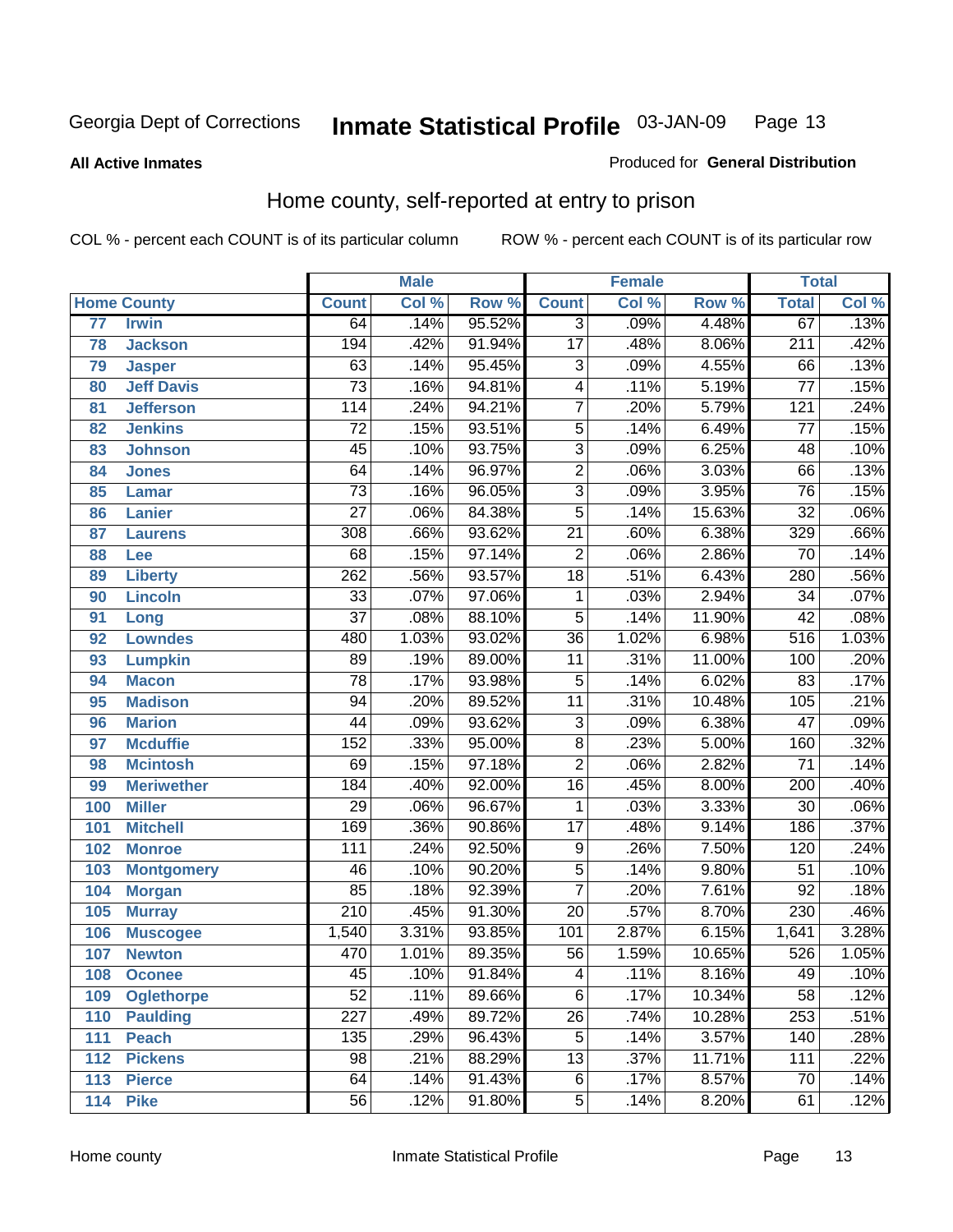Georgia Dept of Corrections **Inmate Statistical Profile** 03-JAN-09

**All Active Inmates**

Produced for **General Distribution**

## Home county, self-reported at entry to prison

COL % - percent each COUNT is of its particular column ROW % - percent each COUNT is of its particular row

| | | Male | | | Female | | | Total | |
|---|---|---|---|---|---|---|---|---|---|
| Home County | | Count | Col % | Row % | Count | Col % | Row % | Total | Col % |
| 77 | Irwin | 64 | .14% | 95.52% | 3 | .09% | 4.48% | 67 | .13% |
| 78 | Jackson | 194 | .42% | 91.94% | 17 | .48% | 8.06% | 211 | .42% |
| 79 | Jasper | 63 | .14% | 95.45% | 3 | .09% | 4.55% | 66 | .13% |
| 80 | Jeff Davis | 73 | .16% | 94.81% | 4 | .11% | 5.19% | 77 | .15% |
| 81 | Jefferson | 114 | .24% | 94.21% | 7 | .20% | 5.79% | 121 | .24% |
| 82 | Jenkins | 72 | .15% | 93.51% | 5 | .14% | 6.49% | 77 | .15% |
| 83 | Johnson | 45 | .10% | 93.75% | 3 | .09% | 6.25% | 48 | .10% |
| 84 | Jones | 64 | .14% | 96.97% | 2 | .06% | 3.03% | 66 | .13% |
| 85 | Lamar | 73 | .16% | 96.05% | 3 | .09% | 3.95% | 76 | .15% |
| 86 | Lanier | 27 | .06% | 84.38% | 5 | .14% | 15.63% | 32 | .06% |
| 87 | Laurens | 308 | .66% | 93.62% | 21 | .60% | 6.38% | 329 | .66% |
| 88 | Lee | 68 | .15% | 97.14% | 2 | .06% | 2.86% | 70 | .14% |
| 89 | Liberty | 262 | .56% | 93.57% | 18 | .51% | 6.43% | 280 | .56% |
| 90 | Lincoln | 33 | .07% | 97.06% | 1 | .03% | 2.94% | 34 | .07% |
| 91 | Long | 37 | .08% | 88.10% | 5 | .14% | 11.90% | 42 | .08% |
| 92 | Lowndes | 480 | 1.03% | 93.02% | 36 | 1.02% | 6.98% | 516 | 1.03% |
| 93 | Lumpkin | 89 | .19% | 89.00% | 11 | .31% | 11.00% | 100 | .20% |
| 94 | Macon | 78 | .17% | 93.98% | 5 | .14% | 6.02% | 83 | .17% |
| 95 | Madison | 94 | .20% | 89.52% | 11 | .31% | 10.48% | 105 | .21% |
| 96 | Marion | 44 | .09% | 93.62% | 3 | .09% | 6.38% | 47 | .09% |
| 97 | Mcduffie | 152 | .33% | 95.00% | 8 | .23% | 5.00% | 160 | .32% |
| 98 | Mcintosh | 69 | .15% | 97.18% | 2 | .06% | 2.82% | 71 | .14% |
| 99 | Meriwether | 184 | .40% | 92.00% | 16 | .45% | 8.00% | 200 | .40% |
| 100 | Miller | 29 | .06% | 96.67% | 1 | .03% | 3.33% | 30 | .06% |
| 101 | Mitchell | 169 | .36% | 90.86% | 17 | .48% | 9.14% | 186 | .37% |
| 102 | Monroe | 111 | .24% | 92.50% | 9 | .26% | 7.50% | 120 | .24% |
| 103 | Montgomery | 46 | .10% | 90.20% | 5 | .14% | 9.80% | 51 | .10% |
| 104 | Morgan | 85 | .18% | 92.39% | 7 | .20% | 7.61% | 92 | .18% |
| 105 | Murray | 210 | .45% | 91.30% | 20 | .57% | 8.70% | 230 | .46% |
| 106 | Muscogee | 1,540 | 3.31% | 93.85% | 101 | 2.87% | 6.15% | 1,641 | 3.28% |
| 107 | Newton | 470 | 1.01% | 89.35% | 56 | 1.59% | 10.65% | 526 | 1.05% |
| 108 | Oconee | 45 | .10% | 91.84% | 4 | .11% | 8.16% | 49 | .10% |
| 109 | Oglethorpe | 52 | .11% | 89.66% | 6 | .17% | 10.34% | 58 | .12% |
| 110 | Paulding | 227 | .49% | 89.72% | 26 | .74% | 10.28% | 253 | .51% |
| 111 | Peach | 135 | .29% | 96.43% | 5 | .14% | 3.57% | 140 | .28% |
| 112 | Pickens | 98 | .21% | 88.29% | 13 | .37% | 11.71% | 111 | .22% |
| 113 | Pierce | 64 | .14% | 91.43% | 6 | .17% | 8.57% | 70 | .14% |
| 114 | Pike | 56 | .12% | 91.80% | 5 | .14% | 8.20% | 61 | .12% |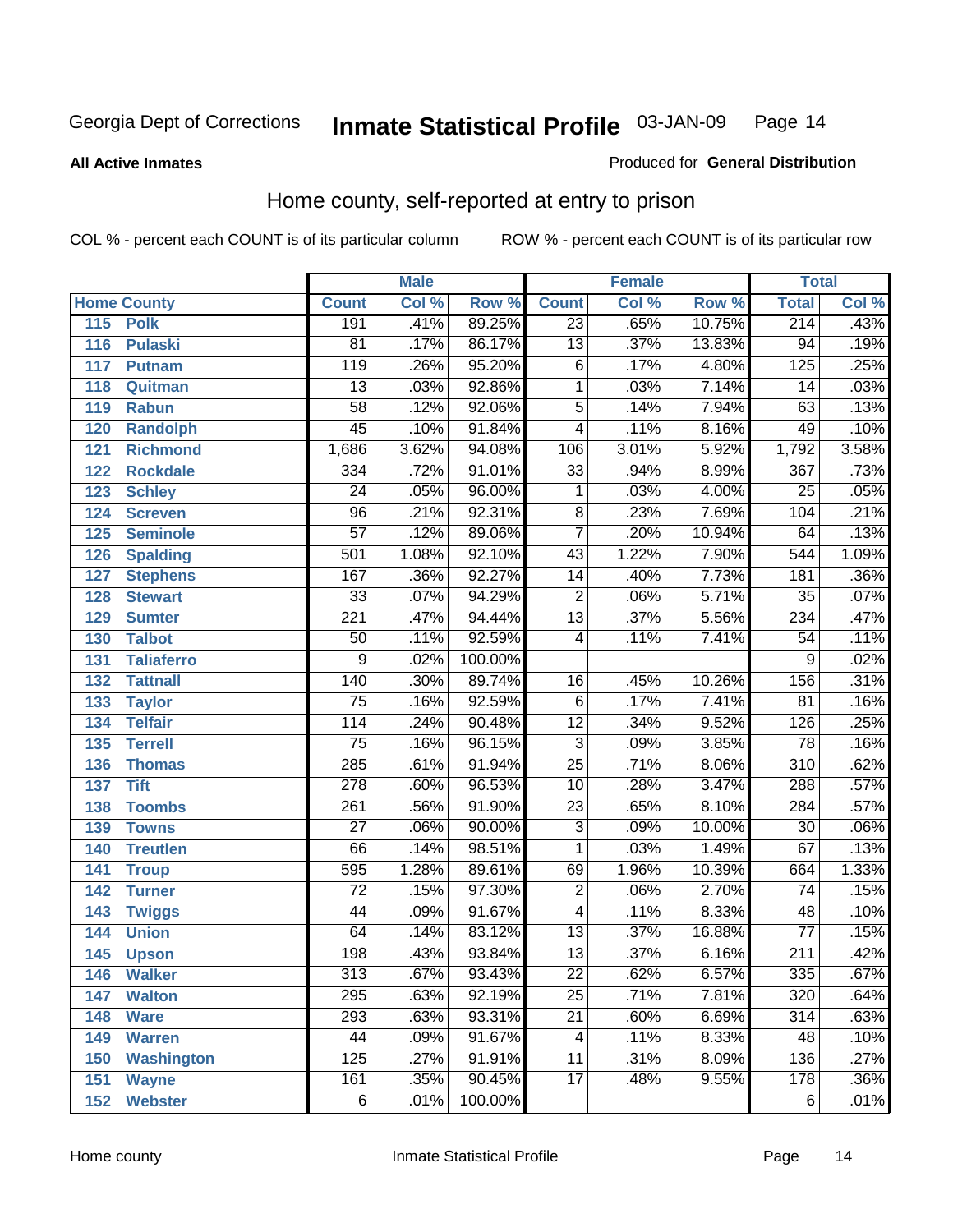Georgia Dept of Corrections **Inmate Statistical Profile** 03-JAN-09

**All Active Inmates** Produced for **General Distribution**

## Home county, self-reported at entry to prison

COL % - percent each COUNT is of its particular column ROW % - percent each COUNT is of its particular row

| Home County | | Male | | | Female | | | Total | |
|---|---|---|---|---|---|---|---|---|---|
| | | Count | Col % | Row % | Count | Col % | Row % | Total | Col % |
| 115 | Polk | 191 | .41% | 89.25% | 23 | .65% | 10.75% | 214 | .43% |
| 116 | Pulaski | 81 | .17% | 86.17% | 13 | .37% | 13.83% | 94 | .19% |
| 117 | Putnam | 119 | .26% | 95.20% | 6 | .17% | 4.80% | 125 | .25% |
| 118 | Quitman | 13 | .03% | 92.86% | 1 | .03% | 7.14% | 14 | .03% |
| 119 | Rabun | 58 | .12% | 92.06% | 5 | .14% | 7.94% | 63 | .13% |
| 120 | Randolph | 45 | .10% | 91.84% | 4 | .11% | 8.16% | 49 | .10% |
| 121 | Richmond | 1,686 | 3.62% | 94.08% | 106 | 3.01% | 5.92% | 1,792 | 3.58% |
| 122 | Rockdale | 334 | .72% | 91.01% | 33 | .94% | 8.99% | 367 | .73% |
| 123 | Schley | 24 | .05% | 96.00% | 1 | .03% | 4.00% | 25 | .05% |
| 124 | Screven | 96 | .21% | 92.31% | 8 | .23% | 7.69% | 104 | .21% |
| 125 | Seminole | 57 | .12% | 89.06% | 7 | .20% | 10.94% | 64 | .13% |
| 126 | Spalding | 501 | 1.08% | 92.10% | 43 | 1.22% | 7.90% | 544 | 1.09% |
| 127 | Stephens | 167 | .36% | 92.27% | 14 | .40% | 7.73% | 181 | .36% |
| 128 | Stewart | 33 | .07% | 94.29% | 2 | .06% | 5.71% | 35 | .07% |
| 129 | Sumter | 221 | .47% | 94.44% | 13 | .37% | 5.56% | 234 | .47% |
| 130 | Talbot | 50 | .11% | 92.59% | 4 | .11% | 7.41% | 54 | .11% |
| 131 | Taliaferro | 9 | .02% | 100.00% | | | | 9 | .02% |
| 132 | Tattnall | 140 | .30% | 89.74% | 16 | .45% | 10.26% | 156 | .31% |
| 133 | Taylor | 75 | .16% | 92.59% | 6 | .17% | 7.41% | 81 | .16% |
| 134 | Telfair | 114 | .24% | 90.48% | 12 | .34% | 9.52% | 126 | .25% |
| 135 | Terrell | 75 | .16% | 96.15% | 3 | .09% | 3.85% | 78 | .16% |
| 136 | Thomas | 285 | .61% | 91.94% | 25 | .71% | 8.06% | 310 | .62% |
| 137 | Tift | 278 | .60% | 96.53% | 10 | .28% | 3.47% | 288 | .57% |
| 138 | Toombs | 261 | .56% | 91.90% | 23 | .65% | 8.10% | 284 | .57% |
| 139 | Towns | 27 | .06% | 90.00% | 3 | .09% | 10.00% | 30 | .06% |
| 140 | Treutlen | 66 | .14% | 98.51% | 1 | .03% | 1.49% | 67 | .13% |
| 141 | Troup | 595 | 1.28% | 89.61% | 69 | 1.96% | 10.39% | 664 | 1.33% |
| 142 | Turner | 72 | .15% | 97.30% | 2 | .06% | 2.70% | 74 | .15% |
| 143 | Twiggs | 44 | .09% | 91.67% | 4 | .11% | 8.33% | 48 | .10% |
| 144 | Union | 64 | .14% | 83.12% | 13 | .37% | 16.88% | 77 | .15% |
| 145 | Upson | 198 | .43% | 93.84% | 13 | .37% | 6.16% | 211 | .42% |
| 146 | Walker | 313 | .67% | 93.43% | 22 | .62% | 6.57% | 335 | .67% |
| 147 | Walton | 295 | .63% | 92.19% | 25 | .71% | 7.81% | 320 | .64% |
| 148 | Ware | 293 | .63% | 93.31% | 21 | .60% | 6.69% | 314 | .63% |
| 149 | Warren | 44 | .09% | 91.67% | 4 | .11% | 8.33% | 48 | .10% |
| 150 | Washington | 125 | .27% | 91.91% | 11 | .31% | 8.09% | 136 | .27% |
| 151 | Wayne | 161 | .35% | 90.45% | 17 | .48% | 9.55% | 178 | .36% |
| 152 | Webster | 6 | .01% | 100.00% | | | | 6 | .01% |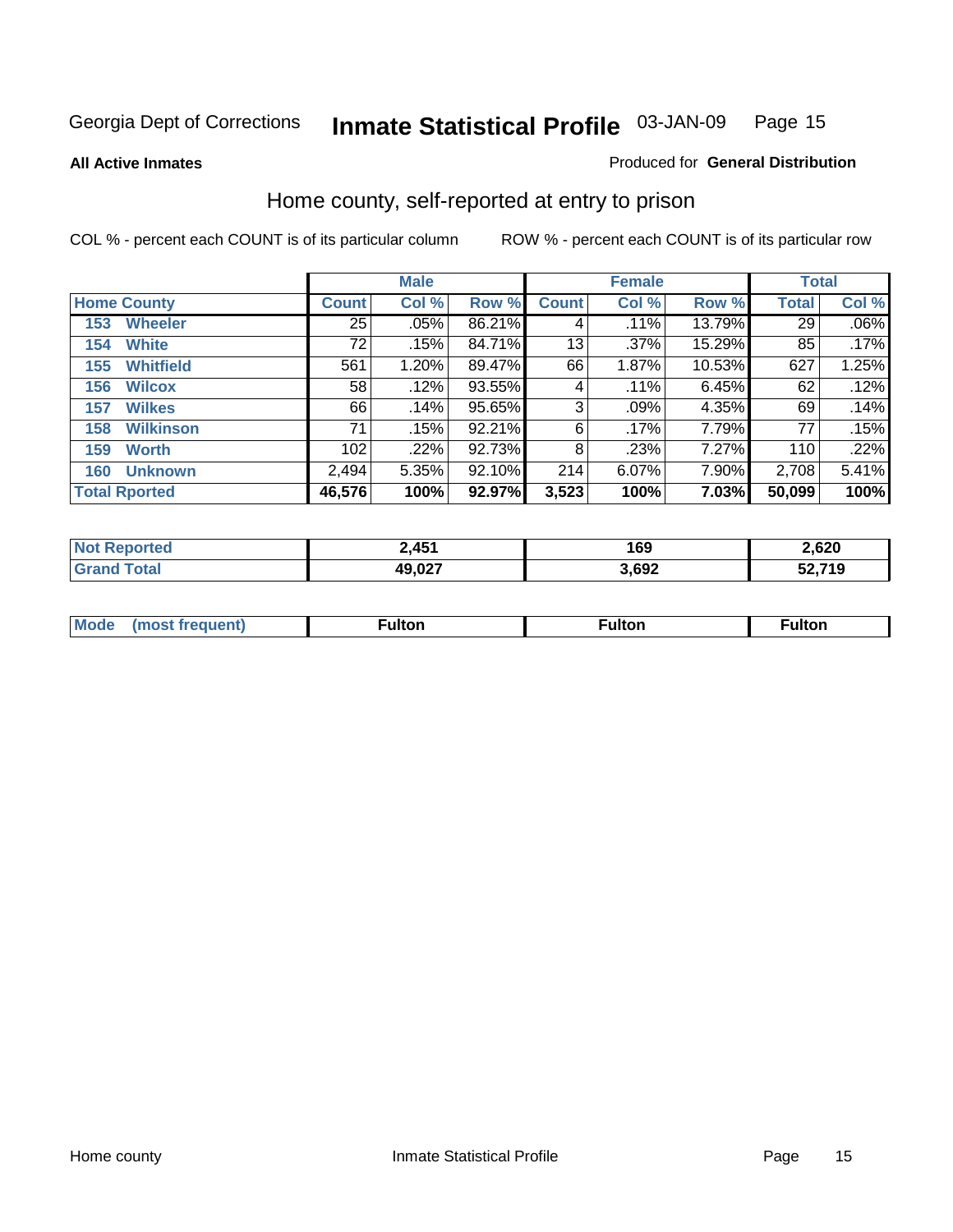Georgia Dept of Corrections **Inmate Statistical Profile** 03-JAN-09

**All Active Inmates**

Produced for **General Distribution**

## Home county, self-reported at entry to prison

COL % - percent each COUNT is of its particular column

ROW % - percent each COUNT is of its particular row

| Home County | Male | | | Female | | | Total | |
|---|---|---|---|---|---|---|---|---|
| | Count | Col % | Row % | Count | Col % | Row % | Total | Col % |
| 153 Wheeler | 25 | .05% | 86.21% | 4 | .11% | 13.79% | 29 | .06% |
| 154 White | 72 | .15% | 84.71% | 13 | .37% | 15.29% | 85 | .17% |
| 155 Whitfield | 561 | 1.20% | 89.47% | 66 | 1.87% | 10.53% | 627 | 1.25% |
| 156 Wilcox | 58 | .12% | 93.55% | 4 | .11% | 6.45% | 62 | .12% |
| 157 Wilkes | 66 | .14% | 95.65% | 3 | .09% | 4.35% | 69 | .14% |
| 158 Wilkinson | 71 | .15% | 92.21% | 6 | .17% | 7.79% | 77 | .15% |
| 159 Worth | 102 | .22% | 92.73% | 8 | .23% | 7.27% | 110 | .22% |
| 160 Unknown | 2,494 | 5.35% | 92.10% | 214 | 6.07% | 7.90% | 2,708 | 5.41% |
| **Total Rported** | **46,576** | **100%** | **92.97%** | **3,523** | **100%** | **7.03%** | **50,099** | **100%** |

| | Male | Female | Total |
|---|---|---|---|
| Not Reported | 2,451 | 169 | 2,620 |
| Grand Total | 49,027 | 3,692 | 52,719 |

| | Male | Female | Total |
|---|---|---|---|
| Mode (most frequent) | Fulton | Fulton | Fulton |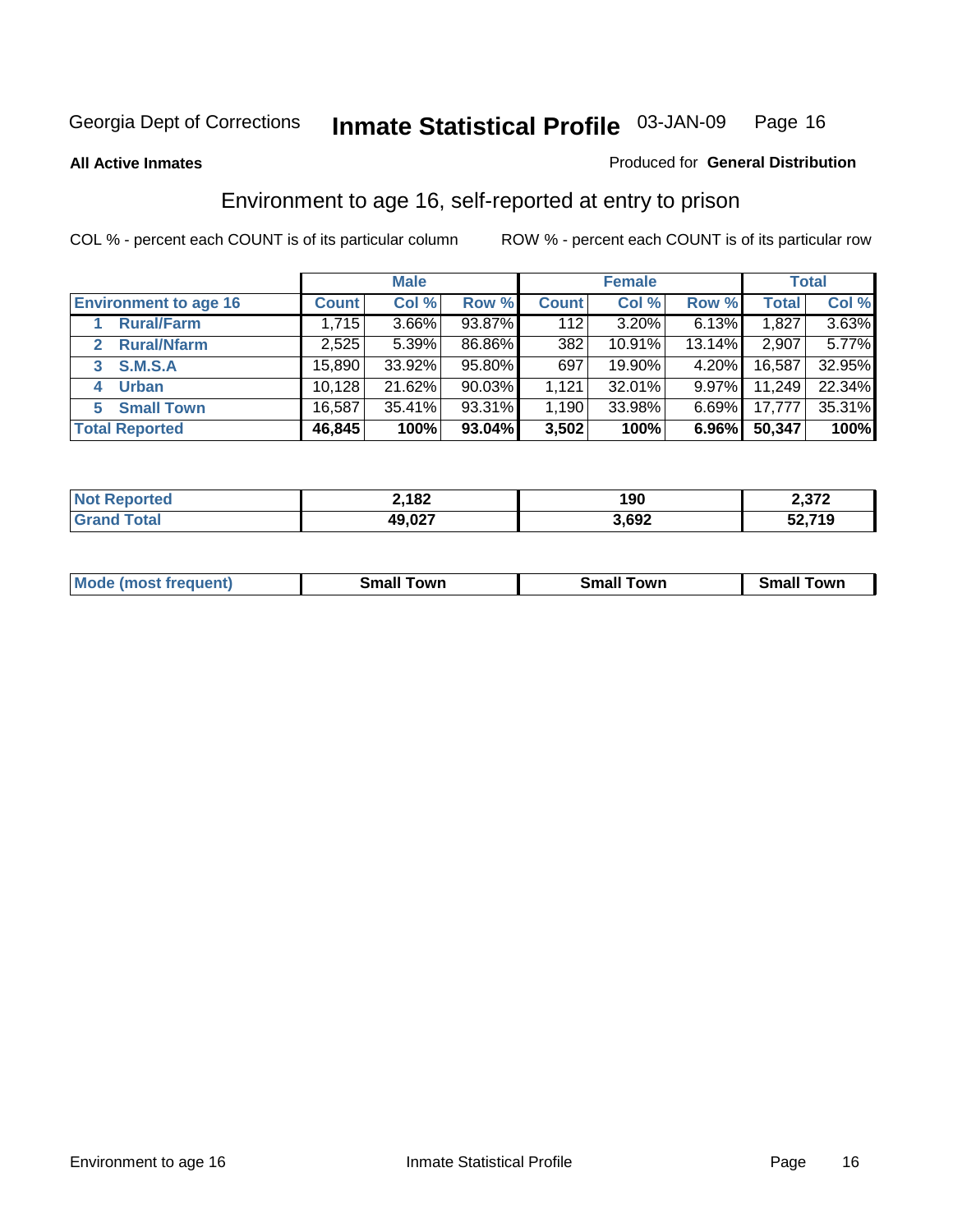Georgia Dept of Corrections **Inmate Statistical Profile** 03-JAN-09

**All Active Inmates**

Produced for **General Distribution**

## Environment to age 16, self-reported at entry to prison

COL % - percent each COUNT is of its particular column

ROW % - percent each COUNT is of its particular row

| | Male | | | Female | | | Total | |
|---|---|---|---|---|---|---|---|---|
| **Environment to age 16** | **Count** | **Col %** | **Row %** | **Count** | **Col %** | **Row %** | **Total** | **Col %** |
| 1 **Rural/Farm** | 1,715 | 3.66% | 93.87% | 112 | 3.20% | 6.13% | 1,827 | 3.63% |
| 2 **Rural/Nfarm** | 2,525 | 5.39% | 86.86% | 382 | 10.91% | 13.14% | 2,907 | 5.77% |
| 3 **S.M.S.A** | 15,890 | 33.92% | 95.80% | 697 | 19.90% | 4.20% | 16,587 | 32.95% |
| 4 **Urban** | 10,128 | 21.62% | 90.03% | 1,121 | 32.01% | 9.97% | 11,249 | 22.34% |
| 5 **Small Town** | 16,587 | 35.41% | 93.31% | 1,190 | 33.98% | 6.69% | 17,777 | 35.31% |
| **Total Reported** | **46,845** | **100%** | **93.04%** | **3,502** | **100%** | **6.96%** | **50,347** | **100%** |

| | Male | Female | Total |
|---|---|---|---|
| **Not Reported** | **2,182** | **190** | **2,372** |
| **Grand Total** | **49,027** | **3,692** | **52,719** |

| | Male | Female | Total |
|---|---|---|---|
| **Mode (most frequent)** | **Small Town** | **Small Town** | **Small Town** |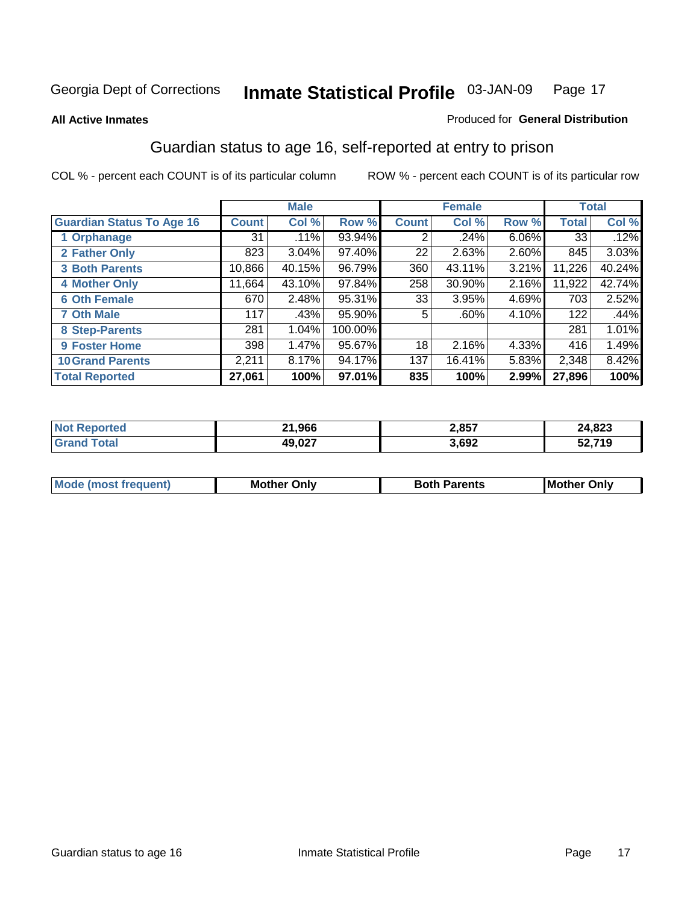Georgia Dept of Corrections **Inmate Statistical Profile** 03-JAN-09

**All Active Inmates**

Produced for **General Distribution**

## Guardian status to age 16, self-reported at entry to prison

COL % - percent each COUNT is of its particular column ROW % - percent each COUNT is of its particular row

| | Male | | | Female | | | Total | |
|---|---|---|---|---|---|---|---|---|
| **Guardian Status To Age 16** | **Count** | **Col %** | **Row %** | **Count** | **Col %** | **Row %** | **Total** | **Col %** |
| 1 Orphanage | 31 | .11% | 93.94% | 2 | .24% | 6.06% | 33 | .12% |
| 2 Father Only | 823 | 3.04% | 97.40% | 22 | 2.63% | 2.60% | 845 | 3.03% |
| 3 Both Parents | 10,866 | 40.15% | 96.79% | 360 | 43.11% | 3.21% | 11,226 | 40.24% |
| 4 Mother Only | 11,664 | 43.10% | 97.84% | 258 | 30.90% | 2.16% | 11,922 | 42.74% |
| 6 Oth Female | 670 | 2.48% | 95.31% | 33 | 3.95% | 4.69% | 703 | 2.52% |
| 7 Oth Male | 117 | .43% | 95.90% | 5 | .60% | 4.10% | 122 | .44% |
| 8 Step-Parents | 281 | 1.04% | 100.00% | | | | 281 | 1.01% |
| 9 Foster Home | 398 | 1.47% | 95.67% | 18 | 2.16% | 4.33% | 416 | 1.49% |
| 10 Grand Parents | 2,211 | 8.17% | 94.17% | 137 | 16.41% | 5.83% | 2,348 | 8.42% |
| **Total Reported** | **27,061** | **100%** | **97.01%** | **835** | **100%** | **2.99%** | **27,896** | **100%** |

| | Male | Female | Total |
|---|---|---|---|
| Not Reported | 21,966 | 2,857 | 24,823 |
| Grand Total | 49,027 | 3,692 | 52,719 |

| | Male | Female | Total |
|---|---|---|---|
| Mode (most frequent) | Mother Only | Both Parents | Mother Only |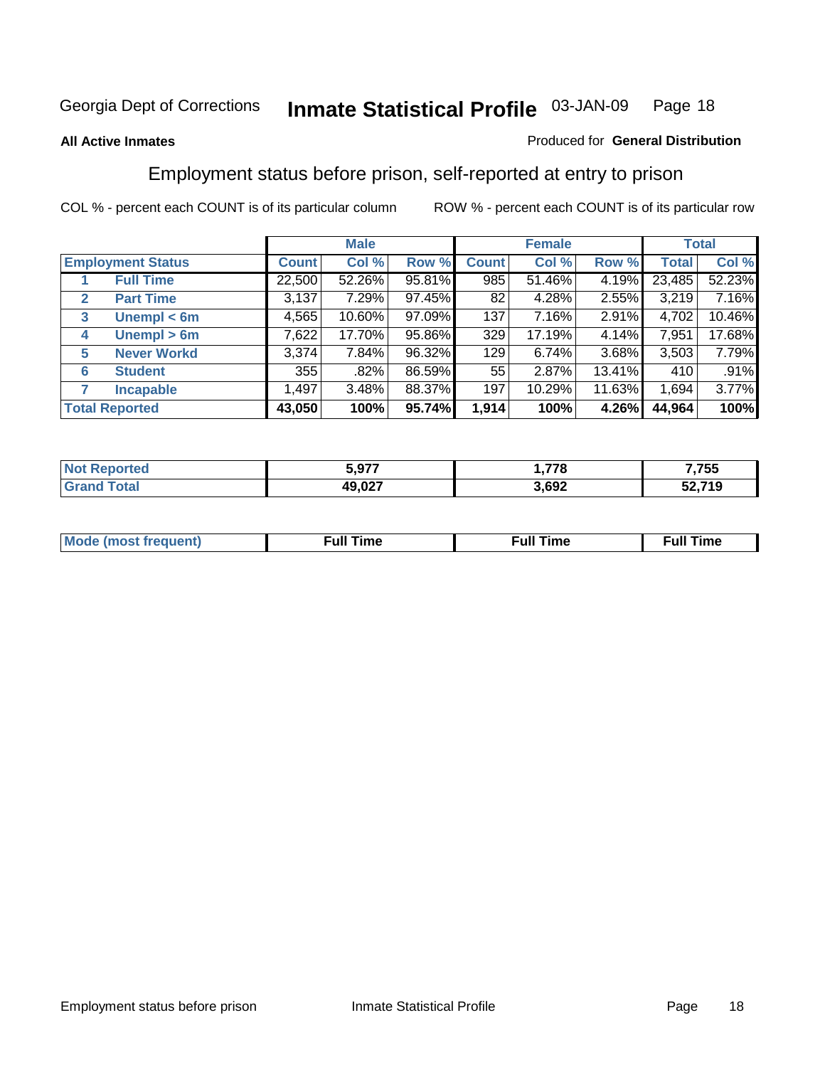Georgia Dept of Corrections **Inmate Statistical Profile** 03-JAN-09

**All Active Inmates**

Produced for **General Distribution**

## Employment status before prison, self-reported at entry to prison

COL % - percent each COUNT is of its particular column     ROW % - percent each COUNT is of its particular row

| Employment Status | | Male | | | Female | | | Total | |
|---|---|---|---|---|---|---|---|---|---|
| | | Count | Col % | Row % | Count | Col % | Row % | Total | Col % |
| 1 | Full Time | 22,500 | 52.26% | 95.81% | 985 | 51.46% | 4.19% | 23,485 | 52.23% |
| 2 | Part Time | 3,137 | 7.29% | 97.45% | 82 | 4.28% | 2.55% | 3,219 | 7.16% |
| 3 | Unempl < 6m | 4,565 | 10.60% | 97.09% | 137 | 7.16% | 2.91% | 4,702 | 10.46% |
| 4 | Unempl > 6m | 7,622 | 17.70% | 95.86% | 329 | 17.19% | 4.14% | 7,951 | 17.68% |
| 5 | Never Workd | 3,374 | 7.84% | 96.32% | 129 | 6.74% | 3.68% | 3,503 | 7.79% |
| 6 | Student | 355 | .82% | 86.59% | 55 | 2.87% | 13.41% | 410 | .91% |
| 7 | Incapable | 1,497 | 3.48% | 88.37% | 197 | 10.29% | 11.63% | 1,694 | 3.77% |
| **Total Reported** | | **43,050** | **100%** | **95.74%** | **1,914** | **100%** | **4.26%** | **44,964** | **100%** |

| | Male | Female | Total |
|---|---|---|---|
| Not Reported | 5,977 | 1,778 | 7,755 |
| Grand Total | 49,027 | 3,692 | 52,719 |

| | Male | Female | Total |
|---|---|---|---|
| Mode (most frequent) | Full Time | Full Time | Full Time |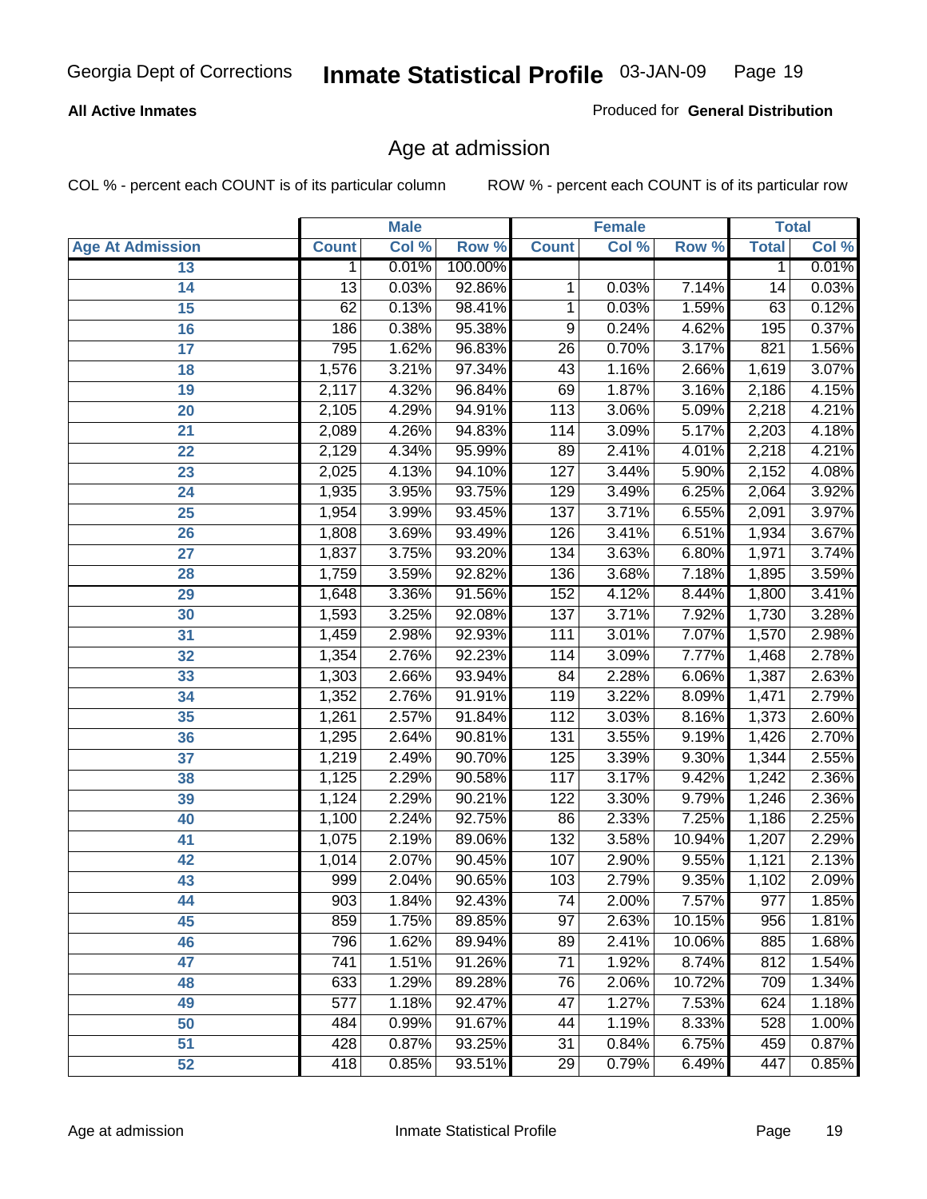Georgia Dept of Corrections **Inmate Statistical Profile** 03-JAN-09

**All Active Inmates**

Produced for **General Distribution**

## Age at admission

COL % - percent each COUNT is of its particular column ROW % - percent each COUNT is of its particular row

| Age At Admission | Male | | | Female | | | Total | |
|---|---|---|---|---|---|---|---|---|
| | Count | Col % | Row % | Count | Col % | Row % | Total | Col % |
| 13 | 1 | 0.01% | 100.00% | | | | 1 | 0.01% |
| 14 | 13 | 0.03% | 92.86% | 1 | 0.03% | 7.14% | 14 | 0.03% |
| 15 | 62 | 0.13% | 98.41% | 1 | 0.03% | 1.59% | 63 | 0.12% |
| 16 | 186 | 0.38% | 95.38% | 9 | 0.24% | 4.62% | 195 | 0.37% |
| 17 | 795 | 1.62% | 96.83% | 26 | 0.70% | 3.17% | 821 | 1.56% |
| 18 | 1,576 | 3.21% | 97.34% | 43 | 1.16% | 2.66% | 1,619 | 3.07% |
| 19 | 2,117 | 4.32% | 96.84% | 69 | 1.87% | 3.16% | 2,186 | 4.15% |
| 20 | 2,105 | 4.29% | 94.91% | 113 | 3.06% | 5.09% | 2,218 | 4.21% |
| 21 | 2,089 | 4.26% | 94.83% | 114 | 3.09% | 5.17% | 2,203 | 4.18% |
| 22 | 2,129 | 4.34% | 95.99% | 89 | 2.41% | 4.01% | 2,218 | 4.21% |
| 23 | 2,025 | 4.13% | 94.10% | 127 | 3.44% | 5.90% | 2,152 | 4.08% |
| 24 | 1,935 | 3.95% | 93.75% | 129 | 3.49% | 6.25% | 2,064 | 3.92% |
| 25 | 1,954 | 3.99% | 93.45% | 137 | 3.71% | 6.55% | 2,091 | 3.97% |
| 26 | 1,808 | 3.69% | 93.49% | 126 | 3.41% | 6.51% | 1,934 | 3.67% |
| 27 | 1,837 | 3.75% | 93.20% | 134 | 3.63% | 6.80% | 1,971 | 3.74% |
| 28 | 1,759 | 3.59% | 92.82% | 136 | 3.68% | 7.18% | 1,895 | 3.59% |
| 29 | 1,648 | 3.36% | 91.56% | 152 | 4.12% | 8.44% | 1,800 | 3.41% |
| 30 | 1,593 | 3.25% | 92.08% | 137 | 3.71% | 7.92% | 1,730 | 3.28% |
| 31 | 1,459 | 2.98% | 92.93% | 111 | 3.01% | 7.07% | 1,570 | 2.98% |
| 32 | 1,354 | 2.76% | 92.23% | 114 | 3.09% | 7.77% | 1,468 | 2.78% |
| 33 | 1,303 | 2.66% | 93.94% | 84 | 2.28% | 6.06% | 1,387 | 2.63% |
| 34 | 1,352 | 2.76% | 91.91% | 119 | 3.22% | 8.09% | 1,471 | 2.79% |
| 35 | 1,261 | 2.57% | 91.84% | 112 | 3.03% | 8.16% | 1,373 | 2.60% |
| 36 | 1,295 | 2.64% | 90.81% | 131 | 3.55% | 9.19% | 1,426 | 2.70% |
| 37 | 1,219 | 2.49% | 90.70% | 125 | 3.39% | 9.30% | 1,344 | 2.55% |
| 38 | 1,125 | 2.29% | 90.58% | 117 | 3.17% | 9.42% | 1,242 | 2.36% |
| 39 | 1,124 | 2.29% | 90.21% | 122 | 3.30% | 9.79% | 1,246 | 2.36% |
| 40 | 1,100 | 2.24% | 92.75% | 86 | 2.33% | 7.25% | 1,186 | 2.25% |
| 41 | 1,075 | 2.19% | 89.06% | 132 | 3.58% | 10.94% | 1,207 | 2.29% |
| 42 | 1,014 | 2.07% | 90.45% | 107 | 2.90% | 9.55% | 1,121 | 2.13% |
| 43 | 999 | 2.04% | 90.65% | 103 | 2.79% | 9.35% | 1,102 | 2.09% |
| 44 | 903 | 1.84% | 92.43% | 74 | 2.00% | 7.57% | 977 | 1.85% |
| 45 | 859 | 1.75% | 89.85% | 97 | 2.63% | 10.15% | 956 | 1.81% |
| 46 | 796 | 1.62% | 89.94% | 89 | 2.41% | 10.06% | 885 | 1.68% |
| 47 | 741 | 1.51% | 91.26% | 71 | 1.92% | 8.74% | 812 | 1.54% |
| 48 | 633 | 1.29% | 89.28% | 76 | 2.06% | 10.72% | 709 | 1.34% |
| 49 | 577 | 1.18% | 92.47% | 47 | 1.27% | 7.53% | 624 | 1.18% |
| 50 | 484 | 0.99% | 91.67% | 44 | 1.19% | 8.33% | 528 | 1.00% |
| 51 | 428 | 0.87% | 93.25% | 31 | 0.84% | 6.75% | 459 | 0.87% |
| 52 | 418 | 0.85% | 93.51% | 29 | 0.79% | 6.49% | 447 | 0.85% |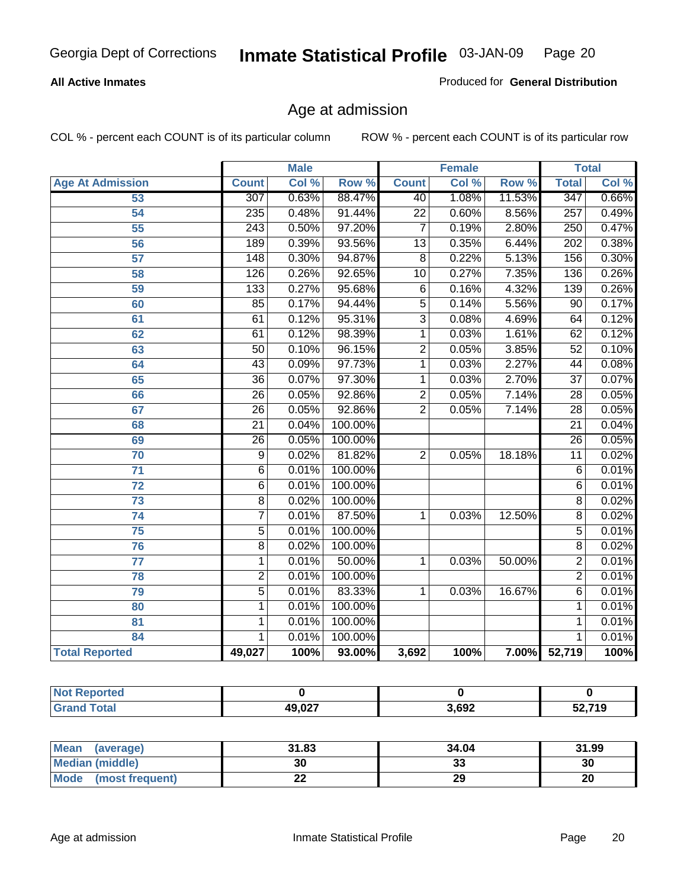Georgia Dept of Corrections **Inmate Statistical Profile** 03-JAN-09

**All Active Inmates**

Produced for **General Distribution**

## Age at admission

COL % - percent each COUNT is of its particular column    ROW % - percent each COUNT is of its particular row

| Age At Admission | Male | | | Female | | | Total | |
|---|---|---|---|---|---|---|---|---|
| | Count | Col % | Row % | Count | Col % | Row % | Total | Col % |
| 53 | 307 | 0.63% | 88.47% | 40 | 1.08% | 11.53% | 347 | 0.66% |
| 54 | 235 | 0.48% | 91.44% | 22 | 0.60% | 8.56% | 257 | 0.49% |
| 55 | 243 | 0.50% | 97.20% | 7 | 0.19% | 2.80% | 250 | 0.47% |
| 56 | 189 | 0.39% | 93.56% | 13 | 0.35% | 6.44% | 202 | 0.38% |
| 57 | 148 | 0.30% | 94.87% | 8 | 0.22% | 5.13% | 156 | 0.30% |
| 58 | 126 | 0.26% | 92.65% | 10 | 0.27% | 7.35% | 136 | 0.26% |
| 59 | 133 | 0.27% | 95.68% | 6 | 0.16% | 4.32% | 139 | 0.26% |
| 60 | 85 | 0.17% | 94.44% | 5 | 0.14% | 5.56% | 90 | 0.17% |
| 61 | 61 | 0.12% | 95.31% | 3 | 0.08% | 4.69% | 64 | 0.12% |
| 62 | 61 | 0.12% | 98.39% | 1 | 0.03% | 1.61% | 62 | 0.12% |
| 63 | 50 | 0.10% | 96.15% | 2 | 0.05% | 3.85% | 52 | 0.10% |
| 64 | 43 | 0.09% | 97.73% | 1 | 0.03% | 2.27% | 44 | 0.08% |
| 65 | 36 | 0.07% | 97.30% | 1 | 0.03% | 2.70% | 37 | 0.07% |
| 66 | 26 | 0.05% | 92.86% | 2 | 0.05% | 7.14% | 28 | 0.05% |
| 67 | 26 | 0.05% | 92.86% | 2 | 0.05% | 7.14% | 28 | 0.05% |
| 68 | 21 | 0.04% | 100.00% | | | | 21 | 0.04% |
| 69 | 26 | 0.05% | 100.00% | | | | 26 | 0.05% |
| 70 | 9 | 0.02% | 81.82% | 2 | 0.05% | 18.18% | 11 | 0.02% |
| 71 | 6 | 0.01% | 100.00% | | | | 6 | 0.01% |
| 72 | 6 | 0.01% | 100.00% | | | | 6 | 0.01% |
| 73 | 8 | 0.02% | 100.00% | | | | 8 | 0.02% |
| 74 | 7 | 0.01% | 87.50% | 1 | 0.03% | 12.50% | 8 | 0.02% |
| 75 | 5 | 0.01% | 100.00% | | | | 5 | 0.01% |
| 76 | 8 | 0.02% | 100.00% | | | | 8 | 0.02% |
| 77 | 1 | 0.01% | 50.00% | 1 | 0.03% | 50.00% | 2 | 0.01% |
| 78 | 2 | 0.01% | 100.00% | | | | 2 | 0.01% |
| 79 | 5 | 0.01% | 83.33% | 1 | 0.03% | 16.67% | 6 | 0.01% |
| 80 | 1 | 0.01% | 100.00% | | | | 1 | 0.01% |
| 81 | 1 | 0.01% | 100.00% | | | | 1 | 0.01% |
| 84 | 1 | 0.01% | 100.00% | | | | 1 | 0.01% |
| **Total Reported** | **49,027** | **100%** | **93.00%** | **3,692** | **100%** | **7.00%** | **52,719** | **100%** |

| | Male | Female | Total |
|---|---|---|---|
| Not Reported | 0 | 0 | 0 |
| Grand Total | 49,027 | 3,692 | 52,719 |

| | Male | Female | Total |
|---|---|---|---|
| Mean (average) | 31.83 | 34.04 | 31.99 |
| Median (middle) | 30 | 33 | 30 |
| Mode (most frequent) | 22 | 29 | 20 |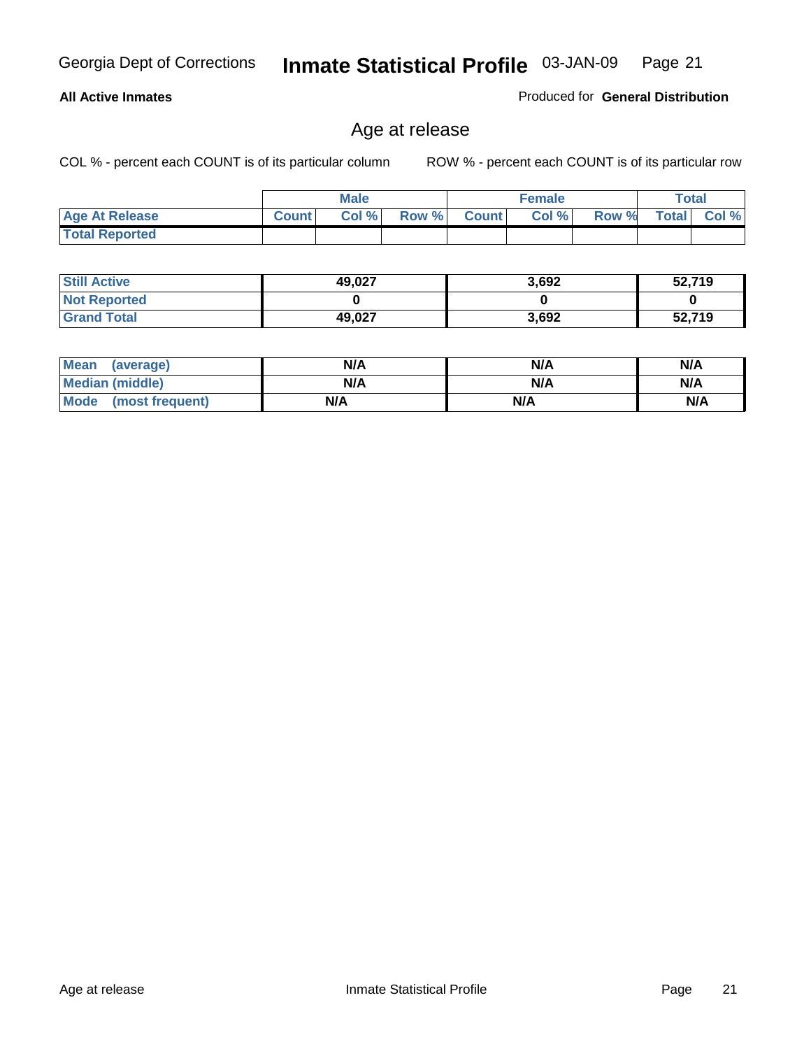Georgia Dept of Corrections **Inmate Statistical Profile** 03-JAN-09

**All Active Inmates**

Produced for **General Distribution**

## Age at release

COL % - percent each COUNT is of its particular column

ROW % - percent each COUNT is of its particular row

| | Male | | | Female | | | Total | |
|---|---|---|---|---|---|---|---|---|
| **Age At Release** | Count | Col % | Row % | Count | Col % | Row % | Total | Col % |
| **Total Reported** | | | | | | | | |

| | Male | Female | Total |
|---|---|---|---|
| **Still Active** | 49,027 | 3,692 | 52,719 |
| **Not Reported** | 0 | 0 | 0 |
| **Grand Total** | 49,027 | 3,692 | 52,719 |

| | Male | Female | Total |
|---|---|---|---|
| **Mean (average)** | N/A | N/A | N/A |
| **Median (middle)** | N/A | N/A | N/A |
| **Mode (most frequent)** | N/A | N/A | N/A |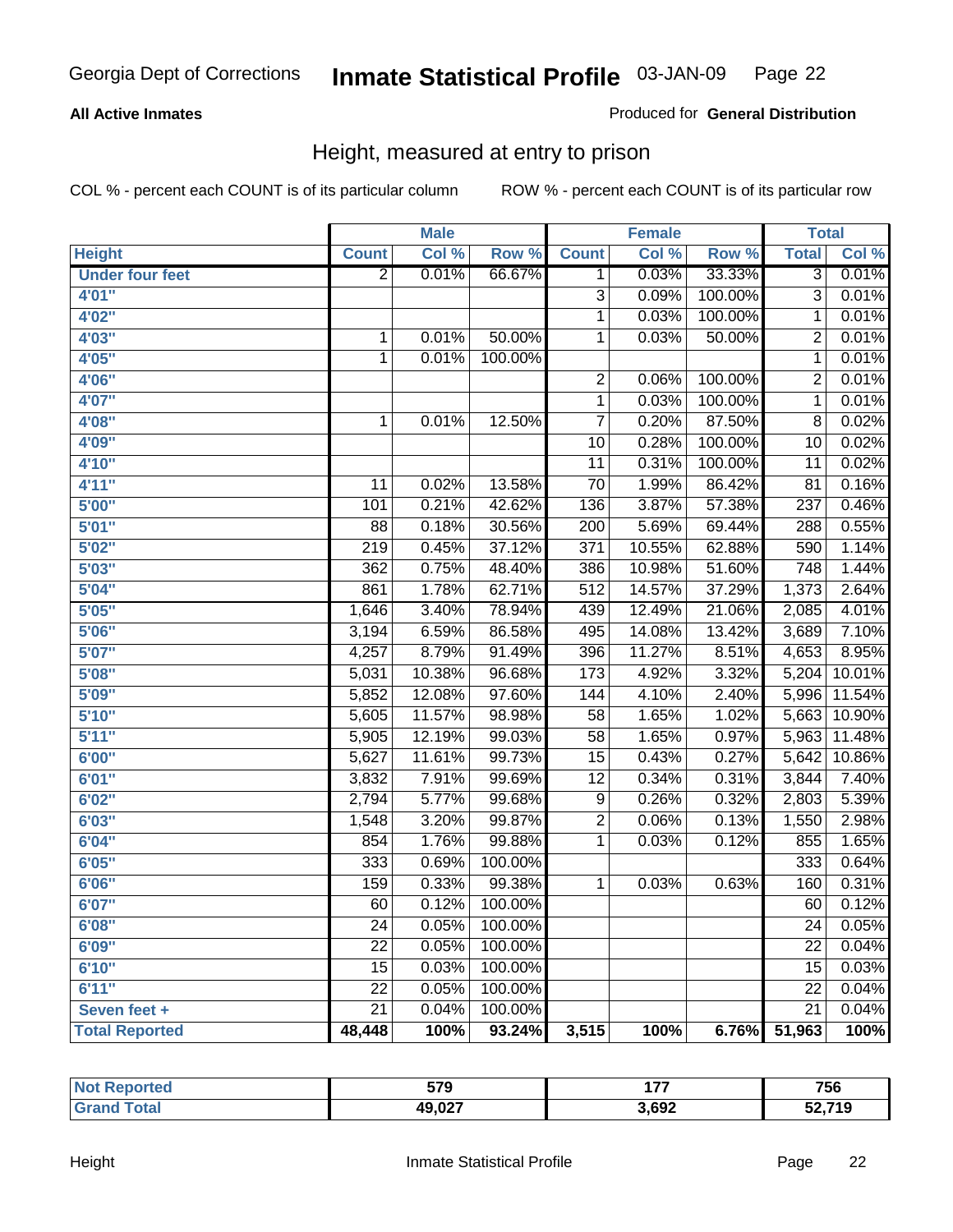**All Active Inmates**

Produced for **General Distribution**

## Height, measured at entry to prison

COL % - percent each COUNT is of its particular column

ROW % - percent each COUNT is of its particular row

| | Male | | | Female | | | Total | |
|---|---|---|---|---|---|---|---|---|
| Height | Count | Col % | Row % | Count | Col % | Row % | Total | Col % |
| Under four feet | 2 | 0.01% | 66.67% | 1 | 0.03% | 33.33% | 3 | 0.01% |
| 4'01" | | | | 3 | 0.09% | 100.00% | 3 | 0.01% |
| 4'02" | | | | 1 | 0.03% | 100.00% | 1 | 0.01% |
| 4'03" | 1 | 0.01% | 50.00% | 1 | 0.03% | 50.00% | 2 | 0.01% |
| 4'05" | 1 | 0.01% | 100.00% | | | | 1 | 0.01% |
| 4'06" | | | | 2 | 0.06% | 100.00% | 2 | 0.01% |
| 4'07" | | | | 1 | 0.03% | 100.00% | 1 | 0.01% |
| 4'08" | 1 | 0.01% | 12.50% | 7 | 0.20% | 87.50% | 8 | 0.02% |
| 4'09" | | | | 10 | 0.28% | 100.00% | 10 | 0.02% |
| 4'10" | | | | 11 | 0.31% | 100.00% | 11 | 0.02% |
| 4'11" | 11 | 0.02% | 13.58% | 70 | 1.99% | 86.42% | 81 | 0.16% |
| 5'00" | 101 | 0.21% | 42.62% | 136 | 3.87% | 57.38% | 237 | 0.46% |
| 5'01" | 88 | 0.18% | 30.56% | 200 | 5.69% | 69.44% | 288 | 0.55% |
| 5'02" | 219 | 0.45% | 37.12% | 371 | 10.55% | 62.88% | 590 | 1.14% |
| 5'03" | 362 | 0.75% | 48.40% | 386 | 10.98% | 51.60% | 748 | 1.44% |
| 5'04" | 861 | 1.78% | 62.71% | 512 | 14.57% | 37.29% | 1,373 | 2.64% |
| 5'05" | 1,646 | 3.40% | 78.94% | 439 | 12.49% | 21.06% | 2,085 | 4.01% |
| 5'06" | 3,194 | 6.59% | 86.58% | 495 | 14.08% | 13.42% | 3,689 | 7.10% |
| 5'07" | 4,257 | 8.79% | 91.49% | 396 | 11.27% | 8.51% | 4,653 | 8.95% |
| 5'08" | 5,031 | 10.38% | 96.68% | 173 | 4.92% | 3.32% | 5,204 | 10.01% |
| 5'09" | 5,852 | 12.08% | 97.60% | 144 | 4.10% | 2.40% | 5,996 | 11.54% |
| 5'10" | 5,605 | 11.57% | 98.98% | 58 | 1.65% | 1.02% | 5,663 | 10.90% |
| 5'11" | 5,905 | 12.19% | 99.03% | 58 | 1.65% | 0.97% | 5,963 | 11.48% |
| 6'00" | 5,627 | 11.61% | 99.73% | 15 | 0.43% | 0.27% | 5,642 | 10.86% |
| 6'01" | 3,832 | 7.91% | 99.69% | 12 | 0.34% | 0.31% | 3,844 | 7.40% |
| 6'02" | 2,794 | 5.77% | 99.68% | 9 | 0.26% | 0.32% | 2,803 | 5.39% |
| 6'03" | 1,548 | 3.20% | 99.87% | 2 | 0.06% | 0.13% | 1,550 | 2.98% |
| 6'04" | 854 | 1.76% | 99.88% | 1 | 0.03% | 0.12% | 855 | 1.65% |
| 6'05" | 333 | 0.69% | 100.00% | | | | 333 | 0.64% |
| 6'06" | 159 | 0.33% | 99.38% | 1 | 0.03% | 0.63% | 160 | 0.31% |
| 6'07" | 60 | 0.12% | 100.00% | | | | 60 | 0.12% |
| 6'08" | 24 | 0.05% | 100.00% | | | | 24 | 0.05% |
| 6'09" | 22 | 0.05% | 100.00% | | | | 22 | 0.04% |
| 6'10" | 15 | 0.03% | 100.00% | | | | 15 | 0.03% |
| 6'11" | 22 | 0.05% | 100.00% | | | | 22 | 0.04% |
| Seven feet + | 21 | 0.04% | 100.00% | | | | 21 | 0.04% |
| **Total Reported** | **48,448** | **100%** | **93.24%** | **3,515** | **100%** | **6.76%** | **51,963** | **100%** |

| | Male | Female | Total |
|---|---|---|---|
| Not Reported | 579 | 177 | 756 |
| Grand Total | 49,027 | 3,692 | 52,719 |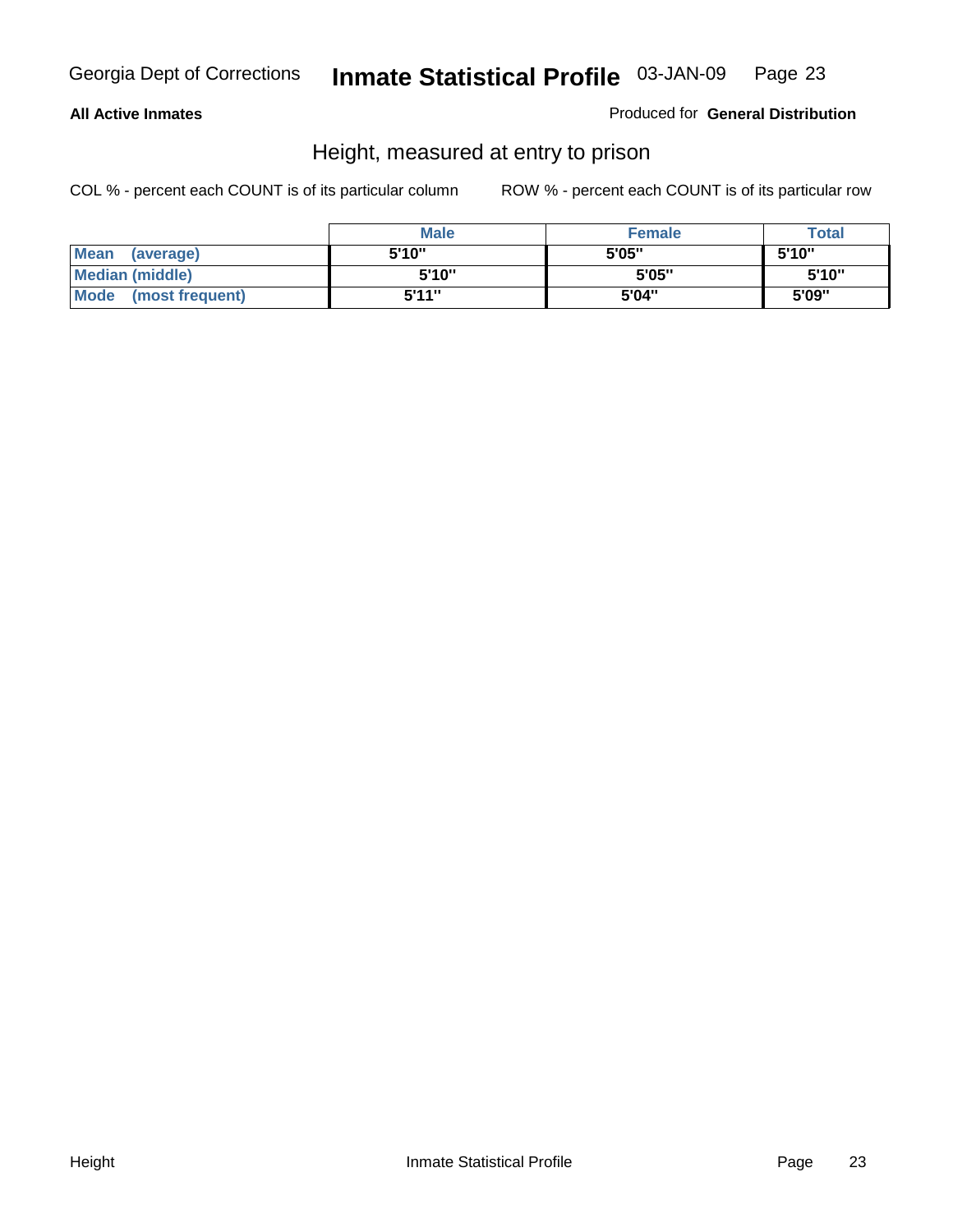**All Active Inmates**

Produced for **General Distribution**

## Height, measured at entry to prison

COL % - percent each COUNT is of its particular column

ROW % - percent each COUNT is of its particular row

| | Male | Female | Total |
|---|---|---|---|
| **Mean (average)** | 5'10" | 5'05" | 5'10" |
| **Median (middle)** | 5'10" | 5'05" | 5'10" |
| **Mode (most frequent)** | 5'11" | 5'04" | 5'09" |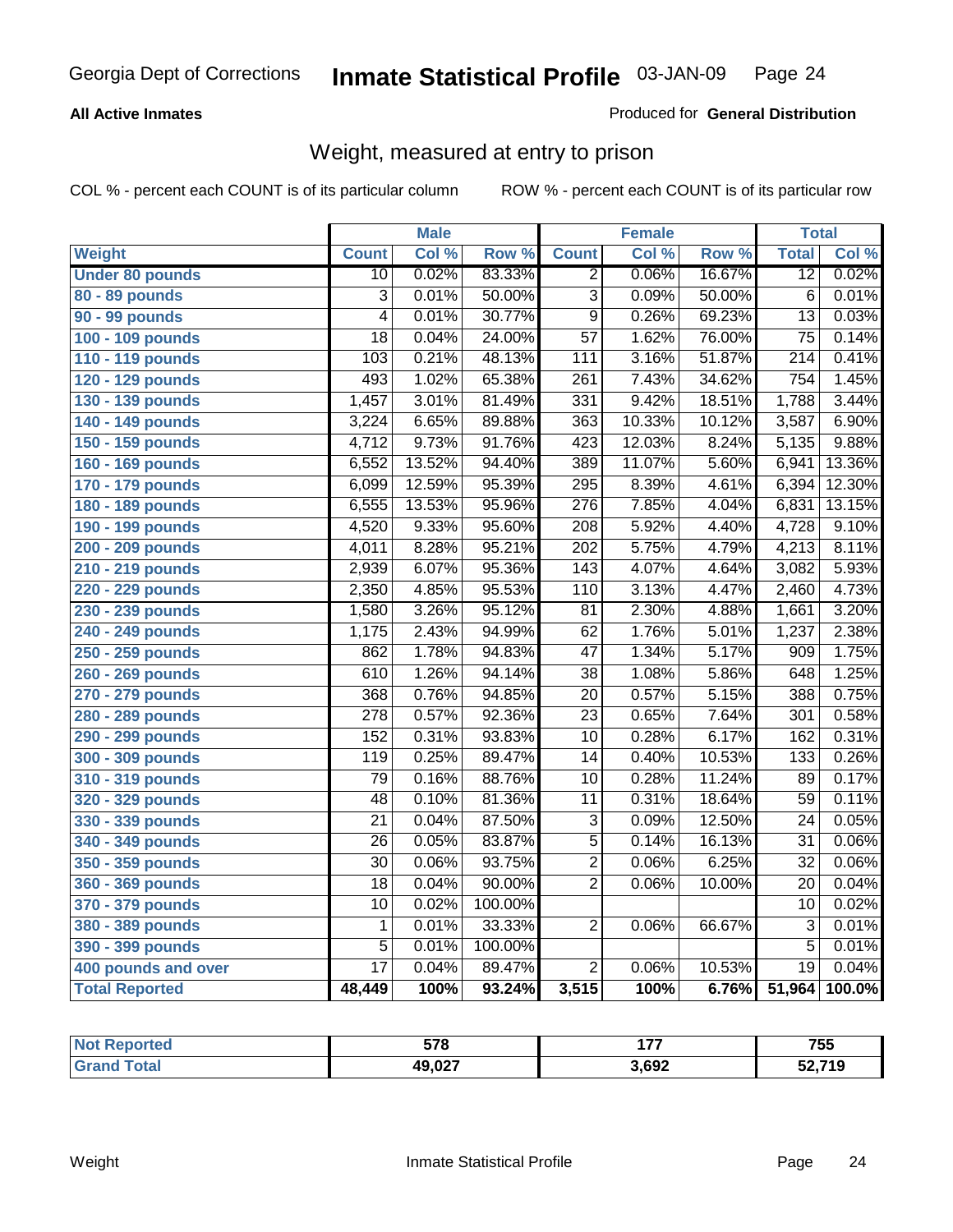Georgia Dept of Corrections **Inmate Statistical Profile** 03-JAN-09

**All Active Inmates**

Produced for **General Distribution**

## Weight, measured at entry to prison

COL % - percent each COUNT is of its particular column    ROW % - percent each COUNT is of its particular row

| | Male | | | Female | | | Total | |
|---|---|---|---|---|---|---|---|---|
| **Weight** | **Count** | **Col %** | **Row %** | **Count** | **Col %** | **Row %** | **Total** | **Col %** |
| **Under 80 pounds** | 10 | 0.02% | 83.33% | 2 | 0.06% | 16.67% | 12 | 0.02% |
| **80 - 89 pounds** | 3 | 0.01% | 50.00% | 3 | 0.09% | 50.00% | 6 | 0.01% |
| **90 - 99 pounds** | 4 | 0.01% | 30.77% | 9 | 0.26% | 69.23% | 13 | 0.03% |
| **100 - 109 pounds** | 18 | 0.04% | 24.00% | 57 | 1.62% | 76.00% | 75 | 0.14% |
| **110 - 119 pounds** | 103 | 0.21% | 48.13% | 111 | 3.16% | 51.87% | 214 | 0.41% |
| **120 - 129 pounds** | 493 | 1.02% | 65.38% | 261 | 7.43% | 34.62% | 754 | 1.45% |
| **130 - 139 pounds** | 1,457 | 3.01% | 81.49% | 331 | 9.42% | 18.51% | 1,788 | 3.44% |
| **140 - 149 pounds** | 3,224 | 6.65% | 89.88% | 363 | 10.33% | 10.12% | 3,587 | 6.90% |
| **150 - 159 pounds** | 4,712 | 9.73% | 91.76% | 423 | 12.03% | 8.24% | 5,135 | 9.88% |
| **160 - 169 pounds** | 6,552 | 13.52% | 94.40% | 389 | 11.07% | 5.60% | 6,941 | 13.36% |
| **170 - 179 pounds** | 6,099 | 12.59% | 95.39% | 295 | 8.39% | 4.61% | 6,394 | 12.30% |
| **180 - 189 pounds** | 6,555 | 13.53% | 95.96% | 276 | 7.85% | 4.04% | 6,831 | 13.15% |
| **190 - 199 pounds** | 4,520 | 9.33% | 95.60% | 208 | 5.92% | 4.40% | 4,728 | 9.10% |
| **200 - 209 pounds** | 4,011 | 8.28% | 95.21% | 202 | 5.75% | 4.79% | 4,213 | 8.11% |
| **210 - 219 pounds** | 2,939 | 6.07% | 95.36% | 143 | 4.07% | 4.64% | 3,082 | 5.93% |
| **220 - 229 pounds** | 2,350 | 4.85% | 95.53% | 110 | 3.13% | 4.47% | 2,460 | 4.73% |
| **230 - 239 pounds** | 1,580 | 3.26% | 95.12% | 81 | 2.30% | 4.88% | 1,661 | 3.20% |
| **240 - 249 pounds** | 1,175 | 2.43% | 94.99% | 62 | 1.76% | 5.01% | 1,237 | 2.38% |
| **250 - 259 pounds** | 862 | 1.78% | 94.83% | 47 | 1.34% | 5.17% | 909 | 1.75% |
| **260 - 269 pounds** | 610 | 1.26% | 94.14% | 38 | 1.08% | 5.86% | 648 | 1.25% |
| **270 - 279 pounds** | 368 | 0.76% | 94.85% | 20 | 0.57% | 5.15% | 388 | 0.75% |
| **280 - 289 pounds** | 278 | 0.57% | 92.36% | 23 | 0.65% | 7.64% | 301 | 0.58% |
| **290 - 299 pounds** | 152 | 0.31% | 93.83% | 10 | 0.28% | 6.17% | 162 | 0.31% |
| **300 - 309 pounds** | 119 | 0.25% | 89.47% | 14 | 0.40% | 10.53% | 133 | 0.26% |
| **310 - 319 pounds** | 79 | 0.16% | 88.76% | 10 | 0.28% | 11.24% | 89 | 0.17% |
| **320 - 329 pounds** | 48 | 0.10% | 81.36% | 11 | 0.31% | 18.64% | 59 | 0.11% |
| **330 - 339 pounds** | 21 | 0.04% | 87.50% | 3 | 0.09% | 12.50% | 24 | 0.05% |
| **340 - 349 pounds** | 26 | 0.05% | 83.87% | 5 | 0.14% | 16.13% | 31 | 0.06% |
| **350 - 359 pounds** | 30 | 0.06% | 93.75% | 2 | 0.06% | 6.25% | 32 | 0.06% |
| **360 - 369 pounds** | 18 | 0.04% | 90.00% | 2 | 0.06% | 10.00% | 20 | 0.04% |
| **370 - 379 pounds** | 10 | 0.02% | 100.00% | | | | 10 | 0.02% |
| **380 - 389 pounds** | 1 | 0.01% | 33.33% | 2 | 0.06% | 66.67% | 3 | 0.01% |
| **390 - 399 pounds** | 5 | 0.01% | 100.00% | | | | 5 | 0.01% |
| **400 pounds and over** | 17 | 0.04% | 89.47% | 2 | 0.06% | 10.53% | 19 | 0.04% |
| **Total Reported** | **48,449** | **100%** | **93.24%** | **3,515** | **100%** | **6.76%** | **51,964** | **100.0%** |

| | Male | Female | Total |
|---|---|---|---|
| **Not Reported** | **578** | **177** | **755** |
| **Grand Total** | **49,027** | **3,692** | **52,719** |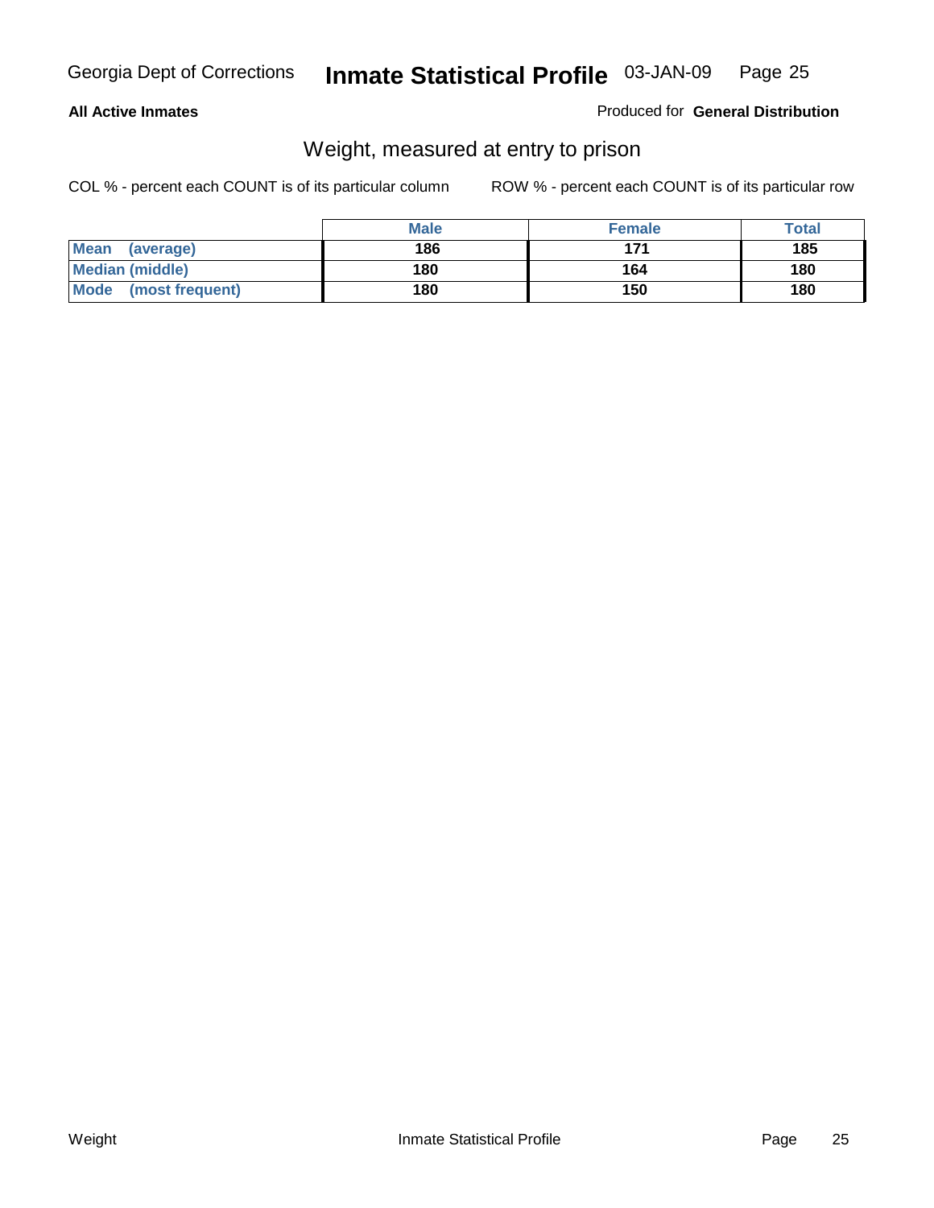**All Active Inmates**

Produced for **General Distribution**

## Weight, measured at entry to prison

COL % - percent each COUNT is of its particular column

ROW % - percent each COUNT is of its particular row

| | Male | Female | Total |
|---|---|---|---|
| Mean (average) | 186 | 171 | 185 |
| Median (middle) | 180 | 164 | 180 |
| Mode (most frequent) | 180 | 150 | 180 |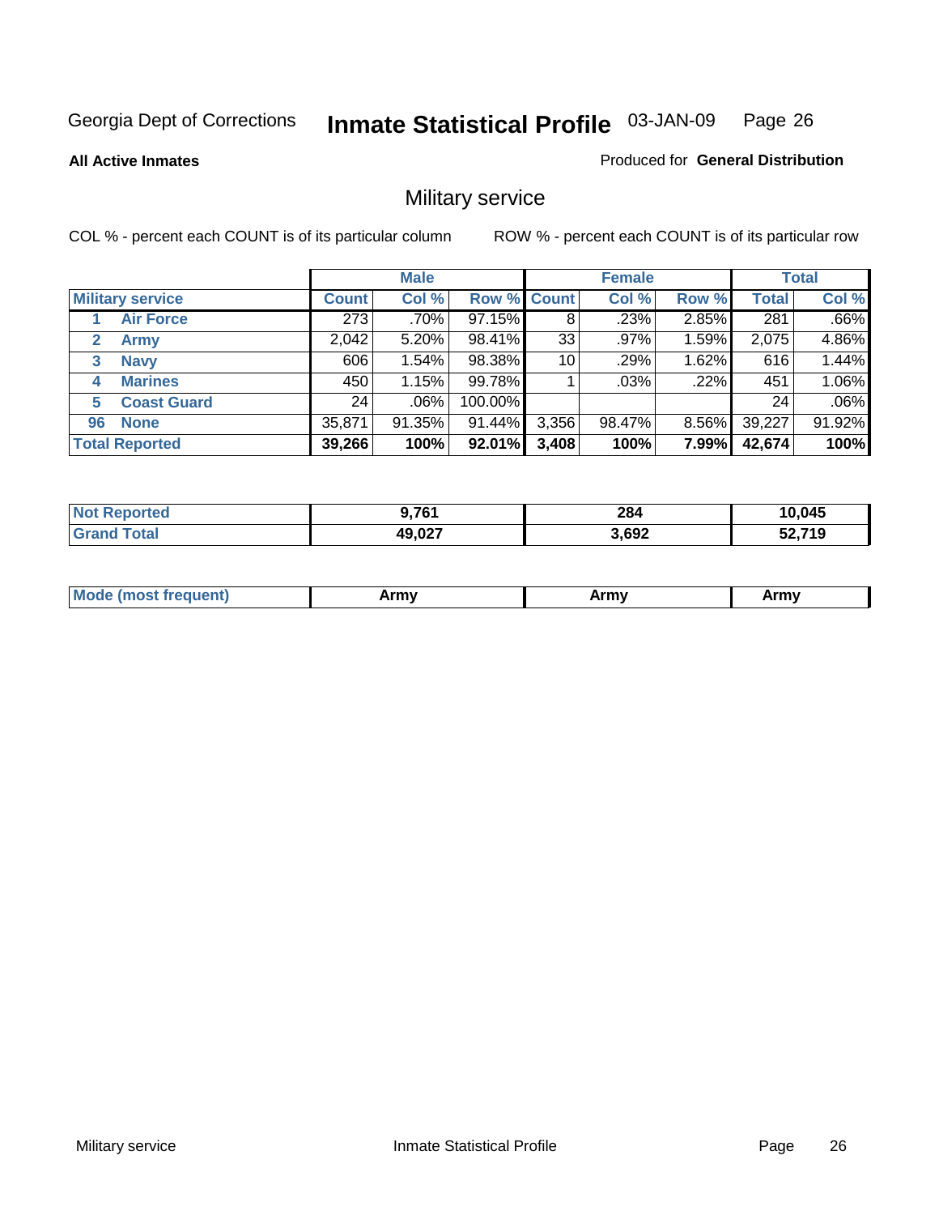Georgia Dept of Corrections **Inmate Statistical Profile** 03-JAN-09 Page 26

**All Active Inmates**

Produced for **General Distribution**

## Military service

COL % - percent each COUNT is of its particular column

ROW % - percent each COUNT is of its particular row

| | Male | | | Female | | | Total | |
|---|---|---|---|---|---|---|---|---|
| **Military service** | **Count** | **Col %** | **Row %** | **Count** | **Col %** | **Row %** | **Total** | **Col %** |
| 1 **Air Force** | 273 | .70% | 97.15% | 8 | .23% | 2.85% | 281 | .66% |
| 2 **Army** | 2,042 | 5.20% | 98.41% | 33 | .97% | 1.59% | 2,075 | 4.86% |
| 3 **Navy** | 606 | 1.54% | 98.38% | 10 | .29% | 1.62% | 616 | 1.44% |
| 4 **Marines** | 450 | 1.15% | 99.78% | 1 | .03% | .22% | 451 | 1.06% |
| 5 **Coast Guard** | 24 | .06% | 100.00% | | | | 24 | .06% |
| 96 **None** | 35,871 | 91.35% | 91.44% | 3,356 | 98.47% | 8.56% | 39,227 | 91.92% |
| **Total Reported** | **39,266** | **100%** | **92.01%** | **3,408** | **100%** | **7.99%** | **42,674** | **100%** |

| | Male | Female | Total |
|---|---|---|---|
| **Not Reported** | **9,761** | **284** | **10,045** |
| **Grand Total** | **49,027** | **3,692** | **52,719** |

| | Male | Female | Total |
|---|---|---|---|
| **Mode (most frequent)** | **Army** | **Army** | **Army** |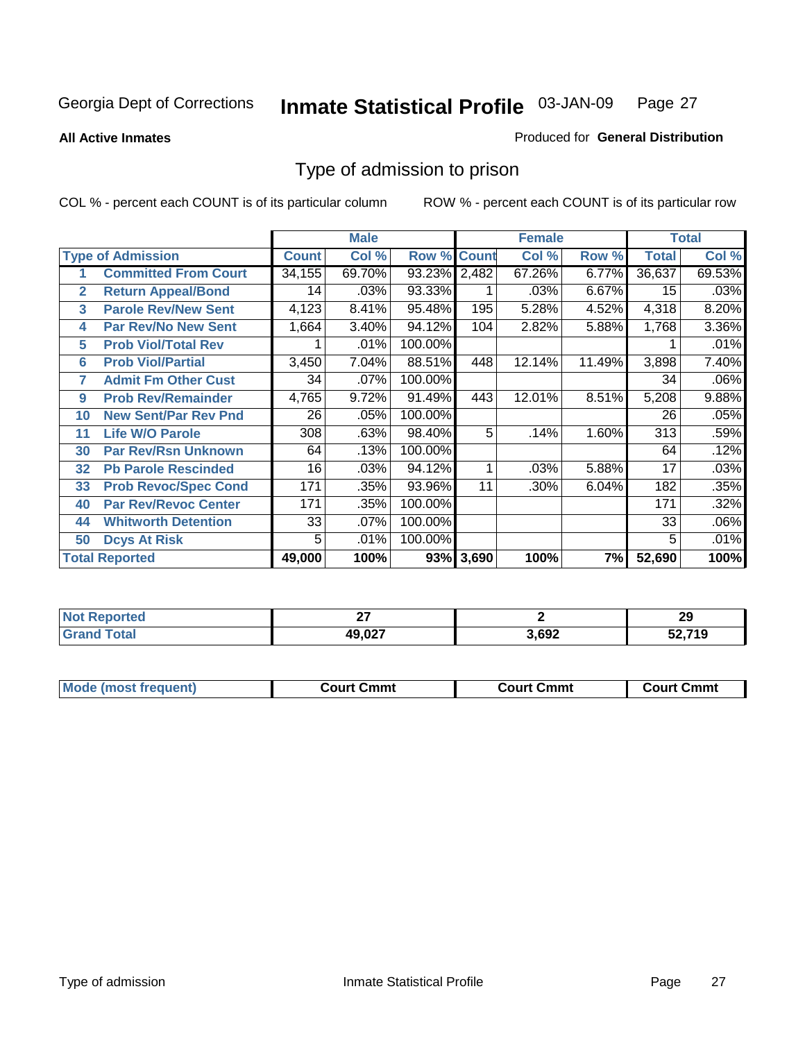Georgia Dept of Corrections **Inmate Statistical Profile** 03-JAN-09

**All Active Inmates**

Produced for **General Distribution**

## Type of admission to prison

COL % - percent each COUNT is of its particular column    ROW % - percent each COUNT is of its particular row

| Type of Admission | | Male | | | Female | | | Total | |
|---|---|---|---|---|---|---|---|---|---|
| | | Count | Col % | Row % | Count | Col % | Row % | Total | Col % |
| 1 | Committed From Court | 34,155 | 69.70% | 93.23% | 2,482 | 67.26% | 6.77% | 36,637 | 69.53% |
| 2 | Return Appeal/Bond | 14 | .03% | 93.33% | 1 | .03% | 6.67% | 15 | .03% |
| 3 | Parole Rev/New Sent | 4,123 | 8.41% | 95.48% | 195 | 5.28% | 4.52% | 4,318 | 8.20% |
| 4 | Par Rev/No New Sent | 1,664 | 3.40% | 94.12% | 104 | 2.82% | 5.88% | 1,768 | 3.36% |
| 5 | Prob Viol/Total Rev | 1 | .01% | 100.00% | | | | 1 | .01% |
| 6 | Prob Viol/Partial | 3,450 | 7.04% | 88.51% | 448 | 12.14% | 11.49% | 3,898 | 7.40% |
| 7 | Admit Fm Other Cust | 34 | .07% | 100.00% | | | | 34 | .06% |
| 9 | Prob Rev/Remainder | 4,765 | 9.72% | 91.49% | 443 | 12.01% | 8.51% | 5,208 | 9.88% |
| 10 | New Sent/Par Rev Pnd | 26 | .05% | 100.00% | | | | 26 | .05% |
| 11 | Life W/O Parole | 308 | .63% | 98.40% | 5 | .14% | 1.60% | 313 | .59% |
| 30 | Par Rev/Rsn Unknown | 64 | .13% | 100.00% | | | | 64 | .12% |
| 32 | Pb Parole Rescinded | 16 | .03% | 94.12% | 1 | .03% | 5.88% | 17 | .03% |
| 33 | Prob Revoc/Spec Cond | 171 | .35% | 93.96% | 11 | .30% | 6.04% | 182 | .35% |
| 40 | Par Rev/Revoc Center | 171 | .35% | 100.00% | | | | 171 | .32% |
| 44 | Whitworth Detention | 33 | .07% | 100.00% | | | | 33 | .06% |
| 50 | Dcys At Risk | 5 | .01% | 100.00% | | | | 5 | .01% |
| **Total Reported** | | **49,000** | **100%** | **93%** | **3,690** | **100%** | **7%** | **52,690** | **100%** |

| | Male | Female | Total |
|---|---|---|---|
| Not Reported | 27 | 2 | 29 |
| Grand Total | 49,027 | 3,692 | 52,719 |

| | Male | Female | Total |
|---|---|---|---|
| Mode (most frequent) | Court Cmmt | Court Cmmt | Court Cmmt |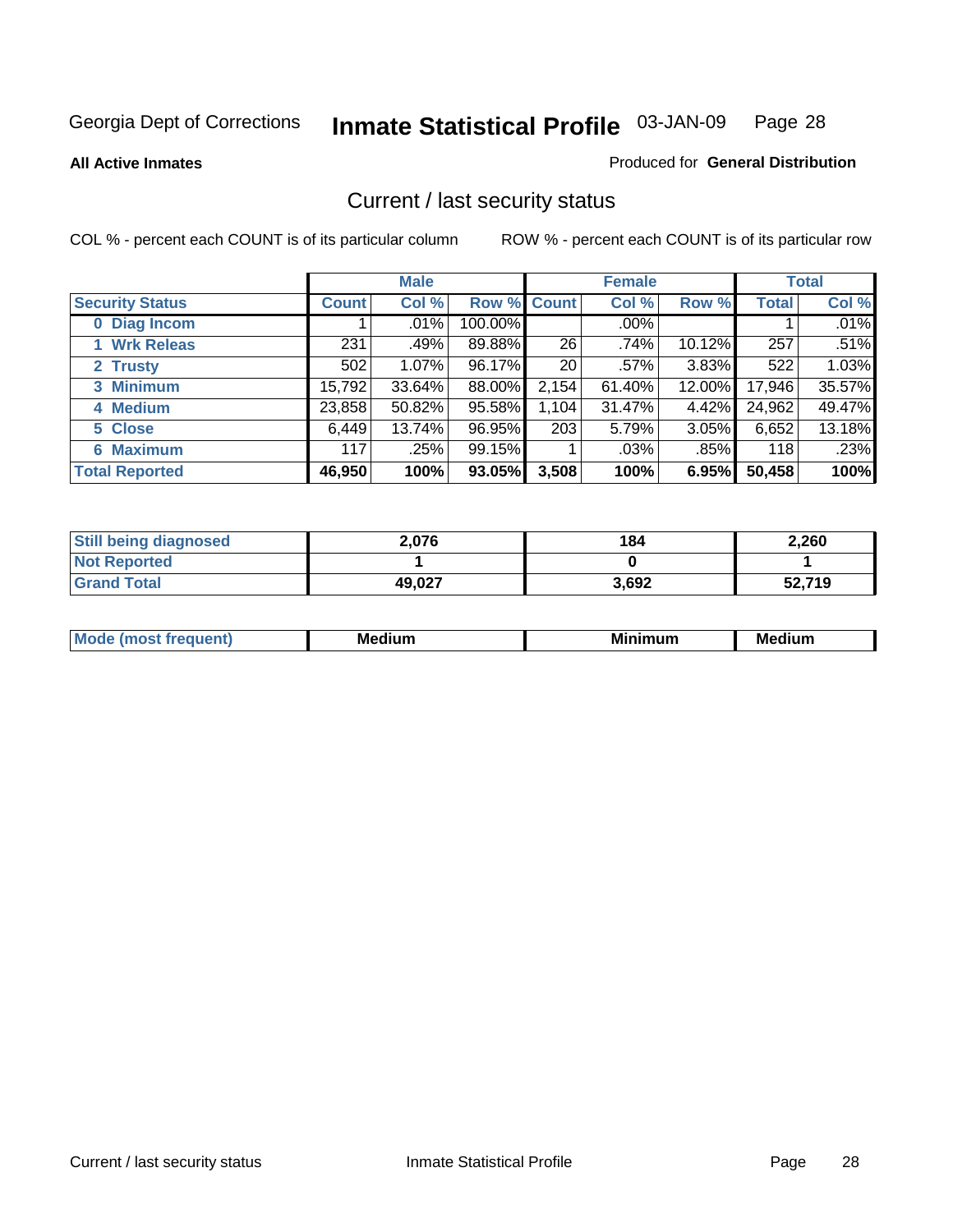Georgia Dept of Corrections **Inmate Statistical Profile** 03-JAN-09 Page 28

**All Active Inmates**

Produced for **General Distribution**

## Current / last security status

COL % - percent each COUNT is of its particular column

ROW % - percent each COUNT is of its particular row

| | Male | | | Female | | | Total | |
|---|---|---|---|---|---|---|---|---|
| **Security Status** | **Count** | **Col %** | **Row %** | **Count** | **Col %** | **Row %** | **Total** | **Col %** |
| 0 Diag Incom | 1 | .01% | 100.00% | | .00% | | 1 | .01% |
| 1 Wrk Releas | 231 | .49% | 89.88% | 26 | .74% | 10.12% | 257 | .51% |
| 2 Trusty | 502 | 1.07% | 96.17% | 20 | .57% | 3.83% | 522 | 1.03% |
| 3 Minimum | 15,792 | 33.64% | 88.00% | 2,154 | 61.40% | 12.00% | 17,946 | 35.57% |
| 4 Medium | 23,858 | 50.82% | 95.58% | 1,104 | 31.47% | 4.42% | 24,962 | 49.47% |
| 5 Close | 6,449 | 13.74% | 96.95% | 203 | 5.79% | 3.05% | 6,652 | 13.18% |
| 6 Maximum | 117 | .25% | 99.15% | 1 | .03% | .85% | 118 | .23% |
| **Total Reported** | **46,950** | **100%** | **93.05%** | **3,508** | **100%** | **6.95%** | **50,458** | **100%** |

| | | | |
|---|---|---|---|
| Still being diagnosed | 2,076 | 184 | 2,260 |
| Not Reported | 1 | 0 | 1 |
| Grand Total | 49,027 | 3,692 | 52,719 |

| | | | |
|---|---|---|---|
| Mode (most frequent) | Medium | Minimum | Medium |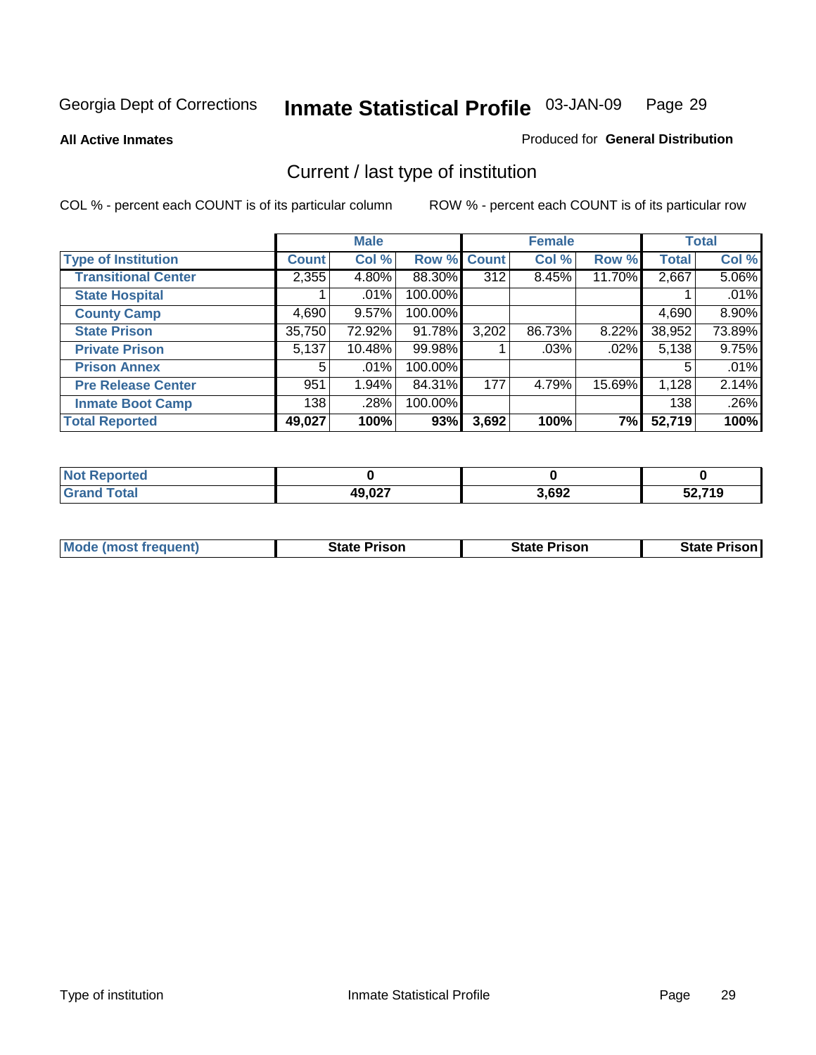Georgia Dept of Corrections **Inmate Statistical Profile** 03-JAN-09

**All Active Inmates**

Produced for **General Distribution**

## Current / last type of institution

COL % - percent each COUNT is of its particular column

ROW % - percent each COUNT is of its particular row

| | Male | | | Female | | | Total | |
|---|---|---|---|---|---|---|---|---|
| **Type of Institution** | **Count** | **Col %** | **Row %** | **Count** | **Col %** | **Row %** | **Total** | **Col %** |
| **Transitional Center** | 2,355 | 4.80% | 88.30% | 312 | 8.45% | 11.70% | 2,667 | 5.06% |
| **State Hospital** | 1 | .01% | 100.00% | | | | 1 | .01% |
| **County Camp** | 4,690 | 9.57% | 100.00% | | | | 4,690 | 8.90% |
| **State Prison** | 35,750 | 72.92% | 91.78% | 3,202 | 86.73% | 8.22% | 38,952 | 73.89% |
| **Private Prison** | 5,137 | 10.48% | 99.98% | 1 | .03% | .02% | 5,138 | 9.75% |
| **Prison Annex** | 5 | .01% | 100.00% | | | | 5 | .01% |
| **Pre Release Center** | 951 | 1.94% | 84.31% | 177 | 4.79% | 15.69% | 1,128 | 2.14% |
| **Inmate Boot Camp** | 138 | .28% | 100.00% | | | | 138 | .26% |
| **Total Reported** | **49,027** | **100%** | **93%** | **3,692** | **100%** | **7%** | **52,719** | **100%** |

| | Male | Female | Total |
|---|---|---|---|
| **Not Reported** | **0** | **0** | **0** |
| **Grand Total** | **49,027** | **3,692** | **52,719** |

| | Male | Female | Total |
|---|---|---|---|
| **Mode (most frequent)** | **State Prison** | **State Prison** | **State Prison** |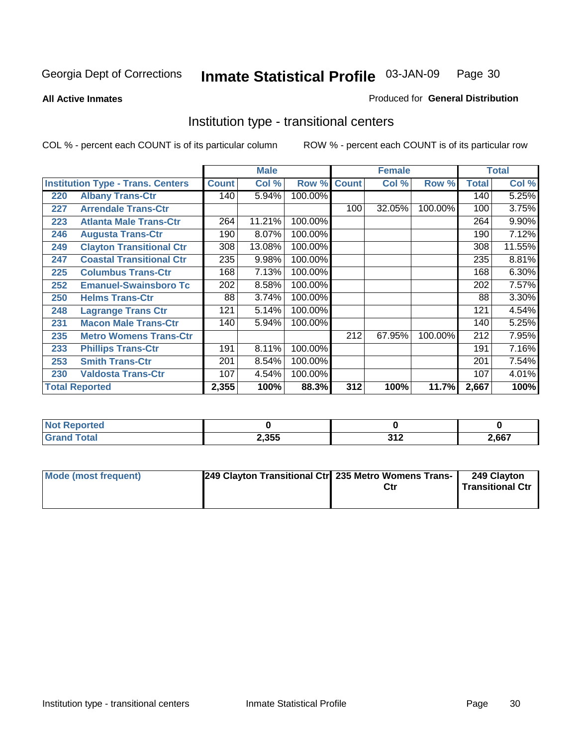Georgia Dept of Corrections

# Inmate Statistical Profile 03-JAN-09

**All Active Inmates**

Produced for **General Distribution**

## Institution type - transitional centers

COL % - percent each COUNT is of its particular column

ROW % - percent each COUNT is of its particular row

| Institution Type - Trans. Centers | | Male | | | Female | | | Total | |
|---|---|---|---|---|---|---|---|---|---|
| | | Count | Col % | Row % | Count | Col % | Row % | Total | Col % |
| 220 | Albany Trans-Ctr | 140 | 5.94% | 100.00% | | | | 140 | 5.25% |
| 227 | Arrendale Trans-Ctr | | | | 100 | 32.05% | 100.00% | 100 | 3.75% |
| 223 | Atlanta Male Trans-Ctr | 264 | 11.21% | 100.00% | | | | 264 | 9.90% |
| 246 | Augusta Trans-Ctr | 190 | 8.07% | 100.00% | | | | 190 | 7.12% |
| 249 | Clayton Transitional Ctr | 308 | 13.08% | 100.00% | | | | 308 | 11.55% |
| 247 | Coastal Transitional Ctr | 235 | 9.98% | 100.00% | | | | 235 | 8.81% |
| 225 | Columbus Trans-Ctr | 168 | 7.13% | 100.00% | | | | 168 | 6.30% |
| 252 | Emanuel-Swainsboro Tc | 202 | 8.58% | 100.00% | | | | 202 | 7.57% |
| 250 | Helms Trans-Ctr | 88 | 3.74% | 100.00% | | | | 88 | 3.30% |
| 248 | Lagrange Trans Ctr | 121 | 5.14% | 100.00% | | | | 121 | 4.54% |
| 231 | Macon Male Trans-Ctr | 140 | 5.94% | 100.00% | | | | 140 | 5.25% |
| 235 | Metro Womens Trans-Ctr | | | | 212 | 67.95% | 100.00% | 212 | 7.95% |
| 233 | Phillips Trans-Ctr | 191 | 8.11% | 100.00% | | | | 191 | 7.16% |
| 253 | Smith Trans-Ctr | 201 | 8.54% | 100.00% | | | | 201 | 7.54% |
| 230 | Valdosta Trans-Ctr | 107 | 4.54% | 100.00% | | | | 107 | 4.01% |
| **Total Reported** | | **2,355** | **100%** | **88.3%** | **312** | **100%** | **11.7%** | **2,667** | **100%** |

| | Male | Female | Total |
|---|---|---|---|
| Not Reported | 0 | 0 | 0 |
| Grand Total | 2,355 | 312 | 2,667 |

| | Male | Female | Total |
|---|---|---|---|
| Mode (most frequent) | 249 Clayton Transitional Ctr | 235 Metro Womens Trans-Ctr | 249 Clayton Transitional Ctr |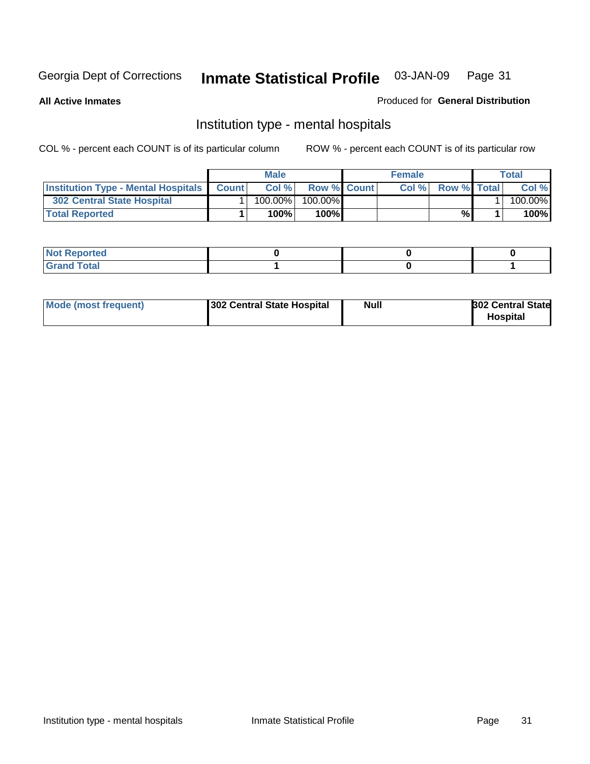Georgia Dept of Corrections **Inmate Statistical Profile** 03-JAN-09

**All Active Inmates**

Produced for **General Distribution**

## Institution type - mental hospitals

COL % - percent each COUNT is of its particular column

ROW % - percent each COUNT is of its particular row

| | Male | | | Female | | | Total | |
|---|---|---|---|---|---|---|---|---|
| **Institution Type - Mental Hospitals** | **Count** | **Col %** | **Row %** | **Count** | **Col %** | **Row %** | **Total** | **Col %** |
| **302 Central State Hospital** | 1 | 100.00% | 100.00% | | | | 1 | 100.00% |
| **Total Reported** | **1** | **100%** | **100%** | | | **%** | **1** | **100%** |

| | Male | Female | Total |
|---|---|---|---|
| **Not Reported** | **0** | **0** | **0** |
| **Grand Total** | **1** | **0** | **1** |

| | Male | Female | Total |
|---|---|---|---|
| **Mode (most frequent)** | **302 Central State Hospital** | **Null** | **302 Central State Hospital** |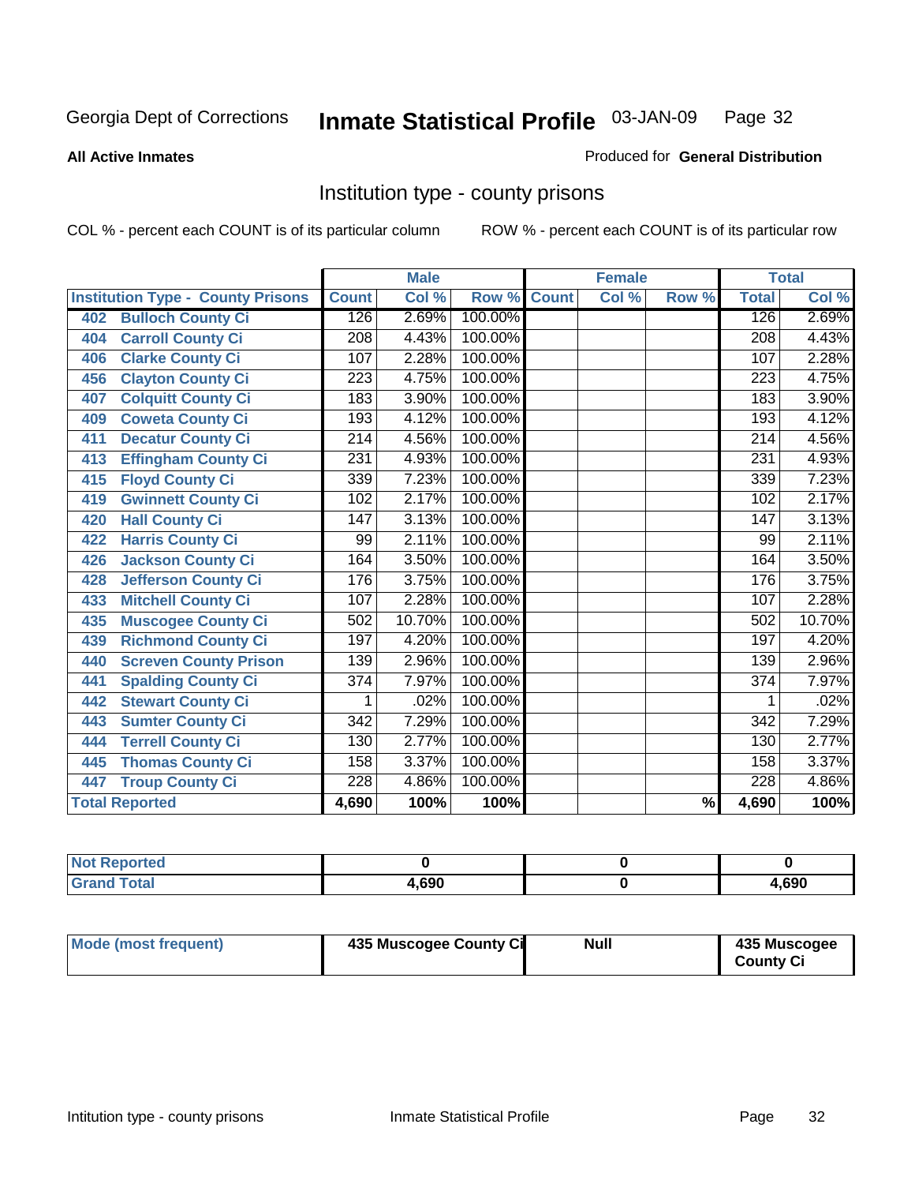Georgia Dept of Corrections **Inmate Statistical Profile** 03-JAN-09

**All Active Inmates**

Produced for **General Distribution**

## Institution type - county prisons

COL % - percent each COUNT is of its particular column

ROW % - percent each COUNT is of its particular row

| | Male | | | Female | | | Total | |
|---|---|---|---|---|---|---|---|---|
| **Institution Type - County Prisons** | **Count** | **Col %** | **Row %** | **Count** | **Col %** | **Row %** | **Total** | **Col %** |
| 402 Bulloch County Ci | 126 | 2.69% | 100.00% | | | | 126 | 2.69% |
| 404 Carroll County Ci | 208 | 4.43% | 100.00% | | | | 208 | 4.43% |
| 406 Clarke County Ci | 107 | 2.28% | 100.00% | | | | 107 | 2.28% |
| 456 Clayton County Ci | 223 | 4.75% | 100.00% | | | | 223 | 4.75% |
| 407 Colquitt County Ci | 183 | 3.90% | 100.00% | | | | 183 | 3.90% |
| 409 Coweta County Ci | 193 | 4.12% | 100.00% | | | | 193 | 4.12% |
| 411 Decatur County Ci | 214 | 4.56% | 100.00% | | | | 214 | 4.56% |
| 413 Effingham County Ci | 231 | 4.93% | 100.00% | | | | 231 | 4.93% |
| 415 Floyd County Ci | 339 | 7.23% | 100.00% | | | | 339 | 7.23% |
| 419 Gwinnett County Ci | 102 | 2.17% | 100.00% | | | | 102 | 2.17% |
| 420 Hall County Ci | 147 | 3.13% | 100.00% | | | | 147 | 3.13% |
| 422 Harris County Ci | 99 | 2.11% | 100.00% | | | | 99 | 2.11% |
| 426 Jackson County Ci | 164 | 3.50% | 100.00% | | | | 164 | 3.50% |
| 428 Jefferson County Ci | 176 | 3.75% | 100.00% | | | | 176 | 3.75% |
| 433 Mitchell County Ci | 107 | 2.28% | 100.00% | | | | 107 | 2.28% |
| 435 Muscogee County Ci | 502 | 10.70% | 100.00% | | | | 502 | 10.70% |
| 439 Richmond County Ci | 197 | 4.20% | 100.00% | | | | 197 | 4.20% |
| 440 Screven County Prison | 139 | 2.96% | 100.00% | | | | 139 | 2.96% |
| 441 Spalding County Ci | 374 | 7.97% | 100.00% | | | | 374 | 7.97% |
| 442 Stewart County Ci | 1 | .02% | 100.00% | | | | 1 | .02% |
| 443 Sumter County Ci | 342 | 7.29% | 100.00% | | | | 342 | 7.29% |
| 444 Terrell County Ci | 130 | 2.77% | 100.00% | | | | 130 | 2.77% |
| 445 Thomas County Ci | 158 | 3.37% | 100.00% | | | | 158 | 3.37% |
| 447 Troup County Ci | 228 | 4.86% | 100.00% | | | | 228 | 4.86% |
| **Total Reported** | **4,690** | **100%** | **100%** | | | **%** | **4,690** | **100%** |

| | Male | Female | Total |
|---|---|---|---|
| Not Reported | **0** | **0** | **0** |
| Grand Total | **4,690** | **0** | **4,690** |

| | Male | Female | Total |
|---|---|---|---|
| Mode (most frequent) | **435 Muscogee County Ci** | **Null** | **435 Muscogee County Ci** |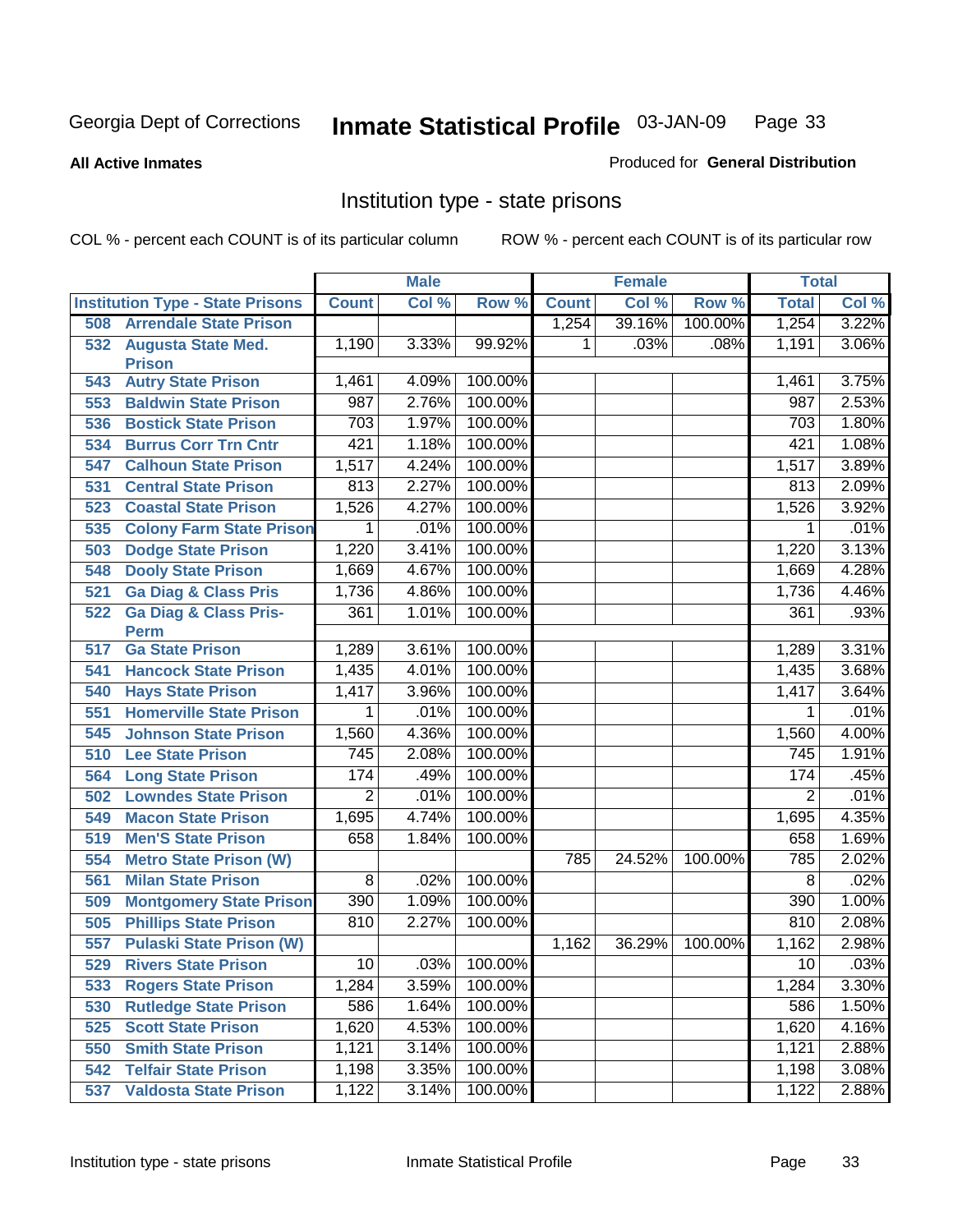Georgia Dept of Corrections **Inmate Statistical Profile** 03-JAN-09

**All Active Inmates**

Produced for **General Distribution**

## Institution type - state prisons

COL % - percent each COUNT is of its particular column ROW % - percent each COUNT is of its particular row

| Institution Type - State Prisons | Male | | | Female | | | Total | |
|---|---|---|---|---|---|---|---|---|
| | Count | Col % | Row % | Count | Col % | Row % | Total | Col % |
| 508 Arrendale State Prison | | | | 1,254 | 39.16% | 100.00% | 1,254 | 3.22% |
| 532 Augusta State Med. Prison | 1,190 | 3.33% | 99.92% | 1 | .03% | .08% | 1,191 | 3.06% |
| 543 Autry State Prison | 1,461 | 4.09% | 100.00% | | | | 1,461 | 3.75% |
| 553 Baldwin State Prison | 987 | 2.76% | 100.00% | | | | 987 | 2.53% |
| 536 Bostick State Prison | 703 | 1.97% | 100.00% | | | | 703 | 1.80% |
| 534 Burrus Corr Trn Cntr | 421 | 1.18% | 100.00% | | | | 421 | 1.08% |
| 547 Calhoun State Prison | 1,517 | 4.24% | 100.00% | | | | 1,517 | 3.89% |
| 531 Central State Prison | 813 | 2.27% | 100.00% | | | | 813 | 2.09% |
| 523 Coastal State Prison | 1,526 | 4.27% | 100.00% | | | | 1,526 | 3.92% |
| 535 Colony Farm State Prison | 1 | .01% | 100.00% | | | | 1 | .01% |
| 503 Dodge State Prison | 1,220 | 3.41% | 100.00% | | | | 1,220 | 3.13% |
| 548 Dooly State Prison | 1,669 | 4.67% | 100.00% | | | | 1,669 | 4.28% |
| 521 Ga Diag & Class Pris | 1,736 | 4.86% | 100.00% | | | | 1,736 | 4.46% |
| 522 Ga Diag & Class Pris-Perm | 361 | 1.01% | 100.00% | | | | 361 | .93% |
| 517 Ga State Prison | 1,289 | 3.61% | 100.00% | | | | 1,289 | 3.31% |
| 541 Hancock State Prison | 1,435 | 4.01% | 100.00% | | | | 1,435 | 3.68% |
| 540 Hays State Prison | 1,417 | 3.96% | 100.00% | | | | 1,417 | 3.64% |
| 551 Homerville State Prison | 1 | .01% | 100.00% | | | | 1 | .01% |
| 545 Johnson State Prison | 1,560 | 4.36% | 100.00% | | | | 1,560 | 4.00% |
| 510 Lee State Prison | 745 | 2.08% | 100.00% | | | | 745 | 1.91% |
| 564 Long State Prison | 174 | .49% | 100.00% | | | | 174 | .45% |
| 502 Lowndes State Prison | 2 | .01% | 100.00% | | | | 2 | .01% |
| 549 Macon State Prison | 1,695 | 4.74% | 100.00% | | | | 1,695 | 4.35% |
| 519 Men'S State Prison | 658 | 1.84% | 100.00% | | | | 658 | 1.69% |
| 554 Metro State Prison (W) | | | | 785 | 24.52% | 100.00% | 785 | 2.02% |
| 561 Milan State Prison | 8 | .02% | 100.00% | | | | 8 | .02% |
| 509 Montgomery State Prison | 390 | 1.09% | 100.00% | | | | 390 | 1.00% |
| 505 Phillips State Prison | 810 | 2.27% | 100.00% | | | | 810 | 2.08% |
| 557 Pulaski State Prison (W) | | | | 1,162 | 36.29% | 100.00% | 1,162 | 2.98% |
| 529 Rivers State Prison | 10 | .03% | 100.00% | | | | 10 | .03% |
| 533 Rogers State Prison | 1,284 | 3.59% | 100.00% | | | | 1,284 | 3.30% |
| 530 Rutledge State Prison | 586 | 1.64% | 100.00% | | | | 586 | 1.50% |
| 525 Scott State Prison | 1,620 | 4.53% | 100.00% | | | | 1,620 | 4.16% |
| 550 Smith State Prison | 1,121 | 3.14% | 100.00% | | | | 1,121 | 2.88% |
| 542 Telfair State Prison | 1,198 | 3.35% | 100.00% | | | | 1,198 | 3.08% |
| 537 Valdosta State Prison | 1,122 | 3.14% | 100.00% | | | | 1,122 | 2.88% |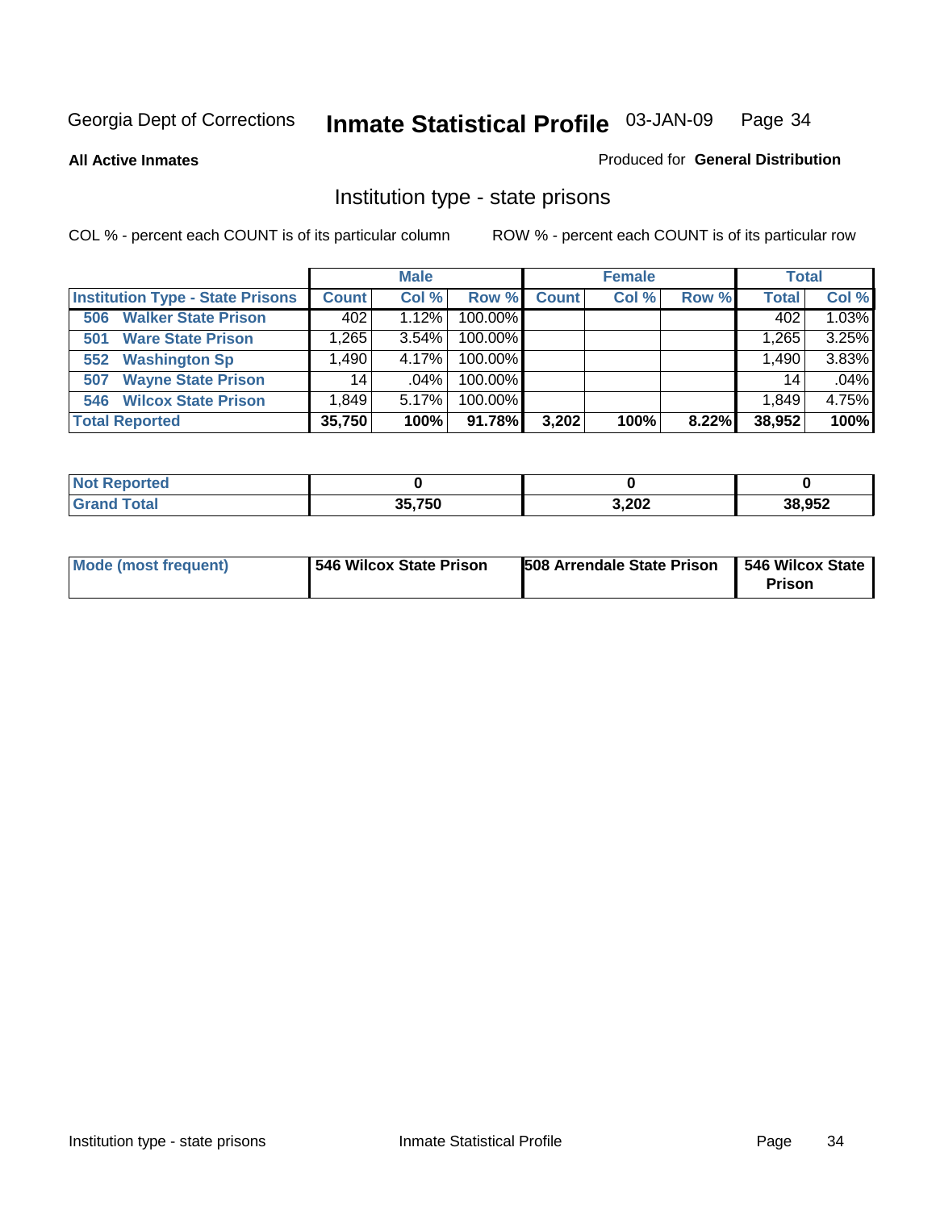Georgia Dept of Corrections **Inmate Statistical Profile** 03-JAN-09

**All Active Inmates** Produced for **General Distribution**

## Institution type - state prisons

COL % - percent each COUNT is of its particular column    ROW % - percent each COUNT is of its particular row

| | Male | | | Female | | | Total | |
|---|---|---|---|---|---|---|---|---|
| **Institution Type - State Prisons** | **Count** | **Col %** | **Row %** | **Count** | **Col %** | **Row %** | **Total** | **Col %** |
| 506 Walker State Prison | 402 | 1.12% | 100.00% | | | | 402 | 1.03% |
| 501 Ware State Prison | 1,265 | 3.54% | 100.00% | | | | 1,265 | 3.25% |
| 552 Washington Sp | 1,490 | 4.17% | 100.00% | | | | 1,490 | 3.83% |
| 507 Wayne State Prison | 14 | .04% | 100.00% | | | | 14 | .04% |
| 546 Wilcox State Prison | 1,849 | 5.17% | 100.00% | | | | 1,849 | 4.75% |
| **Total Reported** | **35,750** | **100%** | **91.78%** | **3,202** | **100%** | **8.22%** | **38,952** | **100%** |

| | Male | Female | Total |
|---|---|---|---|
| Not Reported | 0 | 0 | 0 |
| Grand Total | 35,750 | 3,202 | 38,952 |

| | Male | Female | Total |
|---|---|---|---|
| Mode (most frequent) | 546 Wilcox State Prison | 508 Arrendale State Prison | 546 Wilcox State Prison |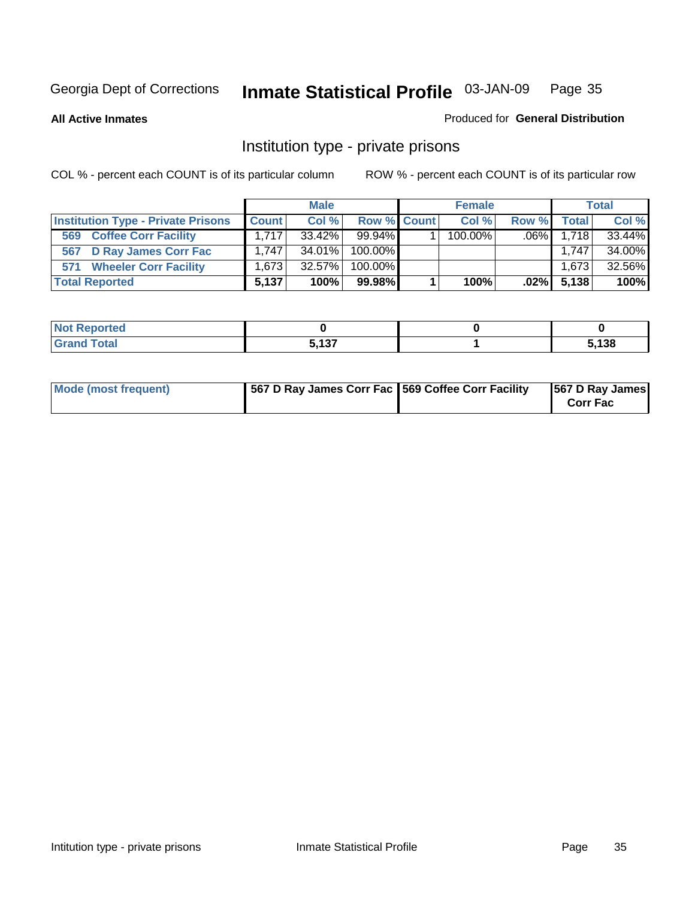# Inmate Statistical Profile

Georgia Dept of Corrections — 03-JAN-09

**All Active Inmates**

Produced for **General Distribution**

## Institution type - private prisons

COL % - percent each COUNT is of its particular column

ROW % - percent each COUNT is of its particular row

| | Male | | | Female | | | Total | |
|---|---|---|---|---|---|---|---|---|
| **Institution Type - Private Prisons** | **Count** | **Col %** | **Row %** | **Count** | **Col %** | **Row %** | **Total** | **Col %** |
| 569 Coffee Corr Facility | 1,717 | 33.42% | 99.94% | 1 | 100.00% | .06% | 1,718 | 33.44% |
| 567 D Ray James Corr Fac | 1,747 | 34.01% | 100.00% | | | | 1,747 | 34.00% |
| 571 Wheeler Corr Facility | 1,673 | 32.57% | 100.00% | | | | 1,673 | 32.56% |
| **Total Reported** | **5,137** | **100%** | **99.98%** | **1** | **100%** | **.02%** | **5,138** | **100%** |

| | Male | Female | Total |
|---|---|---|---|
| **Not Reported** | **0** | **0** | **0** |
| **Grand Total** | **5,137** | **1** | **5,138** |

| | Male | Female | Total |
|---|---|---|---|
| **Mode (most frequent)** | **567 D Ray James Corr Fac** | **569 Coffee Corr Facility** | **567 D Ray James Corr Fac** |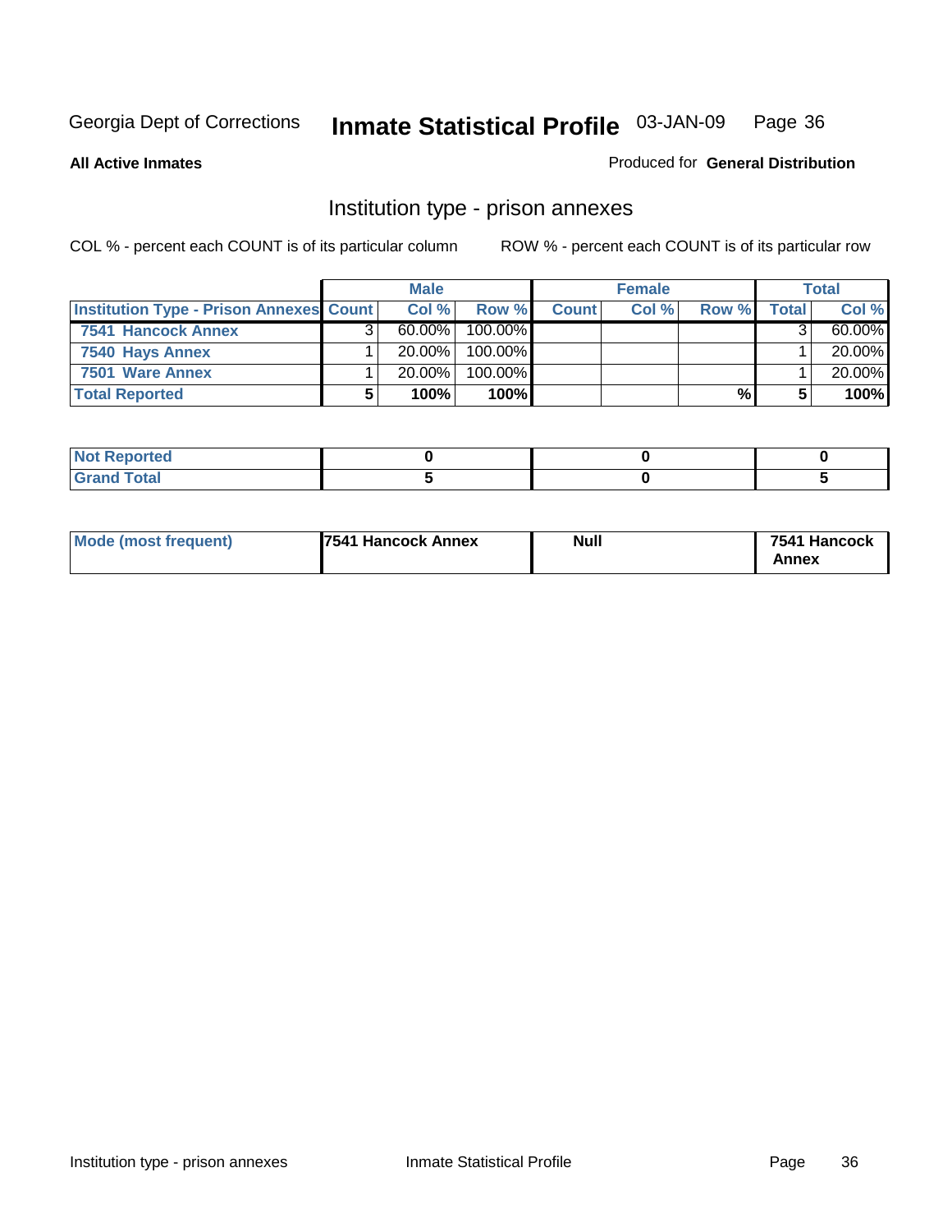Georgia Dept of Corrections **Inmate Statistical Profile** 03-JAN-09

**All Active Inmates**

Produced for **General Distribution**

## Institution type - prison annexes

COL % - percent each COUNT is of its particular column ROW % - percent each COUNT is of its particular row

| | Male | | | Female | | | Total | |
|---|---|---|---|---|---|---|---|---|
| **Institution Type - Prison Annexes** | **Count** | **Col %** | **Row %** | **Count** | **Col %** | **Row %** | **Total** | **Col %** |
| **7541 Hancock Annex** | 3 | 60.00% | 100.00% | | | | 3 | 60.00% |
| **7540 Hays Annex** | 1 | 20.00% | 100.00% | | | | 1 | 20.00% |
| **7501 Ware Annex** | 1 | 20.00% | 100.00% | | | | 1 | 20.00% |
| **Total Reported** | **5** | **100%** | **100%** | | | **%** | **5** | **100%** |

| | Male | Female | Total |
|---|---|---|---|
| **Not Reported** | **0** | **0** | **0** |
| **Grand Total** | **5** | **0** | **5** |

| | Male | Female | Total |
|---|---|---|---|
| **Mode (most frequent)** | **7541 Hancock Annex** | **Null** | **7541 Hancock Annex** |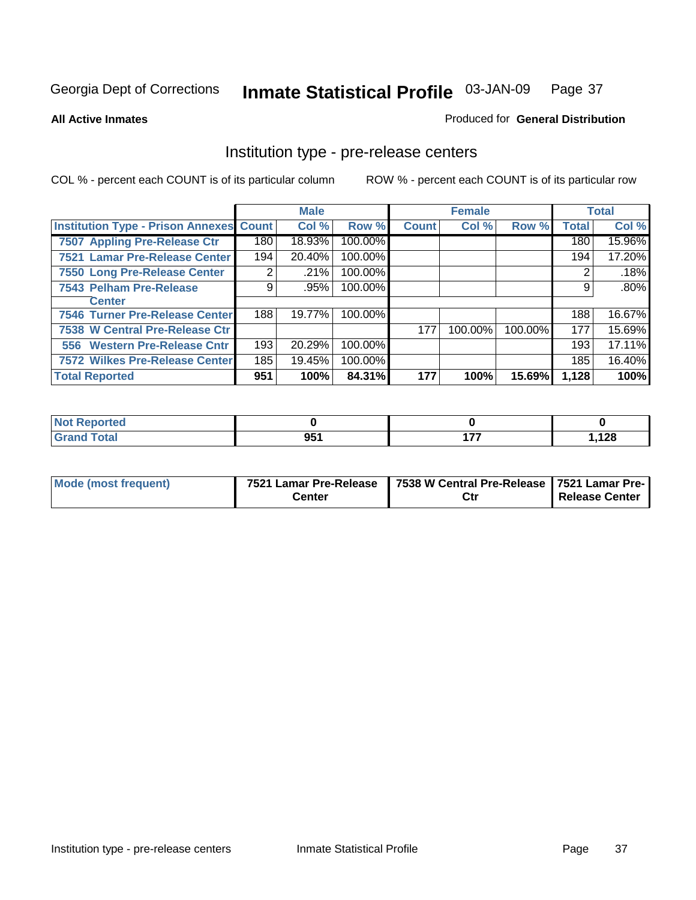Georgia Dept of Corrections **Inmate Statistical Profile** 03-JAN-09

**All Active Inmates**

Produced for **General Distribution**

# Institution type - pre-release centers

COL % - percent each COUNT is of its particular column ROW % - percent each COUNT is of its particular row

| | Male | | | Female | | | Total | |
|---|---|---|---|---|---|---|---|---|
| **Institution Type - Prison Annexes** | **Count** | **Col %** | **Row %** | **Count** | **Col %** | **Row %** | **Total** | **Col %** |
| **7507 Appling Pre-Release Ctr** | 180 | 18.93% | 100.00% | | | | 180 | 15.96% |
| **7521 Lamar Pre-Release Center** | 194 | 20.40% | 100.00% | | | | 194 | 17.20% |
| **7550 Long Pre-Release Center** | 2 | .21% | 100.00% | | | | 2 | .18% |
| **7543 Pelham Pre-Release Center** | 9 | .95% | 100.00% | | | | 9 | .80% |
| **7546 Turner Pre-Release Center** | 188 | 19.77% | 100.00% | | | | 188 | 16.67% |
| **7538 W Central Pre-Release Ctr** | | | | 177 | 100.00% | 100.00% | 177 | 15.69% |
| **556 Western Pre-Release Cntr** | 193 | 20.29% | 100.00% | | | | 193 | 17.11% |
| **7572 Wilkes Pre-Release Center** | 185 | 19.45% | 100.00% | | | | 185 | 16.40% |
| **Total Reported** | **951** | **100%** | **84.31%** | **177** | **100%** | **15.69%** | **1,128** | **100%** |

| | Male | Female | Total |
|---|---|---|---|
| **Not Reported** | **0** | **0** | **0** |
| **Grand Total** | **951** | **177** | **1,128** |

| | Male | Female | Total |
|---|---|---|---|
| **Mode (most frequent)** | **7521 Lamar Pre-Release Center** | **7538 W Central Pre-Release Ctr** | **7521 Lamar Pre-Release Center** |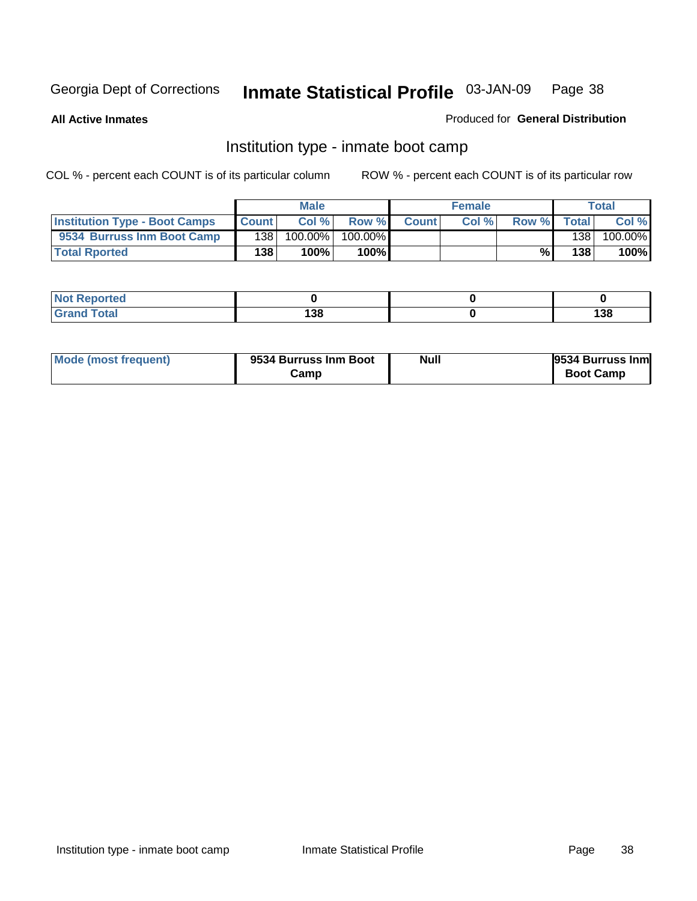Georgia Dept of Corrections **Inmate Statistical Profile** 03-JAN-09

**All Active Inmates**

Produced for **General Distribution**

## Institution type - inmate boot camp

COL % - percent each COUNT is of its particular column

ROW % - percent each COUNT is of its particular row

| | Male | | | Female | | | Total | |
|---|---|---|---|---|---|---|---|---|
| **Institution Type - Boot Camps** | **Count** | **Col %** | **Row %** | **Count** | **Col %** | **Row %** | **Total** | **Col %** |
| **9534 Burruss Inm Boot Camp** | 138 | 100.00% | 100.00% | | | | 138 | 100.00% |
| **Total Rported** | **138** | **100%** | **100%** | | | **%** | **138** | **100%** |

| | Male | Female | Total |
|---|---|---|---|
| **Not Reported** | **0** | **0** | **0** |
| **Grand Total** | **138** | **0** | **138** |

| | Male | Female | Total |
|---|---|---|---|
| **Mode (most frequent)** | **9534 Burruss Inm Boot Camp** | **Null** | **9534 Burruss Inm Boot Camp** |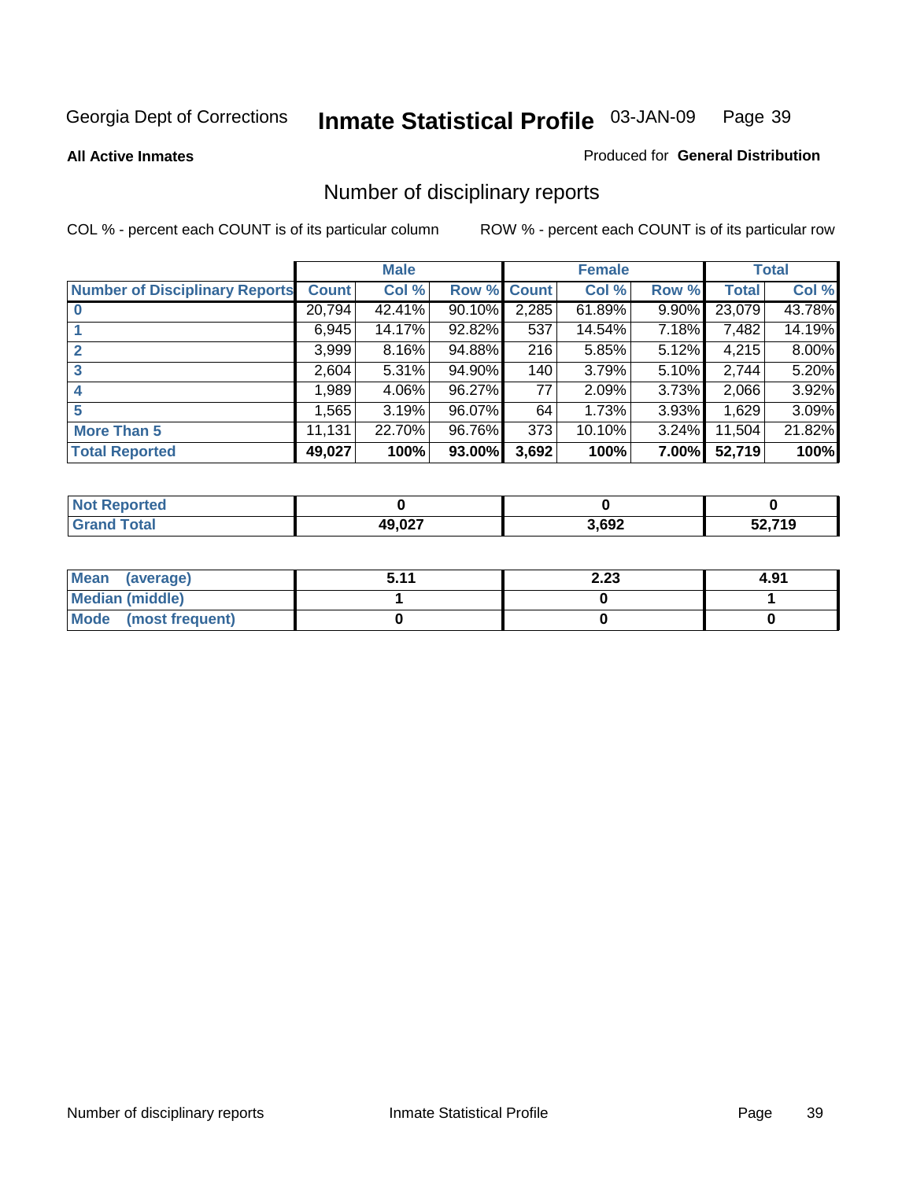Georgia Dept of Corrections **Inmate Statistical Profile** 03-JAN-09

**All Active Inmates**

Produced for **General Distribution**

# Number of disciplinary reports

COL % - percent each COUNT is of its particular column

ROW % - percent each COUNT is of its particular row

| | Male | | | Female | | | Total | |
|---|---|---|---|---|---|---|---|---|
| **Number of Disciplinary Reports** | **Count** | **Col %** | **Row %** | **Count** | **Col %** | **Row %** | **Total** | **Col %** |
| **0** | 20,794 | 42.41% | 90.10% | 2,285 | 61.89% | 9.90% | 23,079 | 43.78% |
| **1** | 6,945 | 14.17% | 92.82% | 537 | 14.54% | 7.18% | 7,482 | 14.19% |
| **2** | 3,999 | 8.16% | 94.88% | 216 | 5.85% | 5.12% | 4,215 | 8.00% |
| **3** | 2,604 | 5.31% | 94.90% | 140 | 3.79% | 5.10% | 2,744 | 5.20% |
| **4** | 1,989 | 4.06% | 96.27% | 77 | 2.09% | 3.73% | 2,066 | 3.92% |
| **5** | 1,565 | 3.19% | 96.07% | 64 | 1.73% | 3.93% | 1,629 | 3.09% |
| **More Than 5** | 11,131 | 22.70% | 96.76% | 373 | 10.10% | 3.24% | 11,504 | 21.82% |
| **Total Reported** | **49,027** | **100%** | **93.00%** | **3,692** | **100%** | **7.00%** | **52,719** | **100%** |

| | Male | Female | Total |
|---|---|---|---|
| **Not Reported** | **0** | **0** | **0** |
| **Grand Total** | **49,027** | **3,692** | **52,719** |

| | Male | Female | Total |
|---|---|---|---|
| **Mean (average)** | **5.11** | **2.23** | **4.91** |
| **Median (middle)** | **1** | **0** | **1** |
| **Mode (most frequent)** | **0** | **0** | **0** |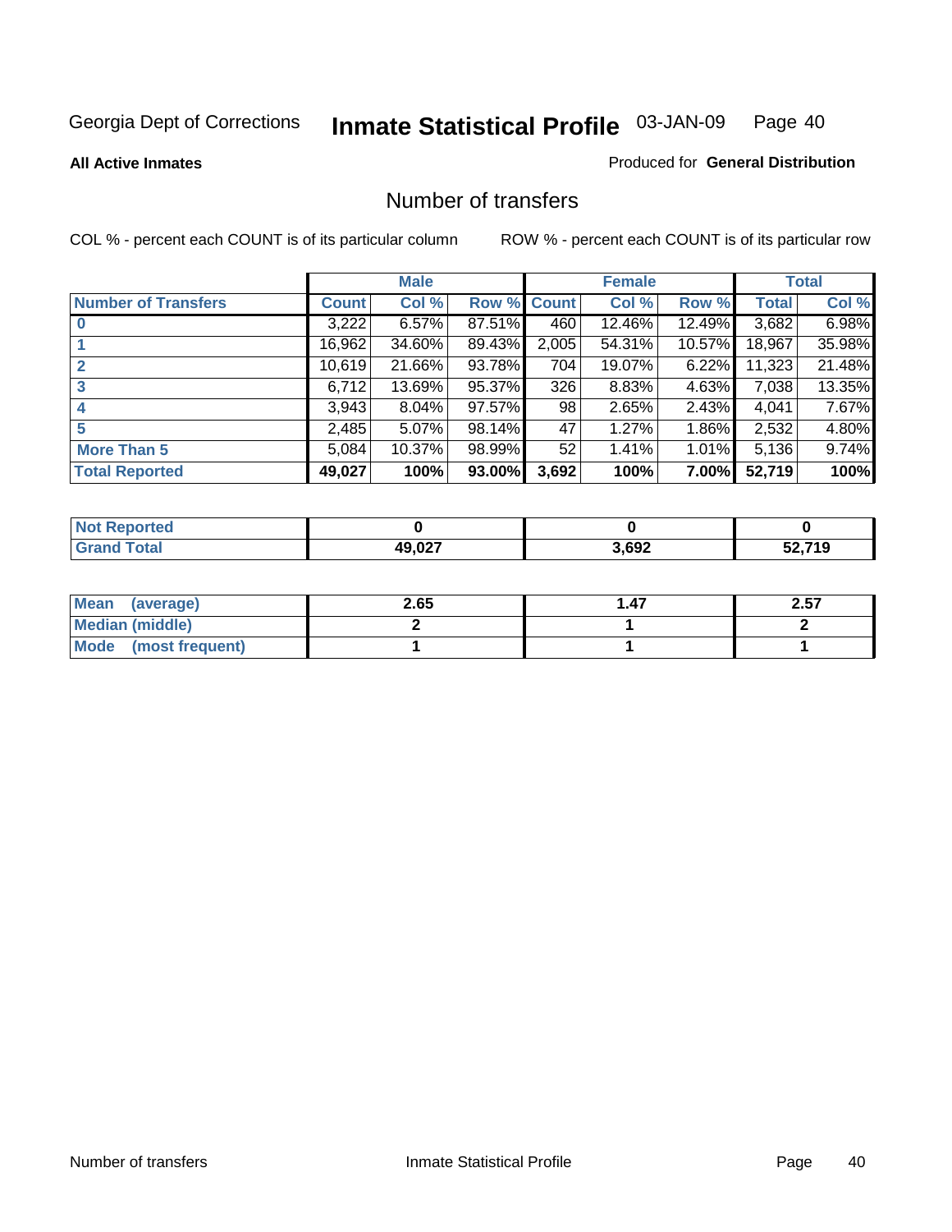Georgia Dept of Corrections **Inmate Statistical Profile** 03-JAN-09

**All Active Inmates**

Produced for **General Distribution**

## Number of transfers

COL % - percent each COUNT is of its particular column ROW % - percent each COUNT is of its particular row

| | Male | | | Female | | | Total | |
|---|---|---|---|---|---|---|---|---|
| **Number of Transfers** | **Count** | **Col %** | **Row %** | **Count** | **Col %** | **Row %** | **Total** | **Col %** |
| **0** | 3,222 | 6.57% | 87.51% | 460 | 12.46% | 12.49% | 3,682 | 6.98% |
| **1** | 16,962 | 34.60% | 89.43% | 2,005 | 54.31% | 10.57% | 18,967 | 35.98% |
| **2** | 10,619 | 21.66% | 93.78% | 704 | 19.07% | 6.22% | 11,323 | 21.48% |
| **3** | 6,712 | 13.69% | 95.37% | 326 | 8.83% | 4.63% | 7,038 | 13.35% |
| **4** | 3,943 | 8.04% | 97.57% | 98 | 2.65% | 2.43% | 4,041 | 7.67% |
| **5** | 2,485 | 5.07% | 98.14% | 47 | 1.27% | 1.86% | 2,532 | 4.80% |
| **More Than 5** | 5,084 | 10.37% | 98.99% | 52 | 1.41% | 1.01% | 5,136 | 9.74% |
| **Total Reported** | **49,027** | **100%** | **93.00%** | **3,692** | **100%** | **7.00%** | **52,719** | **100%** |

| | Male | Female | Total |
|---|---|---|---|
| **Not Reported** | **0** | **0** | **0** |
| **Grand Total** | **49,027** | **3,692** | **52,719** |

| | Male | Female | Total |
|---|---|---|---|
| **Mean (average)** | **2.65** | **1.47** | **2.57** |
| **Median (middle)** | **2** | **1** | **2** |
| **Mode (most frequent)** | **1** | **1** | **1** |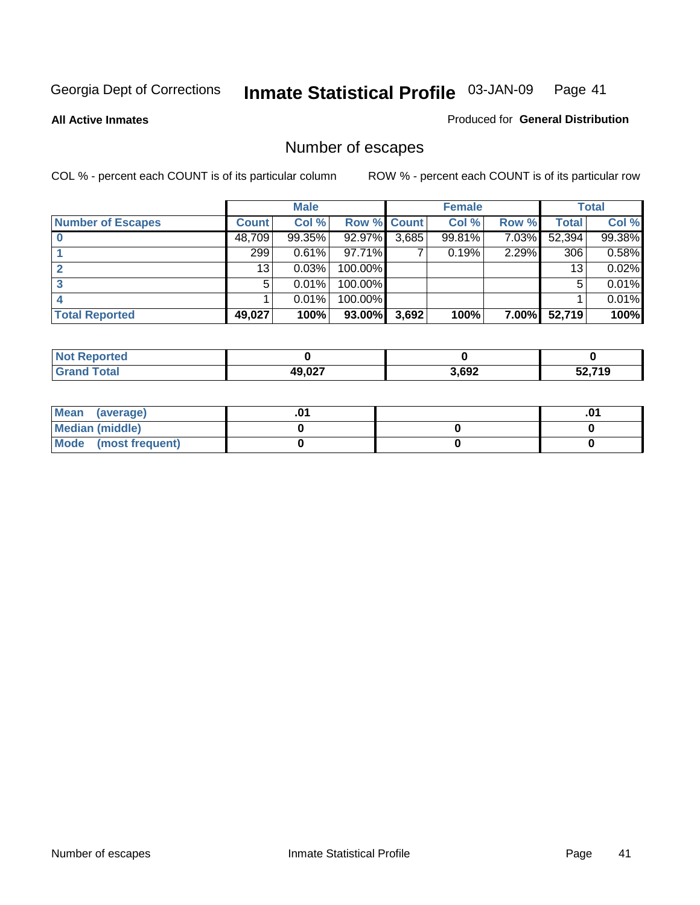Georgia Dept of Corrections **Inmate Statistical Profile** 03-JAN-09

**All Active Inmates**

Produced for **General Distribution**

# Number of escapes

COL % - percent each COUNT is of its particular column

ROW % - percent each COUNT is of its particular row

| | Male | | | Female | | | Total | |
|---|---|---|---|---|---|---|---|---|
| **Number of Escapes** | **Count** | **Col %** | **Row %** | **Count** | **Col %** | **Row %** | **Total** | **Col %** |
| **0** | 48,709 | 99.35% | 92.97% | 3,685 | 99.81% | 7.03% | 52,394 | 99.38% |
| **1** | 299 | 0.61% | 97.71% | 7 | 0.19% | 2.29% | 306 | 0.58% |
| **2** | 13 | 0.03% | 100.00% | | | | 13 | 0.02% |
| **3** | 5 | 0.01% | 100.00% | | | | 5 | 0.01% |
| **4** | 1 | 0.01% | 100.00% | | | | 1 | 0.01% |
| **Total Reported** | **49,027** | **100%** | **93.00%** | **3,692** | **100%** | **7.00%** | **52,719** | **100%** |

| | | | |
|---|---|---|---|
| **Not Reported** | **0** | **0** | **0** |
| **Grand Total** | **49,027** | **3,692** | **52,719** |

| | | | |
|---|---|---|---|
| **Mean (average)** | **.01** | | **.01** |
| **Median (middle)** | **0** | **0** | **0** |
| **Mode (most frequent)** | **0** | **0** | **0** |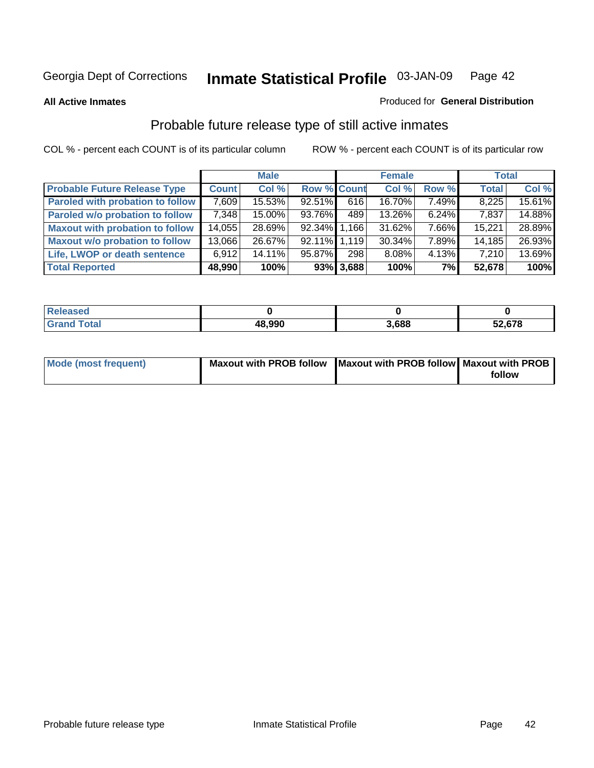Georgia Dept of Corrections **Inmate Statistical Profile** 03-JAN-09

**All Active Inmates**

Produced for **General Distribution**

## Probable future release type of still active inmates

COL % - percent each COUNT is of its particular column ROW % - percent each COUNT is of its particular row

| | Male | | | Female | | | Total | |
|---|---|---|---|---|---|---|---|---|
| **Probable Future Release Type** | **Count** | **Col %** | **Row %** | **Count** | **Col %** | **Row %** | **Total** | **Col %** |
| **Paroled with probation to follow** | 7,609 | 15.53% | 92.51% | 616 | 16.70% | 7.49% | 8,225 | 15.61% |
| **Paroled w/o probation to follow** | 7,348 | 15.00% | 93.76% | 489 | 13.26% | 6.24% | 7,837 | 14.88% |
| **Maxout with probation to follow** | 14,055 | 28.69% | 92.34% | 1,166 | 31.62% | 7.66% | 15,221 | 28.89% |
| **Maxout w/o probation to follow** | 13,066 | 26.67% | 92.11% | 1,119 | 30.34% | 7.89% | 14,185 | 26.93% |
| **Life, LWOP or death sentence** | 6,912 | 14.11% | 95.87% | 298 | 8.08% | 4.13% | 7,210 | 13.69% |
| **Total Reported** | **48,990** | **100%** | **93%** | **3,688** | **100%** | **7%** | **52,678** | **100%** |

| | Male | Female | Total |
|---|---|---|---|
| **Released** | **0** | **0** | **0** |
| **Grand Total** | **48,990** | **3,688** | **52,678** |

| | Male | Female | Total |
|---|---|---|---|
| **Mode (most frequent)** | **Maxout with PROB follow** | **Maxout with PROB follow** | **Maxout with PROB follow** |

Probable future release type Inmate Statistical Profile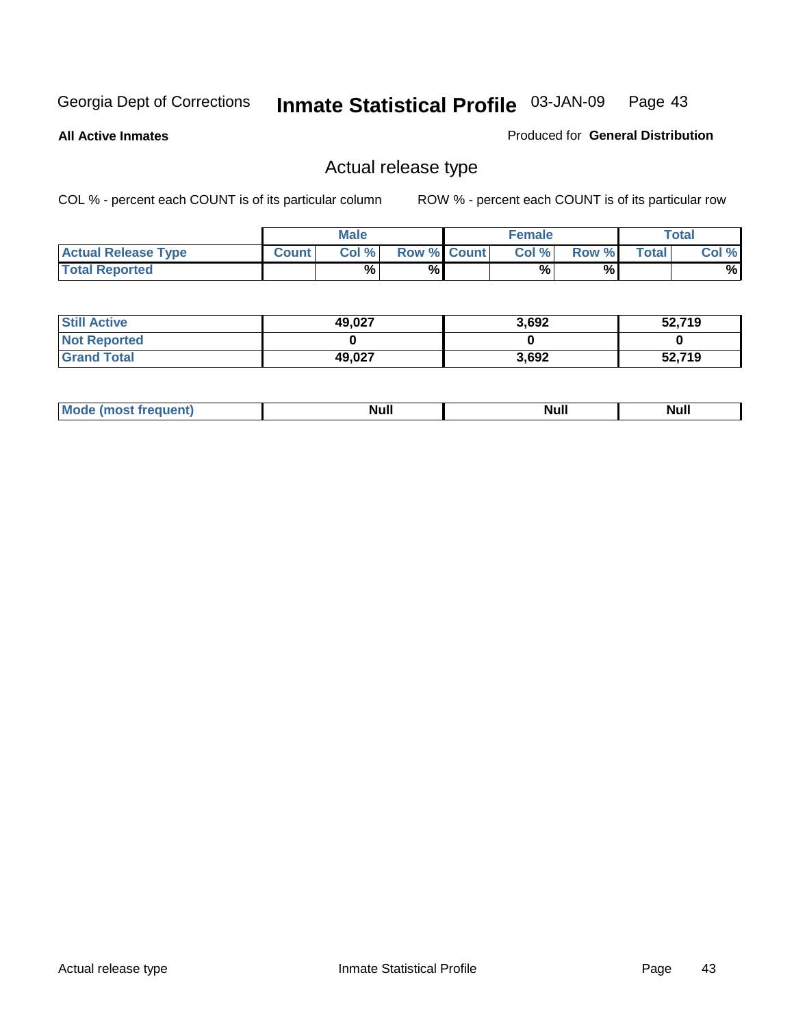Georgia Dept of Corrections **Inmate Statistical Profile** 03-JAN-09

**All Active Inmates**

Produced for **General Distribution**

## Actual release type

COL % - percent each COUNT is of its particular column

ROW % - percent each COUNT is of its particular row

| | Male | | | Female | | | Total | |
|---|---|---|---|---|---|---|---|---|
| **Actual Release Type** | **Count** | **Col %** | **Row %** | **Count** | **Col %** | **Row %** | **Total** | **Col %** |
| **Total Reported** | | % | % | | % | % | | % |

| | Male | Female | Total |
|---|---|---|---|
| **Still Active** | 49,027 | 3,692 | 52,719 |
| **Not Reported** | 0 | 0 | 0 |
| **Grand Total** | 49,027 | 3,692 | 52,719 |

| | Male | Female | Total |
|---|---|---|---|
| **Mode (most frequent)** | Null | Null | Null |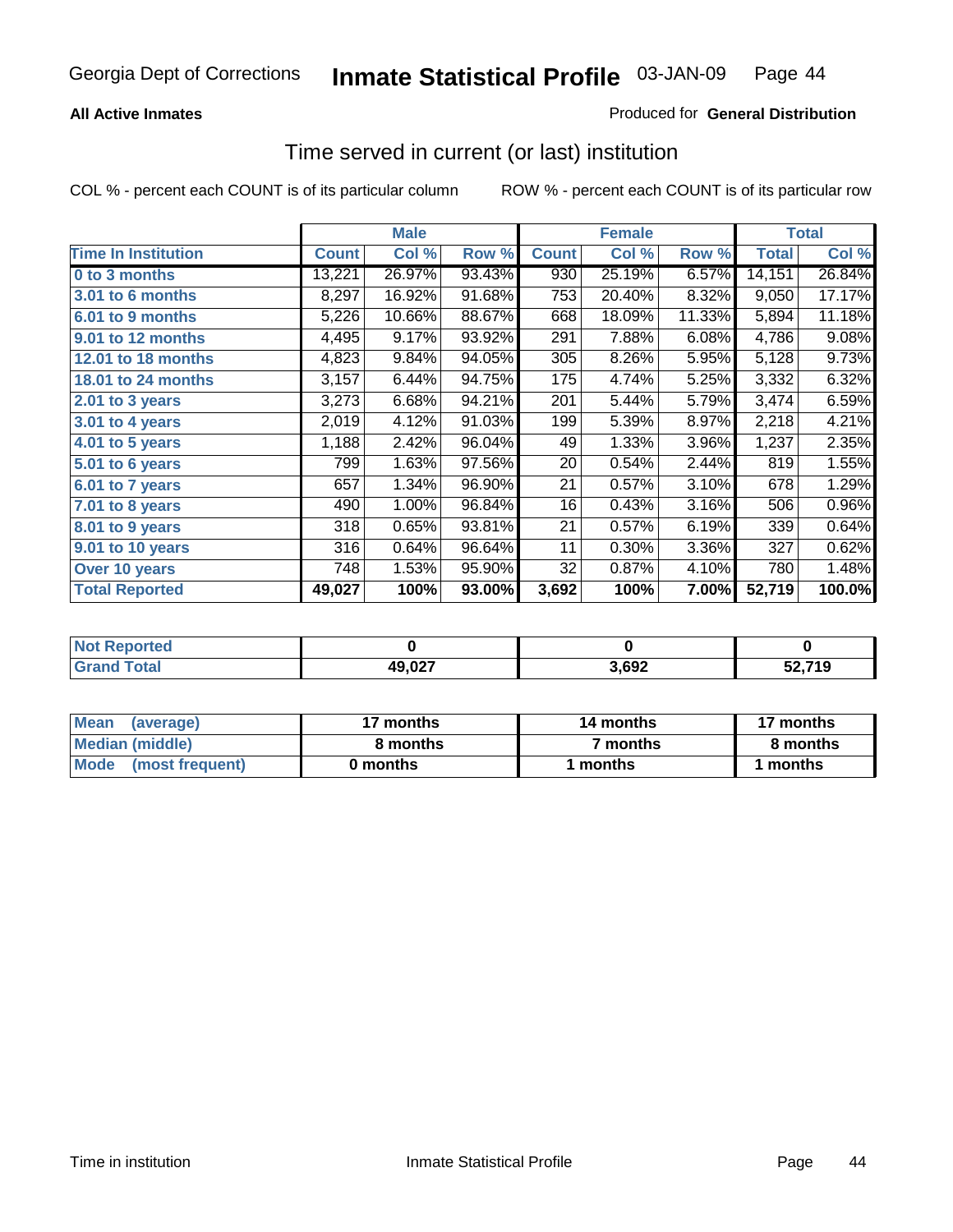**All Active Inmates**

Produced for **General Distribution**

## Time served in current (or last) institution

COL % - percent each COUNT is of its particular column

ROW % - percent each COUNT is of its particular row

| | Male | | | Female | | | Total | |
|---|---|---|---|---|---|---|---|---|
| Time In Institution | Count | Col % | Row % | Count | Col % | Row % | Total | Col % |
| 0 to 3 months | 13,221 | 26.97% | 93.43% | 930 | 25.19% | 6.57% | 14,151 | 26.84% |
| 3.01 to 6 months | 8,297 | 16.92% | 91.68% | 753 | 20.40% | 8.32% | 9,050 | 17.17% |
| 6.01 to 9 months | 5,226 | 10.66% | 88.67% | 668 | 18.09% | 11.33% | 5,894 | 11.18% |
| 9.01 to 12 months | 4,495 | 9.17% | 93.92% | 291 | 7.88% | 6.08% | 4,786 | 9.08% |
| 12.01 to 18 months | 4,823 | 9.84% | 94.05% | 305 | 8.26% | 5.95% | 5,128 | 9.73% |
| 18.01 to 24 months | 3,157 | 6.44% | 94.75% | 175 | 4.74% | 5.25% | 3,332 | 6.32% |
| 2.01 to 3 years | 3,273 | 6.68% | 94.21% | 201 | 5.44% | 5.79% | 3,474 | 6.59% |
| 3.01 to 4 years | 2,019 | 4.12% | 91.03% | 199 | 5.39% | 8.97% | 2,218 | 4.21% |
| 4.01 to 5 years | 1,188 | 2.42% | 96.04% | 49 | 1.33% | 3.96% | 1,237 | 2.35% |
| 5.01 to 6 years | 799 | 1.63% | 97.56% | 20 | 0.54% | 2.44% | 819 | 1.55% |
| 6.01 to 7 years | 657 | 1.34% | 96.90% | 21 | 0.57% | 3.10% | 678 | 1.29% |
| 7.01 to 8 years | 490 | 1.00% | 96.84% | 16 | 0.43% | 3.16% | 506 | 0.96% |
| 8.01 to 9 years | 318 | 0.65% | 93.81% | 21 | 0.57% | 6.19% | 339 | 0.64% |
| 9.01 to 10 years | 316 | 0.64% | 96.64% | 11 | 0.30% | 3.36% | 327 | 0.62% |
| Over 10 years | 748 | 1.53% | 95.90% | 32 | 0.87% | 4.10% | 780 | 1.48% |
| **Total Reported** | **49,027** | **100%** | **93.00%** | **3,692** | **100%** | **7.00%** | **52,719** | **100.0%** |

| | Male | Female | Total |
|---|---|---|---|
| Not Reported | 0 | 0 | 0 |
| Grand Total | 49,027 | 3,692 | 52,719 |

| | Male | Female | Total |
|---|---|---|---|
| Mean (average) | 17 months | 14 months | 17 months |
| Median (middle) | 8 months | 7 months | 8 months |
| Mode (most frequent) | 0 months | 1 months | 1 months |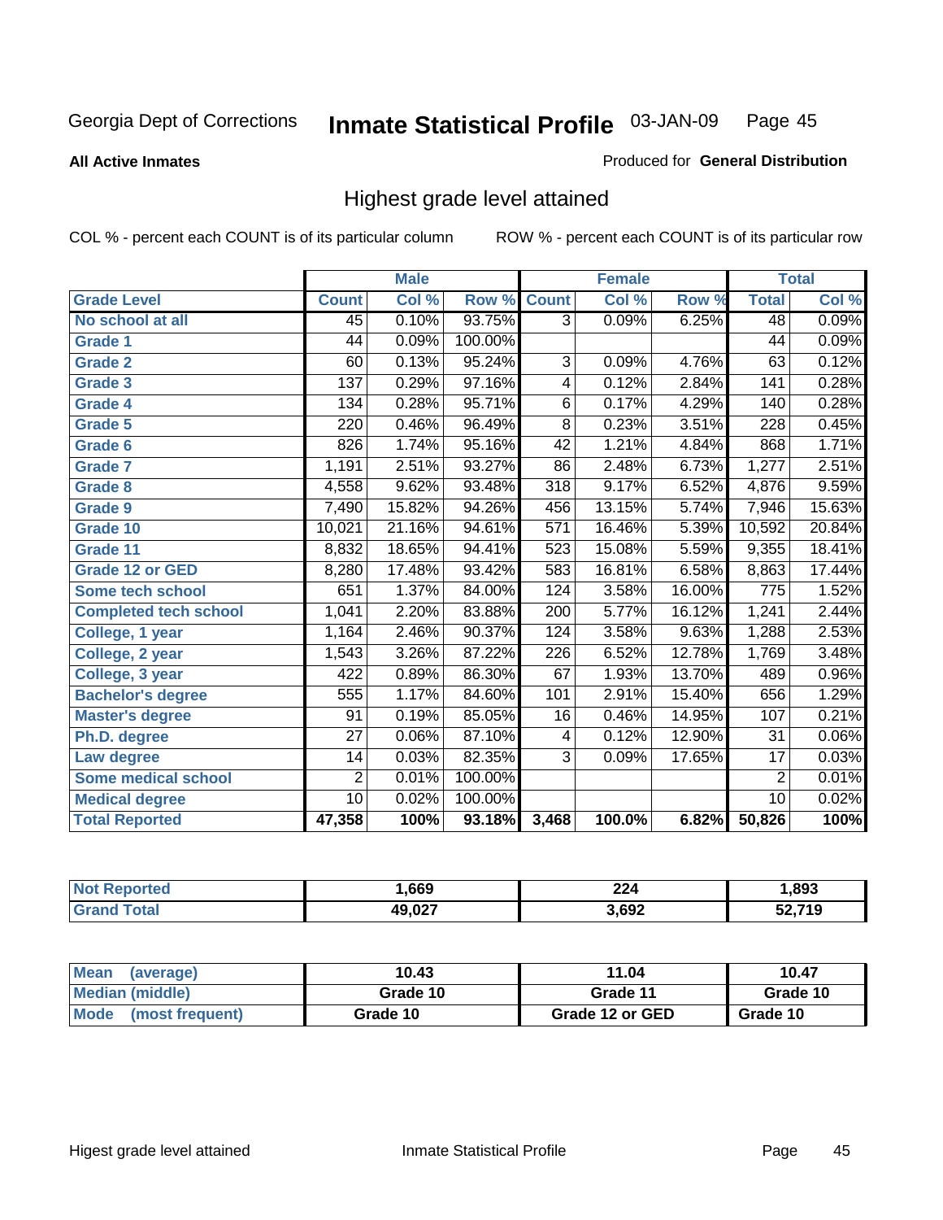Georgia Dept of Corrections **Inmate Statistical Profile** 03-JAN-09

**All Active Inmates**

Produced for **General Distribution**

## Highest grade level attained

COL % - percent each COUNT is of its particular column

ROW % - percent each COUNT is of its particular row

| | Male | | | Female | | | Total | |
|---|---|---|---|---|---|---|---|---|
| **Grade Level** | **Count** | **Col %** | **Row %** | **Count** | **Col %** | **Row %** | **Total** | **Col %** |
| No school at all | 45 | 0.10% | 93.75% | 3 | 0.09% | 6.25% | 48 | 0.09% |
| Grade 1 | 44 | 0.09% | 100.00% | | | | 44 | 0.09% |
| Grade 2 | 60 | 0.13% | 95.24% | 3 | 0.09% | 4.76% | 63 | 0.12% |
| Grade 3 | 137 | 0.29% | 97.16% | 4 | 0.12% | 2.84% | 141 | 0.28% |
| Grade 4 | 134 | 0.28% | 95.71% | 6 | 0.17% | 4.29% | 140 | 0.28% |
| Grade 5 | 220 | 0.46% | 96.49% | 8 | 0.23% | 3.51% | 228 | 0.45% |
| Grade 6 | 826 | 1.74% | 95.16% | 42 | 1.21% | 4.84% | 868 | 1.71% |
| Grade 7 | 1,191 | 2.51% | 93.27% | 86 | 2.48% | 6.73% | 1,277 | 2.51% |
| Grade 8 | 4,558 | 9.62% | 93.48% | 318 | 9.17% | 6.52% | 4,876 | 9.59% |
| Grade 9 | 7,490 | 15.82% | 94.26% | 456 | 13.15% | 5.74% | 7,946 | 15.63% |
| Grade 10 | 10,021 | 21.16% | 94.61% | 571 | 16.46% | 5.39% | 10,592 | 20.84% |
| Grade 11 | 8,832 | 18.65% | 94.41% | 523 | 15.08% | 5.59% | 9,355 | 18.41% |
| Grade 12 or GED | 8,280 | 17.48% | 93.42% | 583 | 16.81% | 6.58% | 8,863 | 17.44% |
| Some tech school | 651 | 1.37% | 84.00% | 124 | 3.58% | 16.00% | 775 | 1.52% |
| Completed tech school | 1,041 | 2.20% | 83.88% | 200 | 5.77% | 16.12% | 1,241 | 2.44% |
| College, 1 year | 1,164 | 2.46% | 90.37% | 124 | 3.58% | 9.63% | 1,288 | 2.53% |
| College, 2 year | 1,543 | 3.26% | 87.22% | 226 | 6.52% | 12.78% | 1,769 | 3.48% |
| College, 3 year | 422 | 0.89% | 86.30% | 67 | 1.93% | 13.70% | 489 | 0.96% |
| Bachelor's degree | 555 | 1.17% | 84.60% | 101 | 2.91% | 15.40% | 656 | 1.29% |
| Master's degree | 91 | 0.19% | 85.05% | 16 | 0.46% | 14.95% | 107 | 0.21% |
| Ph.D. degree | 27 | 0.06% | 87.10% | 4 | 0.12% | 12.90% | 31 | 0.06% |
| Law degree | 14 | 0.03% | 82.35% | 3 | 0.09% | 17.65% | 17 | 0.03% |
| Some medical school | 2 | 0.01% | 100.00% | | | | 2 | 0.01% |
| Medical degree | 10 | 0.02% | 100.00% | | | | 10 | 0.02% |
| **Total Reported** | **47,358** | **100%** | **93.18%** | **3,468** | **100.0%** | **6.82%** | **50,826** | **100%** |

| | Male | Female | Total |
|---|---|---|---|
| Not Reported | 1,669 | 224 | 1,893 |
| Grand Total | 49,027 | 3,692 | 52,719 |

| | Male | Female | Total |
|---|---|---|---|
| Mean (average) | 10.43 | 11.04 | 10.47 |
| Median (middle) | Grade 10 | Grade 11 | Grade 10 |
| Mode (most frequent) | Grade 10 | Grade 12 or GED | Grade 10 |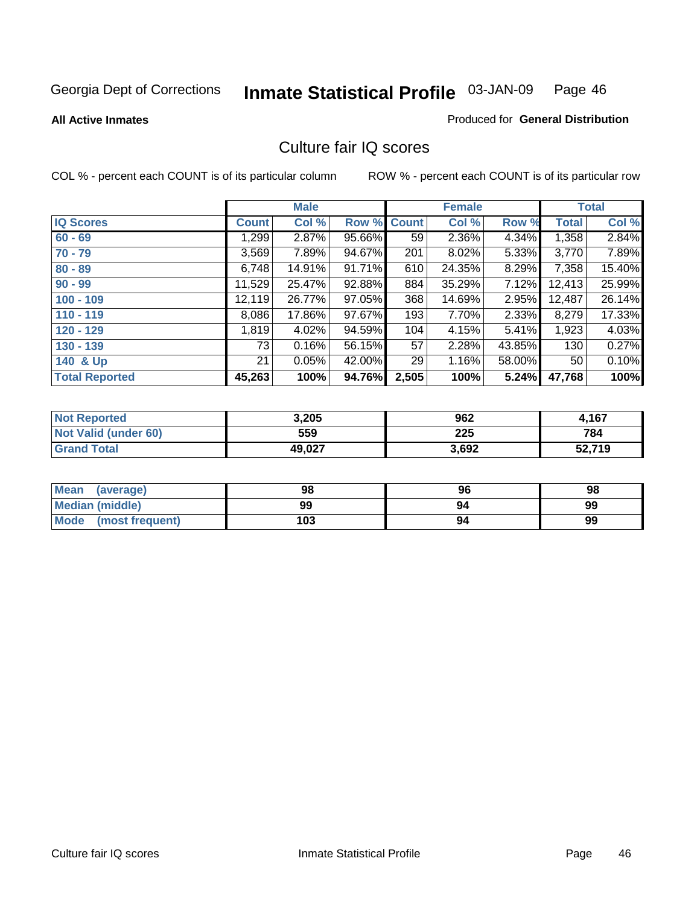Georgia Dept of Corrections **Inmate Statistical Profile** 03-JAN-09

**All Active Inmates**

Produced for **General Distribution**

## Culture fair IQ scores

COL % - percent each COUNT is of its particular column

ROW % - percent each COUNT is of its particular row

| | Male | | | Female | | | Total | |
|---|---|---|---|---|---|---|---|---|
| **IQ Scores** | **Count** | **Col %** | **Row %** | **Count** | **Col %** | **Row %** | **Total** | **Col %** |
| 60 - 69 | 1,299 | 2.87% | 95.66% | 59 | 2.36% | 4.34% | 1,358 | 2.84% |
| 70 - 79 | 3,569 | 7.89% | 94.67% | 201 | 8.02% | 5.33% | 3,770 | 7.89% |
| 80 - 89 | 6,748 | 14.91% | 91.71% | 610 | 24.35% | 8.29% | 7,358 | 15.40% |
| 90 - 99 | 11,529 | 25.47% | 92.88% | 884 | 35.29% | 7.12% | 12,413 | 25.99% |
| 100 - 109 | 12,119 | 26.77% | 97.05% | 368 | 14.69% | 2.95% | 12,487 | 26.14% |
| 110 - 119 | 8,086 | 17.86% | 97.67% | 193 | 7.70% | 2.33% | 8,279 | 17.33% |
| 120 - 129 | 1,819 | 4.02% | 94.59% | 104 | 4.15% | 5.41% | 1,923 | 4.03% |
| 130 - 139 | 73 | 0.16% | 56.15% | 57 | 2.28% | 43.85% | 130 | 0.27% |
| 140 & Up | 21 | 0.05% | 42.00% | 29 | 1.16% | 58.00% | 50 | 0.10% |
| **Total Reported** | **45,263** | **100%** | **94.76%** | **2,505** | **100%** | **5.24%** | **47,768** | **100%** |

| | Male | Female | Total |
|---|---|---|---|
| Not Reported | 3,205 | 962 | 4,167 |
| Not Valid (under 60) | 559 | 225 | 784 |
| Grand Total | 49,027 | 3,692 | 52,719 |

| | Male | Female | Total |
|---|---|---|---|
| Mean (average) | 98 | 96 | 98 |
| Median (middle) | 99 | 94 | 99 |
| Mode (most frequent) | 103 | 94 | 99 |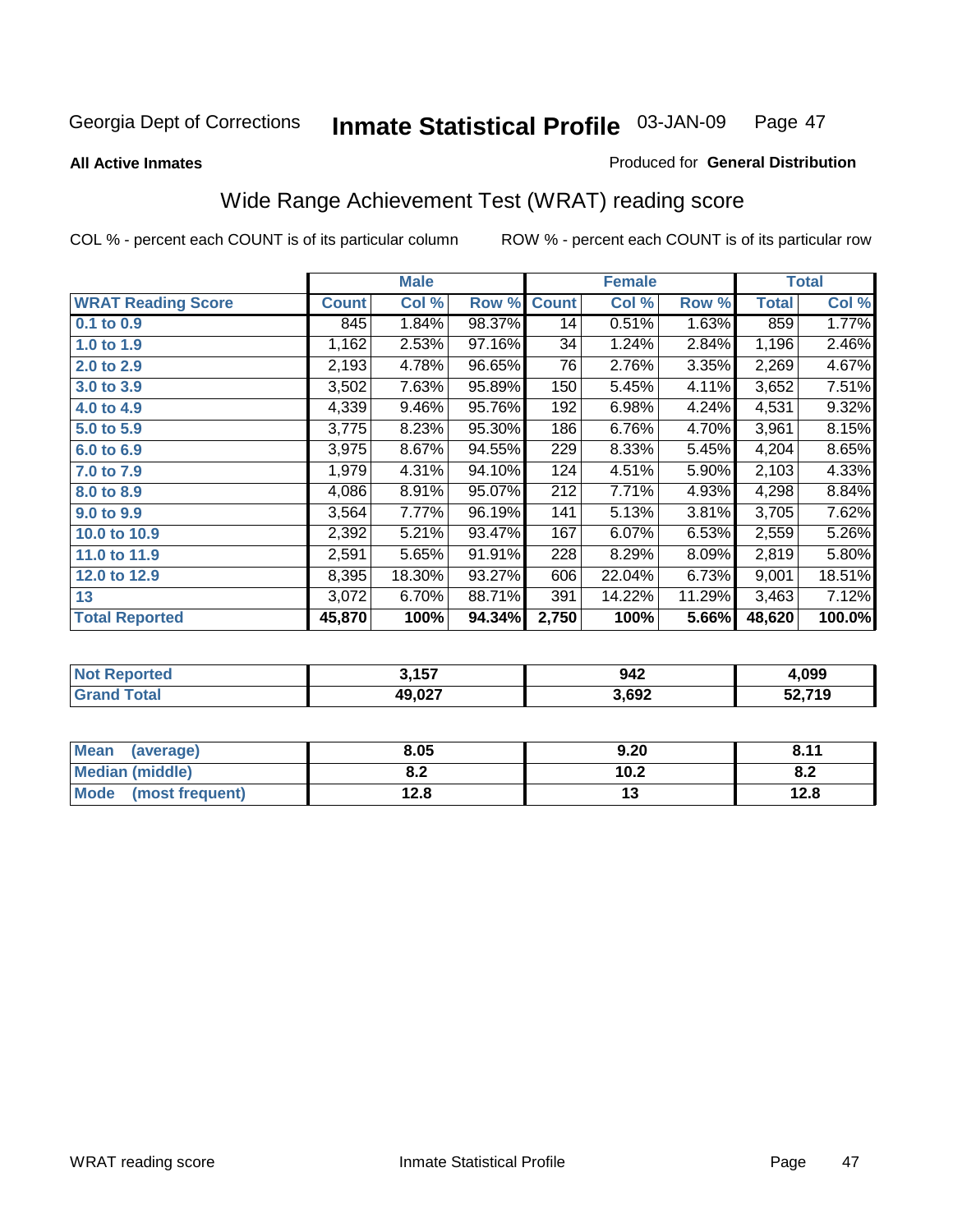Georgia Dept of Corrections **Inmate Statistical Profile** 03-JAN-09

**All Active Inmates**

Produced for **General Distribution**

## Wide Range Achievement Test (WRAT) reading score

COL % - percent each COUNT is of its particular column ROW % - percent each COUNT is of its particular row

| | Male | | | Female | | | Total | |
|---|---|---|---|---|---|---|---|---|
| **WRAT Reading Score** | **Count** | **Col %** | **Row %** | **Count** | **Col %** | **Row %** | **Total** | **Col %** |
| **0.1 to 0.9** | 845 | 1.84% | 98.37% | 14 | 0.51% | 1.63% | 859 | 1.77% |
| **1.0 to 1.9** | 1,162 | 2.53% | 97.16% | 34 | 1.24% | 2.84% | 1,196 | 2.46% |
| **2.0 to 2.9** | 2,193 | 4.78% | 96.65% | 76 | 2.76% | 3.35% | 2,269 | 4.67% |
| **3.0 to 3.9** | 3,502 | 7.63% | 95.89% | 150 | 5.45% | 4.11% | 3,652 | 7.51% |
| **4.0 to 4.9** | 4,339 | 9.46% | 95.76% | 192 | 6.98% | 4.24% | 4,531 | 9.32% |
| **5.0 to 5.9** | 3,775 | 8.23% | 95.30% | 186 | 6.76% | 4.70% | 3,961 | 8.15% |
| **6.0 to 6.9** | 3,975 | 8.67% | 94.55% | 229 | 8.33% | 5.45% | 4,204 | 8.65% |
| **7.0 to 7.9** | 1,979 | 4.31% | 94.10% | 124 | 4.51% | 5.90% | 2,103 | 4.33% |
| **8.0 to 8.9** | 4,086 | 8.91% | 95.07% | 212 | 7.71% | 4.93% | 4,298 | 8.84% |
| **9.0 to 9.9** | 3,564 | 7.77% | 96.19% | 141 | 5.13% | 3.81% | 3,705 | 7.62% |
| **10.0 to 10.9** | 2,392 | 5.21% | 93.47% | 167 | 6.07% | 6.53% | 2,559 | 5.26% |
| **11.0 to 11.9** | 2,591 | 5.65% | 91.91% | 228 | 8.29% | 8.09% | 2,819 | 5.80% |
| **12.0 to 12.9** | 8,395 | 18.30% | 93.27% | 606 | 22.04% | 6.73% | 9,001 | 18.51% |
| **13** | 3,072 | 6.70% | 88.71% | 391 | 14.22% | 11.29% | 3,463 | 7.12% |
| **Total Reported** | **45,870** | **100%** | **94.34%** | **2,750** | **100%** | **5.66%** | **48,620** | **100.0%** |

| | Male | Female | Total |
|---|---|---|---|
| **Not Reported** | **3,157** | **942** | **4,099** |
| **Grand Total** | **49,027** | **3,692** | **52,719** |

| | Male | Female | Total |
|---|---|---|---|
| **Mean (average)** | **8.05** | **9.20** | **8.11** |
| **Median (middle)** | **8.2** | **10.2** | **8.2** |
| **Mode (most frequent)** | **12.8** | **13** | **12.8** |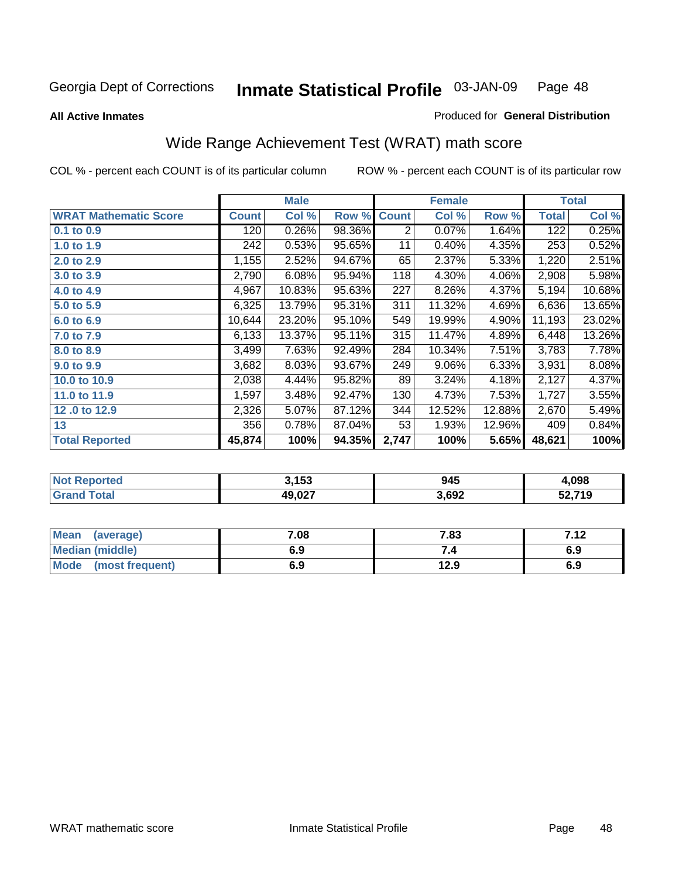Georgia Dept of Corrections

# Inmate Statistical Profile 03-JAN-09

**All Active Inmates**

Produced for **General Distribution**

## Wide Range Achievement Test (WRAT) math score

COL % - percent each COUNT is of its particular column

ROW % - percent each COUNT is of its particular row

| | Male | | | Female | | | Total | |
|---|---|---|---|---|---|---|---|---|
| **WRAT Mathematic Score** | **Count** | **Col %** | **Row %** | **Count** | **Col %** | **Row %** | **Total** | **Col %** |
| **0.1 to 0.9** | 120 | 0.26% | 98.36% | 2 | 0.07% | 1.64% | 122 | 0.25% |
| **1.0 to 1.9** | 242 | 0.53% | 95.65% | 11 | 0.40% | 4.35% | 253 | 0.52% |
| **2.0 to 2.9** | 1,155 | 2.52% | 94.67% | 65 | 2.37% | 5.33% | 1,220 | 2.51% |
| **3.0 to 3.9** | 2,790 | 6.08% | 95.94% | 118 | 4.30% | 4.06% | 2,908 | 5.98% |
| **4.0 to 4.9** | 4,967 | 10.83% | 95.63% | 227 | 8.26% | 4.37% | 5,194 | 10.68% |
| **5.0 to 5.9** | 6,325 | 13.79% | 95.31% | 311 | 11.32% | 4.69% | 6,636 | 13.65% |
| **6.0 to 6.9** | 10,644 | 23.20% | 95.10% | 549 | 19.99% | 4.90% | 11,193 | 23.02% |
| **7.0 to 7.9** | 6,133 | 13.37% | 95.11% | 315 | 11.47% | 4.89% | 6,448 | 13.26% |
| **8.0 to 8.9** | 3,499 | 7.63% | 92.49% | 284 | 10.34% | 7.51% | 3,783 | 7.78% |
| **9.0 to 9.9** | 3,682 | 8.03% | 93.67% | 249 | 9.06% | 6.33% | 3,931 | 8.08% |
| **10.0 to 10.9** | 2,038 | 4.44% | 95.82% | 89 | 3.24% | 4.18% | 2,127 | 4.37% |
| **11.0 to 11.9** | 1,597 | 3.48% | 92.47% | 130 | 4.73% | 7.53% | 1,727 | 3.55% |
| **12 .0 to 12.9** | 2,326 | 5.07% | 87.12% | 344 | 12.52% | 12.88% | 2,670 | 5.49% |
| **13** | 356 | 0.78% | 87.04% | 53 | 1.93% | 12.96% | 409 | 0.84% |
| **Total Reported** | **45,874** | **100%** | **94.35%** | **2,747** | **100%** | **5.65%** | **48,621** | **100%** |

| | Male | Female | Total |
|---|---|---|---|
| **Not Reported** | **3,153** | **945** | **4,098** |
| **Grand Total** | **49,027** | **3,692** | **52,719** |

| | Male | Female | Total |
|---|---|---|---|
| **Mean (average)** | **7.08** | **7.83** | **7.12** |
| **Median (middle)** | **6.9** | **7.4** | **6.9** |
| **Mode (most frequent)** | **6.9** | **12.9** | **6.9** |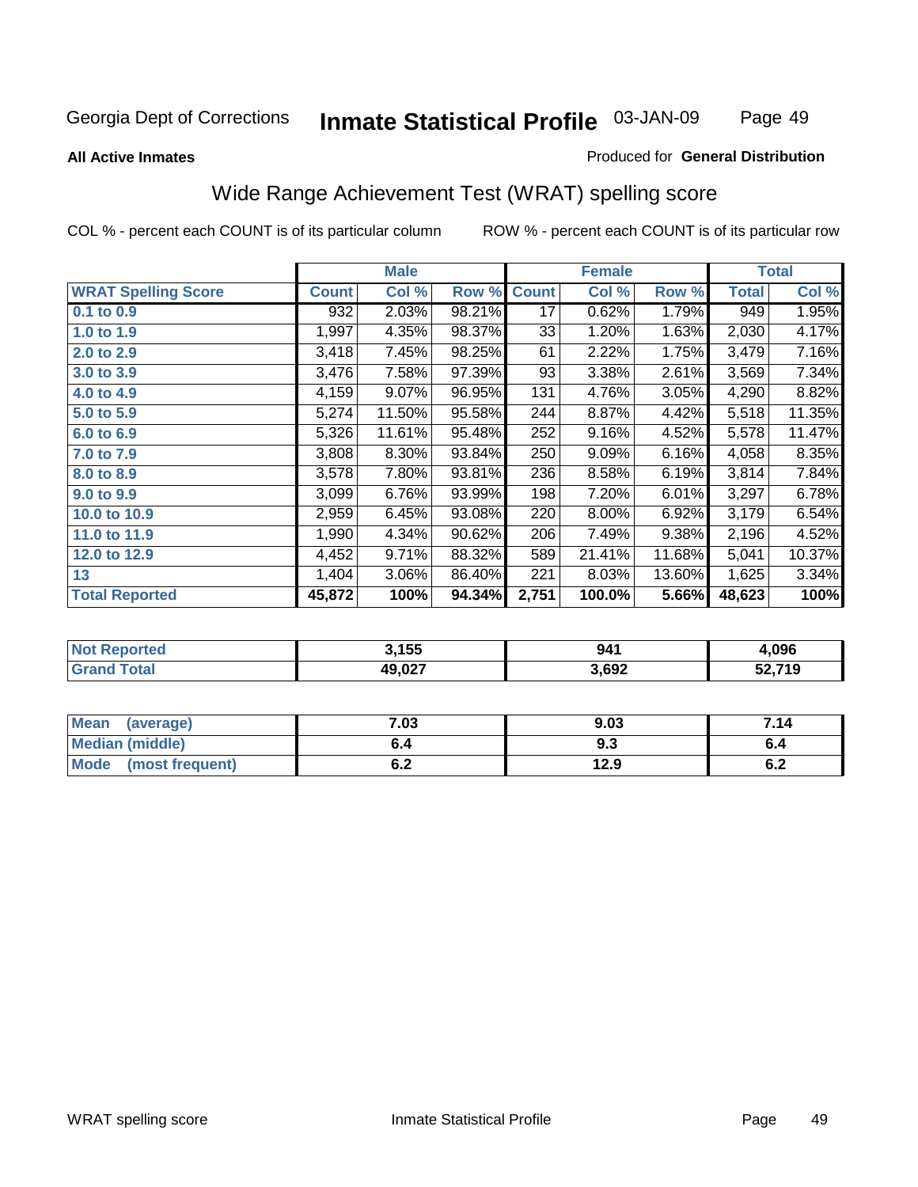Georgia Dept of Corrections **Inmate Statistical Profile** 03-JAN-09

**All Active Inmates**

Produced for **General Distribution**

## Wide Range Achievement Test (WRAT) spelling score

COL % - percent each COUNT is of its particular column

ROW % - percent each COUNT is of its particular row

| | Male | | | Female | | | Total | |
|---|---|---|---|---|---|---|---|---|
| **WRAT Spelling Score** | **Count** | **Col %** | **Row %** | **Count** | **Col %** | **Row %** | **Total** | **Col %** |
| 0.1 to 0.9 | 932 | 2.03% | 98.21% | 17 | 0.62% | 1.79% | 949 | 1.95% |
| 1.0 to 1.9 | 1,997 | 4.35% | 98.37% | 33 | 1.20% | 1.63% | 2,030 | 4.17% |
| 2.0 to 2.9 | 3,418 | 7.45% | 98.25% | 61 | 2.22% | 1.75% | 3,479 | 7.16% |
| 3.0 to 3.9 | 3,476 | 7.58% | 97.39% | 93 | 3.38% | 2.61% | 3,569 | 7.34% |
| 4.0 to 4.9 | 4,159 | 9.07% | 96.95% | 131 | 4.76% | 3.05% | 4,290 | 8.82% |
| 5.0 to 5.9 | 5,274 | 11.50% | 95.58% | 244 | 8.87% | 4.42% | 5,518 | 11.35% |
| 6.0 to 6.9 | 5,326 | 11.61% | 95.48% | 252 | 9.16% | 4.52% | 5,578 | 11.47% |
| 7.0 to 7.9 | 3,808 | 8.30% | 93.84% | 250 | 9.09% | 6.16% | 4,058 | 8.35% |
| 8.0 to 8.9 | 3,578 | 7.80% | 93.81% | 236 | 8.58% | 6.19% | 3,814 | 7.84% |
| 9.0 to 9.9 | 3,099 | 6.76% | 93.99% | 198 | 7.20% | 6.01% | 3,297 | 6.78% |
| 10.0 to 10.9 | 2,959 | 6.45% | 93.08% | 220 | 8.00% | 6.92% | 3,179 | 6.54% |
| 11.0 to 11.9 | 1,990 | 4.34% | 90.62% | 206 | 7.49% | 9.38% | 2,196 | 4.52% |
| 12.0 to 12.9 | 4,452 | 9.71% | 88.32% | 589 | 21.41% | 11.68% | 5,041 | 10.37% |
| 13 | 1,404 | 3.06% | 86.40% | 221 | 8.03% | 13.60% | 1,625 | 3.34% |
| **Total Reported** | **45,872** | **100%** | **94.34%** | **2,751** | **100.0%** | **5.66%** | **48,623** | **100%** |

| | Male | Female | Total |
|---|---|---|---|
| **Not Reported** | **3,155** | **941** | **4,096** |
| **Grand Total** | **49,027** | **3,692** | **52,719** |

| | Male | Female | Total |
|---|---|---|---|
| **Mean (average)** | **7.03** | **9.03** | **7.14** |
| **Median (middle)** | **6.4** | **9.3** | **6.4** |
| **Mode (most frequent)** | **6.2** | **12.9** | **6.2** |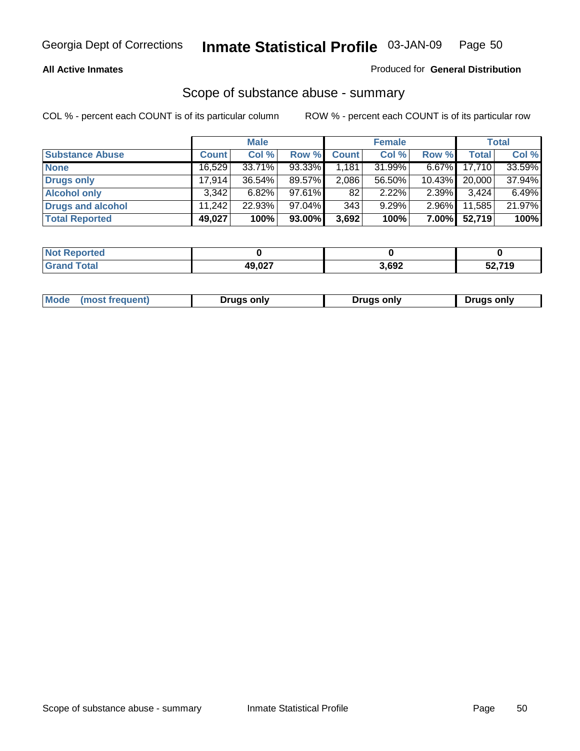Georgia Dept of Corrections **Inmate Statistical Profile** 03-JAN-09

**All Active Inmates**

Produced for **General Distribution**

## Scope of substance abuse - summary

COL % - percent each COUNT is of its particular column

ROW % - percent each COUNT is of its particular row

| | Male | | | Female | | | Total | |
|---|---|---|---|---|---|---|---|---|
| **Substance Abuse** | **Count** | **Col %** | **Row %** | **Count** | **Col %** | **Row %** | **Total** | **Col %** |
| **None** | 16,529 | 33.71% | 93.33% | 1,181 | 31.99% | 6.67% | 17,710 | 33.59% |
| **Drugs only** | 17,914 | 36.54% | 89.57% | 2,086 | 56.50% | 10.43% | 20,000 | 37.94% |
| **Alcohol only** | 3,342 | 6.82% | 97.61% | 82 | 2.22% | 2.39% | 3,424 | 6.49% |
| **Drugs and alcohol** | 11,242 | 22.93% | 97.04% | 343 | 9.29% | 2.96% | 11,585 | 21.97% |
| **Total Reported** | **49,027** | **100%** | **93.00%** | **3,692** | **100%** | **7.00%** | **52,719** | **100%** |

| | Male | Female | Total |
|---|---|---|---|
| **Not Reported** | **0** | **0** | **0** |
| **Grand Total** | **49,027** | **3,692** | **52,719** |

| | Male | Female | Total |
|---|---|---|---|
| **Mode (most frequent)** | **Drugs only** | **Drugs only** | **Drugs only** |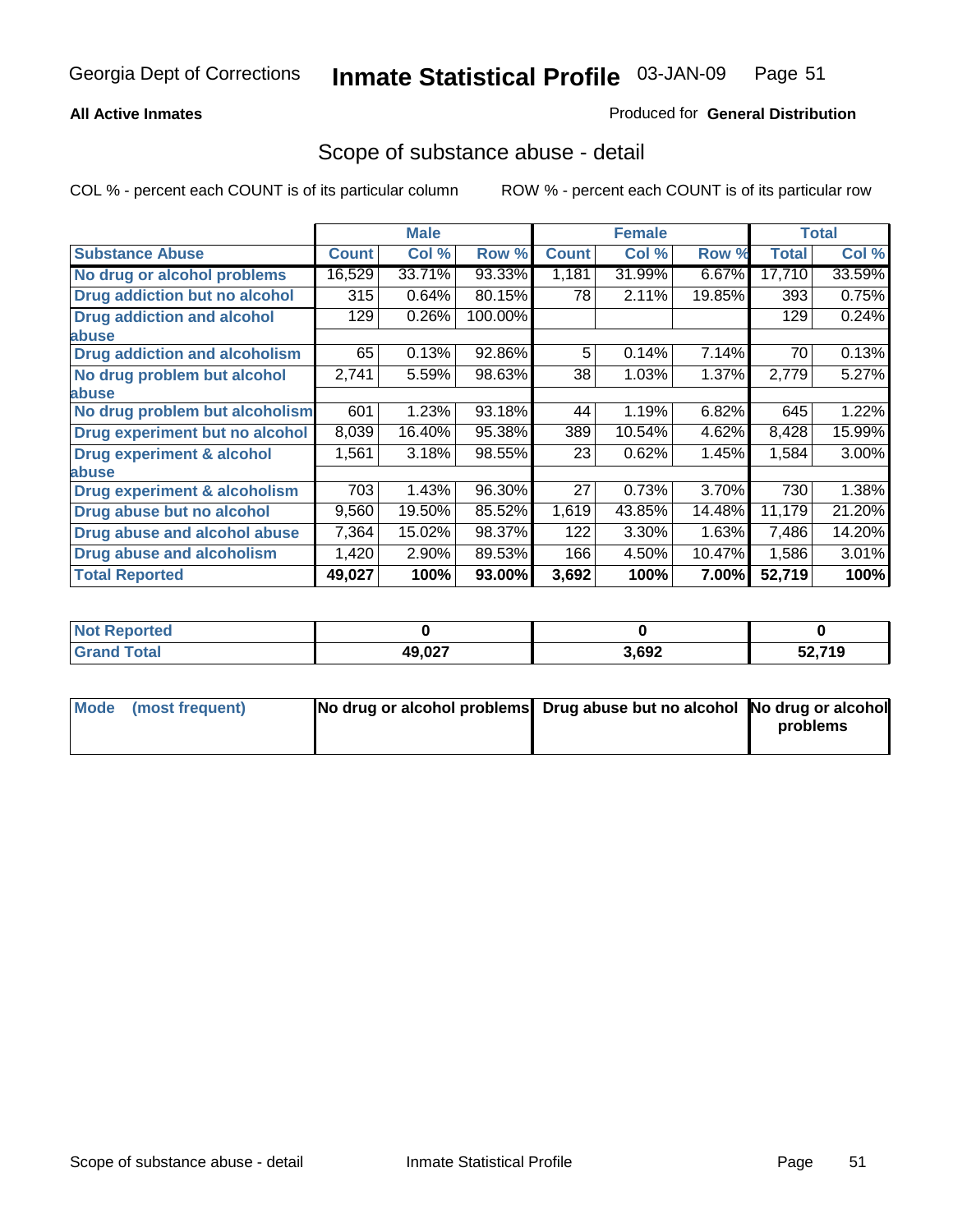Georgia Dept of Corrections **Inmate Statistical Profile** 03-JAN-09

**All Active Inmates**

Produced for **General Distribution**

## Scope of substance abuse - detail

COL % - percent each COUNT is of its particular column    ROW % - percent each COUNT is of its particular row

| | Male | | | Female | | | Total | |
|---|---|---|---|---|---|---|---|---|
| **Substance Abuse** | **Count** | **Col %** | **Row %** | **Count** | **Col %** | **Row %** | **Total** | **Col %** |
| **No drug or alcohol problems** | 16,529 | 33.71% | 93.33% | 1,181 | 31.99% | 6.67% | 17,710 | 33.59% |
| **Drug addiction but no alcohol** | 315 | 0.64% | 80.15% | 78 | 2.11% | 19.85% | 393 | 0.75% |
| **Drug addiction and alcohol abuse** | 129 | 0.26% | 100.00% | | | | 129 | 0.24% |
| **Drug addiction and alcoholism** | 65 | 0.13% | 92.86% | 5 | 0.14% | 7.14% | 70 | 0.13% |
| **No drug problem but alcohol abuse** | 2,741 | 5.59% | 98.63% | 38 | 1.03% | 1.37% | 2,779 | 5.27% |
| **No drug problem but alcoholism** | 601 | 1.23% | 93.18% | 44 | 1.19% | 6.82% | 645 | 1.22% |
| **Drug experiment but no alcohol** | 8,039 | 16.40% | 95.38% | 389 | 10.54% | 4.62% | 8,428 | 15.99% |
| **Drug experiment & alcohol abuse** | 1,561 | 3.18% | 98.55% | 23 | 0.62% | 1.45% | 1,584 | 3.00% |
| **Drug experiment & alcoholism** | 703 | 1.43% | 96.30% | 27 | 0.73% | 3.70% | 730 | 1.38% |
| **Drug abuse but no alcohol** | 9,560 | 19.50% | 85.52% | 1,619 | 43.85% | 14.48% | 11,179 | 21.20% |
| **Drug abuse and alcohol abuse** | 7,364 | 15.02% | 98.37% | 122 | 3.30% | 1.63% | 7,486 | 14.20% |
| **Drug abuse and alcoholism** | 1,420 | 2.90% | 89.53% | 166 | 4.50% | 10.47% | 1,586 | 3.01% |
| **Total Reported** | **49,027** | **100%** | **93.00%** | **3,692** | **100%** | **7.00%** | **52,719** | **100%** |

| | Male | Female | Total |
|---|---|---|---|
| **Not Reported** | **0** | **0** | **0** |
| **Grand Total** | **49,027** | **3,692** | **52,719** |

| | Male | Female | Total |
|---|---|---|---|
| **Mode (most frequent)** | **No drug or alcohol problems** | **Drug abuse but no alcohol** | **No drug or alcohol problems** |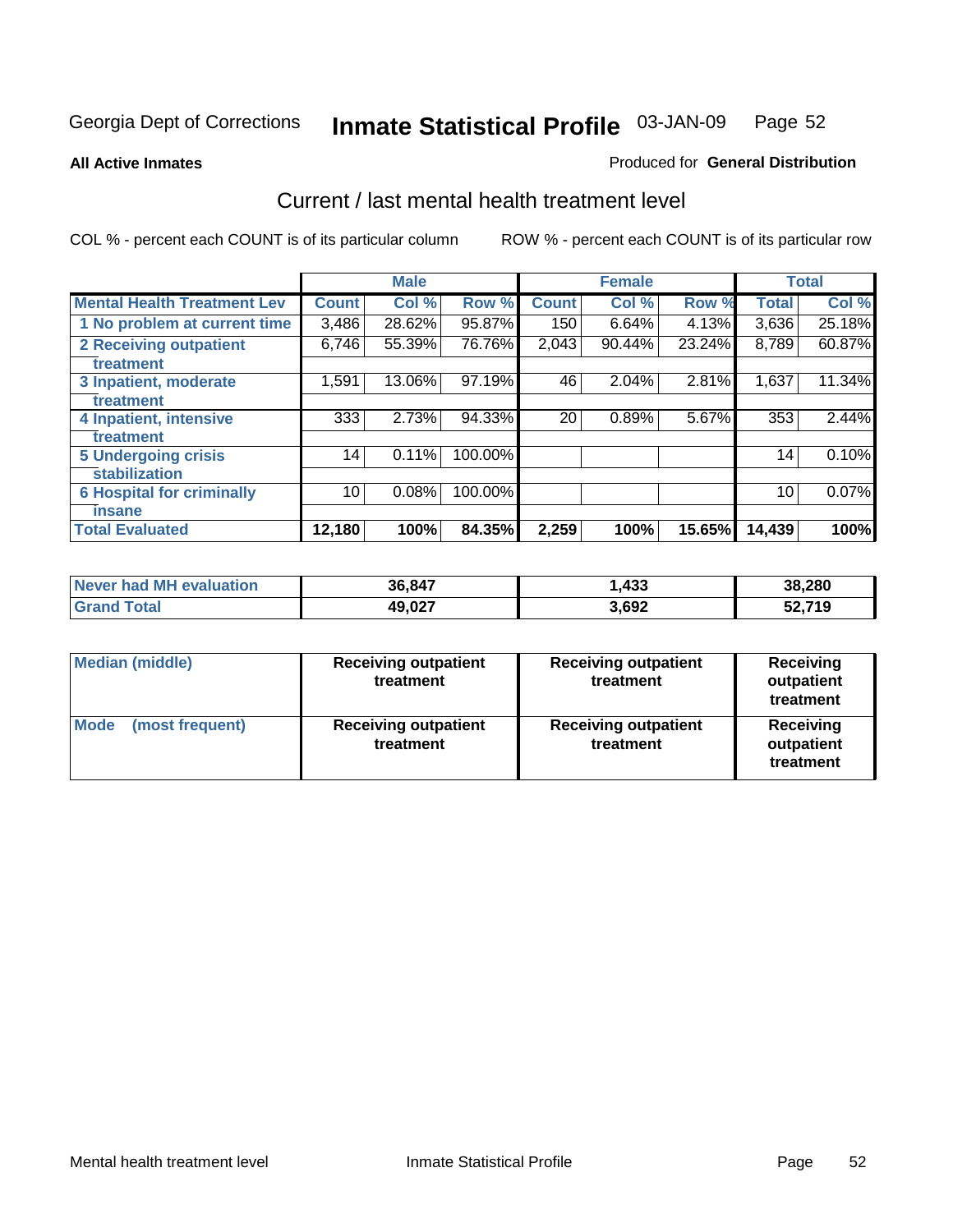Georgia Dept of Corrections **Inmate Statistical Profile** 03-JAN-09 Page 52

**All Active Inmates**

Produced for **General Distribution**

## Current / last mental health treatment level

COL % - percent each COUNT is of its particular column

ROW % - percent each COUNT is of its particular row

| | Male | | | Female | | | Total | |
|---|---|---|---|---|---|---|---|---|
| **Mental Health Treatment Lev** | **Count** | **Col %** | **Row %** | **Count** | **Col %** | **Row %** | **Total** | **Col %** |
| 1 No problem at current time | 3,486 | 28.62% | 95.87% | 150 | 6.64% | 4.13% | 3,636 | 25.18% |
| 2 Receiving outpatient treatment | 6,746 | 55.39% | 76.76% | 2,043 | 90.44% | 23.24% | 8,789 | 60.87% |
| 3 Inpatient, moderate treatment | 1,591 | 13.06% | 97.19% | 46 | 2.04% | 2.81% | 1,637 | 11.34% |
| 4 Inpatient, intensive treatment | 333 | 2.73% | 94.33% | 20 | 0.89% | 5.67% | 353 | 2.44% |
| 5 Undergoing crisis stabilization | 14 | 0.11% | 100.00% | | | | 14 | 0.10% |
| 6 Hospital for criminally insane | 10 | 0.08% | 100.00% | | | | 10 | 0.07% |
| **Total Evaluated** | **12,180** | **100%** | **84.35%** | **2,259** | **100%** | **15.65%** | **14,439** | **100%** |

| | Male | Female | Total |
|---|---|---|---|
| **Never had MH evaluation** | **36,847** | **1,433** | **38,280** |
| **Grand Total** | **49,027** | **3,692** | **52,719** |

| | Male | Female | Total |
|---|---|---|---|
| **Median (middle)** | **Receiving outpatient treatment** | **Receiving outpatient treatment** | **Receiving outpatient treatment** |
| **Mode (most frequent)** | **Receiving outpatient treatment** | **Receiving outpatient treatment** | **Receiving outpatient treatment** |

Mental health treatment level Inmate Statistical Profile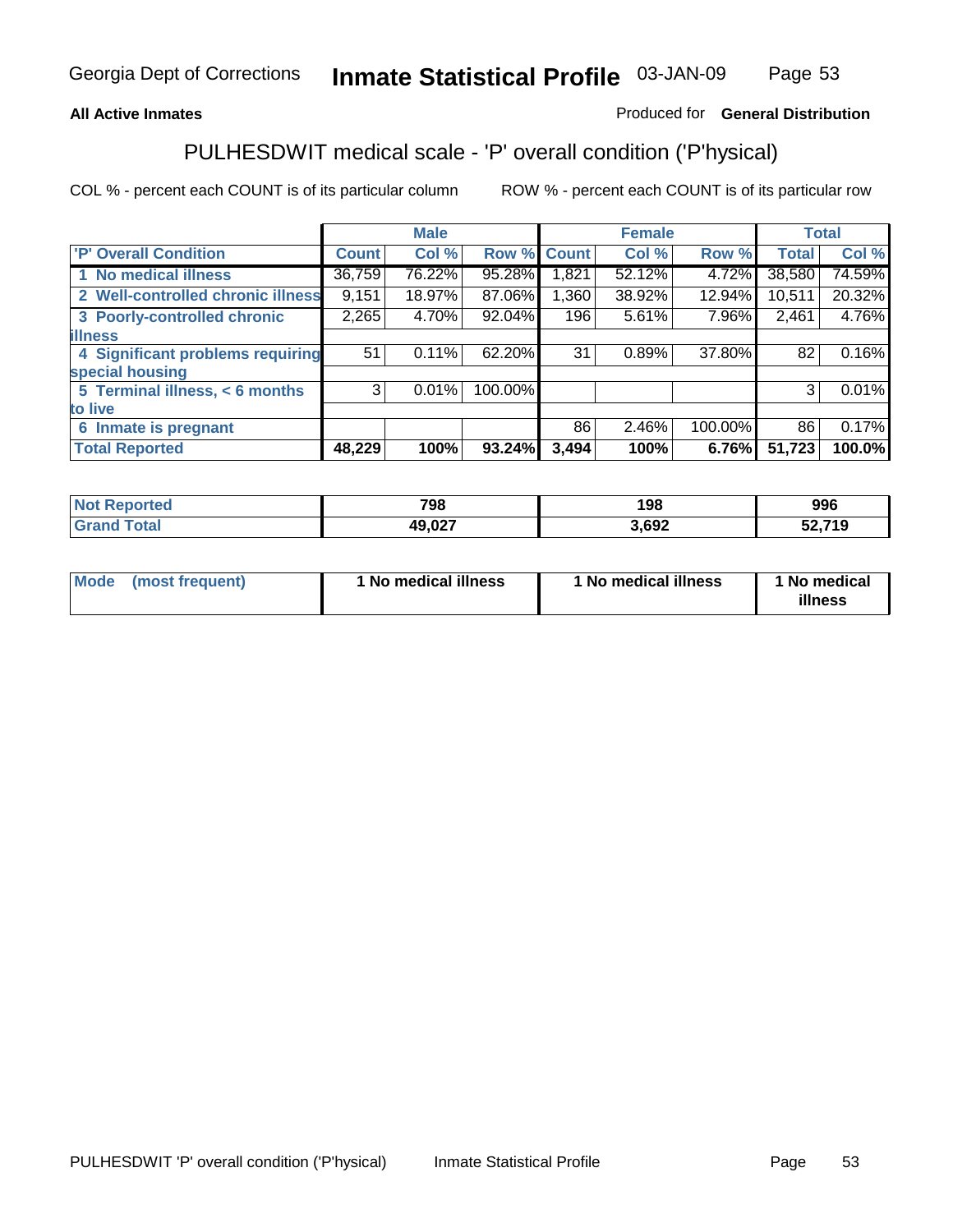Georgia Dept of Corrections **Inmate Statistical Profile** 03-JAN-09

**All Active Inmates** Produced for **General Distribution**

## PULHESDWIT medical scale - 'P' overall condition ('P'hysical)

COL % - percent each COUNT is of its particular column ROW % - percent each COUNT is of its particular row

| | Male | | | Female | | | Total | |
|---|---|---|---|---|---|---|---|---|
| 'P' Overall Condition | Count | Col % | Row % | Count | Col % | Row % | Total | Col % |
| 1 No medical illness | 36,759 | 76.22% | 95.28% | 1,821 | 52.12% | 4.72% | 38,580 | 74.59% |
| 2 Well-controlled chronic illness | 9,151 | 18.97% | 87.06% | 1,360 | 38.92% | 12.94% | 10,511 | 20.32% |
| 3 Poorly-controlled chronic illness | 2,265 | 4.70% | 92.04% | 196 | 5.61% | 7.96% | 2,461 | 4.76% |
| 4 Significant problems requiring special housing | 51 | 0.11% | 62.20% | 31 | 0.89% | 37.80% | 82 | 0.16% |
| 5 Terminal illness, < 6 months to live | 3 | 0.01% | 100.00% | | | | 3 | 0.01% |
| 6 Inmate is pregnant | | | | 86 | 2.46% | 100.00% | 86 | 0.17% |
| **Total Reported** | **48,229** | **100%** | **93.24%** | **3,494** | **100%** | **6.76%** | **51,723** | **100.0%** |

| | Male | Female | Total |
|---|---|---|---|
| Not Reported | 798 | 198 | 996 |
| Grand Total | 49,027 | 3,692 | 52,719 |

| | Male | Female | Total |
|---|---|---|---|
| Mode (most frequent) | 1 No medical illness | 1 No medical illness | 1 No medical illness |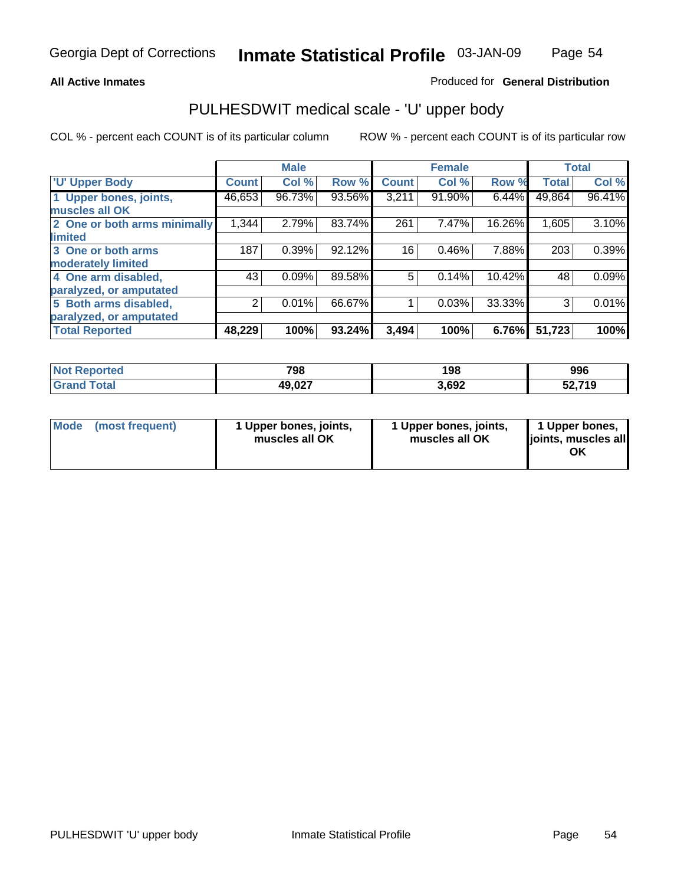Georgia Dept of Corrections **Inmate Statistical Profile** 03-JAN-09

**All Active Inmates**

Produced for **General Distribution**

## PULHESDWIT medical scale - 'U' upper body

COL % - percent each COUNT is of its particular column

ROW % - percent each COUNT is of its particular row

| | Male | | | Female | | | Total | |
|---|---|---|---|---|---|---|---|---|
| 'U' Upper Body | Count | Col % | Row % | Count | Col % | Row % | Total | Col % |
| 1 Upper bones, joints, muscles all OK | 46,653 | 96.73% | 93.56% | 3,211 | 91.90% | 6.44% | 49,864 | 96.41% |
| 2 One or both arms minimally limited | 1,344 | 2.79% | 83.74% | 261 | 7.47% | 16.26% | 1,605 | 3.10% |
| 3 One or both arms moderately limited | 187 | 0.39% | 92.12% | 16 | 0.46% | 7.88% | 203 | 0.39% |
| 4 One arm disabled, paralyzed, or amputated | 43 | 0.09% | 89.58% | 5 | 0.14% | 10.42% | 48 | 0.09% |
| 5 Both arms disabled, paralyzed, or amputated | 2 | 0.01% | 66.67% | 1 | 0.03% | 33.33% | 3 | 0.01% |
| **Total Reported** | **48,229** | **100%** | **93.24%** | **3,494** | **100%** | **6.76%** | **51,723** | **100%** |

| | Male | Female | Total |
|---|---|---|---|
| Not Reported | 798 | 198 | 996 |
| Grand Total | 49,027 | 3,692 | 52,719 |

| | Male | Female | Total |
|---|---|---|---|
| Mode (most frequent) | 1 Upper bones, joints, muscles all OK | 1 Upper bones, joints, muscles all OK | 1 Upper bones, joints, muscles all OK |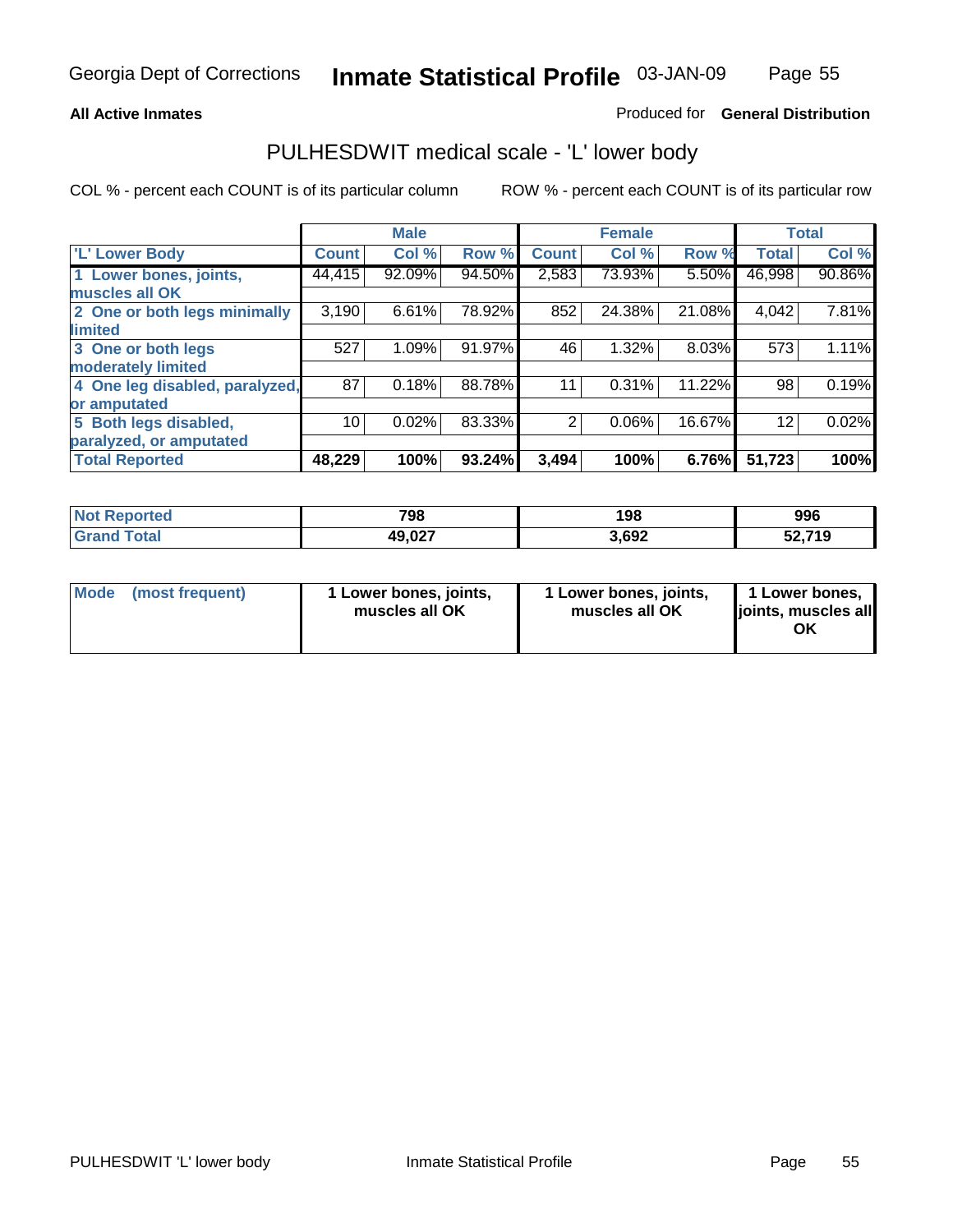Georgia Dept of Corrections **Inmate Statistical Profile** 03-JAN-09

**All Active Inmates**

Produced for **General Distribution**

# PULHESDWIT medical scale - 'L' lower body

COL % - percent each COUNT is of its particular column

ROW % - percent each COUNT is of its particular row

| | Male | | | Female | | | Total | |
|---|---|---|---|---|---|---|---|---|
| 'L' Lower Body | Count | Col % | Row % | Count | Col % | Row % | Total | Col % |
| 1 Lower bones, joints, muscles all OK | 44,415 | 92.09% | 94.50% | 2,583 | 73.93% | 5.50% | 46,998 | 90.86% |
| 2 One or both legs minimally limited | 3,190 | 6.61% | 78.92% | 852 | 24.38% | 21.08% | 4,042 | 7.81% |
| 3 One or both legs moderately limited | 527 | 1.09% | 91.97% | 46 | 1.32% | 8.03% | 573 | 1.11% |
| 4 One leg disabled, paralyzed, or amputated | 87 | 0.18% | 88.78% | 11 | 0.31% | 11.22% | 98 | 0.19% |
| 5 Both legs disabled, paralyzed, or amputated | 10 | 0.02% | 83.33% | 2 | 0.06% | 16.67% | 12 | 0.02% |
| **Total Reported** | **48,229** | **100%** | **93.24%** | **3,494** | **100%** | **6.76%** | **51,723** | **100%** |

| | Male | Female | Total |
|---|---|---|---|
| Not Reported | 798 | 198 | 996 |
| Grand Total | 49,027 | 3,692 | 52,719 |

| | Male | Female | Total |
|---|---|---|---|
| Mode (most frequent) | 1 Lower bones, joints, muscles all OK | 1 Lower bones, joints, muscles all OK | 1 Lower bones, joints, muscles all OK |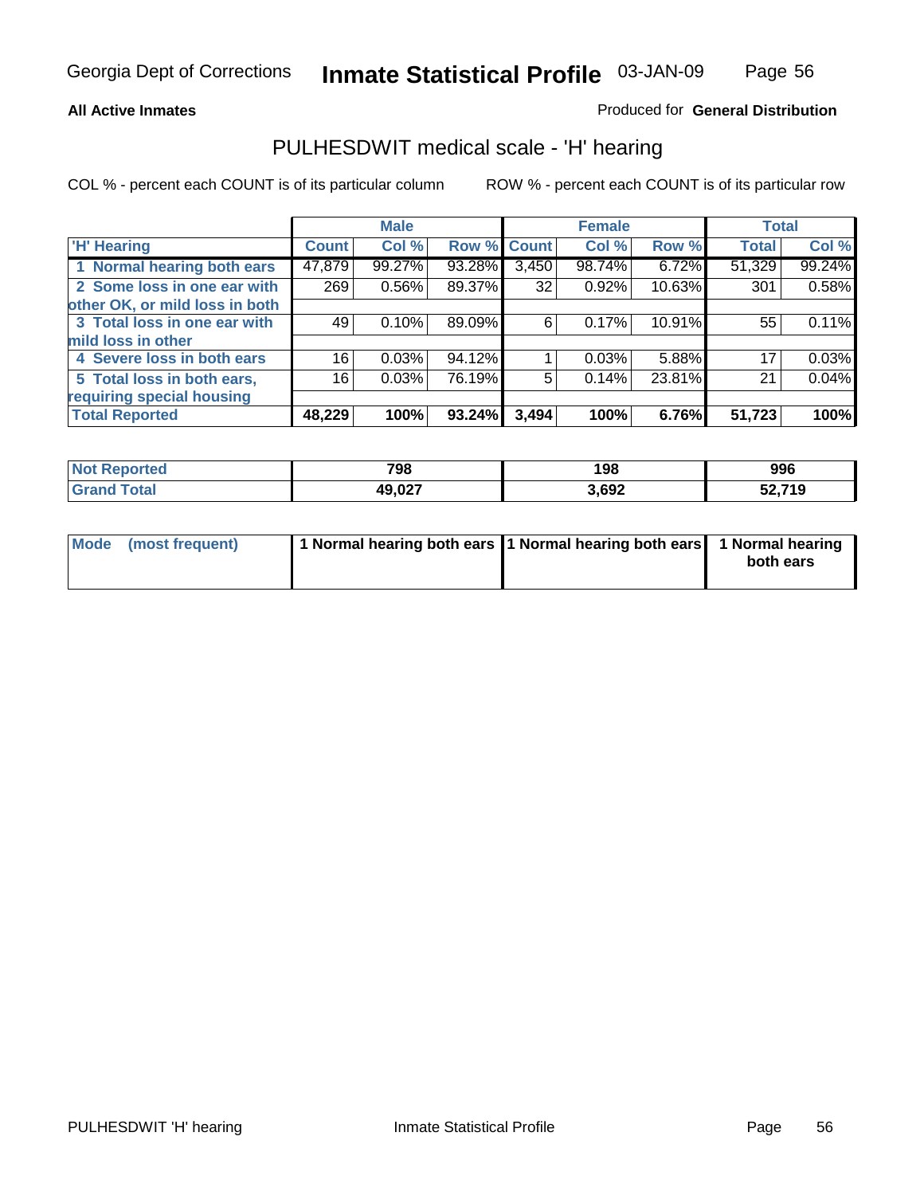**All Active Inmates**

Produced for **General Distribution**

## PULHESDWIT medical scale - 'H' hearing

COL % - percent each COUNT is of its particular column

ROW % - percent each COUNT is of its particular row

| | Male | | | Female | | | Total | |
|---|---|---|---|---|---|---|---|---|
| 'H' Hearing | Count | Col % | Row % | Count | Col % | Row % | Total | Col % |
| 1 Normal hearing both ears | 47,879 | 99.27% | 93.28% | 3,450 | 98.74% | 6.72% | 51,329 | 99.24% |
| 2 Some loss in one ear with other OK, or mild loss in both | 269 | 0.56% | 89.37% | 32 | 0.92% | 10.63% | 301 | 0.58% |
| 3 Total loss in one ear with mild loss in other | 49 | 0.10% | 89.09% | 6 | 0.17% | 10.91% | 55 | 0.11% |
| 4 Severe loss in both ears | 16 | 0.03% | 94.12% | 1 | 0.03% | 5.88% | 17 | 0.03% |
| 5 Total loss in both ears, requiring special housing | 16 | 0.03% | 76.19% | 5 | 0.14% | 23.81% | 21 | 0.04% |
| **Total Reported** | **48,229** | **100%** | **93.24%** | **3,494** | **100%** | **6.76%** | **51,723** | **100%** |

| | Male | Female | Total |
|---|---|---|---|
| **Not Reported** | **798** | **198** | **996** |
| **Grand Total** | **49,027** | **3,692** | **52,719** |

| | Male | Female | Total |
|---|---|---|---|
| **Mode (most frequent)** | **1 Normal hearing both ears** | **1 Normal hearing both ears** | **1 Normal hearing both ears** |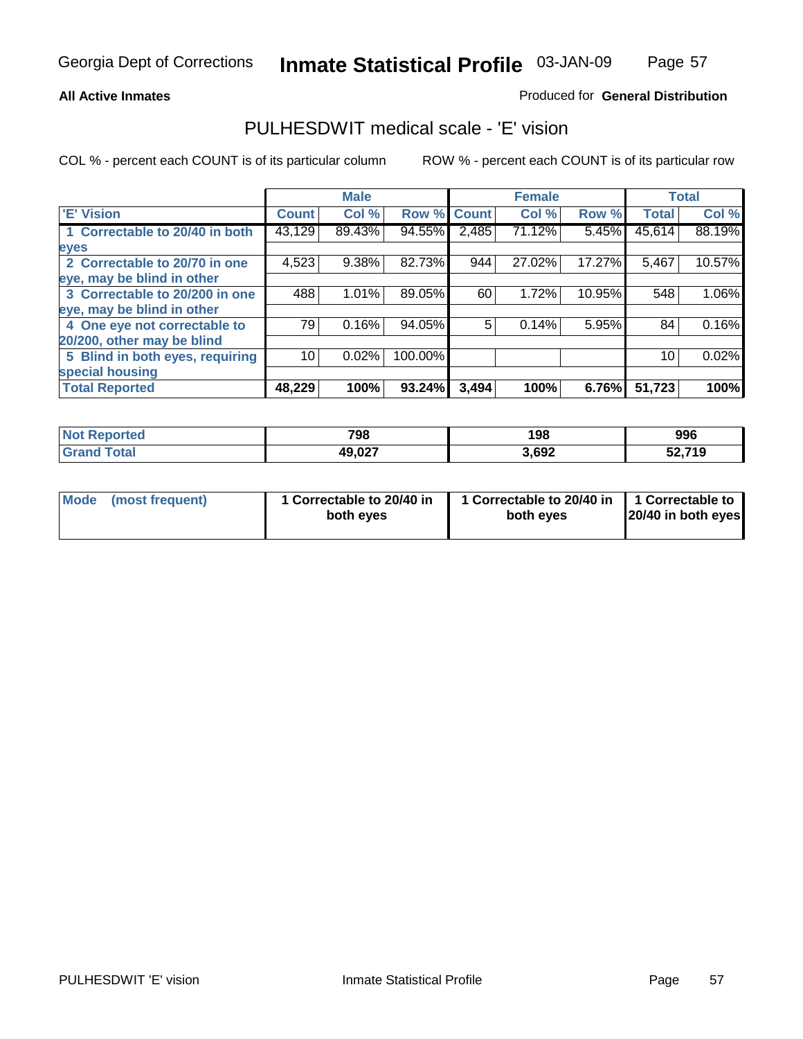Georgia Dept of Corrections **Inmate Statistical Profile** 03-JAN-09

**All Active Inmates**

Produced for **General Distribution**

## PULHESDWIT medical scale - 'E' vision

COL % - percent each COUNT is of its particular column

ROW % - percent each COUNT is of its particular row

| | Male | | | Female | | | Total | |
|---|---|---|---|---|---|---|---|---|
| 'E' Vision | Count | Col % | Row % | Count | Col % | Row % | Total | Col % |
| 1 Correctable to 20/40 in both eyes | 43,129 | 89.43% | 94.55% | 2,485 | 71.12% | 5.45% | 45,614 | 88.19% |
| 2 Correctable to 20/70 in one eye, may be blind in other | 4,523 | 9.38% | 82.73% | 944 | 27.02% | 17.27% | 5,467 | 10.57% |
| 3 Correctable to 20/200 in one eye, may be blind in other | 488 | 1.01% | 89.05% | 60 | 1.72% | 10.95% | 548 | 1.06% |
| 4 One eye not correctable to 20/200, other may be blind | 79 | 0.16% | 94.05% | 5 | 0.14% | 5.95% | 84 | 0.16% |
| 5 Blind in both eyes, requiring special housing | 10 | 0.02% | 100.00% | | | | 10 | 0.02% |
| **Total Reported** | **48,229** | **100%** | **93.24%** | **3,494** | **100%** | **6.76%** | **51,723** | **100%** |

| | Male | Female | Total |
|---|---|---|---|
| Not Reported | 798 | 198 | 996 |
| Grand Total | 49,027 | 3,692 | 52,719 |

| | Male | Female | Total |
|---|---|---|---|
| Mode (most frequent) | 1 Correctable to 20/40 in both eyes | 1 Correctable to 20/40 in both eyes | 1 Correctable to 20/40 in both eyes |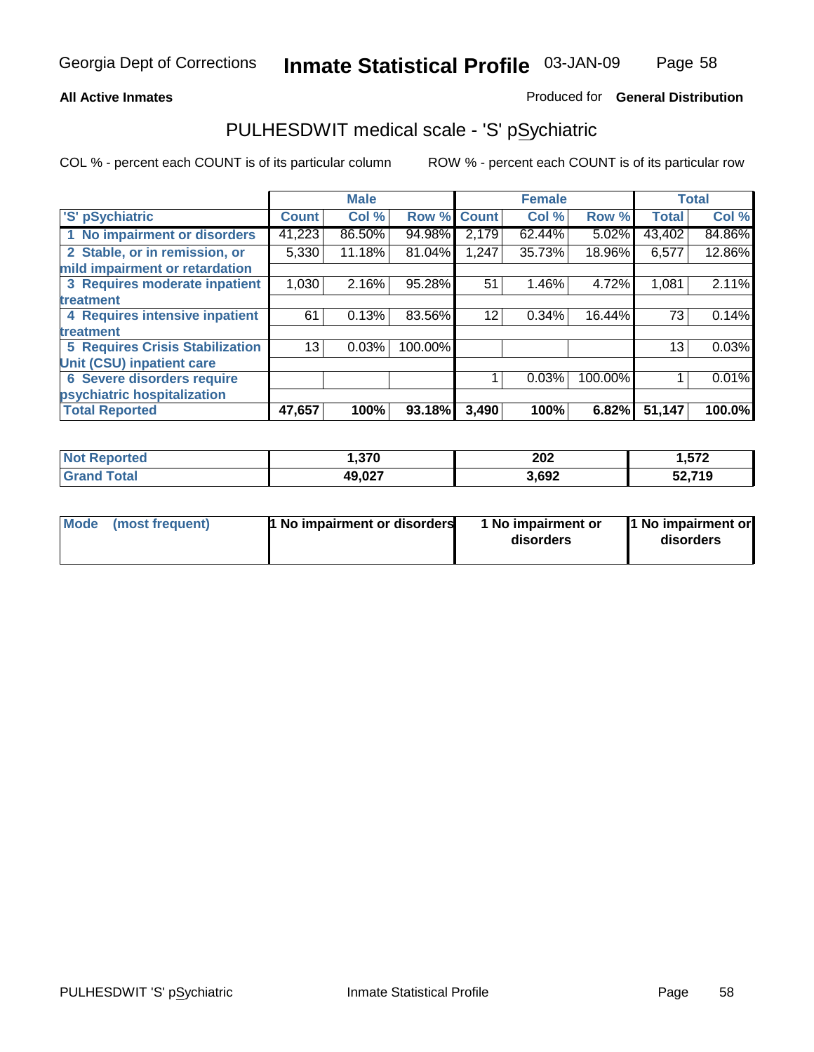Georgia Dept of Corrections **Inmate Statistical Profile** 03-JAN-09

**All Active Inmates**

Produced for **General Distribution**

# PULHESDWIT medical scale - 'S' pSychiatric

COL % - percent each COUNT is of its particular column ROW % - percent each COUNT is of its particular row

| 'S' pSychiatric | Male | | | Female | | | Total | |
|---|---|---|---|---|---|---|---|---|
| | Count | Col % | Row % | Count | Col % | Row % | Total | Col % |
| 1 No impairment or disorders | 41,223 | 86.50% | 94.98% | 2,179 | 62.44% | 5.02% | 43,402 | 84.86% |
| 2 Stable, or in remission, or mild impairment or retardation | 5,330 | 11.18% | 81.04% | 1,247 | 35.73% | 18.96% | 6,577 | 12.86% |
| 3 Requires moderate inpatient treatment | 1,030 | 2.16% | 95.28% | 51 | 1.46% | 4.72% | 1,081 | 2.11% |
| 4 Requires intensive inpatient treatment | 61 | 0.13% | 83.56% | 12 | 0.34% | 16.44% | 73 | 0.14% |
| 5 Requires Crisis Stabilization Unit (CSU) inpatient care | 13 | 0.03% | 100.00% | | | | 13 | 0.03% |
| 6 Severe disorders require psychiatric hospitalization | | | | 1 | 0.03% | 100.00% | 1 | 0.01% |
| **Total Reported** | **47,657** | **100%** | **93.18%** | **3,490** | **100%** | **6.82%** | **51,147** | **100.0%** |

| | Male | Female | Total |
|---|---|---|---|
| Not Reported | 1,370 | 202 | 1,572 |
| Grand Total | 49,027 | 3,692 | 52,719 |

| | Male | Female | Total |
|---|---|---|---|
| Mode (most frequent) | 1 No impairment or disorders | 1 No impairment or disorders | 1 No impairment or disorders |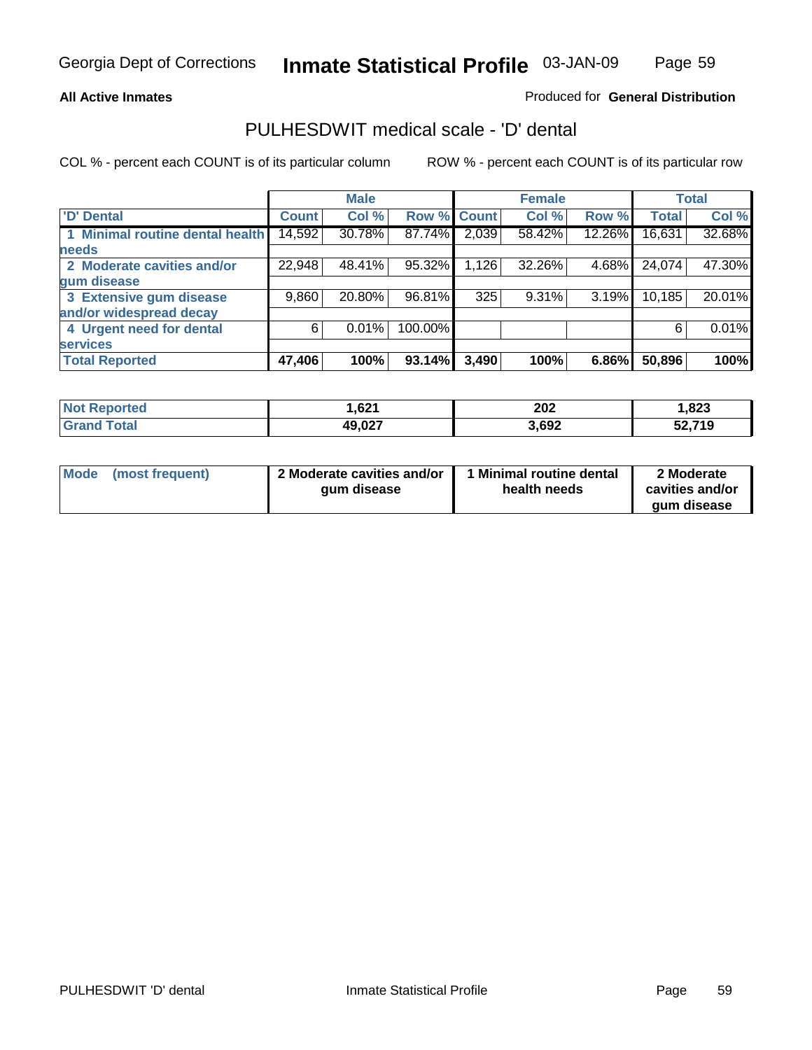**All Active Inmates**

Produced for **General Distribution**

## PULHESDWIT medical scale - 'D' dental

COL % - percent each COUNT is of its particular column

ROW % - percent each COUNT is of its particular row

| | Male | | | Female | | | Total | |
|---|---|---|---|---|---|---|---|---|
| 'D' Dental | Count | Col % | Row % | Count | Col % | Row % | Total | Col % |
| 1 Minimal routine dental health needs | 14,592 | 30.78% | 87.74% | 2,039 | 58.42% | 12.26% | 16,631 | 32.68% |
| 2 Moderate cavities and/or gum disease | 22,948 | 48.41% | 95.32% | 1,126 | 32.26% | 4.68% | 24,074 | 47.30% |
| 3 Extensive gum disease and/or widespread decay | 9,860 | 20.80% | 96.81% | 325 | 9.31% | 3.19% | 10,185 | 20.01% |
| 4 Urgent need for dental services | 6 | 0.01% | 100.00% | | | | 6 | 0.01% |
| **Total Reported** | **47,406** | **100%** | **93.14%** | **3,490** | **100%** | **6.86%** | **50,896** | **100%** |

| | Male | Female | Total |
|---|---|---|---|
| Not Reported | 1,621 | 202 | 1,823 |
| Grand Total | 49,027 | 3,692 | 52,719 |

| | Male | Female | Total |
|---|---|---|---|
| Mode (most frequent) | 2 Moderate cavities and/or gum disease | 1 Minimal routine dental health needs | 2 Moderate cavities and/or gum disease |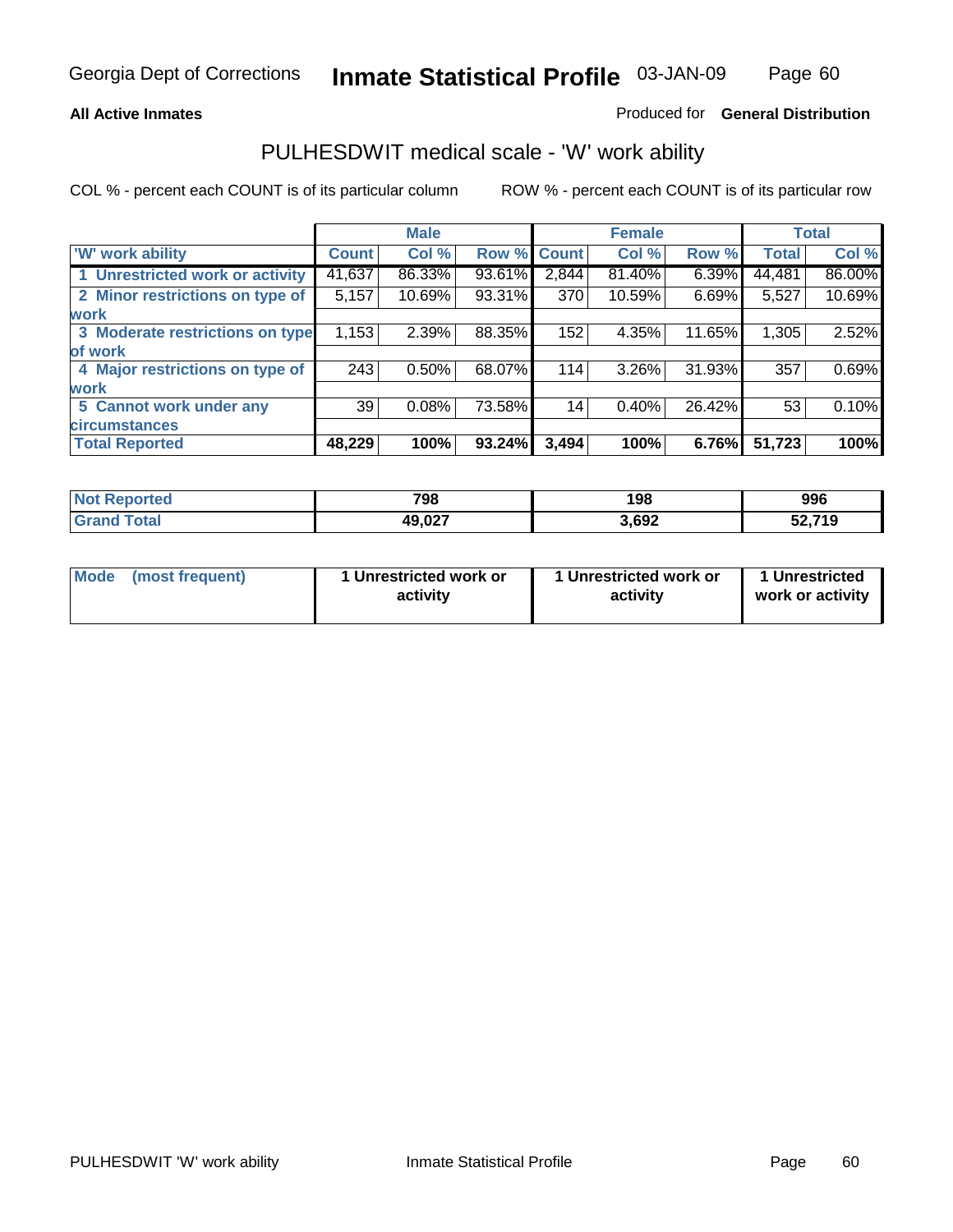Georgia Dept of Corrections **Inmate Statistical Profile** 03-JAN-09

**All Active Inmates**

Produced for **General Distribution**

## PULHESDWIT medical scale - 'W' work ability

COL % - percent each COUNT is of its particular column ROW % - percent each COUNT is of its particular row

| | Male | | | Female | | | Total | |
|---|---|---|---|---|---|---|---|---|
| 'W' work ability | Count | Col % | Row % | Count | Col % | Row % | Total | Col % |
| 1 Unrestricted work or activity | 41,637 | 86.33% | 93.61% | 2,844 | 81.40% | 6.39% | 44,481 | 86.00% |
| 2 Minor restrictions on type of work | 5,157 | 10.69% | 93.31% | 370 | 10.59% | 6.69% | 5,527 | 10.69% |
| 3 Moderate restrictions on type of work | 1,153 | 2.39% | 88.35% | 152 | 4.35% | 11.65% | 1,305 | 2.52% |
| 4 Major restrictions on type of work | 243 | 0.50% | 68.07% | 114 | 3.26% | 31.93% | 357 | 0.69% |
| 5 Cannot work under any circumstances | 39 | 0.08% | 73.58% | 14 | 0.40% | 26.42% | 53 | 0.10% |
| **Total Reported** | **48,229** | **100%** | **93.24%** | **3,494** | **100%** | **6.76%** | **51,723** | **100%** |

| | Male | Female | Total |
|---|---|---|---|
| Not Reported | 798 | 198 | 996 |
| Grand Total | 49,027 | 3,692 | 52,719 |

| | Male | Female | Total |
|---|---|---|---|
| Mode (most frequent) | 1 Unrestricted work or activity | 1 Unrestricted work or activity | 1 Unrestricted work or activity |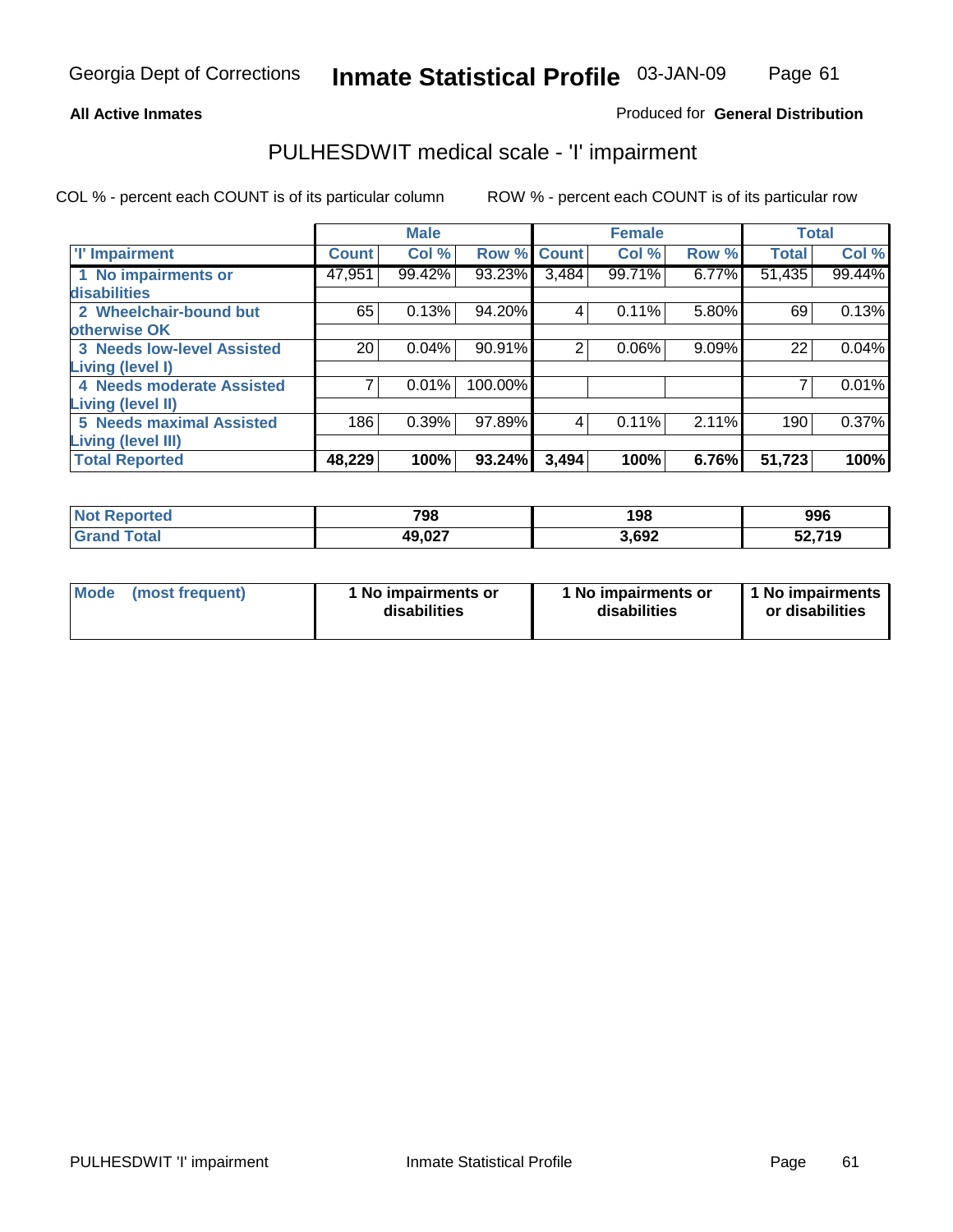Georgia Dept of Corrections **Inmate Statistical Profile** 03-JAN-09

**All Active Inmates**

Produced for **General Distribution**

# PULHESDWIT medical scale - 'I' impairment

COL % - percent each COUNT is of its particular column     ROW % - percent each COUNT is of its particular row

| | Male | | | Female | | | Total | |
|---|---|---|---|---|---|---|---|---|
| **'I' Impairment** | **Count** | **Col %** | **Row %** | **Count** | **Col %** | **Row %** | **Total** | **Col %** |
| 1 No impairments or disabilities | 47,951 | 99.42% | 93.23% | 3,484 | 99.71% | 6.77% | 51,435 | 99.44% |
| 2 Wheelchair-bound but otherwise OK | 65 | 0.13% | 94.20% | 4 | 0.11% | 5.80% | 69 | 0.13% |
| 3 Needs low-level Assisted Living (level I) | 20 | 0.04% | 90.91% | 2 | 0.06% | 9.09% | 22 | 0.04% |
| 4 Needs moderate Assisted Living (level II) | 7 | 0.01% | 100.00% | | | | 7 | 0.01% |
| 5 Needs maximal Assisted Living (level III) | 186 | 0.39% | 97.89% | 4 | 0.11% | 2.11% | 190 | 0.37% |
| **Total Reported** | **48,229** | **100%** | **93.24%** | **3,494** | **100%** | **6.76%** | **51,723** | **100%** |

| | Male | Female | Total |
|---|---|---|---|
| **Not Reported** | **798** | **198** | **996** |
| **Grand Total** | **49,027** | **3,692** | **52,719** |

| | Male | Female | Total |
|---|---|---|---|
| **Mode (most frequent)** | **1 No impairments or disabilities** | **1 No impairments or disabilities** | **1 No impairments or disabilities** |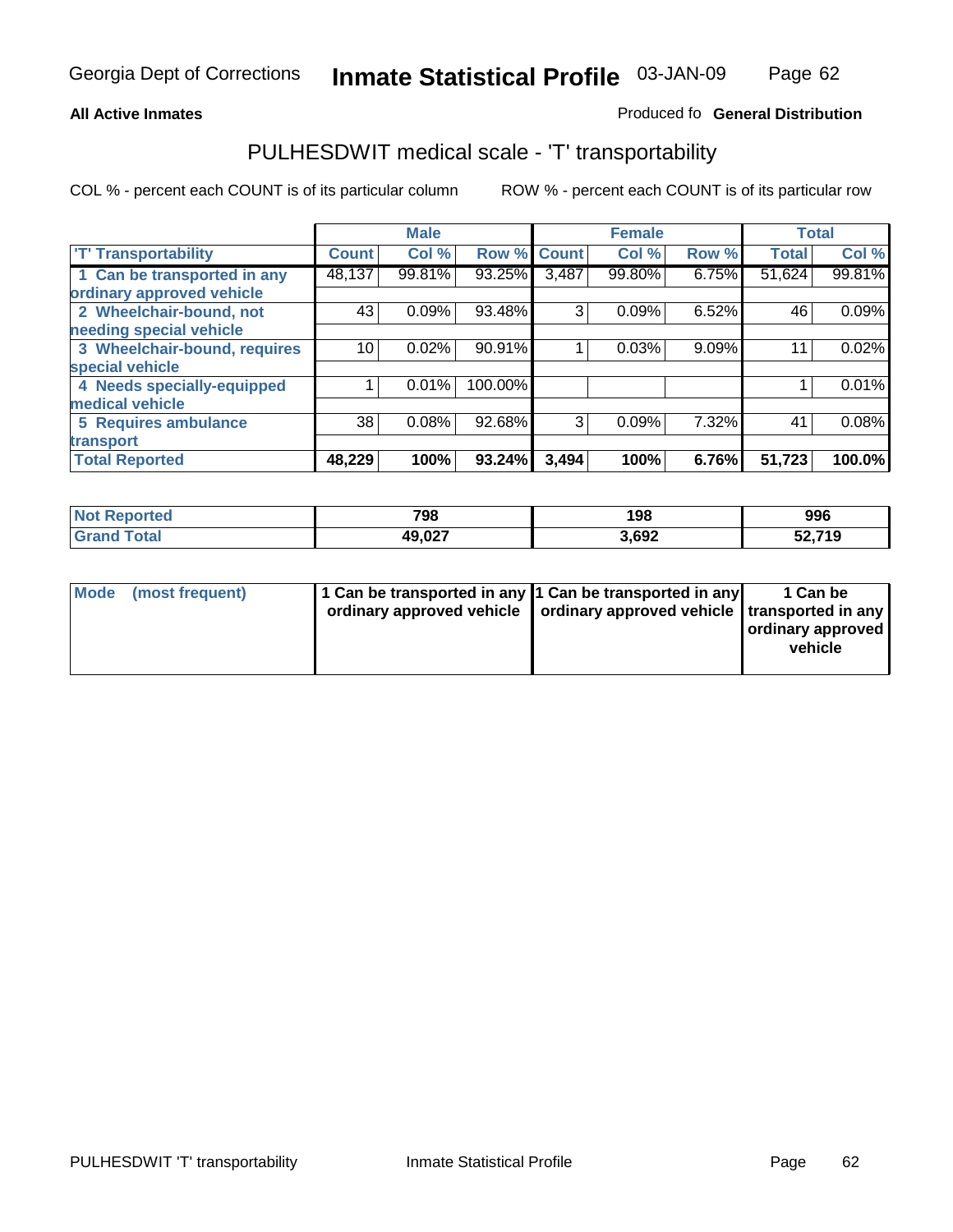Georgia Dept of Corrections **Inmate Statistical Profile** 03-JAN-09

**All Active Inmates**

Produced fo **General Distribution**

## PULHESDWIT medical scale - 'T' transportability

COL % - percent each COUNT is of its particular column ROW % - percent each COUNT is of its particular row

| | Male | | | Female | | | Total | |
|---|---|---|---|---|---|---|---|---|
| 'T' Transportability | Count | Col % | Row % | Count | Col % | Row % | Total | Col % |
| 1 Can be transported in any ordinary approved vehicle | 48,137 | 99.81% | 93.25% | 3,487 | 99.80% | 6.75% | 51,624 | 99.81% |
| 2 Wheelchair-bound, not needing special vehicle | 43 | 0.09% | 93.48% | 3 | 0.09% | 6.52% | 46 | 0.09% |
| 3 Wheelchair-bound, requires special vehicle | 10 | 0.02% | 90.91% | 1 | 0.03% | 9.09% | 11 | 0.02% |
| 4 Needs specially-equipped medical vehicle | 1 | 0.01% | 100.00% | | | | 1 | 0.01% |
| 5 Requires ambulance transport | 38 | 0.08% | 92.68% | 3 | 0.09% | 7.32% | 41 | 0.08% |
| **Total Reported** | **48,229** | **100%** | **93.24%** | **3,494** | **100%** | **6.76%** | **51,723** | **100.0%** |

| | Male | Female | Total |
|---|---|---|---|
| Not Reported | 798 | 198 | 996 |
| Grand Total | 49,027 | 3,692 | 52,719 |

| | Male | Female | Total |
|---|---|---|---|
| Mode (most frequent) | 1 Can be transported in any ordinary approved vehicle | 1 Can be transported in any ordinary approved vehicle | 1 Can be transported in any ordinary approved vehicle |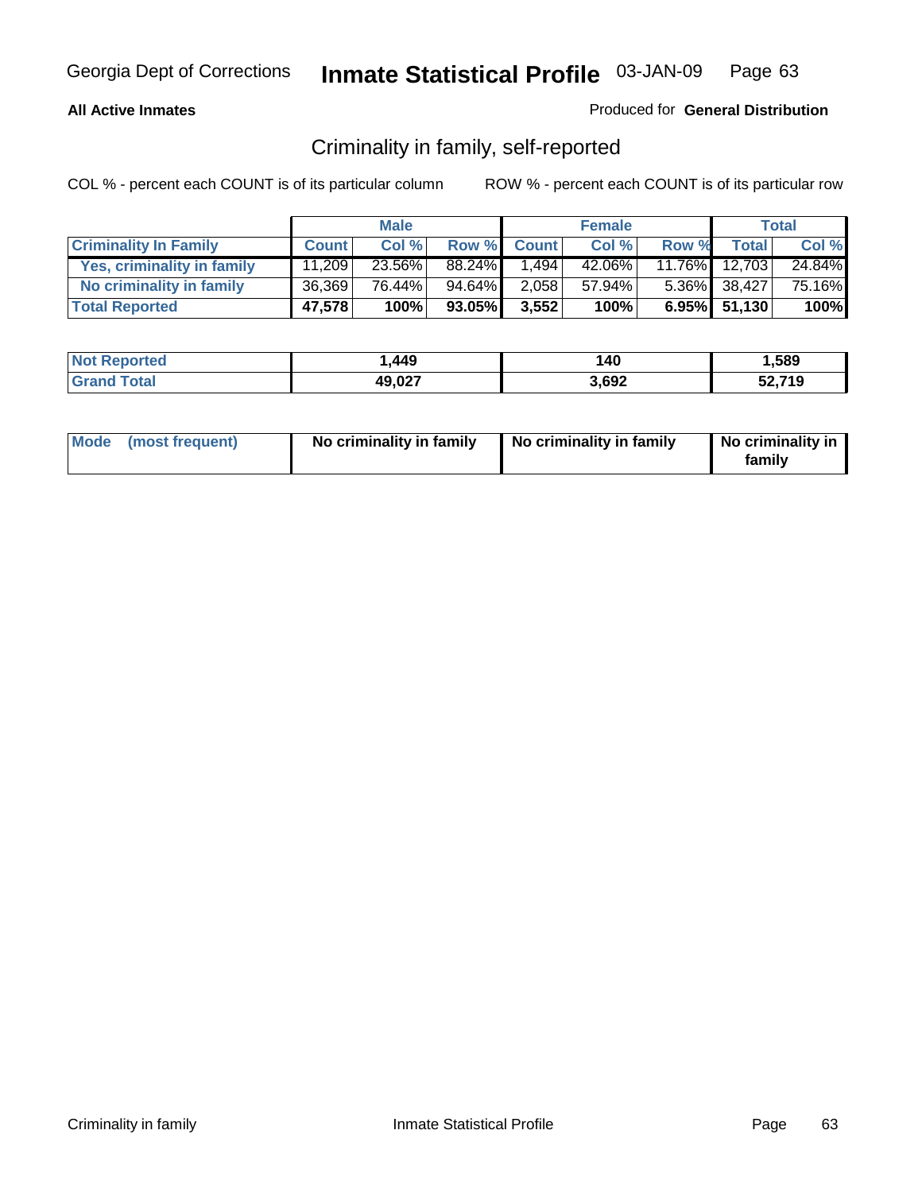**All Active Inmates** Produced for **General Distribution**

## Criminality in family, self-reported

COL % - percent each COUNT is of its particular column ROW % - percent each COUNT is of its particular row

| | Male | | | Female | | | Total | |
|---|---|---|---|---|---|---|---|---|
| **Criminality In Family** | **Count** | **Col %** | **Row %** | **Count** | **Col %** | **Row %** | **Total** | **Col %** |
| **Yes, criminality in family** | 11,209 | 23.56% | 88.24% | 1,494 | 42.06% | 11.76% | 12,703 | 24.84% |
| **No criminality in family** | 36,369 | 76.44% | 94.64% | 2,058 | 57.94% | 5.36% | 38,427 | 75.16% |
| **Total Reported** | **47,578** | **100%** | **93.05%** | **3,552** | **100%** | **6.95%** | **51,130** | **100%** |

| | Male | Female | Total |
|---|---|---|---|
| **Not Reported** | **1,449** | **140** | **1,589** |
| **Grand Total** | **49,027** | **3,692** | **52,719** |

| | Male | Female | Total |
|---|---|---|---|
| **Mode (most frequent)** | **No criminality in family** | **No criminality in family** | **No criminality in family** |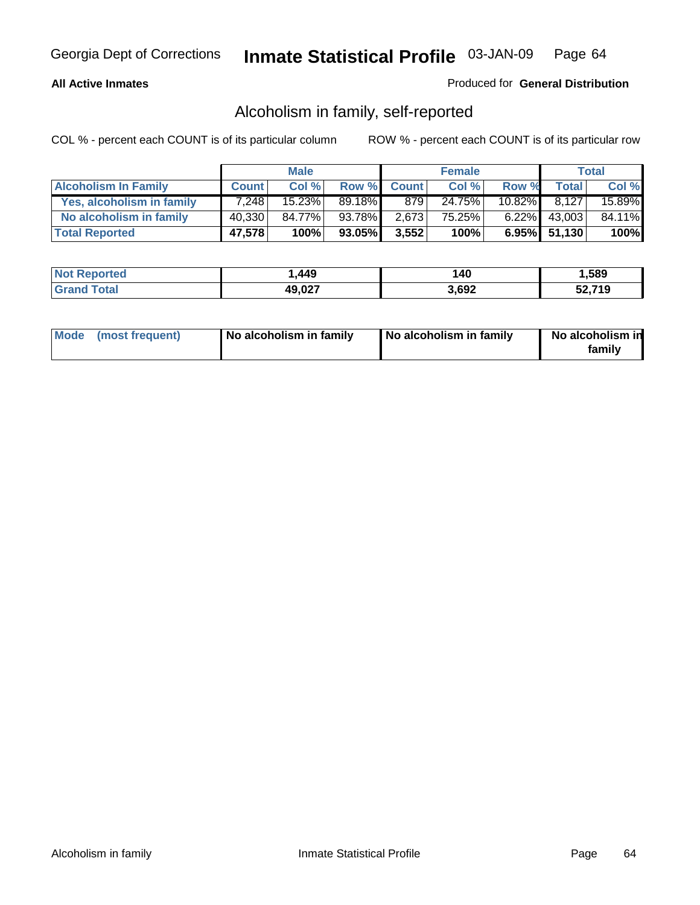**All Active Inmates** — Produced for **General Distribution**

## Alcoholism in family, self-reported

COL % - percent each COUNT is of its particular column    ROW % - percent each COUNT is of its particular row

| | Male | | | Female | | | Total | |
|---|---|---|---|---|---|---|---|---|
| **Alcoholism In Family** | **Count** | **Col %** | **Row %** | **Count** | **Col %** | **Row %** | **Total** | **Col %** |
| **Yes, alcoholism in family** | 7,248 | 15.23% | 89.18% | 879 | 24.75% | 10.82% | 8,127 | 15.89% |
| **No alcoholism in family** | 40,330 | 84.77% | 93.78% | 2,673 | 75.25% | 6.22% | 43,003 | 84.11% |
| **Total Reported** | **47,578** | **100%** | **93.05%** | **3,552** | **100%** | **6.95%** | **51,130** | **100%** |

| | Male | Female | Total |
|---|---|---|---|
| **Not Reported** | 1,449 | 140 | 1,589 |
| **Grand Total** | 49,027 | 3,692 | 52,719 |

| | Male | Female | Total |
|---|---|---|---|
| **Mode (most frequent)** | No alcoholism in family | No alcoholism in family | No alcoholism in family |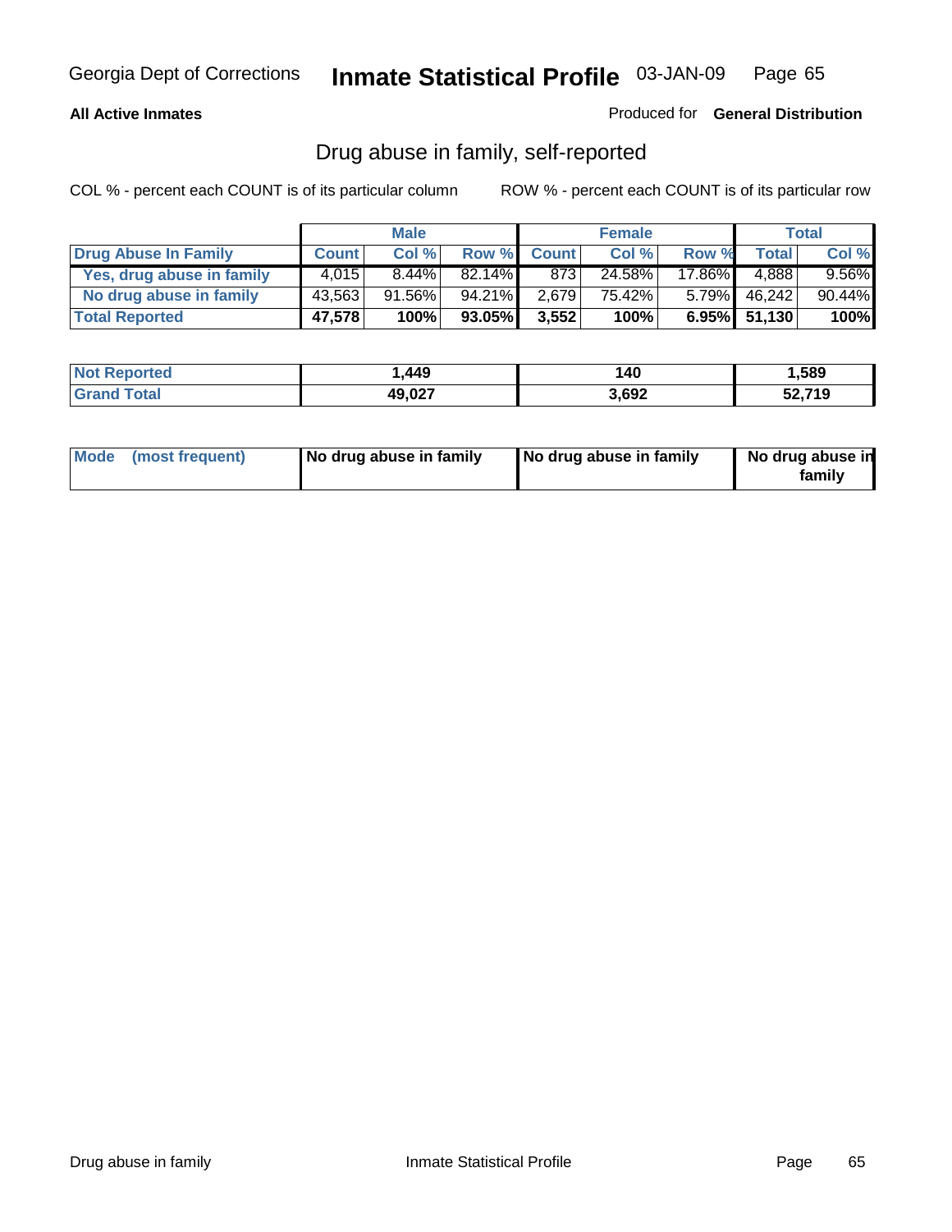Georgia Dept of Corrections **Inmate Statistical Profile** 03-JAN-09

**All Active Inmates** Produced for **General Distribution**

## Drug abuse in family, self-reported

COL % - percent each COUNT is of its particular column ROW % - percent each COUNT is of its particular row

| | Male | | | Female | | | Total | |
|---|---|---|---|---|---|---|---|---|
| **Drug Abuse In Family** | **Count** | **Col %** | **Row %** | **Count** | **Col %** | **Row %** | **Total** | **Col %** |
| **Yes, drug abuse in family** | 4,015 | 8.44% | 82.14% | 873 | 24.58% | 17.86% | 4,888 | 9.56% |
| **No drug abuse in family** | 43,563 | 91.56% | 94.21% | 2,679 | 75.42% | 5.79% | 46,242 | 90.44% |
| **Total Reported** | **47,578** | **100%** | **93.05%** | **3,552** | **100%** | **6.95%** | **51,130** | **100%** |

| | Male | Female | Total |
|---|---|---|---|
| **Not Reported** | **1,449** | **140** | **1,589** |
| **Grand Total** | **49,027** | **3,692** | **52,719** |

| | Male | Female | Total |
|---|---|---|---|
| **Mode (most frequent)** | **No drug abuse in family** | **No drug abuse in family** | **No drug abuse in family** |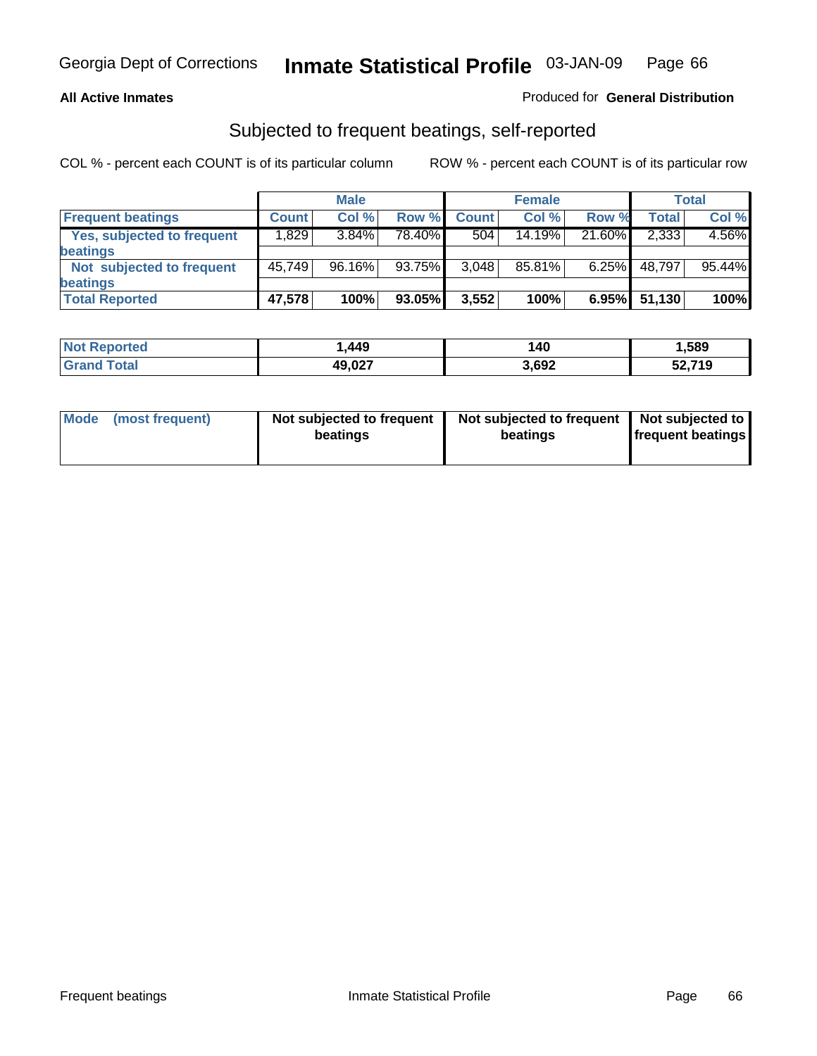**All Active Inmates**

Produced for **General Distribution**

## Subjected to frequent beatings, self-reported

COL % - percent each COUNT is of its particular column

ROW % - percent each COUNT is of its particular row

| | Male | | | Female | | | Total | |
|---|---|---|---|---|---|---|---|---|
| **Frequent beatings** | **Count** | **Col %** | **Row %** | **Count** | **Col %** | **Row %** | **Total** | **Col %** |
| **Yes, subjected to frequent beatings** | 1,829 | 3.84% | 78.40% | 504 | 14.19% | 21.60% | 2,333 | 4.56% |
| **Not subjected to frequent beatings** | 45,749 | 96.16% | 93.75% | 3,048 | 85.81% | 6.25% | 48,797 | 95.44% |
| **Total Reported** | **47,578** | **100%** | **93.05%** | **3,552** | **100%** | **6.95%** | **51,130** | **100%** |

| | Male | Female | Total |
|---|---|---|---|
| **Not Reported** | **1,449** | **140** | **1,589** |
| **Grand Total** | **49,027** | **3,692** | **52,719** |

| **Mode (most frequent)** | **Not subjected to frequent beatings** | **Not subjected to frequent beatings** | **Not subjected to frequent beatings** |
|---|---|---|---|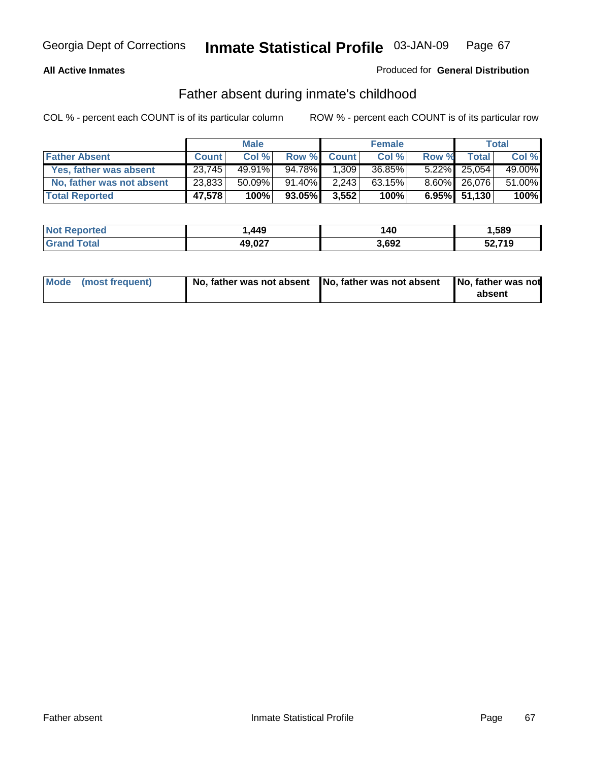Georgia Dept of Corrections **Inmate Statistical Profile** 03-JAN-09

**All Active Inmates**

Produced for **General Distribution**

## Father absent during inmate's childhood

COL % - percent each COUNT is of its particular column ROW % - percent each COUNT is of its particular row

| | Male | | | Female | | | Total | |
|---|---|---|---|---|---|---|---|---|
| **Father Absent** | **Count** | **Col %** | **Row %** | **Count** | **Col %** | **Row %** | **Total** | **Col %** |
| **Yes, father was absent** | 23,745 | 49.91% | 94.78% | 1,309 | 36.85% | 5.22% | 25,054 | 49.00% |
| **No, father was not absent** | 23,833 | 50.09% | 91.40% | 2,243 | 63.15% | 8.60% | 26,076 | 51.00% |
| **Total Reported** | **47,578** | **100%** | **93.05%** | **3,552** | **100%** | **6.95%** | **51,130** | **100%** |

| | Male | Female | Total |
|---|---|---|---|
| **Not Reported** | **1,449** | **140** | **1,589** |
| **Grand Total** | **49,027** | **3,692** | **52,719** |

| | Male | Female | Total |
|---|---|---|---|
| **Mode (most frequent)** | **No, father was not absent** | **No, father was not absent** | **No, father was not absent** |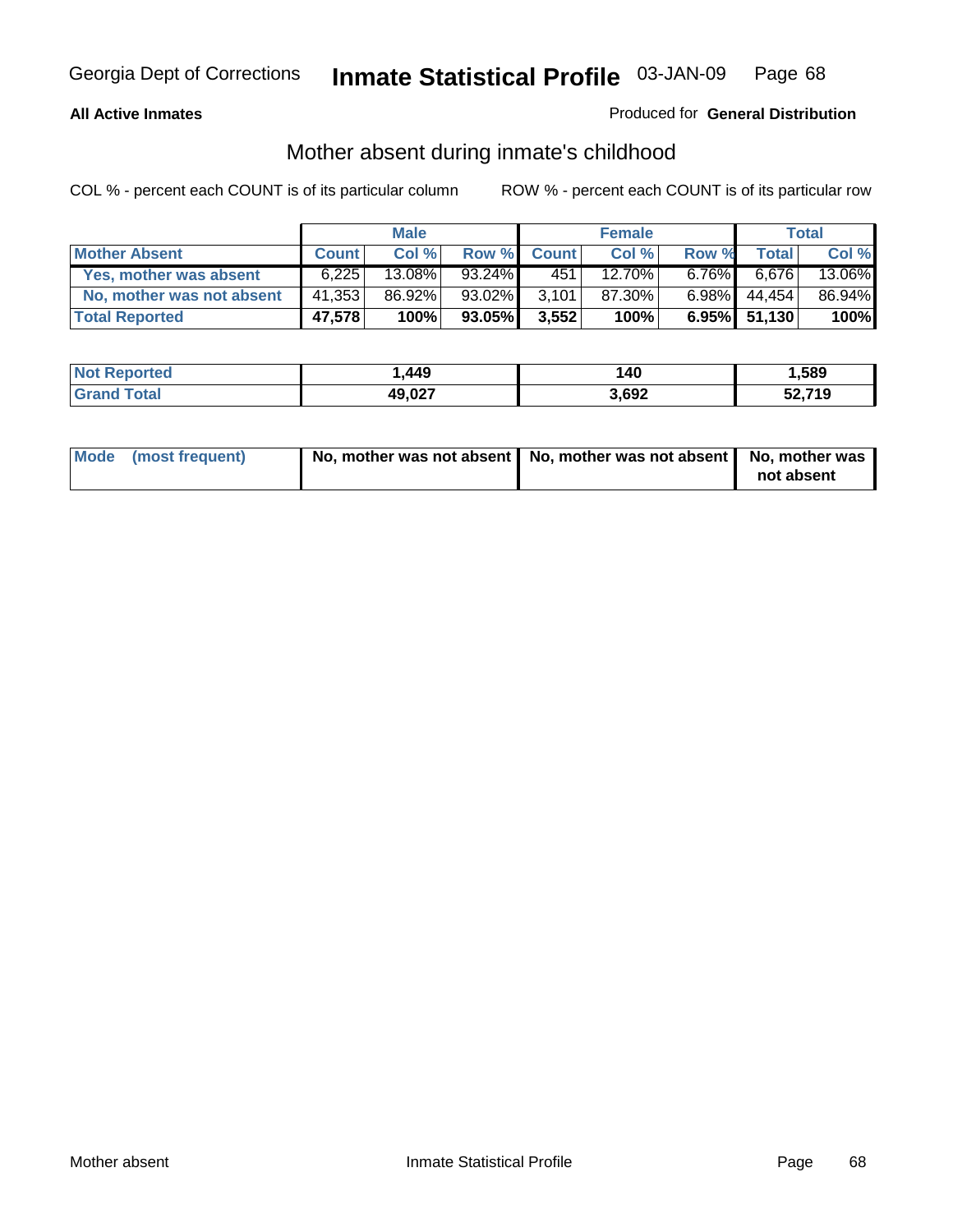**All Active Inmates** Produced for **General Distribution**

## Mother absent during inmate's childhood

COL % - percent each COUNT is of its particular column ROW % - percent each COUNT is of its particular row

| | Male | | | Female | | | Total | |
|---|---|---|---|---|---|---|---|---|
| **Mother Absent** | **Count** | **Col %** | **Row %** | **Count** | **Col %** | **Row %** | **Total** | **Col %** |
| **Yes, mother was absent** | 6,225 | 13.08% | 93.24% | 451 | 12.70% | 6.76% | 6,676 | 13.06% |
| **No, mother was not absent** | 41,353 | 86.92% | 93.02% | 3,101 | 87.30% | 6.98% | 44,454 | 86.94% |
| **Total Reported** | **47,578** | **100%** | **93.05%** | **3,552** | **100%** | **6.95%** | **51,130** | **100%** |

| | Male | Female | Total |
|---|---|---|---|
| **Not Reported** | **1,449** | **140** | **1,589** |
| **Grand Total** | **49,027** | **3,692** | **52,719** |

| | Male | Female | Total |
|---|---|---|---|
| **Mode (most frequent)** | **No, mother was not absent** | **No, mother was not absent** | **No, mother was not absent** |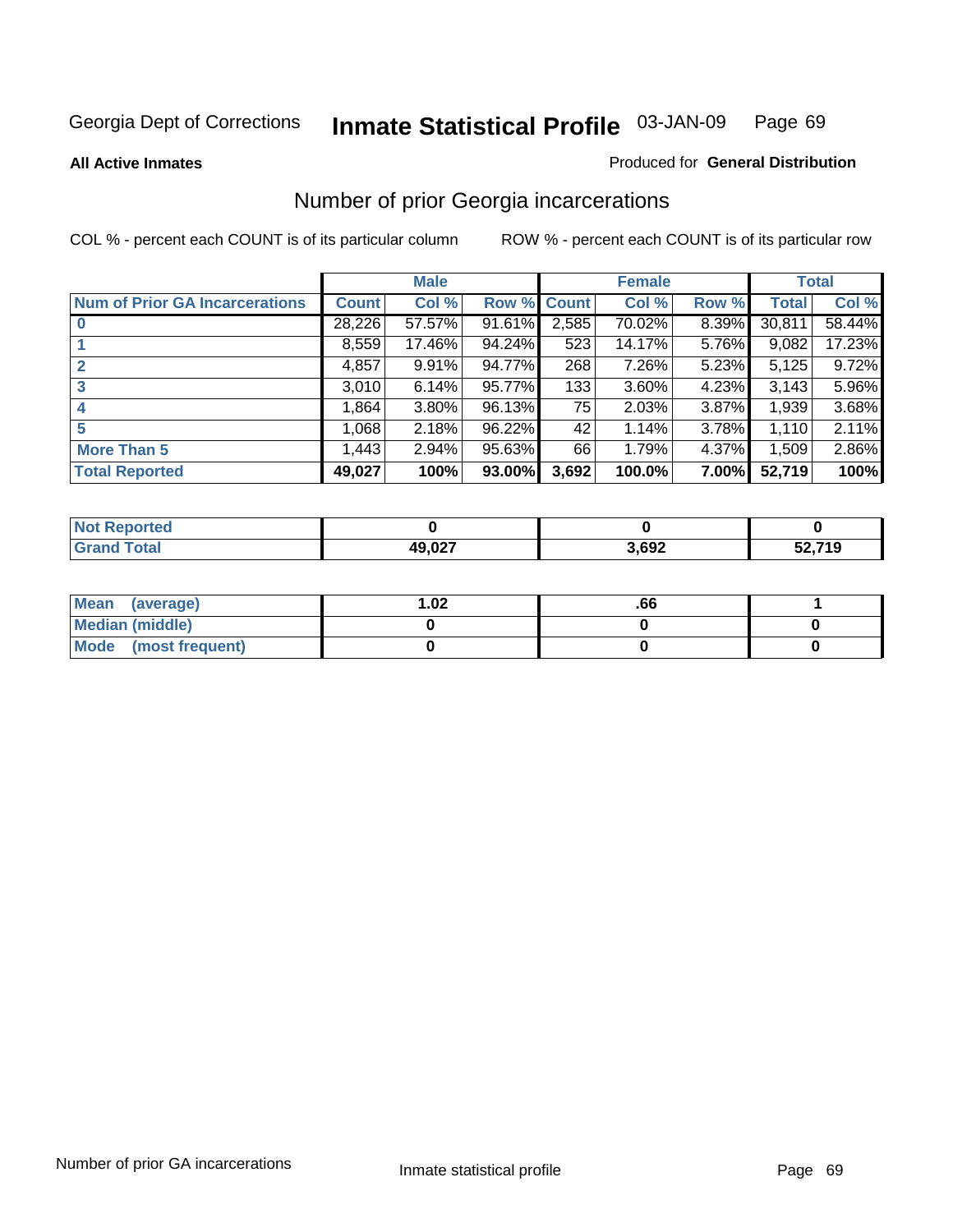Georgia Dept of Corrections **Inmate Statistical Profile** 03-JAN-09

**All Active Inmates**

Produced for **General Distribution**

## Number of prior Georgia incarcerations

COL % - percent each COUNT is of its particular column

ROW % - percent each COUNT is of its particular row

| | Male | | | Female | | | Total | |
|---|---|---|---|---|---|---|---|---|
| **Num of Prior GA Incarcerations** | **Count** | **Col %** | **Row %** | **Count** | **Col %** | **Row %** | **Total** | **Col %** |
| **0** | 28,226 | 57.57% | 91.61% | 2,585 | 70.02% | 8.39% | 30,811 | 58.44% |
| **1** | 8,559 | 17.46% | 94.24% | 523 | 14.17% | 5.76% | 9,082 | 17.23% |
| **2** | 4,857 | 9.91% | 94.77% | 268 | 7.26% | 5.23% | 5,125 | 9.72% |
| **3** | 3,010 | 6.14% | 95.77% | 133 | 3.60% | 4.23% | 3,143 | 5.96% |
| **4** | 1,864 | 3.80% | 96.13% | 75 | 2.03% | 3.87% | 1,939 | 3.68% |
| **5** | 1,068 | 2.18% | 96.22% | 42 | 1.14% | 3.78% | 1,110 | 2.11% |
| **More Than 5** | 1,443 | 2.94% | 95.63% | 66 | 1.79% | 4.37% | 1,509 | 2.86% |
| **Total Reported** | **49,027** | **100%** | **93.00%** | **3,692** | **100.0%** | **7.00%** | **52,719** | **100%** |

| | Male | Female | Total |
|---|---|---|---|
| **Not Reported** | **0** | **0** | **0** |
| **Grand Total** | **49,027** | **3,692** | **52,719** |

| | Male | Female | Total |
|---|---|---|---|
| **Mean (average)** | **1.02** | **.66** | **1** |
| **Median (middle)** | **0** | **0** | **0** |
| **Mode (most frequent)** | **0** | **0** | **0** |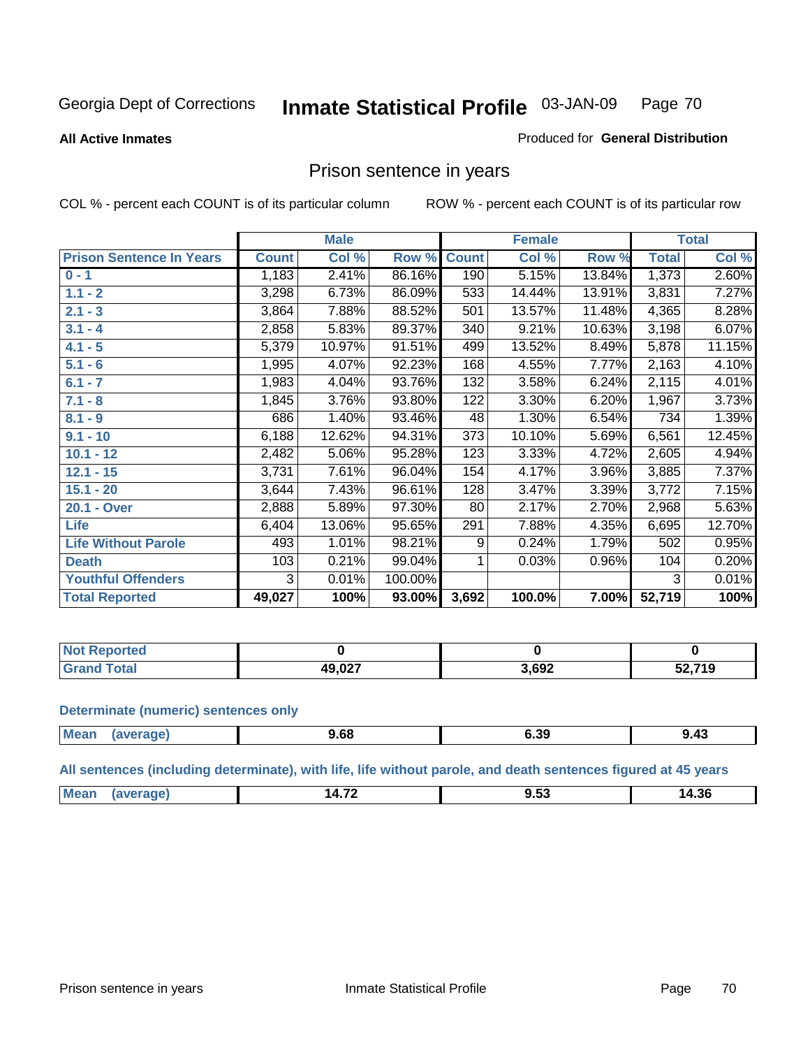Georgia Dept of Corrections **Inmate Statistical Profile** 03-JAN-09

**All Active Inmates**

Produced for **General Distribution**

## Prison sentence in years

COL % - percent each COUNT is of its particular column ROW % - percent each COUNT is of its particular row

| | Male | | | Female | | | Total | |
|---|---|---|---|---|---|---|---|---|
| **Prison Sentence In Years** | **Count** | **Col %** | **Row %** | **Count** | **Col %** | **Row %** | **Total** | **Col %** |
| **0 - 1** | 1,183 | 2.41% | 86.16% | 190 | 5.15% | 13.84% | 1,373 | 2.60% |
| **1.1 - 2** | 3,298 | 6.73% | 86.09% | 533 | 14.44% | 13.91% | 3,831 | 7.27% |
| **2.1 - 3** | 3,864 | 7.88% | 88.52% | 501 | 13.57% | 11.48% | 4,365 | 8.28% |
| **3.1 - 4** | 2,858 | 5.83% | 89.37% | 340 | 9.21% | 10.63% | 3,198 | 6.07% |
| **4.1 - 5** | 5,379 | 10.97% | 91.51% | 499 | 13.52% | 8.49% | 5,878 | 11.15% |
| **5.1 - 6** | 1,995 | 4.07% | 92.23% | 168 | 4.55% | 7.77% | 2,163 | 4.10% |
| **6.1 - 7** | 1,983 | 4.04% | 93.76% | 132 | 3.58% | 6.24% | 2,115 | 4.01% |
| **7.1 - 8** | 1,845 | 3.76% | 93.80% | 122 | 3.30% | 6.20% | 1,967 | 3.73% |
| **8.1 - 9** | 686 | 1.40% | 93.46% | 48 | 1.30% | 6.54% | 734 | 1.39% |
| **9.1 - 10** | 6,188 | 12.62% | 94.31% | 373 | 10.10% | 5.69% | 6,561 | 12.45% |
| **10.1 - 12** | 2,482 | 5.06% | 95.28% | 123 | 3.33% | 4.72% | 2,605 | 4.94% |
| **12.1 - 15** | 3,731 | 7.61% | 96.04% | 154 | 4.17% | 3.96% | 3,885 | 7.37% |
| **15.1 - 20** | 3,644 | 7.43% | 96.61% | 128 | 3.47% | 3.39% | 3,772 | 7.15% |
| **20.1 - Over** | 2,888 | 5.89% | 97.30% | 80 | 2.17% | 2.70% | 2,968 | 5.63% |
| **Life** | 6,404 | 13.06% | 95.65% | 291 | 7.88% | 4.35% | 6,695 | 12.70% |
| **Life Without Parole** | 493 | 1.01% | 98.21% | 9 | 0.24% | 1.79% | 502 | 0.95% |
| **Death** | 103 | 0.21% | 99.04% | 1 | 0.03% | 0.96% | 104 | 0.20% |
| **Youthful Offenders** | 3 | 0.01% | 100.00% | | | | 3 | 0.01% |
| **Total Reported** | **49,027** | **100%** | **93.00%** | **3,692** | **100.0%** | **7.00%** | **52,719** | **100%** |

| | Male | Female | Total |
|---|---|---|---|
| **Not Reported** | **0** | **0** | **0** |
| **Grand Total** | **49,027** | **3,692** | **52,719** |

**Determinate (numeric) sentences only**

| | Male | Female | Total |
|---|---|---|---|
| **Mean (average)** | **9.68** | **6.39** | **9.43** |

**All sentences (including determinate), with life, life without parole, and death sentences figured at 45 years**

| | Male | Female | Total |
|---|---|---|---|
| **Mean (average)** | **14.72** | **9.53** | **14.36** |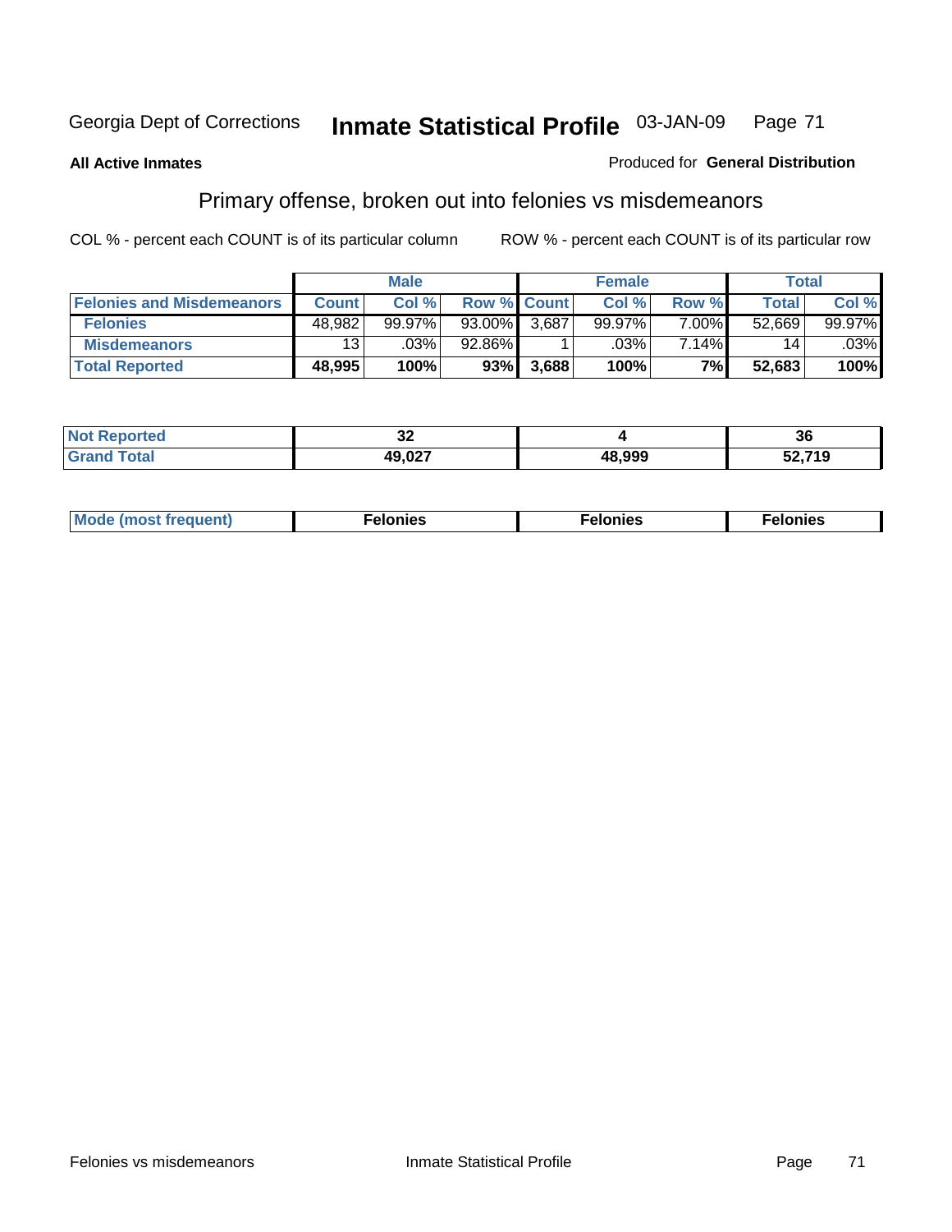Georgia Dept of Corrections **Inmate Statistical Profile** 03-JAN-09

**All Active Inmates**

Produced for **General Distribution**

## Primary offense, broken out into felonies vs misdemeanors

COL % - percent each COUNT is of its particular column

ROW % - percent each COUNT is of its particular row

| | Male | | | Female | | | Total | |
|---|---|---|---|---|---|---|---|---|
| **Felonies and Misdemeanors** | **Count** | **Col %** | **Row %** | **Count** | **Col %** | **Row %** | **Total** | **Col %** |
| **Felonies** | 48,982 | 99.97% | 93.00% | 3,687 | 99.97% | 7.00% | 52,669 | 99.97% |
| **Misdemeanors** | 13 | .03% | 92.86% | 1 | .03% | 7.14% | 14 | .03% |
| **Total Reported** | **48,995** | **100%** | **93%** | **3,688** | **100%** | **7%** | **52,683** | **100%** |

| | Male | Female | Total |
|---|---|---|---|
| **Not Reported** | **32** | **4** | **36** |
| **Grand Total** | **49,027** | **48,999** | **52,719** |

| | Male | Female | Total |
|---|---|---|---|
| **Mode (most frequent)** | **Felonies** | **Felonies** | **Felonies** |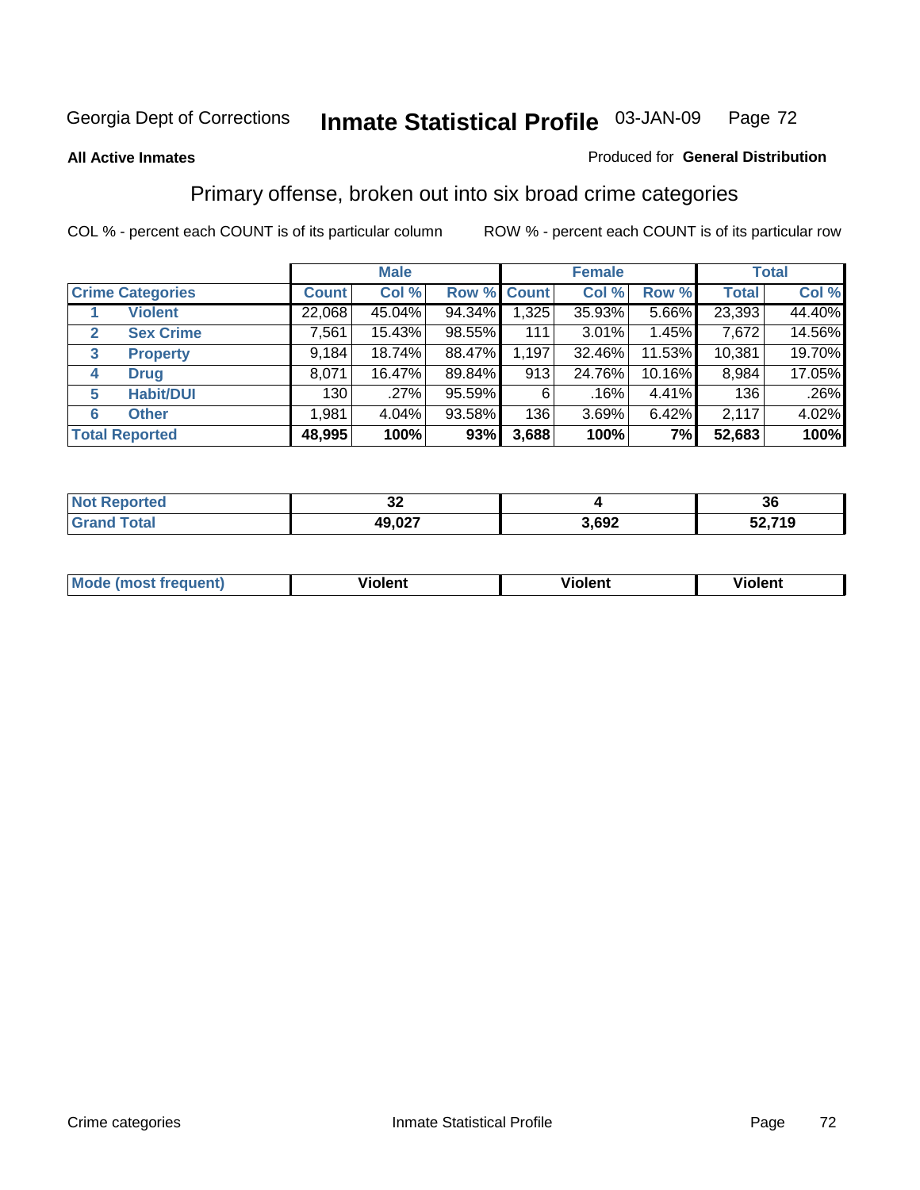Georgia Dept of Corrections **Inmate Statistical Profile** 03-JAN-09

**All Active Inmates**

Produced for **General Distribution**

## Primary offense, broken out into six broad crime categories

COL % - percent each COUNT is of its particular column

ROW % - percent each COUNT is of its particular row

| Crime Categories | Male | | | Female | | | Total | |
|---|---|---|---|---|---|---|---|---|
| | Count | Col % | Row % | Count | Col % | Row % | Total | Col % |
| 1 Violent | 22,068 | 45.04% | 94.34% | 1,325 | 35.93% | 5.66% | 23,393 | 44.40% |
| 2 Sex Crime | 7,561 | 15.43% | 98.55% | 111 | 3.01% | 1.45% | 7,672 | 14.56% |
| 3 Property | 9,184 | 18.74% | 88.47% | 1,197 | 32.46% | 11.53% | 10,381 | 19.70% |
| 4 Drug | 8,071 | 16.47% | 89.84% | 913 | 24.76% | 10.16% | 8,984 | 17.05% |
| 5 Habit/DUI | 130 | .27% | 95.59% | 6 | .16% | 4.41% | 136 | .26% |
| 6 Other | 1,981 | 4.04% | 93.58% | 136 | 3.69% | 6.42% | 2,117 | 4.02% |
| **Total Reported** | **48,995** | **100%** | **93%** | **3,688** | **100%** | **7%** | **52,683** | **100%** |

| | Male | Female | Total |
|---|---|---|---|
| Not Reported | 32 | 4 | 36 |
| Grand Total | 49,027 | 3,692 | 52,719 |

| | Male | Female | Total |
|---|---|---|---|
| Mode (most frequent) | Violent | Violent | Violent |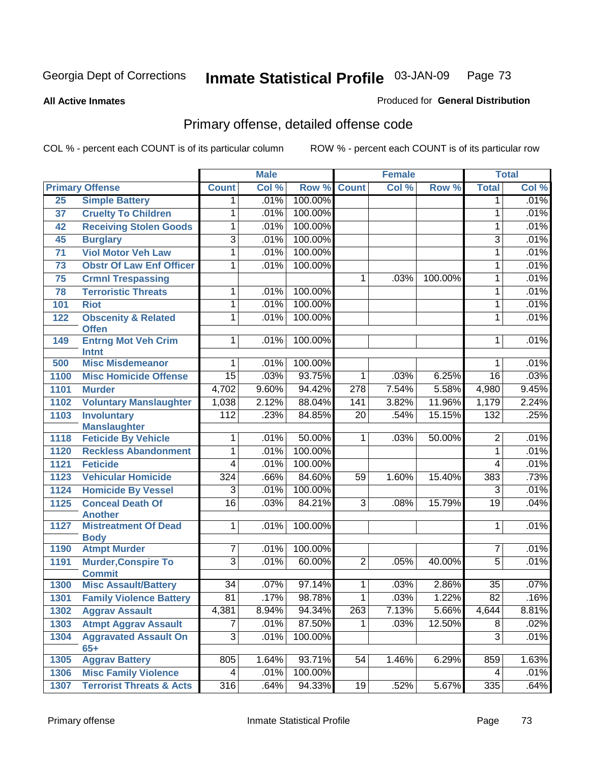# Inmate Statistical Profile

Georgia Dept of Corrections — 03-JAN-09

**All Active Inmates** — Produced for **General Distribution**

## Primary offense, detailed offense code

COL % - percent each COUNT is of its particular column ROW % - percent each COUNT is of its particular row

| Primary Offense | | Male | | | Female | | | Total | |
|---|---|---|---|---|---|---|---|---|---|
| | | Count | Col % | Row % | Count | Col % | Row % | Total | Col % |
| 25 | Simple Battery | 1 | .01% | 100.00% | | | | 1 | .01% |
| 37 | Cruelty To Children | 1 | .01% | 100.00% | | | | 1 | .01% |
| 42 | Receiving Stolen Goods | 1 | .01% | 100.00% | | | | 1 | .01% |
| 45 | Burglary | 3 | .01% | 100.00% | | | | 3 | .01% |
| 71 | Viol Motor Veh Law | 1 | .01% | 100.00% | | | | 1 | .01% |
| 73 | Obstr Of Law Enf Officer | 1 | .01% | 100.00% | | | | 1 | .01% |
| 75 | Crmnl Trespassing | | | | 1 | .03% | 100.00% | 1 | .01% |
| 78 | Terroristic Threats | 1 | .01% | 100.00% | | | | 1 | .01% |
| 101 | Riot | 1 | .01% | 100.00% | | | | 1 | .01% |
| 122 | Obscenity & Related Offen | 1 | .01% | 100.00% | | | | 1 | .01% |
| 149 | Entrng Mot Veh Crim Intnt | 1 | .01% | 100.00% | | | | 1 | .01% |
| 500 | Misc Misdemeanor | 1 | .01% | 100.00% | | | | 1 | .01% |
| 1100 | Misc Homicide Offense | 15 | .03% | 93.75% | 1 | .03% | 6.25% | 16 | .03% |
| 1101 | Murder | 4,702 | 9.60% | 94.42% | 278 | 7.54% | 5.58% | 4,980 | 9.45% |
| 1102 | Voluntary Manslaughter | 1,038 | 2.12% | 88.04% | 141 | 3.82% | 11.96% | 1,179 | 2.24% |
| 1103 | Involuntary Manslaughter | 112 | .23% | 84.85% | 20 | .54% | 15.15% | 132 | .25% |
| 1118 | Feticide By Vehicle | 1 | .01% | 50.00% | 1 | .03% | 50.00% | 2 | .01% |
| 1120 | Reckless Abandonment | 1 | .01% | 100.00% | | | | 1 | .01% |
| 1121 | Feticide | 4 | .01% | 100.00% | | | | 4 | .01% |
| 1123 | Vehicular Homicide | 324 | .66% | 84.60% | 59 | 1.60% | 15.40% | 383 | .73% |
| 1124 | Homicide By Vessel | 3 | .01% | 100.00% | | | | 3 | .01% |
| 1125 | Conceal Death Of Another | 16 | .03% | 84.21% | 3 | .08% | 15.79% | 19 | .04% |
| 1127 | Mistreatment Of Dead Body | 1 | .01% | 100.00% | | | | 1 | .01% |
| 1190 | Atmpt Murder | 7 | .01% | 100.00% | | | | 7 | .01% |
| 1191 | Murder,Conspire To Commit | 3 | .01% | 60.00% | 2 | .05% | 40.00% | 5 | .01% |
| 1300 | Misc Assault/Battery | 34 | .07% | 97.14% | 1 | .03% | 2.86% | 35 | .07% |
| 1301 | Family Violence Battery | 81 | .17% | 98.78% | 1 | .03% | 1.22% | 82 | .16% |
| 1302 | Aggrav Assault | 4,381 | 8.94% | 94.34% | 263 | 7.13% | 5.66% | 4,644 | 8.81% |
| 1303 | Atmpt Aggrav Assault | 7 | .01% | 87.50% | 1 | .03% | 12.50% | 8 | .02% |
| 1304 | Aggravated Assault On 65+ | 3 | .01% | 100.00% | | | | 3 | .01% |
| 1305 | Aggrav Battery | 805 | 1.64% | 93.71% | 54 | 1.46% | 6.29% | 859 | 1.63% |
| 1306 | Misc Family Violence | 4 | .01% | 100.00% | | | | 4 | .01% |
| 1307 | Terrorist Threats & Acts | 316 | .64% | 94.33% | 19 | .52% | 5.67% | 335 | .64% |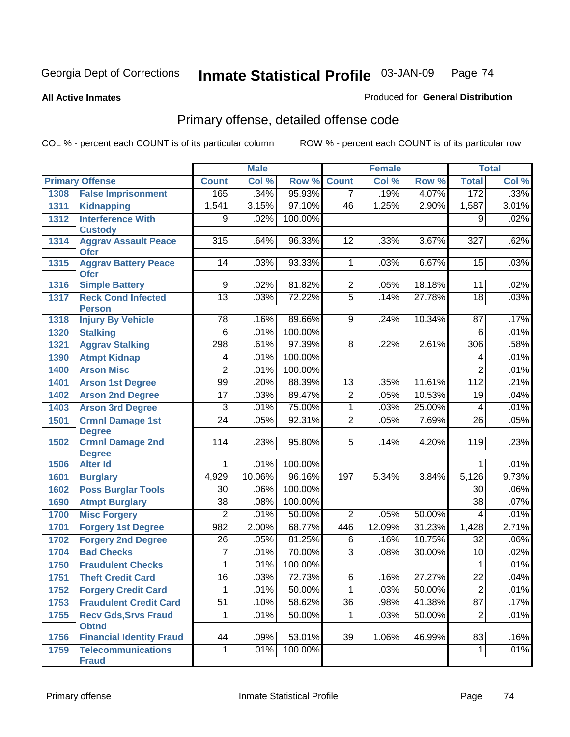Georgia Dept of Corrections

# Inmate Statistical Profile

03-JAN-09

**All Active Inmates**

Produced for **General Distribution**

## Primary offense, detailed offense code

COL % - percent each COUNT is of its particular column

ROW % - percent each COUNT is of its particular row

| Primary Offense | | Male | | | Female | | | Total | |
|---|---|---|---|---|---|---|---|---|---|
| | | Count | Col % | Row % | Count | Col % | Row % | Total | Col % |
| 1308 | False Imprisonment | 165 | .34% | 95.93% | 7 | .19% | 4.07% | 172 | .33% |
| 1311 | Kidnapping | 1,541 | 3.15% | 97.10% | 46 | 1.25% | 2.90% | 1,587 | 3.01% |
| 1312 | Interference With Custody | 9 | .02% | 100.00% | | | | 9 | .02% |
| 1314 | Aggrav Assault Peace Ofcr | 315 | .64% | 96.33% | 12 | .33% | 3.67% | 327 | .62% |
| 1315 | Aggrav Battery Peace Ofcr | 14 | .03% | 93.33% | 1 | .03% | 6.67% | 15 | .03% |
| 1316 | Simple Battery | 9 | .02% | 81.82% | 2 | .05% | 18.18% | 11 | .02% |
| 1317 | Reck Cond Infected Person | 13 | .03% | 72.22% | 5 | .14% | 27.78% | 18 | .03% |
| 1318 | Injury By Vehicle | 78 | .16% | 89.66% | 9 | .24% | 10.34% | 87 | .17% |
| 1320 | Stalking | 6 | .01% | 100.00% | | | | 6 | .01% |
| 1321 | Aggrav Stalking | 298 | .61% | 97.39% | 8 | .22% | 2.61% | 306 | .58% |
| 1390 | Atmpt Kidnap | 4 | .01% | 100.00% | | | | 4 | .01% |
| 1400 | Arson Misc | 2 | .01% | 100.00% | | | | 2 | .01% |
| 1401 | Arson 1st Degree | 99 | .20% | 88.39% | 13 | .35% | 11.61% | 112 | .21% |
| 1402 | Arson 2nd Degree | 17 | .03% | 89.47% | 2 | .05% | 10.53% | 19 | .04% |
| 1403 | Arson 3rd Degree | 3 | .01% | 75.00% | 1 | .03% | 25.00% | 4 | .01% |
| 1501 | Crmnl Damage 1st Degree | 24 | .05% | 92.31% | 2 | .05% | 7.69% | 26 | .05% |
| 1502 | Crmnl Damage 2nd Degree | 114 | .23% | 95.80% | 5 | .14% | 4.20% | 119 | .23% |
| 1506 | Alter Id | 1 | .01% | 100.00% | | | | 1 | .01% |
| 1601 | Burglary | 4,929 | 10.06% | 96.16% | 197 | 5.34% | 3.84% | 5,126 | 9.73% |
| 1602 | Poss Burglar Tools | 30 | .06% | 100.00% | | | | 30 | .06% |
| 1690 | Atmpt Burglary | 38 | .08% | 100.00% | | | | 38 | .07% |
| 1700 | Misc Forgery | 2 | .01% | 50.00% | 2 | .05% | 50.00% | 4 | .01% |
| 1701 | Forgery 1st Degree | 982 | 2.00% | 68.77% | 446 | 12.09% | 31.23% | 1,428 | 2.71% |
| 1702 | Forgery 2nd Degree | 26 | .05% | 81.25% | 6 | .16% | 18.75% | 32 | .06% |
| 1704 | Bad Checks | 7 | .01% | 70.00% | 3 | .08% | 30.00% | 10 | .02% |
| 1750 | Fraudulent Checks | 1 | .01% | 100.00% | | | | 1 | .01% |
| 1751 | Theft Credit Card | 16 | .03% | 72.73% | 6 | .16% | 27.27% | 22 | .04% |
| 1752 | Forgery Credit Card | 1 | .01% | 50.00% | 1 | .03% | 50.00% | 2 | .01% |
| 1753 | Fraudulent Credit Card | 51 | .10% | 58.62% | 36 | .98% | 41.38% | 87 | .17% |
| 1755 | Recv Gds,Srvs Fraud Obtnd | 1 | .01% | 50.00% | 1 | .03% | 50.00% | 2 | .01% |
| 1756 | Financial Identity Fraud | 44 | .09% | 53.01% | 39 | 1.06% | 46.99% | 83 | .16% |
| 1759 | Telecommunications Fraud | 1 | .01% | 100.00% | | | | 1 | .01% |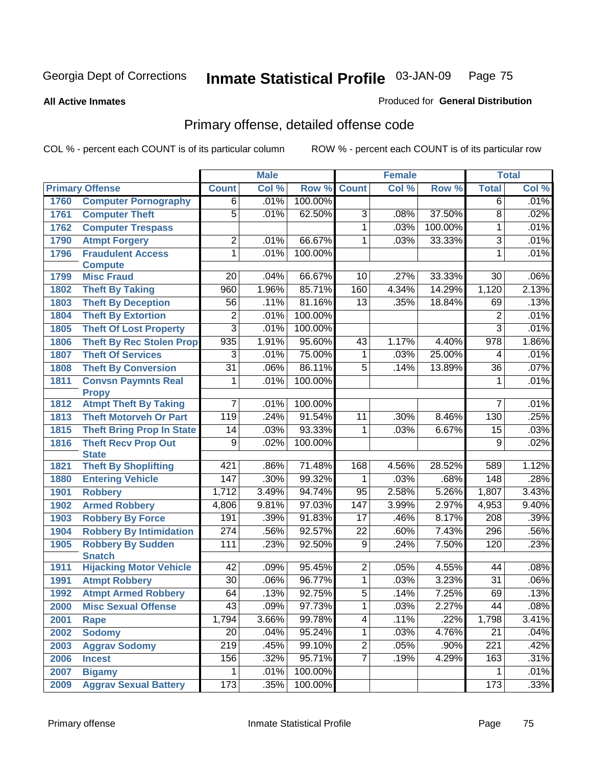Georgia Dept of Corrections **Inmate Statistical Profile** 03-JAN-09

**All Active Inmates**

Produced for **General Distribution**

## Primary offense, detailed offense code

COL % - percent each COUNT is of its particular column ROW % - percent each COUNT is of its particular row

| Primary Offense | | Male | | | Female | | | Total | |
|---|---|---|---|---|---|---|---|---|---|
| | | Count | Col % | Row % | Count | Col % | Row % | Total | Col % |
| 1760 | Computer Pornography | 6 | .01% | 100.00% | | | | 6 | .01% |
| 1761 | Computer Theft | 5 | .01% | 62.50% | 3 | .08% | 37.50% | 8 | .02% |
| 1762 | Computer Trespass | | | | 1 | .03% | 100.00% | 1 | .01% |
| 1790 | Atmpt Forgery | 2 | .01% | 66.67% | 1 | .03% | 33.33% | 3 | .01% |
| 1796 | Fraudulent Access Compute | 1 | .01% | 100.00% | | | | 1 | .01% |
| 1799 | Misc Fraud | 20 | .04% | 66.67% | 10 | .27% | 33.33% | 30 | .06% |
| 1802 | Theft By Taking | 960 | 1.96% | 85.71% | 160 | 4.34% | 14.29% | 1,120 | 2.13% |
| 1803 | Theft By Deception | 56 | .11% | 81.16% | 13 | .35% | 18.84% | 69 | .13% |
| 1804 | Theft By Extortion | 2 | .01% | 100.00% | | | | 2 | .01% |
| 1805 | Theft Of Lost Property | 3 | .01% | 100.00% | | | | 3 | .01% |
| 1806 | Theft By Rec Stolen Prop | 935 | 1.91% | 95.60% | 43 | 1.17% | 4.40% | 978 | 1.86% |
| 1807 | Theft Of Services | 3 | .01% | 75.00% | 1 | .03% | 25.00% | 4 | .01% |
| 1808 | Theft By Conversion | 31 | .06% | 86.11% | 5 | .14% | 13.89% | 36 | .07% |
| 1811 | Convsn Paymnts Real Propy | 1 | .01% | 100.00% | | | | 1 | .01% |
| 1812 | Atmpt Theft By Taking | 7 | .01% | 100.00% | | | | 7 | .01% |
| 1813 | Theft Motorveh Or Part | 119 | .24% | 91.54% | 11 | .30% | 8.46% | 130 | .25% |
| 1815 | Theft Bring Prop In State | 14 | .03% | 93.33% | 1 | .03% | 6.67% | 15 | .03% |
| 1816 | Theft Recv Prop Out State | 9 | .02% | 100.00% | | | | 9 | .02% |
| 1821 | Theft By Shoplifting | 421 | .86% | 71.48% | 168 | 4.56% | 28.52% | 589 | 1.12% |
| 1880 | Entering Vehicle | 147 | .30% | 99.32% | 1 | .03% | .68% | 148 | .28% |
| 1901 | Robbery | 1,712 | 3.49% | 94.74% | 95 | 2.58% | 5.26% | 1,807 | 3.43% |
| 1902 | Armed Robbery | 4,806 | 9.81% | 97.03% | 147 | 3.99% | 2.97% | 4,953 | 9.40% |
| 1903 | Robbery By Force | 191 | .39% | 91.83% | 17 | .46% | 8.17% | 208 | .39% |
| 1904 | Robbery By Intimidation | 274 | .56% | 92.57% | 22 | .60% | 7.43% | 296 | .56% |
| 1905 | Robbery By Sudden Snatch | 111 | .23% | 92.50% | 9 | .24% | 7.50% | 120 | .23% |
| 1911 | Hijacking Motor Vehicle | 42 | .09% | 95.45% | 2 | .05% | 4.55% | 44 | .08% |
| 1991 | Atmpt Robbery | 30 | .06% | 96.77% | 1 | .03% | 3.23% | 31 | .06% |
| 1992 | Atmpt Armed Robbery | 64 | .13% | 92.75% | 5 | .14% | 7.25% | 69 | .13% |
| 2000 | Misc Sexual Offense | 43 | .09% | 97.73% | 1 | .03% | 2.27% | 44 | .08% |
| 2001 | Rape | 1,794 | 3.66% | 99.78% | 4 | .11% | .22% | 1,798 | 3.41% |
| 2002 | Sodomy | 20 | .04% | 95.24% | 1 | .03% | 4.76% | 21 | .04% |
| 2003 | Aggrav Sodomy | 219 | .45% | 99.10% | 2 | .05% | .90% | 221 | .42% |
| 2006 | Incest | 156 | .32% | 95.71% | 7 | .19% | 4.29% | 163 | .31% |
| 2007 | Bigamy | 1 | .01% | 100.00% | | | | 1 | .01% |
| 2009 | Aggrav Sexual Battery | 173 | .35% | 100.00% | | | | 173 | .33% |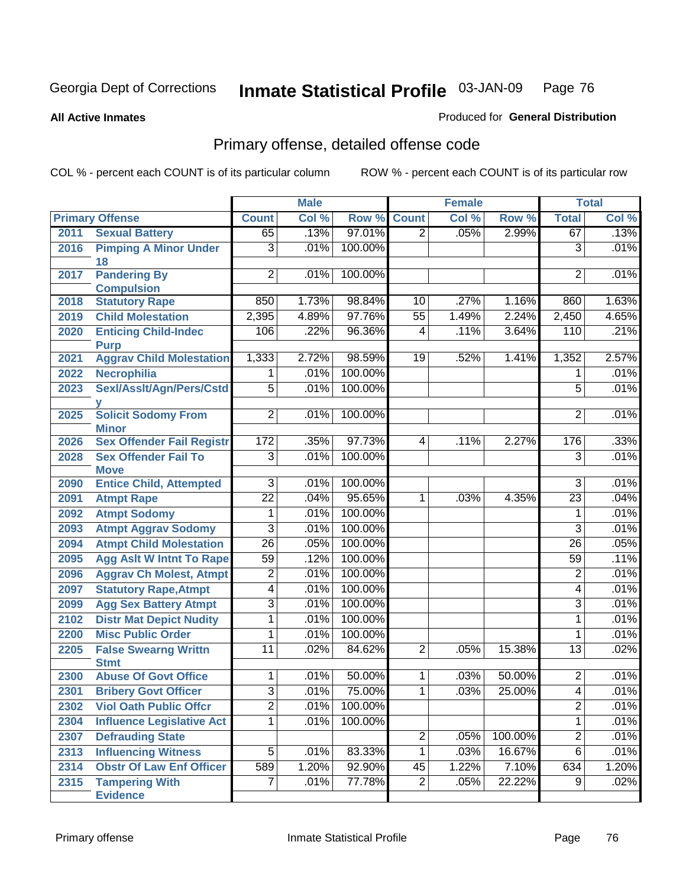Georgia Dept of Corrections **Inmate Statistical Profile** 03-JAN-09

**All Active Inmates**

Produced for **General Distribution**

## Primary offense, detailed offense code

COL % - percent each COUNT is of its particular column ROW % - percent each COUNT is of its particular row

| Primary Offense | | Male | | | Female | | | Total | |
|---|---|---|---|---|---|---|---|---|---|
| | | Count | Col % | Row % | Count | Col % | Row % | Total | Col % |
| 2011 | Sexual Battery | 65 | .13% | 97.01% | 2 | .05% | 2.99% | 67 | .13% |
| 2016 | Pimping A Minor Under 18 | 3 | .01% | 100.00% | | | | 3 | .01% |
| 2017 | Pandering By Compulsion | 2 | .01% | 100.00% | | | | 2 | .01% |
| 2018 | Statutory Rape | 850 | 1.73% | 98.84% | 10 | .27% | 1.16% | 860 | 1.63% |
| 2019 | Child Molestation | 2,395 | 4.89% | 97.76% | 55 | 1.49% | 2.24% | 2,450 | 4.65% |
| 2020 | Enticing Child-Indec Purp | 106 | .22% | 96.36% | 4 | .11% | 3.64% | 110 | .21% |
| 2021 | Aggrav Child Molestation | 1,333 | 2.72% | 98.59% | 19 | .52% | 1.41% | 1,352 | 2.57% |
| 2022 | Necrophilia | 1 | .01% | 100.00% | | | | 1 | .01% |
| 2023 | Sexl/Asslt/Agn/Pers/Cstdy | 5 | .01% | 100.00% | | | | 5 | .01% |
| 2025 | Solicit Sodomy From Minor | 2 | .01% | 100.00% | | | | 2 | .01% |
| 2026 | Sex Offender Fail Registr | 172 | .35% | 97.73% | 4 | .11% | 2.27% | 176 | .33% |
| 2028 | Sex Offender Fail To Move | 3 | .01% | 100.00% | | | | 3 | .01% |
| 2090 | Entice Child, Attempted | 3 | .01% | 100.00% | | | | 3 | .01% |
| 2091 | Atmpt Rape | 22 | .04% | 95.65% | 1 | .03% | 4.35% | 23 | .04% |
| 2092 | Atmpt Sodomy | 1 | .01% | 100.00% | | | | 1 | .01% |
| 2093 | Atmpt Aggrav Sodomy | 3 | .01% | 100.00% | | | | 3 | .01% |
| 2094 | Atmpt Child Molestation | 26 | .05% | 100.00% | | | | 26 | .05% |
| 2095 | Agg Aslt W Intnt To Rape | 59 | .12% | 100.00% | | | | 59 | .11% |
| 2096 | Aggrav Ch Molest, Atmpt | 2 | .01% | 100.00% | | | | 2 | .01% |
| 2097 | Statutory Rape,Atmpt | 4 | .01% | 100.00% | | | | 4 | .01% |
| 2099 | Agg Sex Battery Atmpt | 3 | .01% | 100.00% | | | | 3 | .01% |
| 2102 | Distr Mat Depict Nudity | 1 | .01% | 100.00% | | | | 1 | .01% |
| 2200 | Misc Public Order | 1 | .01% | 100.00% | | | | 1 | .01% |
| 2205 | False Swearng Writtn Stmt | 11 | .02% | 84.62% | 2 | .05% | 15.38% | 13 | .02% |
| 2300 | Abuse Of Govt Office | 1 | .01% | 50.00% | 1 | .03% | 50.00% | 2 | .01% |
| 2301 | Bribery Govt Officer | 3 | .01% | 75.00% | 1 | .03% | 25.00% | 4 | .01% |
| 2302 | Viol Oath Public Offcr | 2 | .01% | 100.00% | | | | 2 | .01% |
| 2304 | Influence Legislative Act | 1 | .01% | 100.00% | | | | 1 | .01% |
| 2307 | Defrauding State | | | | 2 | .05% | 100.00% | 2 | .01% |
| 2313 | Influencing Witness | 5 | .01% | 83.33% | 1 | .03% | 16.67% | 6 | .01% |
| 2314 | Obstr Of Law Enf Officer | 589 | 1.20% | 92.90% | 45 | 1.22% | 7.10% | 634 | 1.20% |
| 2315 | Tampering With Evidence | 7 | .01% | 77.78% | 2 | .05% | 22.22% | 9 | .02% |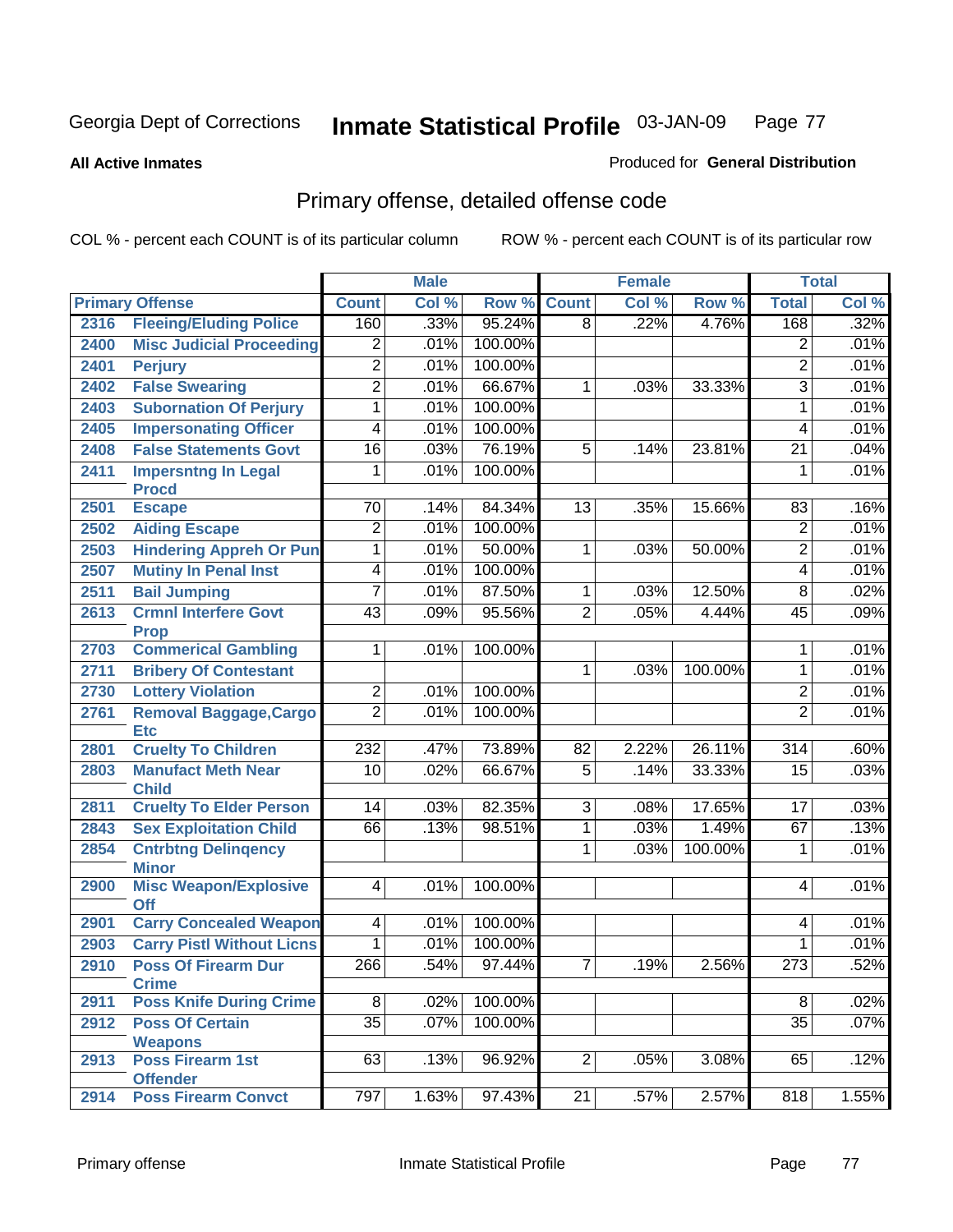Georgia Dept of Corrections **Inmate Statistical Profile** 03-JAN-09

**All Active Inmates**

Produced for **General Distribution**

## Primary offense, detailed offense code

COL % - percent each COUNT is of its particular column

ROW % - percent each COUNT is of its particular row

| Primary Offense | | Male | | | Female | | | Total | |
|---|---|---|---|---|---|---|---|---|---|
| | | Count | Col % | Row % | Count | Col % | Row % | Total | Col % |
| 2316 | Fleeing/Eluding Police | 160 | .33% | 95.24% | 8 | .22% | 4.76% | 168 | .32% |
| 2400 | Misc Judicial Proceeding | 2 | .01% | 100.00% | | | | 2 | .01% |
| 2401 | Perjury | 2 | .01% | 100.00% | | | | 2 | .01% |
| 2402 | False Swearing | 2 | .01% | 66.67% | 1 | .03% | 33.33% | 3 | .01% |
| 2403 | Subornation Of Perjury | 1 | .01% | 100.00% | | | | 1 | .01% |
| 2405 | Impersonating Officer | 4 | .01% | 100.00% | | | | 4 | .01% |
| 2408 | False Statements Govt | 16 | .03% | 76.19% | 5 | .14% | 23.81% | 21 | .04% |
| 2411 | Impersntng In Legal Procd | 1 | .01% | 100.00% | | | | 1 | .01% |
| 2501 | Escape | 70 | .14% | 84.34% | 13 | .35% | 15.66% | 83 | .16% |
| 2502 | Aiding Escape | 2 | .01% | 100.00% | | | | 2 | .01% |
| 2503 | Hindering Appreh Or Pun | 1 | .01% | 50.00% | 1 | .03% | 50.00% | 2 | .01% |
| 2507 | Mutiny In Penal Inst | 4 | .01% | 100.00% | | | | 4 | .01% |
| 2511 | Bail Jumping | 7 | .01% | 87.50% | 1 | .03% | 12.50% | 8 | .02% |
| 2613 | Crmnl Interfere Govt Prop | 43 | .09% | 95.56% | 2 | .05% | 4.44% | 45 | .09% |
| 2703 | Commerical Gambling | 1 | .01% | 100.00% | | | | 1 | .01% |
| 2711 | Bribery Of Contestant | | | | 1 | .03% | 100.00% | 1 | .01% |
| 2730 | Lottery Violation | 2 | .01% | 100.00% | | | | 2 | .01% |
| 2761 | Removal Baggage,Cargo Etc | 2 | .01% | 100.00% | | | | 2 | .01% |
| 2801 | Cruelty To Children | 232 | .47% | 73.89% | 82 | 2.22% | 26.11% | 314 | .60% |
| 2803 | Manufact Meth Near Child | 10 | .02% | 66.67% | 5 | .14% | 33.33% | 15 | .03% |
| 2811 | Cruelty To Elder Person | 14 | .03% | 82.35% | 3 | .08% | 17.65% | 17 | .03% |
| 2843 | Sex Exploitation Child | 66 | .13% | 98.51% | 1 | .03% | 1.49% | 67 | .13% |
| 2854 | Cntrbtng Delinqency Minor | | | | 1 | .03% | 100.00% | 1 | .01% |
| 2900 | Misc Weapon/Explosive Off | 4 | .01% | 100.00% | | | | 4 | .01% |
| 2901 | Carry Concealed Weapon | 4 | .01% | 100.00% | | | | 4 | .01% |
| 2903 | Carry Pistl Without Licns | 1 | .01% | 100.00% | | | | 1 | .01% |
| 2910 | Poss Of Firearm Dur Crime | 266 | .54% | 97.44% | 7 | .19% | 2.56% | 273 | .52% |
| 2911 | Poss Knife During Crime | 8 | .02% | 100.00% | | | | 8 | .02% |
| 2912 | Poss Of Certain Weapons | 35 | .07% | 100.00% | | | | 35 | .07% |
| 2913 | Poss Firearm 1st Offender | 63 | .13% | 96.92% | 2 | .05% | 3.08% | 65 | .12% |
| 2914 | Poss Firearm Convct | 797 | 1.63% | 97.43% | 21 | .57% | 2.57% | 818 | 1.55% |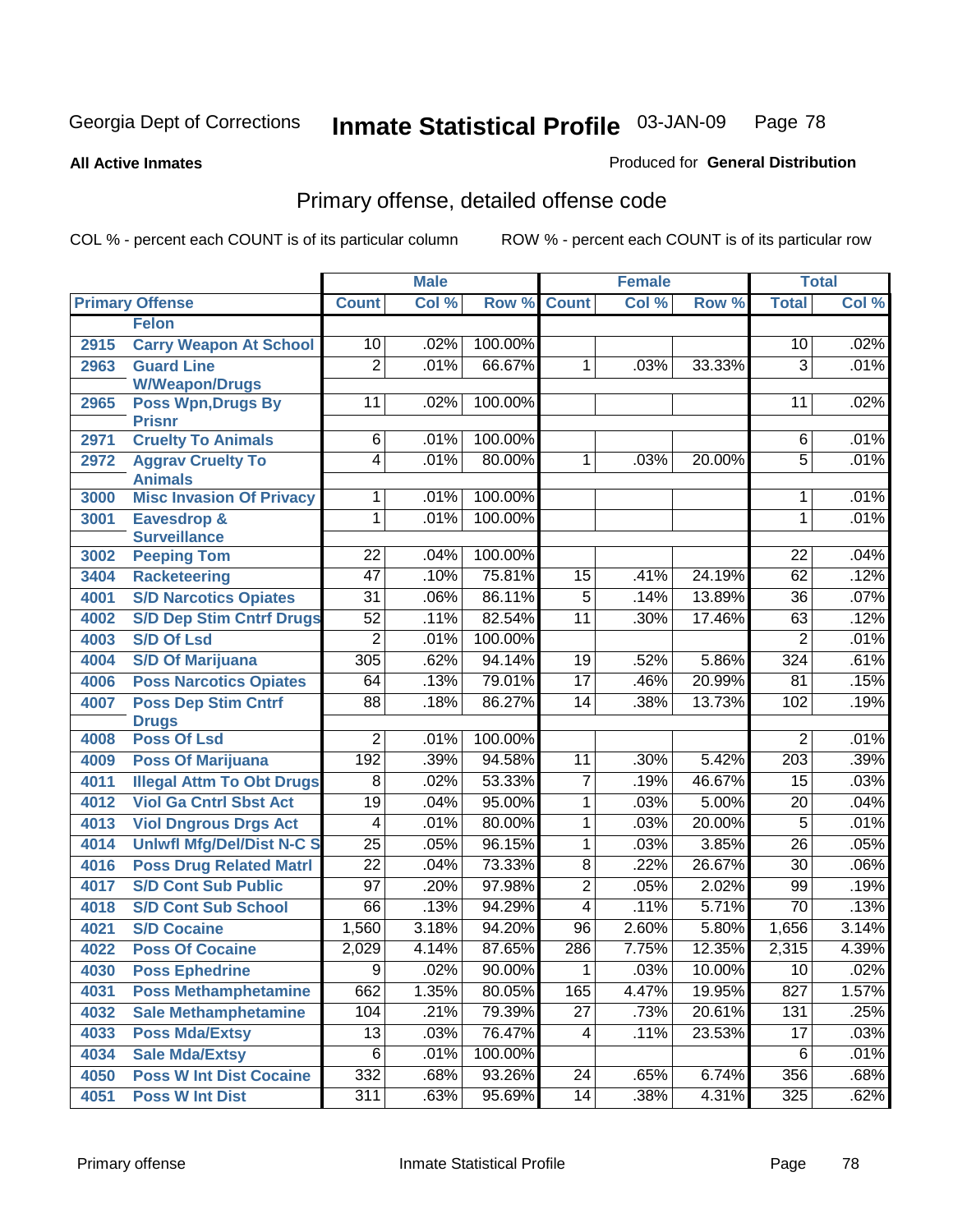Georgia Dept of Corrections **Inmate Statistical Profile** 03-JAN-09

**All Active Inmates**

Produced for **General Distribution**

## Primary offense, detailed offense code

COL % - percent each COUNT is of its particular column ROW % - percent each COUNT is of its particular row

| Primary Offense | | Male | | | Female | | | Total | |
|---|---|---|---|---|---|---|---|---|---|
| | | Count | Col % | Row % | Count | Col % | Row % | Total | Col % |
| | Felon | | | | | | | | |
| 2915 | Carry Weapon At School | 10 | .02% | 100.00% | | | | 10 | .02% |
| 2963 | Guard Line W/Weapon/Drugs | 2 | .01% | 66.67% | 1 | .03% | 33.33% | 3 | .01% |
| 2965 | Poss Wpn,Drugs By Prisnr | 11 | .02% | 100.00% | | | | 11 | .02% |
| 2971 | Cruelty To Animals | 6 | .01% | 100.00% | | | | 6 | .01% |
| 2972 | Aggrav Cruelty To Animals | 4 | .01% | 80.00% | 1 | .03% | 20.00% | 5 | .01% |
| 3000 | Misc Invasion Of Privacy | 1 | .01% | 100.00% | | | | 1 | .01% |
| 3001 | Eavesdrop & Surveillance | 1 | .01% | 100.00% | | | | 1 | .01% |
| 3002 | Peeping Tom | 22 | .04% | 100.00% | | | | 22 | .04% |
| 3404 | Racketeering | 47 | .10% | 75.81% | 15 | .41% | 24.19% | 62 | .12% |
| 4001 | S/D Narcotics Opiates | 31 | .06% | 86.11% | 5 | .14% | 13.89% | 36 | .07% |
| 4002 | S/D Dep Stim Cntrf Drugs | 52 | .11% | 82.54% | 11 | .30% | 17.46% | 63 | .12% |
| 4003 | S/D Of Lsd | 2 | .01% | 100.00% | | | | 2 | .01% |
| 4004 | S/D Of Marijuana | 305 | .62% | 94.14% | 19 | .52% | 5.86% | 324 | .61% |
| 4006 | Poss Narcotics Opiates | 64 | .13% | 79.01% | 17 | .46% | 20.99% | 81 | .15% |
| 4007 | Poss Dep Stim Cntrf Drugs | 88 | .18% | 86.27% | 14 | .38% | 13.73% | 102 | .19% |
| 4008 | Poss Of Lsd | 2 | .01% | 100.00% | | | | 2 | .01% |
| 4009 | Poss Of Marijuana | 192 | .39% | 94.58% | 11 | .30% | 5.42% | 203 | .39% |
| 4011 | Illegal Attm To Obt Drugs | 8 | .02% | 53.33% | 7 | .19% | 46.67% | 15 | .03% |
| 4012 | Viol Ga Cntrl Sbst Act | 19 | .04% | 95.00% | 1 | .03% | 5.00% | 20 | .04% |
| 4013 | Viol Dngrous Drgs Act | 4 | .01% | 80.00% | 1 | .03% | 20.00% | 5 | .01% |
| 4014 | Unlwfl Mfg/Del/Dist N-C S | 25 | .05% | 96.15% | 1 | .03% | 3.85% | 26 | .05% |
| 4016 | Poss Drug Related Matrl | 22 | .04% | 73.33% | 8 | .22% | 26.67% | 30 | .06% |
| 4017 | S/D Cont Sub Public | 97 | .20% | 97.98% | 2 | .05% | 2.02% | 99 | .19% |
| 4018 | S/D Cont Sub School | 66 | .13% | 94.29% | 4 | .11% | 5.71% | 70 | .13% |
| 4021 | S/D Cocaine | 1,560 | 3.18% | 94.20% | 96 | 2.60% | 5.80% | 1,656 | 3.14% |
| 4022 | Poss Of Cocaine | 2,029 | 4.14% | 87.65% | 286 | 7.75% | 12.35% | 2,315 | 4.39% |
| 4030 | Poss Ephedrine | 9 | .02% | 90.00% | 1 | .03% | 10.00% | 10 | .02% |
| 4031 | Poss Methamphetamine | 662 | 1.35% | 80.05% | 165 | 4.47% | 19.95% | 827 | 1.57% |
| 4032 | Sale Methamphetamine | 104 | .21% | 79.39% | 27 | .73% | 20.61% | 131 | .25% |
| 4033 | Poss Mda/Extsy | 13 | .03% | 76.47% | 4 | .11% | 23.53% | 17 | .03% |
| 4034 | Sale Mda/Extsy | 6 | .01% | 100.00% | | | | 6 | .01% |
| 4050 | Poss W Int Dist Cocaine | 332 | .68% | 93.26% | 24 | .65% | 6.74% | 356 | .68% |
| 4051 | Poss W Int Dist | 311 | .63% | 95.69% | 14 | .38% | 4.31% | 325 | .62% |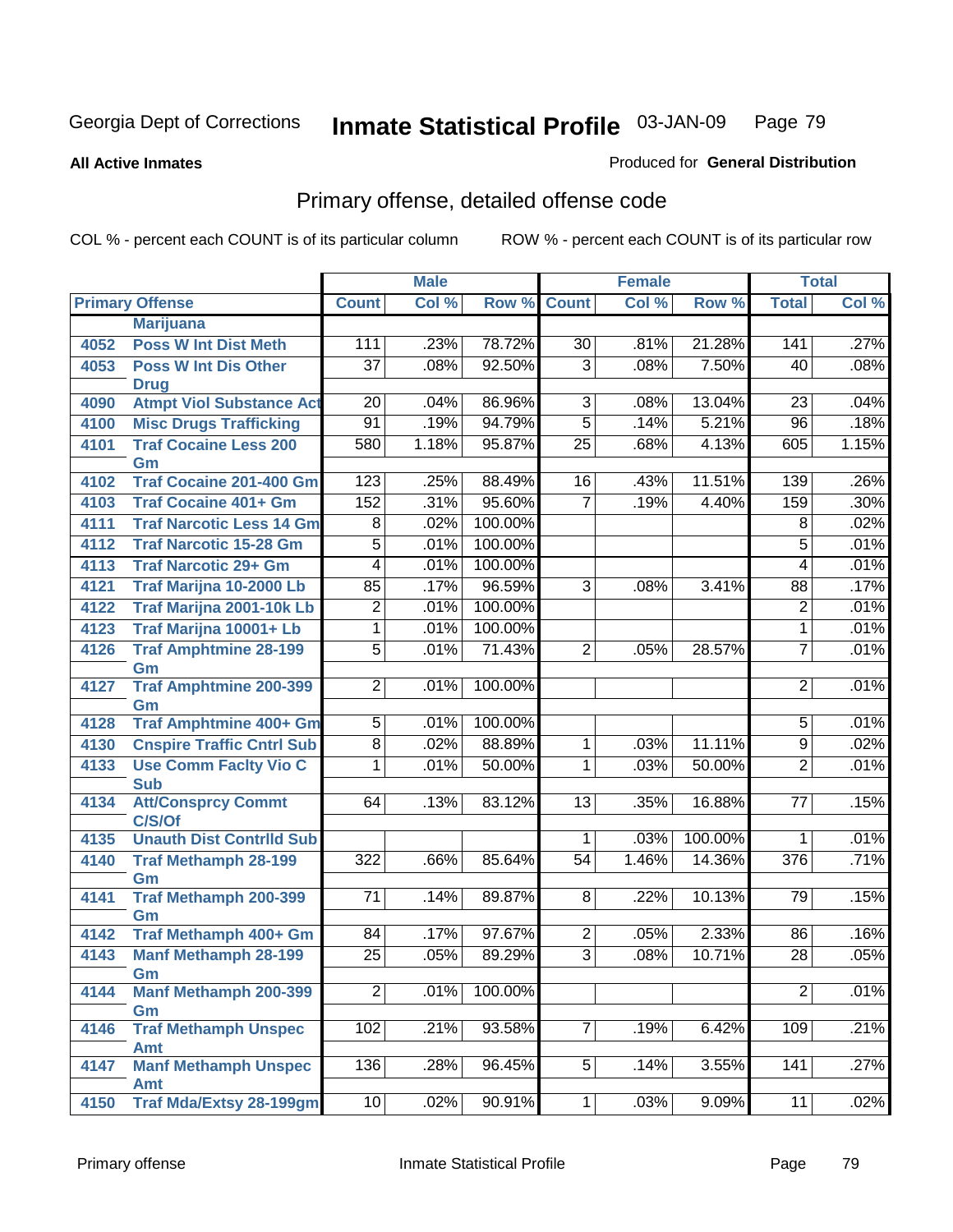Georgia Dept of Corrections

# Inmate Statistical Profile 03-JAN-09

**All Active Inmates**

Produced for **General Distribution**

## Primary offense, detailed offense code

COL % - percent each COUNT is of its particular column

ROW % - percent each COUNT is of its particular row

| Primary Offense | | Male | | | Female | | | Total | |
|---|---|---|---|---|---|---|---|---|---|
| | | Count | Col % | Row % | Count | Col % | Row % | Total | Col % |
| | Marijuana | | | | | | | | |
| 4052 | Poss W Int Dist Meth | 111 | .23% | 78.72% | 30 | .81% | 21.28% | 141 | .27% |
| 4053 | Poss W Int Dis Other Drug | 37 | .08% | 92.50% | 3 | .08% | 7.50% | 40 | .08% |
| 4090 | Atmpt Viol Substance Act | 20 | .04% | 86.96% | 3 | .08% | 13.04% | 23 | .04% |
| 4100 | Misc Drugs Trafficking | 91 | .19% | 94.79% | 5 | .14% | 5.21% | 96 | .18% |
| 4101 | Traf Cocaine Less 200 Gm | 580 | 1.18% | 95.87% | 25 | .68% | 4.13% | 605 | 1.15% |
| 4102 | Traf Cocaine 201-400 Gm | 123 | .25% | 88.49% | 16 | .43% | 11.51% | 139 | .26% |
| 4103 | Traf Cocaine 401+ Gm | 152 | .31% | 95.60% | 7 | .19% | 4.40% | 159 | .30% |
| 4111 | Traf Narcotic Less 14 Gm | 8 | .02% | 100.00% | | | | 8 | .02% |
| 4112 | Traf Narcotic 15-28 Gm | 5 | .01% | 100.00% | | | | 5 | .01% |
| 4113 | Traf Narcotic 29+ Gm | 4 | .01% | 100.00% | | | | 4 | .01% |
| 4121 | Traf Marijna 10-2000 Lb | 85 | .17% | 96.59% | 3 | .08% | 3.41% | 88 | .17% |
| 4122 | Traf Marijna 2001-10k Lb | 2 | .01% | 100.00% | | | | 2 | .01% |
| 4123 | Traf Marijna 10001+ Lb | 1 | .01% | 100.00% | | | | 1 | .01% |
| 4126 | Traf Amphtmine 28-199 Gm | 5 | .01% | 71.43% | 2 | .05% | 28.57% | 7 | .01% |
| 4127 | Traf Amphtmine 200-399 Gm | 2 | .01% | 100.00% | | | | 2 | .01% |
| 4128 | Traf Amphtmine 400+ Gm | 5 | .01% | 100.00% | | | | 5 | .01% |
| 4130 | Cnspire Traffic Cntrl Sub | 8 | .02% | 88.89% | 1 | .03% | 11.11% | 9 | .02% |
| 4133 | Use Comm Faclty Vio C Sub | 1 | .01% | 50.00% | 1 | .03% | 50.00% | 2 | .01% |
| 4134 | Att/Consprcy Commt C/S/Of | 64 | .13% | 83.12% | 13 | .35% | 16.88% | 77 | .15% |
| 4135 | Unauth Dist Contrlld Sub | | | | 1 | .03% | 100.00% | 1 | .01% |
| 4140 | Traf Methamph 28-199 Gm | 322 | .66% | 85.64% | 54 | 1.46% | 14.36% | 376 | .71% |
| 4141 | Traf Methamph 200-399 Gm | 71 | .14% | 89.87% | 8 | .22% | 10.13% | 79 | .15% |
| 4142 | Traf Methamph 400+ Gm | 84 | .17% | 97.67% | 2 | .05% | 2.33% | 86 | .16% |
| 4143 | Manf Methamph 28-199 Gm | 25 | .05% | 89.29% | 3 | .08% | 10.71% | 28 | .05% |
| 4144 | Manf Methamph 200-399 Gm | 2 | .01% | 100.00% | | | | 2 | .01% |
| 4146 | Traf Methamph Unspec Amt | 102 | .21% | 93.58% | 7 | .19% | 6.42% | 109 | .21% |
| 4147 | Manf Methamph Unspec Amt | 136 | .28% | 96.45% | 5 | .14% | 3.55% | 141 | .27% |
| 4150 | Traf Mda/Extsy 28-199gm | 10 | .02% | 90.91% | 1 | .03% | 9.09% | 11 | .02% |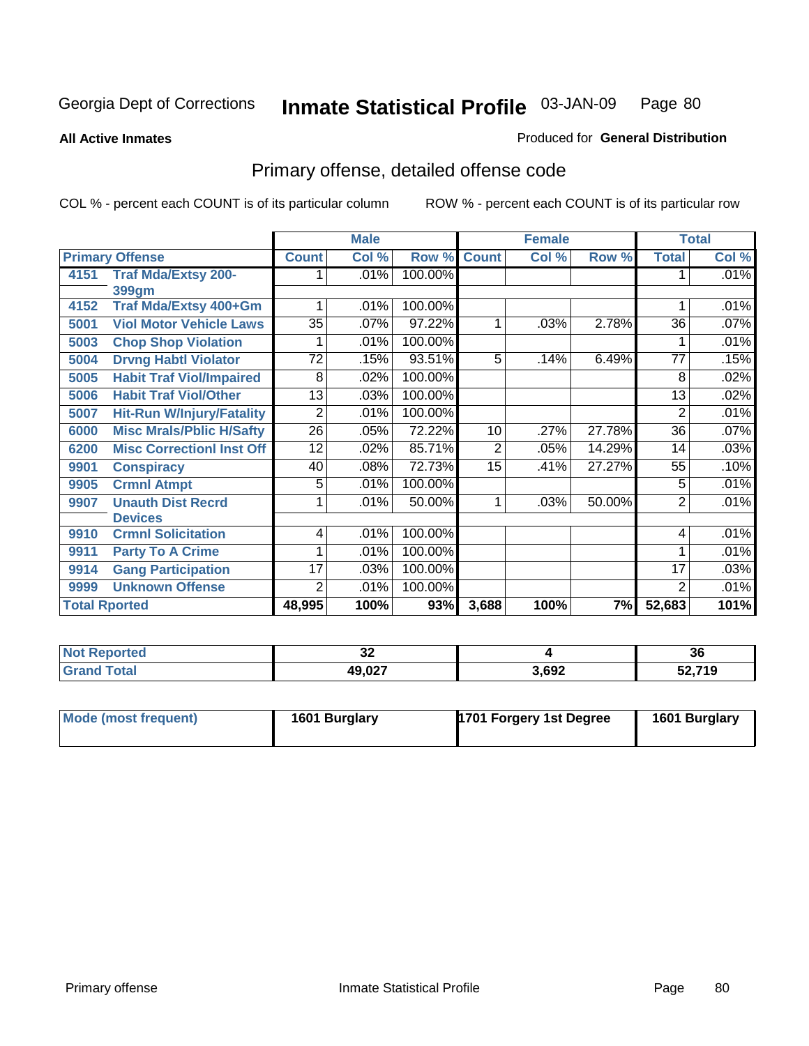Georgia Dept of Corrections **Inmate Statistical Profile** 03-JAN-09

**All Active Inmates**

Produced for **General Distribution**

## Primary offense, detailed offense code

COL % - percent each COUNT is of its particular column

ROW % - percent each COUNT is of its particular row

| Primary Offense | | Male | | | Female | | | Total | |
|---|---|---|---|---|---|---|---|---|---|
| | | Count | Col % | Row % | Count | Col % | Row % | Total | Col % |
| 4151 | Traf Mda/Extsy 200-399gm | 1 | .01% | 100.00% | | | | 1 | .01% |
| 4152 | Traf Mda/Extsy 400+Gm | 1 | .01% | 100.00% | | | | 1 | .01% |
| 5001 | Viol Motor Vehicle Laws | 35 | .07% | 97.22% | 1 | .03% | 2.78% | 36 | .07% |
| 5003 | Chop Shop Violation | 1 | .01% | 100.00% | | | | 1 | .01% |
| 5004 | Drvng Habtl Violator | 72 | .15% | 93.51% | 5 | .14% | 6.49% | 77 | .15% |
| 5005 | Habit Traf Viol/Impaired | 8 | .02% | 100.00% | | | | 8 | .02% |
| 5006 | Habit Traf Viol/Other | 13 | .03% | 100.00% | | | | 13 | .02% |
| 5007 | Hit-Run W/Injury/Fatality | 2 | .01% | 100.00% | | | | 2 | .01% |
| 6000 | Misc Mrals/Pblic H/Safty | 26 | .05% | 72.22% | 10 | .27% | 27.78% | 36 | .07% |
| 6200 | Misc Correctionl Inst Off | 12 | .02% | 85.71% | 2 | .05% | 14.29% | 14 | .03% |
| 9901 | Conspiracy | 40 | .08% | 72.73% | 15 | .41% | 27.27% | 55 | .10% |
| 9905 | Crmnl Atmpt | 5 | .01% | 100.00% | | | | 5 | .01% |
| 9907 | Unauth Dist Recrd Devices | 1 | .01% | 50.00% | 1 | .03% | 50.00% | 2 | .01% |
| 9910 | Crmnl Solicitation | 4 | .01% | 100.00% | | | | 4 | .01% |
| 9911 | Party To A Crime | 1 | .01% | 100.00% | | | | 1 | .01% |
| 9914 | Gang Participation | 17 | .03% | 100.00% | | | | 17 | .03% |
| 9999 | Unknown Offense | 2 | .01% | 100.00% | | | | 2 | .01% |
| **Total Rported** | | **48,995** | **100%** | **93%** | **3,688** | **100%** | **7%** | **52,683** | **101%** |

| | Male | Female | Total |
|---|---|---|---|
| Not Reported | 32 | 4 | 36 |
| Grand Total | 49,027 | 3,692 | 52,719 |

| | Male | Female | Total |
|---|---|---|---|
| Mode (most frequent) | 1601 Burglary | 1701 Forgery 1st Degree | 1601 Burglary |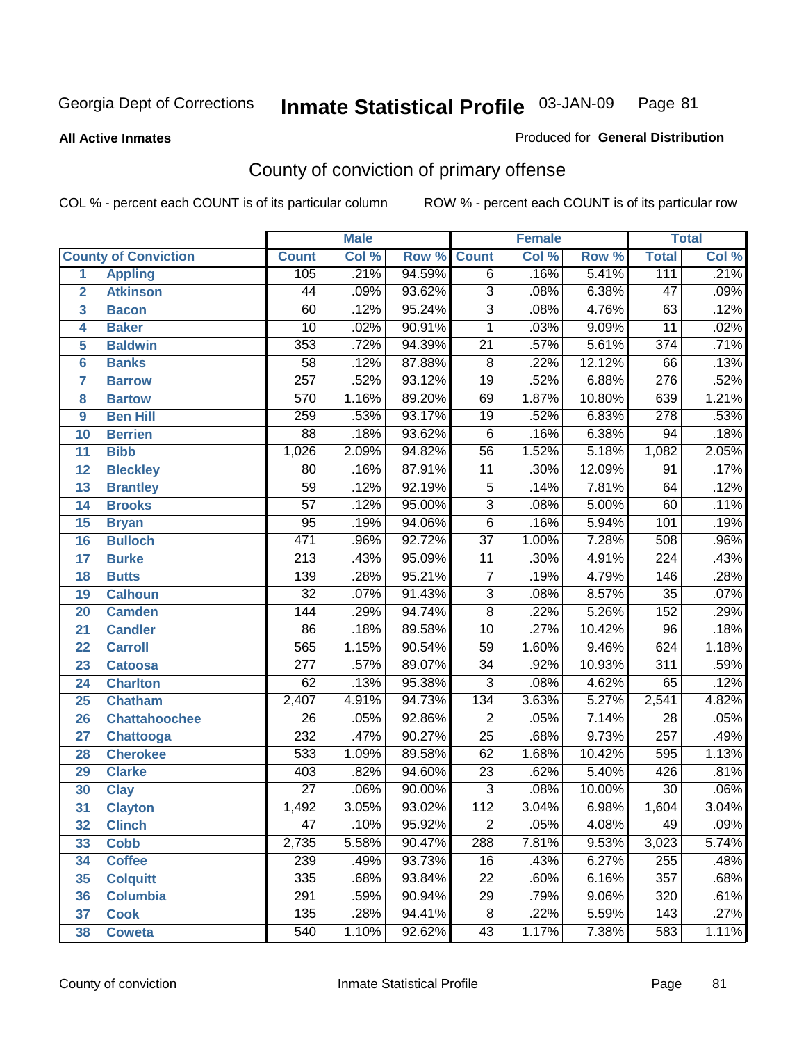Georgia Dept of Corrections **Inmate Statistical Profile** 03-JAN-09

**All Active Inmates** Produced for **General Distribution**

## County of conviction of primary offense

COL % - percent each COUNT is of its particular column ROW % - percent each COUNT is of its particular row

| | | Male | | | Female | | | Total | |
|---|---|---|---|---|---|---|---|---|---|
| **County of Conviction** | | **Count** | **Col %** | **Row %** | **Count** | **Col %** | **Row %** | **Total** | **Col %** |
| 1 | Appling | 105 | .21% | 94.59% | 6 | .16% | 5.41% | 111 | .21% |
| 2 | Atkinson | 44 | .09% | 93.62% | 3 | .08% | 6.38% | 47 | .09% |
| 3 | Bacon | 60 | .12% | 95.24% | 3 | .08% | 4.76% | 63 | .12% |
| 4 | Baker | 10 | .02% | 90.91% | 1 | .03% | 9.09% | 11 | .02% |
| 5 | Baldwin | 353 | .72% | 94.39% | 21 | .57% | 5.61% | 374 | .71% |
| 6 | Banks | 58 | .12% | 87.88% | 8 | .22% | 12.12% | 66 | .13% |
| 7 | Barrow | 257 | .52% | 93.12% | 19 | .52% | 6.88% | 276 | .52% |
| 8 | Bartow | 570 | 1.16% | 89.20% | 69 | 1.87% | 10.80% | 639 | 1.21% |
| 9 | Ben Hill | 259 | .53% | 93.17% | 19 | .52% | 6.83% | 278 | .53% |
| 10 | Berrien | 88 | .18% | 93.62% | 6 | .16% | 6.38% | 94 | .18% |
| 11 | Bibb | 1,026 | 2.09% | 94.82% | 56 | 1.52% | 5.18% | 1,082 | 2.05% |
| 12 | Bleckley | 80 | .16% | 87.91% | 11 | .30% | 12.09% | 91 | .17% |
| 13 | Brantley | 59 | .12% | 92.19% | 5 | .14% | 7.81% | 64 | .12% |
| 14 | Brooks | 57 | .12% | 95.00% | 3 | .08% | 5.00% | 60 | .11% |
| 15 | Bryan | 95 | .19% | 94.06% | 6 | .16% | 5.94% | 101 | .19% |
| 16 | Bulloch | 471 | .96% | 92.72% | 37 | 1.00% | 7.28% | 508 | .96% |
| 17 | Burke | 213 | .43% | 95.09% | 11 | .30% | 4.91% | 224 | .43% |
| 18 | Butts | 139 | .28% | 95.21% | 7 | .19% | 4.79% | 146 | .28% |
| 19 | Calhoun | 32 | .07% | 91.43% | 3 | .08% | 8.57% | 35 | .07% |
| 20 | Camden | 144 | .29% | 94.74% | 8 | .22% | 5.26% | 152 | .29% |
| 21 | Candler | 86 | .18% | 89.58% | 10 | .27% | 10.42% | 96 | .18% |
| 22 | Carroll | 565 | 1.15% | 90.54% | 59 | 1.60% | 9.46% | 624 | 1.18% |
| 23 | Catoosa | 277 | .57% | 89.07% | 34 | .92% | 10.93% | 311 | .59% |
| 24 | Charlton | 62 | .13% | 95.38% | 3 | .08% | 4.62% | 65 | .12% |
| 25 | Chatham | 2,407 | 4.91% | 94.73% | 134 | 3.63% | 5.27% | 2,541 | 4.82% |
| 26 | Chattahoochee | 26 | .05% | 92.86% | 2 | .05% | 7.14% | 28 | .05% |
| 27 | Chattooga | 232 | .47% | 90.27% | 25 | .68% | 9.73% | 257 | .49% |
| 28 | Cherokee | 533 | 1.09% | 89.58% | 62 | 1.68% | 10.42% | 595 | 1.13% |
| 29 | Clarke | 403 | .82% | 94.60% | 23 | .62% | 5.40% | 426 | .81% |
| 30 | Clay | 27 | .06% | 90.00% | 3 | .08% | 10.00% | 30 | .06% |
| 31 | Clayton | 1,492 | 3.05% | 93.02% | 112 | 3.04% | 6.98% | 1,604 | 3.04% |
| 32 | Clinch | 47 | .10% | 95.92% | 2 | .05% | 4.08% | 49 | .09% |
| 33 | Cobb | 2,735 | 5.58% | 90.47% | 288 | 7.81% | 9.53% | 3,023 | 5.74% |
| 34 | Coffee | 239 | .49% | 93.73% | 16 | .43% | 6.27% | 255 | .48% |
| 35 | Colquitt | 335 | .68% | 93.84% | 22 | .60% | 6.16% | 357 | .68% |
| 36 | Columbia | 291 | .59% | 90.94% | 29 | .79% | 9.06% | 320 | .61% |
| 37 | Cook | 135 | .28% | 94.41% | 8 | .22% | 5.59% | 143 | .27% |
| 38 | Coweta | 540 | 1.10% | 92.62% | 43 | 1.17% | 7.38% | 583 | 1.11% |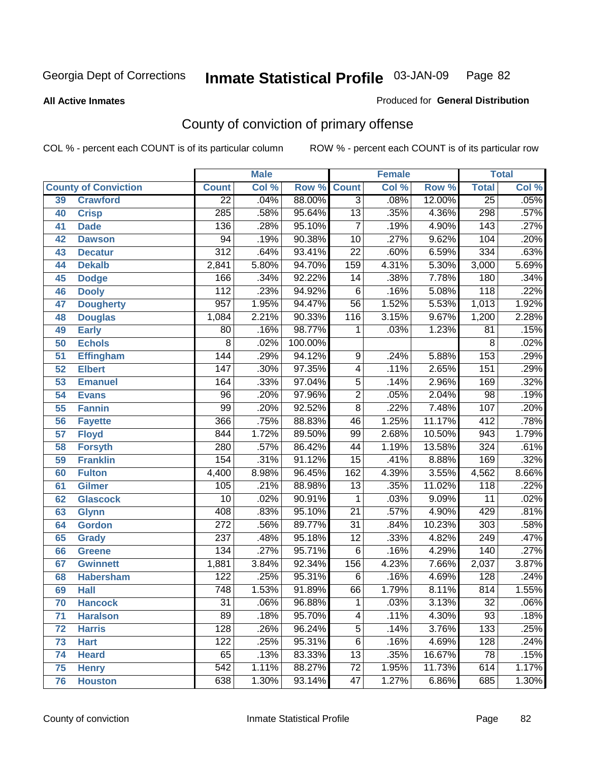Georgia Dept of Corrections **Inmate Statistical Profile** 03-JAN-09

**All Active Inmates**

Produced for **General Distribution**

## County of conviction of primary offense

COL % - percent each COUNT is of its particular column ROW % - percent each COUNT is of its particular row

| County of Conviction | | Male | | | Female | | | Total | |
|---|---|---|---|---|---|---|---|---|---|
| | | Count | Col % | Row % | Count | Col % | Row % | Total | Col % |
| 39 | Crawford | 22 | .04% | 88.00% | 3 | .08% | 12.00% | 25 | .05% |
| 40 | Crisp | 285 | .58% | 95.64% | 13 | .35% | 4.36% | 298 | .57% |
| 41 | Dade | 136 | .28% | 95.10% | 7 | .19% | 4.90% | 143 | .27% |
| 42 | Dawson | 94 | .19% | 90.38% | 10 | .27% | 9.62% | 104 | .20% |
| 43 | Decatur | 312 | .64% | 93.41% | 22 | .60% | 6.59% | 334 | .63% |
| 44 | Dekalb | 2,841 | 5.80% | 94.70% | 159 | 4.31% | 5.30% | 3,000 | 5.69% |
| 45 | Dodge | 166 | .34% | 92.22% | 14 | .38% | 7.78% | 180 | .34% |
| 46 | Dooly | 112 | .23% | 94.92% | 6 | .16% | 5.08% | 118 | .22% |
| 47 | Dougherty | 957 | 1.95% | 94.47% | 56 | 1.52% | 5.53% | 1,013 | 1.92% |
| 48 | Douglas | 1,084 | 2.21% | 90.33% | 116 | 3.15% | 9.67% | 1,200 | 2.28% |
| 49 | Early | 80 | .16% | 98.77% | 1 | .03% | 1.23% | 81 | .15% |
| 50 | Echols | 8 | .02% | 100.00% | | | | 8 | .02% |
| 51 | Effingham | 144 | .29% | 94.12% | 9 | .24% | 5.88% | 153 | .29% |
| 52 | Elbert | 147 | .30% | 97.35% | 4 | .11% | 2.65% | 151 | .29% |
| 53 | Emanuel | 164 | .33% | 97.04% | 5 | .14% | 2.96% | 169 | .32% |
| 54 | Evans | 96 | .20% | 97.96% | 2 | .05% | 2.04% | 98 | .19% |
| 55 | Fannin | 99 | .20% | 92.52% | 8 | .22% | 7.48% | 107 | .20% |
| 56 | Fayette | 366 | .75% | 88.83% | 46 | 1.25% | 11.17% | 412 | .78% |
| 57 | Floyd | 844 | 1.72% | 89.50% | 99 | 2.68% | 10.50% | 943 | 1.79% |
| 58 | Forsyth | 280 | .57% | 86.42% | 44 | 1.19% | 13.58% | 324 | .61% |
| 59 | Franklin | 154 | .31% | 91.12% | 15 | .41% | 8.88% | 169 | .32% |
| 60 | Fulton | 4,400 | 8.98% | 96.45% | 162 | 4.39% | 3.55% | 4,562 | 8.66% |
| 61 | Gilmer | 105 | .21% | 88.98% | 13 | .35% | 11.02% | 118 | .22% |
| 62 | Glascock | 10 | .02% | 90.91% | 1 | .03% | 9.09% | 11 | .02% |
| 63 | Glynn | 408 | .83% | 95.10% | 21 | .57% | 4.90% | 429 | .81% |
| 64 | Gordon | 272 | .56% | 89.77% | 31 | .84% | 10.23% | 303 | .58% |
| 65 | Grady | 237 | .48% | 95.18% | 12 | .33% | 4.82% | 249 | .47% |
| 66 | Greene | 134 | .27% | 95.71% | 6 | .16% | 4.29% | 140 | .27% |
| 67 | Gwinnett | 1,881 | 3.84% | 92.34% | 156 | 4.23% | 7.66% | 2,037 | 3.87% |
| 68 | Habersham | 122 | .25% | 95.31% | 6 | .16% | 4.69% | 128 | .24% |
| 69 | Hall | 748 | 1.53% | 91.89% | 66 | 1.79% | 8.11% | 814 | 1.55% |
| 70 | Hancock | 31 | .06% | 96.88% | 1 | .03% | 3.13% | 32 | .06% |
| 71 | Haralson | 89 | .18% | 95.70% | 4 | .11% | 4.30% | 93 | .18% |
| 72 | Harris | 128 | .26% | 96.24% | 5 | .14% | 3.76% | 133 | .25% |
| 73 | Hart | 122 | .25% | 95.31% | 6 | .16% | 4.69% | 128 | .24% |
| 74 | Heard | 65 | .13% | 83.33% | 13 | .35% | 16.67% | 78 | .15% |
| 75 | Henry | 542 | 1.11% | 88.27% | 72 | 1.95% | 11.73% | 614 | 1.17% |
| 76 | Houston | 638 | 1.30% | 93.14% | 47 | 1.27% | 6.86% | 685 | 1.30% |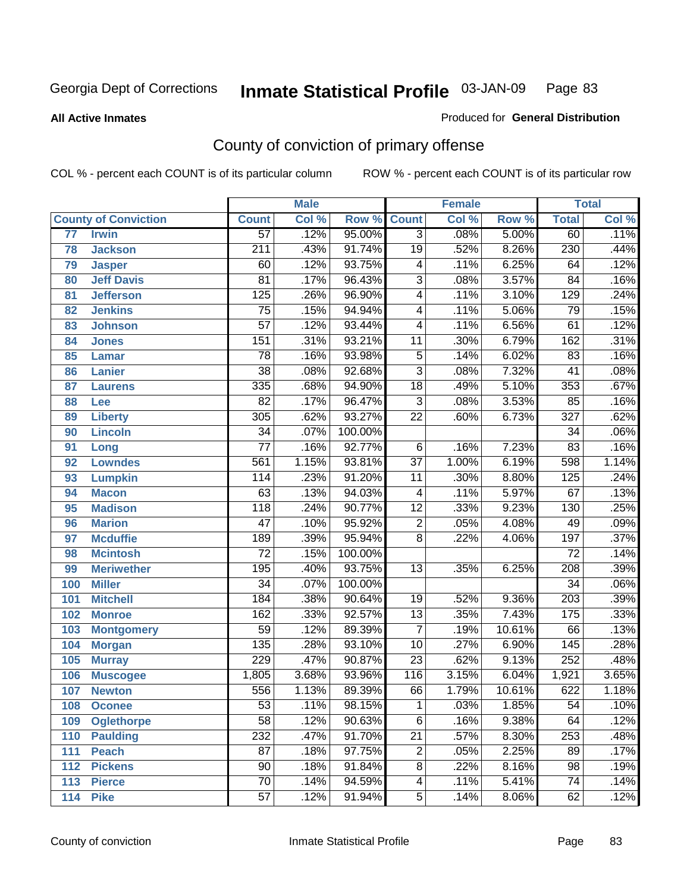Georgia Dept of Corrections **Inmate Statistical Profile** 03-JAN-09

**All Active Inmates**

Produced for **General Distribution**

## County of conviction of primary offense

COL % - percent each COUNT is of its particular column ROW % - percent each COUNT is of its particular row

| County of Conviction | | Male | | | Female | | | Total | |
|---|---|---|---|---|---|---|---|---|---|
| | | Count | Col % | Row % | Count | Col % | Row % | Total | Col % |
| 77 | Irwin | 57 | .12% | 95.00% | 3 | .08% | 5.00% | 60 | .11% |
| 78 | Jackson | 211 | .43% | 91.74% | 19 | .52% | 8.26% | 230 | .44% |
| 79 | Jasper | 60 | .12% | 93.75% | 4 | .11% | 6.25% | 64 | .12% |
| 80 | Jeff Davis | 81 | .17% | 96.43% | 3 | .08% | 3.57% | 84 | .16% |
| 81 | Jefferson | 125 | .26% | 96.90% | 4 | .11% | 3.10% | 129 | .24% |
| 82 | Jenkins | 75 | .15% | 94.94% | 4 | .11% | 5.06% | 79 | .15% |
| 83 | Johnson | 57 | .12% | 93.44% | 4 | .11% | 6.56% | 61 | .12% |
| 84 | Jones | 151 | .31% | 93.21% | 11 | .30% | 6.79% | 162 | .31% |
| 85 | Lamar | 78 | .16% | 93.98% | 5 | .14% | 6.02% | 83 | .16% |
| 86 | Lanier | 38 | .08% | 92.68% | 3 | .08% | 7.32% | 41 | .08% |
| 87 | Laurens | 335 | .68% | 94.90% | 18 | .49% | 5.10% | 353 | .67% |
| 88 | Lee | 82 | .17% | 96.47% | 3 | .08% | 3.53% | 85 | .16% |
| 89 | Liberty | 305 | .62% | 93.27% | 22 | .60% | 6.73% | 327 | .62% |
| 90 | Lincoln | 34 | .07% | 100.00% | | | | 34 | .06% |
| 91 | Long | 77 | .16% | 92.77% | 6 | .16% | 7.23% | 83 | .16% |
| 92 | Lowndes | 561 | 1.15% | 93.81% | 37 | 1.00% | 6.19% | 598 | 1.14% |
| 93 | Lumpkin | 114 | .23% | 91.20% | 11 | .30% | 8.80% | 125 | .24% |
| 94 | Macon | 63 | .13% | 94.03% | 4 | .11% | 5.97% | 67 | .13% |
| 95 | Madison | 118 | .24% | 90.77% | 12 | .33% | 9.23% | 130 | .25% |
| 96 | Marion | 47 | .10% | 95.92% | 2 | .05% | 4.08% | 49 | .09% |
| 97 | Mcduffie | 189 | .39% | 95.94% | 8 | .22% | 4.06% | 197 | .37% |
| 98 | Mcintosh | 72 | .15% | 100.00% | | | | 72 | .14% |
| 99 | Meriwether | 195 | .40% | 93.75% | 13 | .35% | 6.25% | 208 | .39% |
| 100 | Miller | 34 | .07% | 100.00% | | | | 34 | .06% |
| 101 | Mitchell | 184 | .38% | 90.64% | 19 | .52% | 9.36% | 203 | .39% |
| 102 | Monroe | 162 | .33% | 92.57% | 13 | .35% | 7.43% | 175 | .33% |
| 103 | Montgomery | 59 | .12% | 89.39% | 7 | .19% | 10.61% | 66 | .13% |
| 104 | Morgan | 135 | .28% | 93.10% | 10 | .27% | 6.90% | 145 | .28% |
| 105 | Murray | 229 | .47% | 90.87% | 23 | .62% | 9.13% | 252 | .48% |
| 106 | Muscogee | 1,805 | 3.68% | 93.96% | 116 | 3.15% | 6.04% | 1,921 | 3.65% |
| 107 | Newton | 556 | 1.13% | 89.39% | 66 | 1.79% | 10.61% | 622 | 1.18% |
| 108 | Oconee | 53 | .11% | 98.15% | 1 | .03% | 1.85% | 54 | .10% |
| 109 | Oglethorpe | 58 | .12% | 90.63% | 6 | .16% | 9.38% | 64 | .12% |
| 110 | Paulding | 232 | .47% | 91.70% | 21 | .57% | 8.30% | 253 | .48% |
| 111 | Peach | 87 | .18% | 97.75% | 2 | .05% | 2.25% | 89 | .17% |
| 112 | Pickens | 90 | .18% | 91.84% | 8 | .22% | 8.16% | 98 | .19% |
| 113 | Pierce | 70 | .14% | 94.59% | 4 | .11% | 5.41% | 74 | .14% |
| 114 | Pike | 57 | .12% | 91.94% | 5 | .14% | 8.06% | 62 | .12% |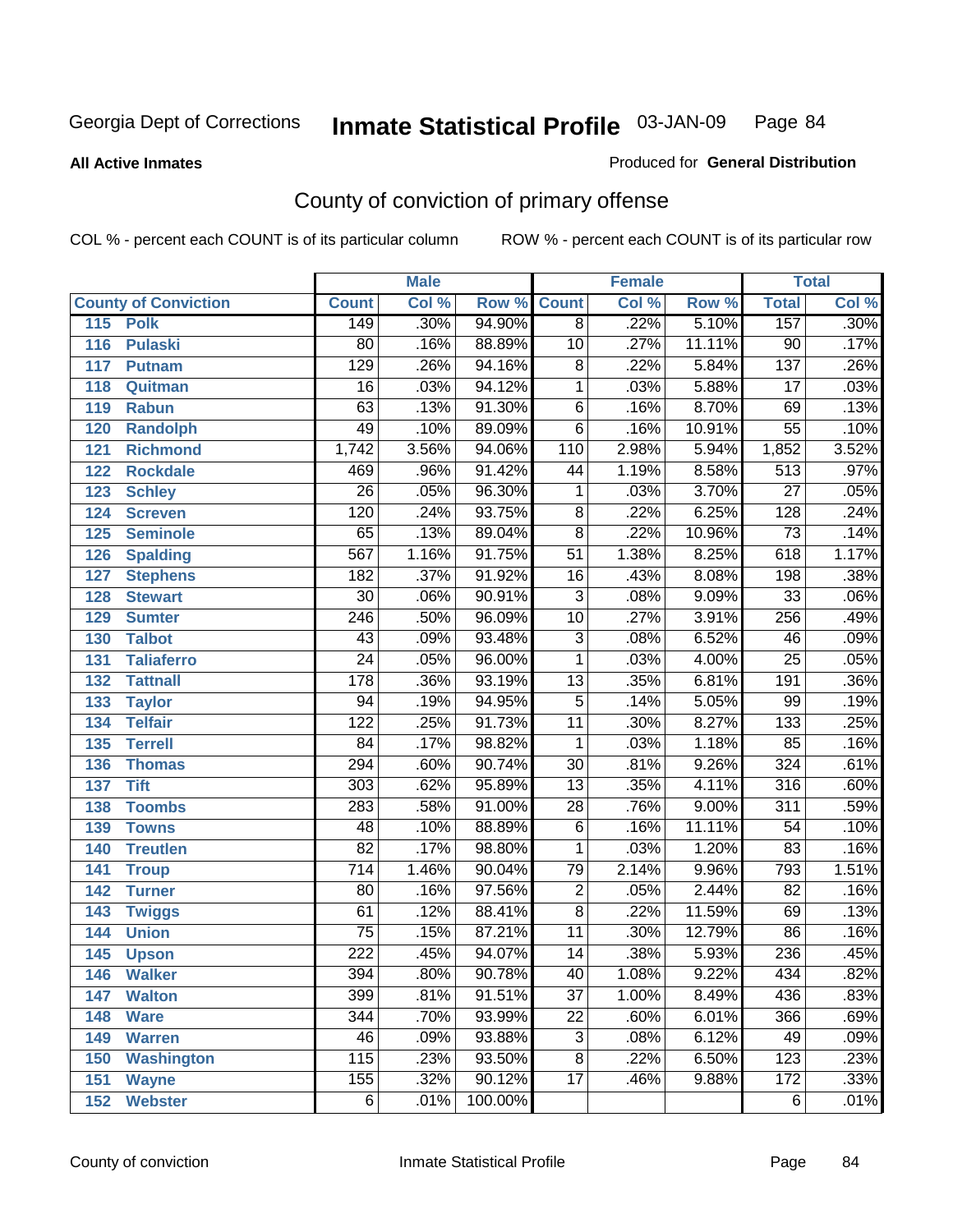Georgia Dept of Corrections **Inmate Statistical Profile** 03-JAN-09 Page 84

**All Active Inmates**

Produced for **General Distribution**

## County of conviction of primary offense

COL % - percent each COUNT is of its particular column ROW % - percent each COUNT is of its particular row

| County of Conviction | Male | | | Female | | | Total | |
|---|---|---|---|---|---|---|---|---|
| | Count | Col % | Row % | Count | Col % | Row % | Total | Col % |
| 115 Polk | 149 | .30% | 94.90% | 8 | .22% | 5.10% | 157 | .30% |
| 116 Pulaski | 80 | .16% | 88.89% | 10 | .27% | 11.11% | 90 | .17% |
| 117 Putnam | 129 | .26% | 94.16% | 8 | .22% | 5.84% | 137 | .26% |
| 118 Quitman | 16 | .03% | 94.12% | 1 | .03% | 5.88% | 17 | .03% |
| 119 Rabun | 63 | .13% | 91.30% | 6 | .16% | 8.70% | 69 | .13% |
| 120 Randolph | 49 | .10% | 89.09% | 6 | .16% | 10.91% | 55 | .10% |
| 121 Richmond | 1,742 | 3.56% | 94.06% | 110 | 2.98% | 5.94% | 1,852 | 3.52% |
| 122 Rockdale | 469 | .96% | 91.42% | 44 | 1.19% | 8.58% | 513 | .97% |
| 123 Schley | 26 | .05% | 96.30% | 1 | .03% | 3.70% | 27 | .05% |
| 124 Screven | 120 | .24% | 93.75% | 8 | .22% | 6.25% | 128 | .24% |
| 125 Seminole | 65 | .13% | 89.04% | 8 | .22% | 10.96% | 73 | .14% |
| 126 Spalding | 567 | 1.16% | 91.75% | 51 | 1.38% | 8.25% | 618 | 1.17% |
| 127 Stephens | 182 | .37% | 91.92% | 16 | .43% | 8.08% | 198 | .38% |
| 128 Stewart | 30 | .06% | 90.91% | 3 | .08% | 9.09% | 33 | .06% |
| 129 Sumter | 246 | .50% | 96.09% | 10 | .27% | 3.91% | 256 | .49% |
| 130 Talbot | 43 | .09% | 93.48% | 3 | .08% | 6.52% | 46 | .09% |
| 131 Taliaferro | 24 | .05% | 96.00% | 1 | .03% | 4.00% | 25 | .05% |
| 132 Tattnall | 178 | .36% | 93.19% | 13 | .35% | 6.81% | 191 | .36% |
| 133 Taylor | 94 | .19% | 94.95% | 5 | .14% | 5.05% | 99 | .19% |
| 134 Telfair | 122 | .25% | 91.73% | 11 | .30% | 8.27% | 133 | .25% |
| 135 Terrell | 84 | .17% | 98.82% | 1 | .03% | 1.18% | 85 | .16% |
| 136 Thomas | 294 | .60% | 90.74% | 30 | .81% | 9.26% | 324 | .61% |
| 137 Tift | 303 | .62% | 95.89% | 13 | .35% | 4.11% | 316 | .60% |
| 138 Toombs | 283 | .58% | 91.00% | 28 | .76% | 9.00% | 311 | .59% |
| 139 Towns | 48 | .10% | 88.89% | 6 | .16% | 11.11% | 54 | .10% |
| 140 Treutlen | 82 | .17% | 98.80% | 1 | .03% | 1.20% | 83 | .16% |
| 141 Troup | 714 | 1.46% | 90.04% | 79 | 2.14% | 9.96% | 793 | 1.51% |
| 142 Turner | 80 | .16% | 97.56% | 2 | .05% | 2.44% | 82 | .16% |
| 143 Twiggs | 61 | .12% | 88.41% | 8 | .22% | 11.59% | 69 | .13% |
| 144 Union | 75 | .15% | 87.21% | 11 | .30% | 12.79% | 86 | .16% |
| 145 Upson | 222 | .45% | 94.07% | 14 | .38% | 5.93% | 236 | .45% |
| 146 Walker | 394 | .80% | 90.78% | 40 | 1.08% | 9.22% | 434 | .82% |
| 147 Walton | 399 | .81% | 91.51% | 37 | 1.00% | 8.49% | 436 | .83% |
| 148 Ware | 344 | .70% | 93.99% | 22 | .60% | 6.01% | 366 | .69% |
| 149 Warren | 46 | .09% | 93.88% | 3 | .08% | 6.12% | 49 | .09% |
| 150 Washington | 115 | .23% | 93.50% | 8 | .22% | 6.50% | 123 | .23% |
| 151 Wayne | 155 | .32% | 90.12% | 17 | .46% | 9.88% | 172 | .33% |
| 152 Webster | 6 | .01% | 100.00% | | | | 6 | .01% |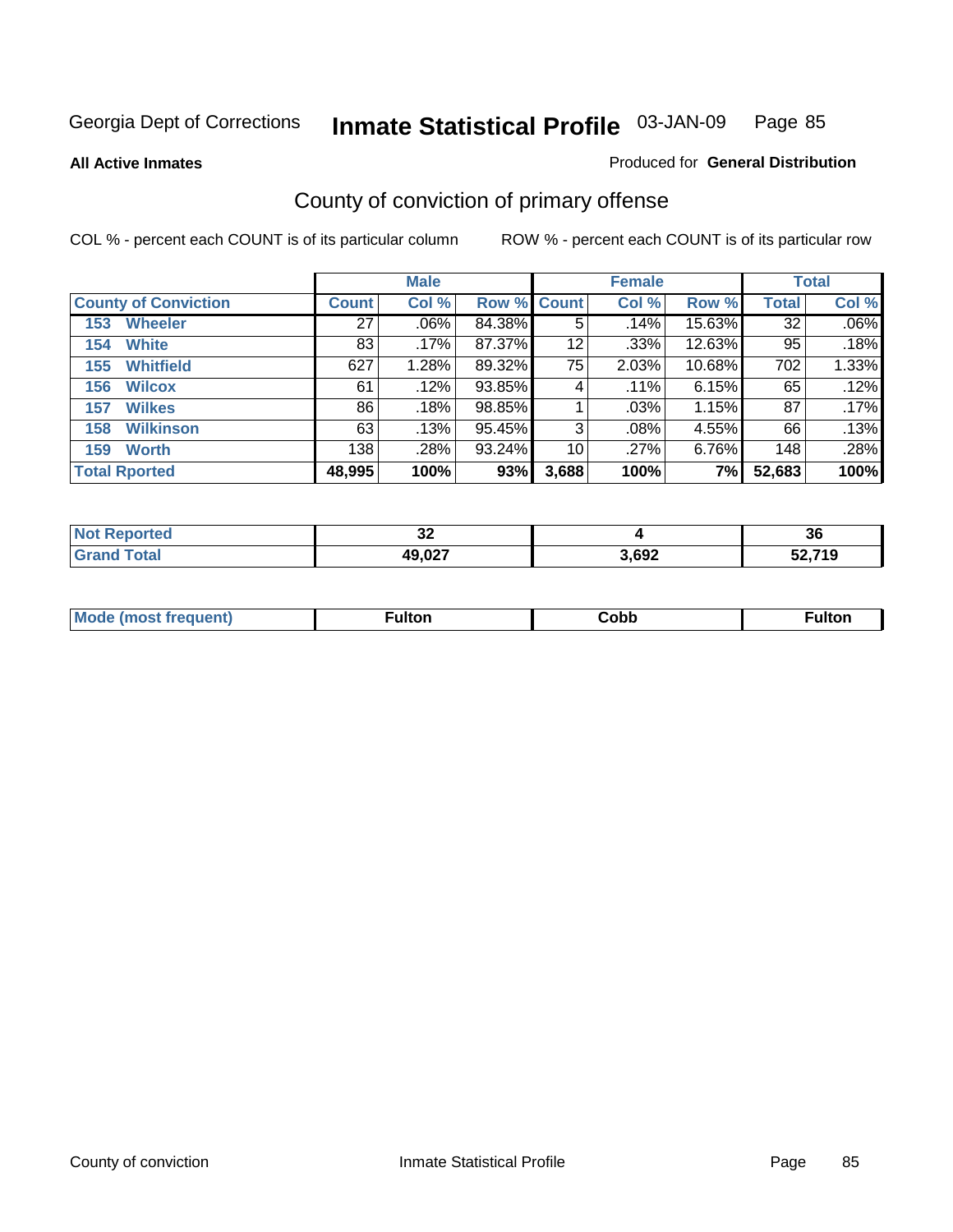Georgia Dept of Corrections **Inmate Statistical Profile** 03-JAN-09

**All Active Inmates** Produced for **General Distribution**

## County of conviction of primary offense

COL % - percent each COUNT is of its particular column ROW % - percent each COUNT is of its particular row

| | Male | | | Female | | | Total | |
|---|---|---|---|---|---|---|---|---|
| County of Conviction | Count | Col % | Row % | Count | Col % | Row % | Total | Col % |
| 153 Wheeler | 27 | .06% | 84.38% | 5 | .14% | 15.63% | 32 | .06% |
| 154 White | 83 | .17% | 87.37% | 12 | .33% | 12.63% | 95 | .18% |
| 155 Whitfield | 627 | 1.28% | 89.32% | 75 | 2.03% | 10.68% | 702 | 1.33% |
| 156 Wilcox | 61 | .12% | 93.85% | 4 | .11% | 6.15% | 65 | .12% |
| 157 Wilkes | 86 | .18% | 98.85% | 1 | .03% | 1.15% | 87 | .17% |
| 158 Wilkinson | 63 | .13% | 95.45% | 3 | .08% | 4.55% | 66 | .13% |
| 159 Worth | 138 | .28% | 93.24% | 10 | .27% | 6.76% | 148 | .28% |
| Total Rported | 48,995 | 100% | 93% | 3,688 | 100% | 7% | 52,683 | 100% |

| | Male | Female | Total |
|---|---|---|---|
| Not Reported | 32 | 4 | 36 |
| Grand Total | 49,027 | 3,692 | 52,719 |

| | Male | Female | Total |
|---|---|---|---|
| Mode (most frequent) | Fulton | Cobb | Fulton |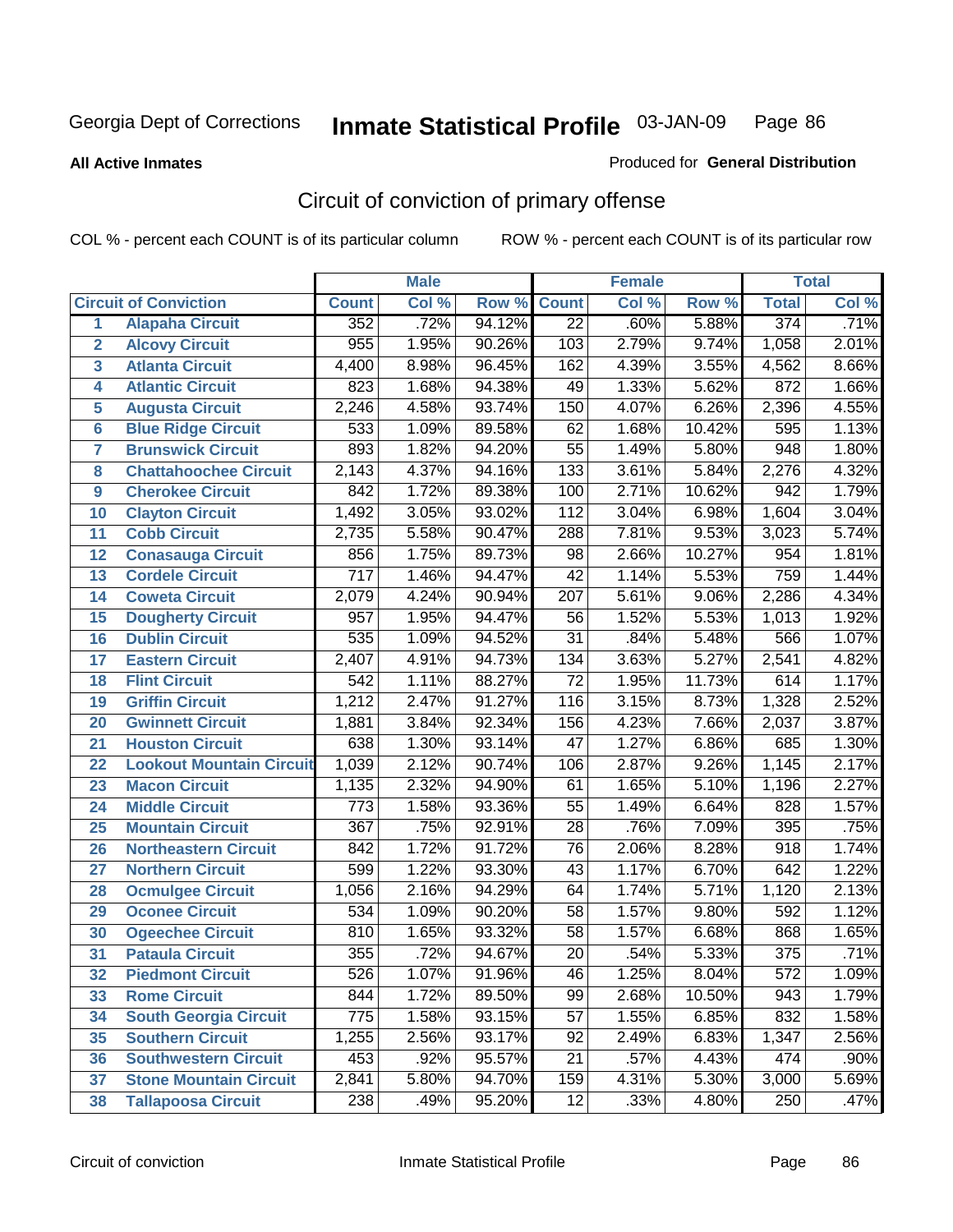Georgia Dept of Corrections **Inmate Statistical Profile** 03-JAN-09

**All Active Inmates**

Produced for **General Distribution**

## Circuit of conviction of primary offense

COL % - percent each COUNT is of its particular column    ROW % - percent each COUNT is of its particular row

| | | Male | | | Female | | | Total | |
|---|---|---|---|---|---|---|---|---|---|
| **Circuit of Conviction** | | **Count** | **Col %** | **Row %** | **Count** | **Col %** | **Row %** | **Total** | **Col %** |
| 1 | **Alapaha Circuit** | 352 | .72% | 94.12% | 22 | .60% | 5.88% | 374 | .71% |
| 2 | **Alcovy Circuit** | 955 | 1.95% | 90.26% | 103 | 2.79% | 9.74% | 1,058 | 2.01% |
| 3 | **Atlanta Circuit** | 4,400 | 8.98% | 96.45% | 162 | 4.39% | 3.55% | 4,562 | 8.66% |
| 4 | **Atlantic Circuit** | 823 | 1.68% | 94.38% | 49 | 1.33% | 5.62% | 872 | 1.66% |
| 5 | **Augusta Circuit** | 2,246 | 4.58% | 93.74% | 150 | 4.07% | 6.26% | 2,396 | 4.55% |
| 6 | **Blue Ridge Circuit** | 533 | 1.09% | 89.58% | 62 | 1.68% | 10.42% | 595 | 1.13% |
| 7 | **Brunswick Circuit** | 893 | 1.82% | 94.20% | 55 | 1.49% | 5.80% | 948 | 1.80% |
| 8 | **Chattahoochee Circuit** | 2,143 | 4.37% | 94.16% | 133 | 3.61% | 5.84% | 2,276 | 4.32% |
| 9 | **Cherokee Circuit** | 842 | 1.72% | 89.38% | 100 | 2.71% | 10.62% | 942 | 1.79% |
| 10 | **Clayton Circuit** | 1,492 | 3.05% | 93.02% | 112 | 3.04% | 6.98% | 1,604 | 3.04% |
| 11 | **Cobb Circuit** | 2,735 | 5.58% | 90.47% | 288 | 7.81% | 9.53% | 3,023 | 5.74% |
| 12 | **Conasauga Circuit** | 856 | 1.75% | 89.73% | 98 | 2.66% | 10.27% | 954 | 1.81% |
| 13 | **Cordele Circuit** | 717 | 1.46% | 94.47% | 42 | 1.14% | 5.53% | 759 | 1.44% |
| 14 | **Coweta Circuit** | 2,079 | 4.24% | 90.94% | 207 | 5.61% | 9.06% | 2,286 | 4.34% |
| 15 | **Dougherty Circuit** | 957 | 1.95% | 94.47% | 56 | 1.52% | 5.53% | 1,013 | 1.92% |
| 16 | **Dublin Circuit** | 535 | 1.09% | 94.52% | 31 | .84% | 5.48% | 566 | 1.07% |
| 17 | **Eastern Circuit** | 2,407 | 4.91% | 94.73% | 134 | 3.63% | 5.27% | 2,541 | 4.82% |
| 18 | **Flint Circuit** | 542 | 1.11% | 88.27% | 72 | 1.95% | 11.73% | 614 | 1.17% |
| 19 | **Griffin Circuit** | 1,212 | 2.47% | 91.27% | 116 | 3.15% | 8.73% | 1,328 | 2.52% |
| 20 | **Gwinnett Circuit** | 1,881 | 3.84% | 92.34% | 156 | 4.23% | 7.66% | 2,037 | 3.87% |
| 21 | **Houston Circuit** | 638 | 1.30% | 93.14% | 47 | 1.27% | 6.86% | 685 | 1.30% |
| 22 | **Lookout Mountain Circuit** | 1,039 | 2.12% | 90.74% | 106 | 2.87% | 9.26% | 1,145 | 2.17% |
| 23 | **Macon Circuit** | 1,135 | 2.32% | 94.90% | 61 | 1.65% | 5.10% | 1,196 | 2.27% |
| 24 | **Middle Circuit** | 773 | 1.58% | 93.36% | 55 | 1.49% | 6.64% | 828 | 1.57% |
| 25 | **Mountain Circuit** | 367 | .75% | 92.91% | 28 | .76% | 7.09% | 395 | .75% |
| 26 | **Northeastern Circuit** | 842 | 1.72% | 91.72% | 76 | 2.06% | 8.28% | 918 | 1.74% |
| 27 | **Northern Circuit** | 599 | 1.22% | 93.30% | 43 | 1.17% | 6.70% | 642 | 1.22% |
| 28 | **Ocmulgee Circuit** | 1,056 | 2.16% | 94.29% | 64 | 1.74% | 5.71% | 1,120 | 2.13% |
| 29 | **Oconee Circuit** | 534 | 1.09% | 90.20% | 58 | 1.57% | 9.80% | 592 | 1.12% |
| 30 | **Ogeechee Circuit** | 810 | 1.65% | 93.32% | 58 | 1.57% | 6.68% | 868 | 1.65% |
| 31 | **Pataula Circuit** | 355 | .72% | 94.67% | 20 | .54% | 5.33% | 375 | .71% |
| 32 | **Piedmont Circuit** | 526 | 1.07% | 91.96% | 46 | 1.25% | 8.04% | 572 | 1.09% |
| 33 | **Rome Circuit** | 844 | 1.72% | 89.50% | 99 | 2.68% | 10.50% | 943 | 1.79% |
| 34 | **South Georgia Circuit** | 775 | 1.58% | 93.15% | 57 | 1.55% | 6.85% | 832 | 1.58% |
| 35 | **Southern Circuit** | 1,255 | 2.56% | 93.17% | 92 | 2.49% | 6.83% | 1,347 | 2.56% |
| 36 | **Southwestern Circuit** | 453 | .92% | 95.57% | 21 | .57% | 4.43% | 474 | .90% |
| 37 | **Stone Mountain Circuit** | 2,841 | 5.80% | 94.70% | 159 | 4.31% | 5.30% | 3,000 | 5.69% |
| 38 | **Tallapoosa Circuit** | 238 | .49% | 95.20% | 12 | .33% | 4.80% | 250 | .47% |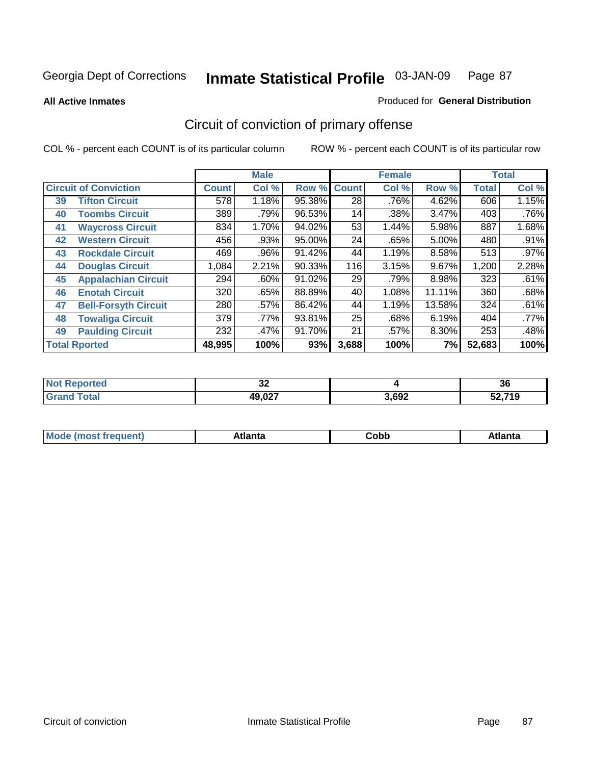Georgia Dept of Corrections **Inmate Statistical Profile** 03-JAN-09

**All Active Inmates**

Produced for **General Distribution**

## Circuit of conviction of primary offense

COL % - percent each COUNT is of its particular column

ROW % - percent each COUNT is of its particular row

| | | Male | | | Female | | | Total | |
|---|---|---|---|---|---|---|---|---|---|
| **Circuit of Conviction** | | **Count** | **Col %** | **Row %** | **Count** | **Col %** | **Row %** | **Total** | **Col %** |
| 39 | **Tifton Circuit** | 578 | 1.18% | 95.38% | 28 | .76% | 4.62% | 606 | 1.15% |
| 40 | **Toombs Circuit** | 389 | .79% | 96.53% | 14 | .38% | 3.47% | 403 | .76% |
| 41 | **Waycross Circuit** | 834 | 1.70% | 94.02% | 53 | 1.44% | 5.98% | 887 | 1.68% |
| 42 | **Western Circuit** | 456 | .93% | 95.00% | 24 | .65% | 5.00% | 480 | .91% |
| 43 | **Rockdale Circuit** | 469 | .96% | 91.42% | 44 | 1.19% | 8.58% | 513 | .97% |
| 44 | **Douglas Circuit** | 1,084 | 2.21% | 90.33% | 116 | 3.15% | 9.67% | 1,200 | 2.28% |
| 45 | **Appalachian Circuit** | 294 | .60% | 91.02% | 29 | .79% | 8.98% | 323 | .61% |
| 46 | **Enotah Circuit** | 320 | .65% | 88.89% | 40 | 1.08% | 11.11% | 360 | .68% |
| 47 | **Bell-Forsyth Circuit** | 280 | .57% | 86.42% | 44 | 1.19% | 13.58% | 324 | .61% |
| 48 | **Towaliga Circuit** | 379 | .77% | 93.81% | 25 | .68% | 6.19% | 404 | .77% |
| 49 | **Paulding Circuit** | 232 | .47% | 91.70% | 21 | .57% | 8.30% | 253 | .48% |
| **Total Rported** | | **48,995** | **100%** | **93%** | **3,688** | **100%** | **7%** | **52,683** | **100%** |

| | Male | Female | Total |
|---|---|---|---|
| **Not Reported** | **32** | **4** | **36** |
| **Grand Total** | **49,027** | **3,692** | **52,719** |

| | Male | Female | Total |
|---|---|---|---|
| **Mode (most frequent)** | **Atlanta** | **Cobb** | **Atlanta** |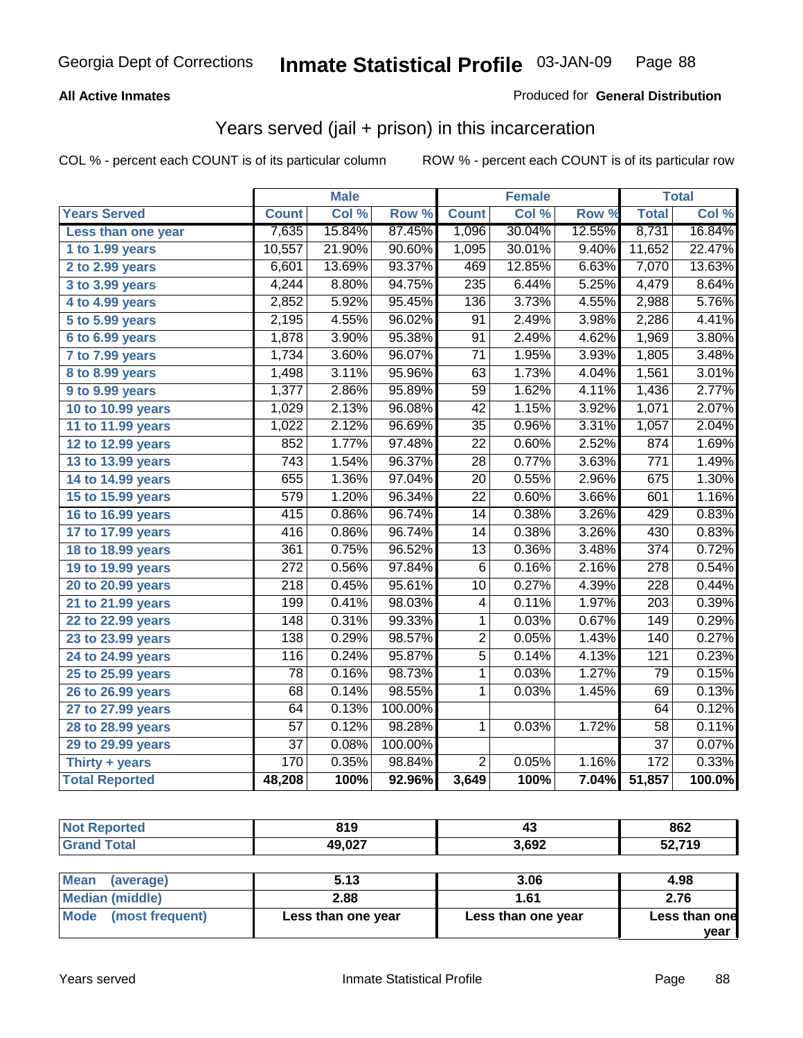Georgia Dept of Corrections **Inmate Statistical Profile** 03-JAN-09

**All Active Inmates**

Produced for **General Distribution**

## Years served (jail + prison) in this incarceration

COL % - percent each COUNT is of its particular column

ROW % - percent each COUNT is of its particular row

| | Male | | | Female | | | Total | |
|---|---|---|---|---|---|---|---|---|
| Years Served | Count | Col % | Row % | Count | Col % | Row % | Total | Col % |
| Less than one year | 7,635 | 15.84% | 87.45% | 1,096 | 30.04% | 12.55% | 8,731 | 16.84% |
| 1 to 1.99 years | 10,557 | 21.90% | 90.60% | 1,095 | 30.01% | 9.40% | 11,652 | 22.47% |
| 2 to 2.99 years | 6,601 | 13.69% | 93.37% | 469 | 12.85% | 6.63% | 7,070 | 13.63% |
| 3 to 3.99 years | 4,244 | 8.80% | 94.75% | 235 | 6.44% | 5.25% | 4,479 | 8.64% |
| 4 to 4.99 years | 2,852 | 5.92% | 95.45% | 136 | 3.73% | 4.55% | 2,988 | 5.76% |
| 5 to 5.99 years | 2,195 | 4.55% | 96.02% | 91 | 2.49% | 3.98% | 2,286 | 4.41% |
| 6 to 6.99 years | 1,878 | 3.90% | 95.38% | 91 | 2.49% | 4.62% | 1,969 | 3.80% |
| 7 to 7.99 years | 1,734 | 3.60% | 96.07% | 71 | 1.95% | 3.93% | 1,805 | 3.48% |
| 8 to 8.99 years | 1,498 | 3.11% | 95.96% | 63 | 1.73% | 4.04% | 1,561 | 3.01% |
| 9 to 9.99 years | 1,377 | 2.86% | 95.89% | 59 | 1.62% | 4.11% | 1,436 | 2.77% |
| 10 to 10.99 years | 1,029 | 2.13% | 96.08% | 42 | 1.15% | 3.92% | 1,071 | 2.07% |
| 11 to 11.99 years | 1,022 | 2.12% | 96.69% | 35 | 0.96% | 3.31% | 1,057 | 2.04% |
| 12 to 12.99 years | 852 | 1.77% | 97.48% | 22 | 0.60% | 2.52% | 874 | 1.69% |
| 13 to 13.99 years | 743 | 1.54% | 96.37% | 28 | 0.77% | 3.63% | 771 | 1.49% |
| 14 to 14.99 years | 655 | 1.36% | 97.04% | 20 | 0.55% | 2.96% | 675 | 1.30% |
| 15 to 15.99 years | 579 | 1.20% | 96.34% | 22 | 0.60% | 3.66% | 601 | 1.16% |
| 16 to 16.99 years | 415 | 0.86% | 96.74% | 14 | 0.38% | 3.26% | 429 | 0.83% |
| 17 to 17.99 years | 416 | 0.86% | 96.74% | 14 | 0.38% | 3.26% | 430 | 0.83% |
| 18 to 18.99 years | 361 | 0.75% | 96.52% | 13 | 0.36% | 3.48% | 374 | 0.72% |
| 19 to 19.99 years | 272 | 0.56% | 97.84% | 6 | 0.16% | 2.16% | 278 | 0.54% |
| 20 to 20.99 years | 218 | 0.45% | 95.61% | 10 | 0.27% | 4.39% | 228 | 0.44% |
| 21 to 21.99 years | 199 | 0.41% | 98.03% | 4 | 0.11% | 1.97% | 203 | 0.39% |
| 22 to 22.99 years | 148 | 0.31% | 99.33% | 1 | 0.03% | 0.67% | 149 | 0.29% |
| 23 to 23.99 years | 138 | 0.29% | 98.57% | 2 | 0.05% | 1.43% | 140 | 0.27% |
| 24 to 24.99 years | 116 | 0.24% | 95.87% | 5 | 0.14% | 4.13% | 121 | 0.23% |
| 25 to 25.99 years | 78 | 0.16% | 98.73% | 1 | 0.03% | 1.27% | 79 | 0.15% |
| 26 to 26.99 years | 68 | 0.14% | 98.55% | 1 | 0.03% | 1.45% | 69 | 0.13% |
| 27 to 27.99 years | 64 | 0.13% | 100.00% | | | | 64 | 0.12% |
| 28 to 28.99 years | 57 | 0.12% | 98.28% | 1 | 0.03% | 1.72% | 58 | 0.11% |
| 29 to 29.99 years | 37 | 0.08% | 100.00% | | | | 37 | 0.07% |
| Thirty + years | 170 | 0.35% | 98.84% | 2 | 0.05% | 1.16% | 172 | 0.33% |
| **Total Reported** | **48,208** | **100%** | **92.96%** | **3,649** | **100%** | **7.04%** | **51,857** | **100.0%** |

| | Male | Female | Total |
|---|---|---|---|
| Not Reported | 819 | 43 | 862 |
| Grand Total | 49,027 | 3,692 | 52,719 |

| | Male | Female | Total |
|---|---|---|---|
| Mean (average) | 5.13 | 3.06 | 4.98 |
| Median (middle) | 2.88 | 1.61 | 2.76 |
| Mode (most frequent) | Less than one year | Less than one year | Less than one year |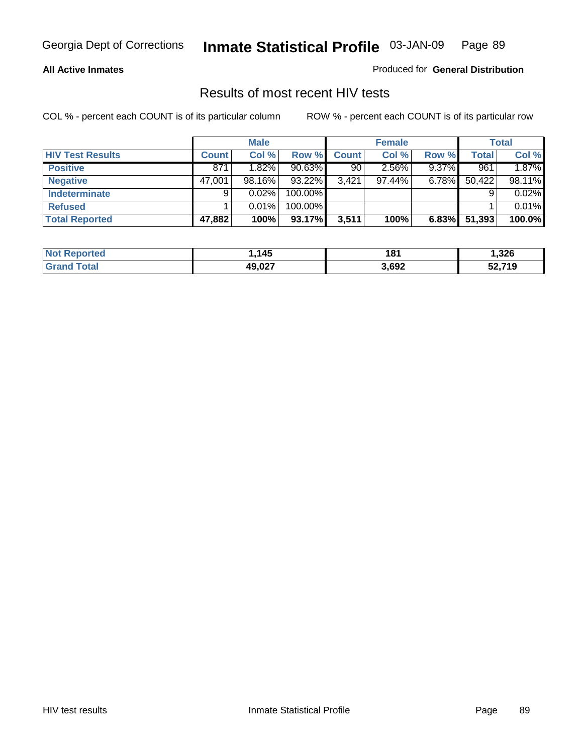**All Active Inmates**

Produced for **General Distribution**

## Results of most recent HIV tests

COL % - percent each COUNT is of its particular column

ROW % - percent each COUNT is of its particular row

| | Male | | | Female | | | Total | |
|---|---|---|---|---|---|---|---|---|
| **HIV Test Results** | **Count** | **Col %** | **Row %** | **Count** | **Col %** | **Row %** | **Total** | **Col %** |
| **Positive** | 871 | 1.82% | 90.63% | 90 | 2.56% | 9.37% | 961 | 1.87% |
| **Negative** | 47,001 | 98.16% | 93.22% | 3,421 | 97.44% | 6.78% | 50,422 | 98.11% |
| **Indeterminate** | 9 | 0.02% | 100.00% | | | | 9 | 0.02% |
| **Refused** | 1 | 0.01% | 100.00% | | | | 1 | 0.01% |
| **Total Reported** | **47,882** | **100%** | **93.17%** | **3,511** | **100%** | **6.83%** | **51,393** | **100.0%** |

| | Male | Female | Total |
|---|---|---|---|
| **Not Reported** | **1,145** | **181** | **1,326** |
| **Grand Total** | **49,027** | **3,692** | **52,719** |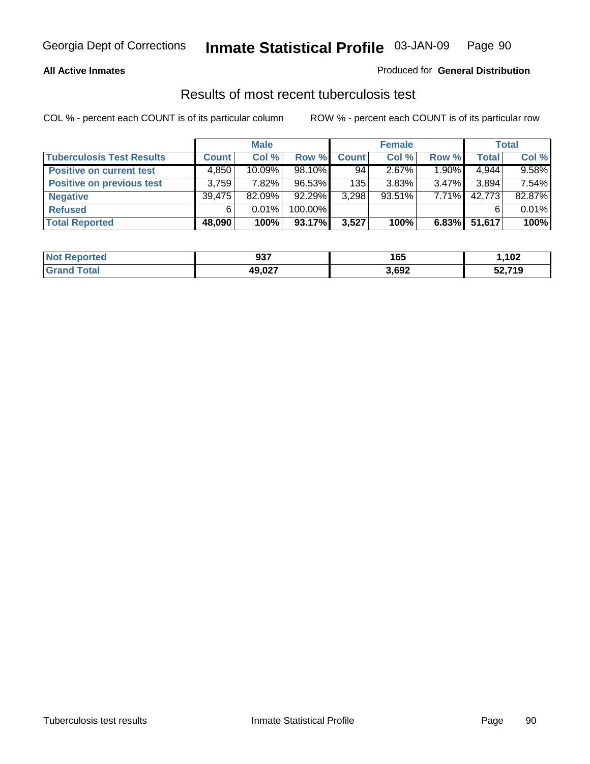**All Active Inmates** Produced for **General Distribution**

## Results of most recent tuberculosis test

COL % - percent each COUNT is of its particular column ROW % - percent each COUNT is of its particular row

| | Male | | | Female | | | Total | |
|---|---|---|---|---|---|---|---|---|
| **Tuberculosis Test Results** | **Count** | **Col %** | **Row %** | **Count** | **Col %** | **Row %** | **Total** | **Col %** |
| **Positive on current test** | 4,850 | 10.09% | 98.10% | 94 | 2.67% | 1.90% | 4,944 | 9.58% |
| **Positive on previous test** | 3,759 | 7.82% | 96.53% | 135 | 3.83% | 3.47% | 3,894 | 7.54% |
| **Negative** | 39,475 | 82.09% | 92.29% | 3,298 | 93.51% | 7.71% | 42,773 | 82.87% |
| **Refused** | 6 | 0.01% | 100.00% | | | | 6 | 0.01% |
| **Total Reported** | **48,090** | **100%** | **93.17%** | **3,527** | **100%** | **6.83%** | **51,617** | **100%** |

| | Male | Female | Total |
|---|---|---|---|
| **Not Reported** | **937** | **165** | **1,102** |
| **Grand Total** | **49,027** | **3,692** | **52,719** |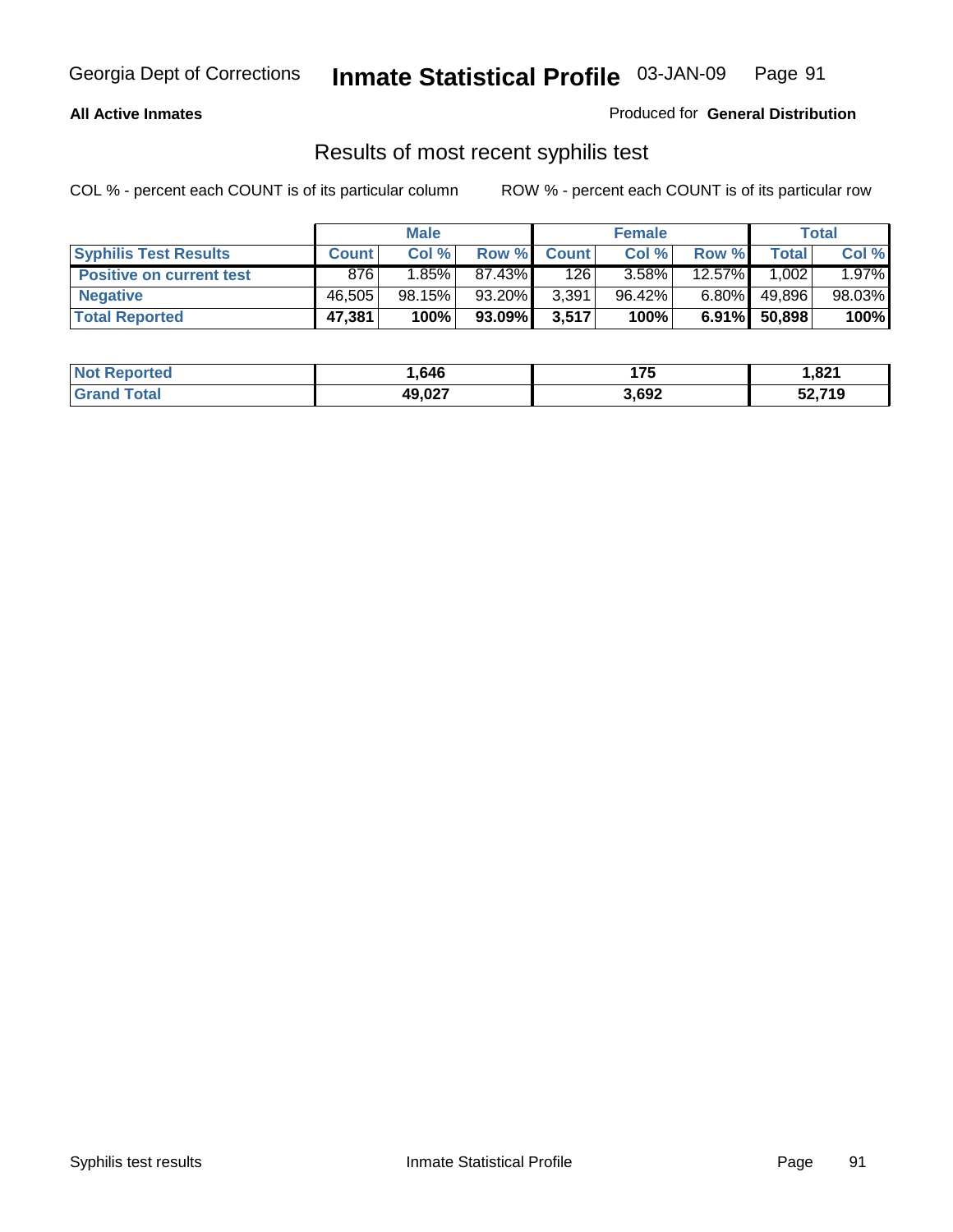**All Active Inmates**

Produced for **General Distribution**

## Results of most recent syphilis test

COL % - percent each COUNT is of its particular column

ROW % - percent each COUNT is of its particular row

| | Male | | | Female | | | Total | |
|---|---|---|---|---|---|---|---|---|
| **Syphilis Test Results** | **Count** | **Col %** | **Row %** | **Count** | **Col %** | **Row %** | **Total** | **Col %** |
| **Positive on current test** | 876 | 1.85% | 87.43% | 126 | 3.58% | 12.57% | 1,002 | 1.97% |
| **Negative** | 46,505 | 98.15% | 93.20% | 3,391 | 96.42% | 6.80% | 49,896 | 98.03% |
| **Total Reported** | **47,381** | **100%** | **93.09%** | **3,517** | **100%** | **6.91%** | **50,898** | **100%** |

| | Male | Female | Total |
|---|---|---|---|
| **Not Reported** | **1,646** | **175** | **1,821** |
| **Grand Total** | **49,027** | **3,692** | **52,719** |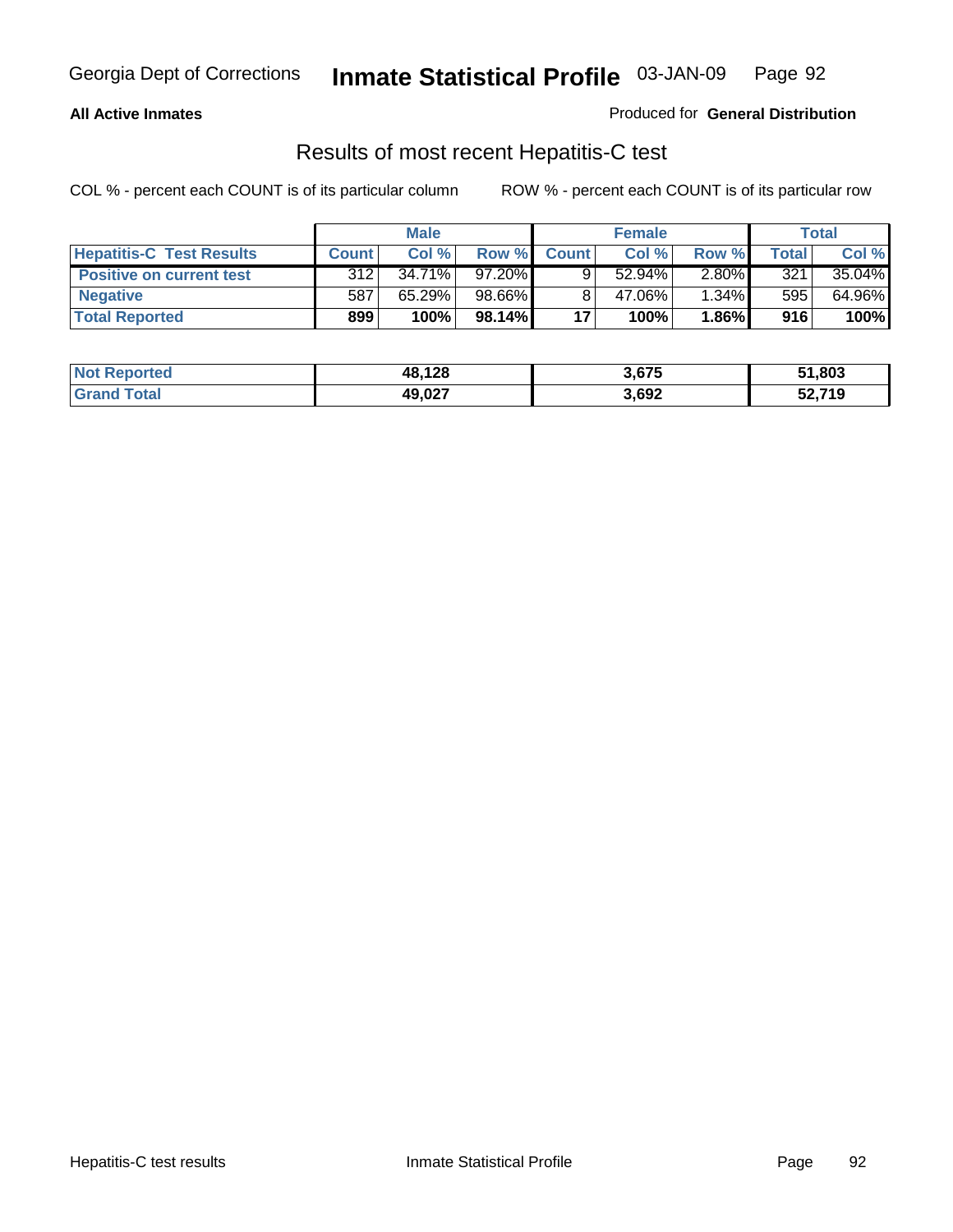**All Active Inmates**

Produced for **General Distribution**

## Results of most recent Hepatitis-C test

COL % - percent each COUNT is of its particular column    ROW % - percent each COUNT is of its particular row

| | Male | | | Female | | | Total | |
|---|---|---|---|---|---|---|---|---|
| **Hepatitis-C Test Results** | **Count** | **Col %** | **Row %** | **Count** | **Col %** | **Row %** | **Total** | **Col %** |
| **Positive on current test** | 312 | 34.71% | 97.20% | 9 | 52.94% | 2.80% | 321 | 35.04% |
| **Negative** | 587 | 65.29% | 98.66% | 8 | 47.06% | 1.34% | 595 | 64.96% |
| **Total Reported** | **899** | **100%** | **98.14%** | **17** | **100%** | **1.86%** | **916** | **100%** |

| | Male | Female | Total |
|---|---|---|---|
| **Not Reported** | **48,128** | **3,675** | **51,803** |
| **Grand Total** | **49,027** | **3,692** | **52,719** |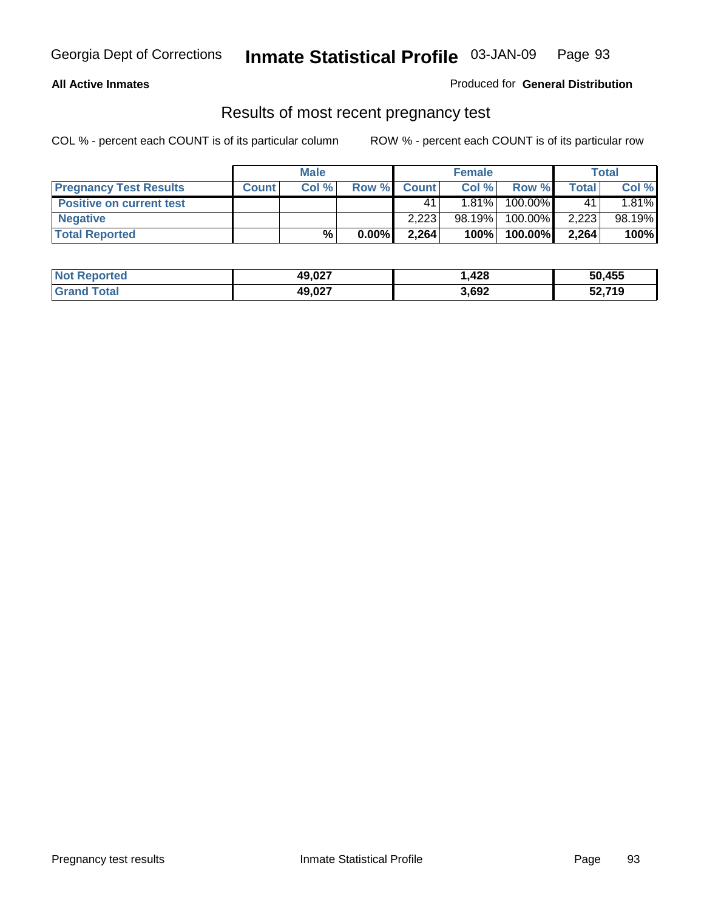Georgia Dept of Corrections **Inmate Statistical Profile** 03-JAN-09

**All Active Inmates**

Produced for **General Distribution**

## Results of most recent pregnancy test

COL % - percent each COUNT is of its particular column    ROW % - percent each COUNT is of its particular row

| | Male | | | Female | | | Total | |
|---|---|---|---|---|---|---|---|---|
| **Pregnancy Test Results** | **Count** | **Col %** | **Row %** | **Count** | **Col %** | **Row %** | **Total** | **Col %** |
| **Positive on current test** | | | | 41 | 1.81% | 100.00% | 41 | 1.81% |
| **Negative** | | | | 2,223 | 98.19% | 100.00% | 2,223 | 98.19% |
| **Total Reported** | | **%** | **0.00%** | **2,264** | **100%** | **100.00%** | **2,264** | **100%** |

| | Male | Female | Total |
|---|---|---|---|
| **Not Reported** | **49,027** | **1,428** | **50,455** |
| **Grand Total** | **49,027** | **3,692** | **52,719** |

Pregnancy test results    Inmate Statistical Profile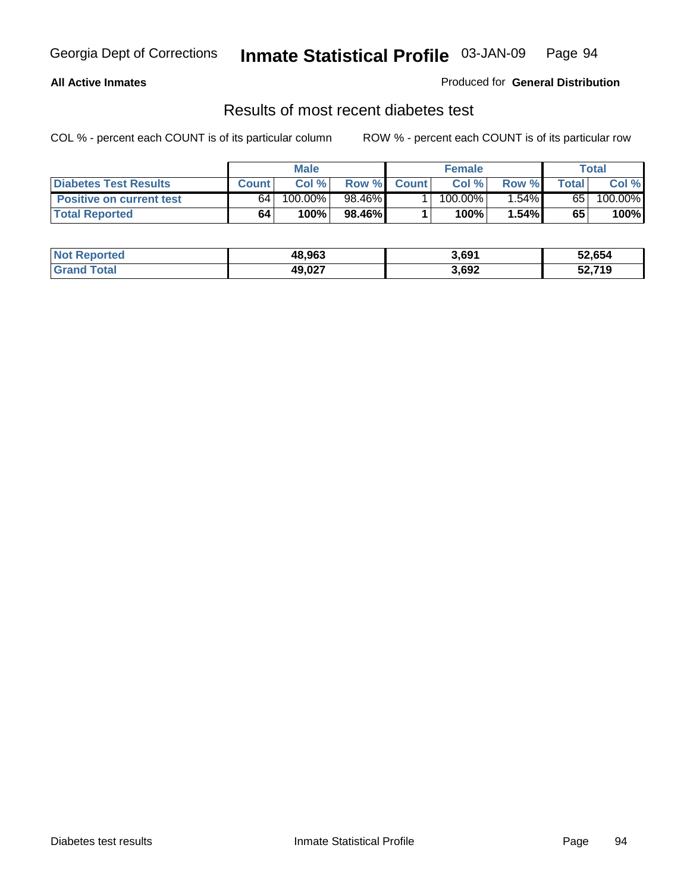**All Active Inmates** — Produced for **General Distribution**

## Results of most recent diabetes test

COL % - percent each COUNT is of its particular column        ROW % - percent each COUNT is of its particular row

| | Male | | | Female | | | Total | |
|---|---|---|---|---|---|---|---|---|
| **Diabetes Test Results** | **Count** | **Col %** | **Row %** | **Count** | **Col %** | **Row %** | **Total** | **Col %** |
| **Positive on current test** | 64 | 100.00% | 98.46% | 1 | 100.00% | 1.54% | 65 | 100.00% |
| **Total Reported** | **64** | **100%** | **98.46%** | **1** | **100%** | **1.54%** | **65** | **100%** |

| | Male | Female | Total |
|---|---|---|---|
| **Not Reported** | **48,963** | **3,691** | **52,654** |
| **Grand Total** | **49,027** | **3,692** | **52,719** |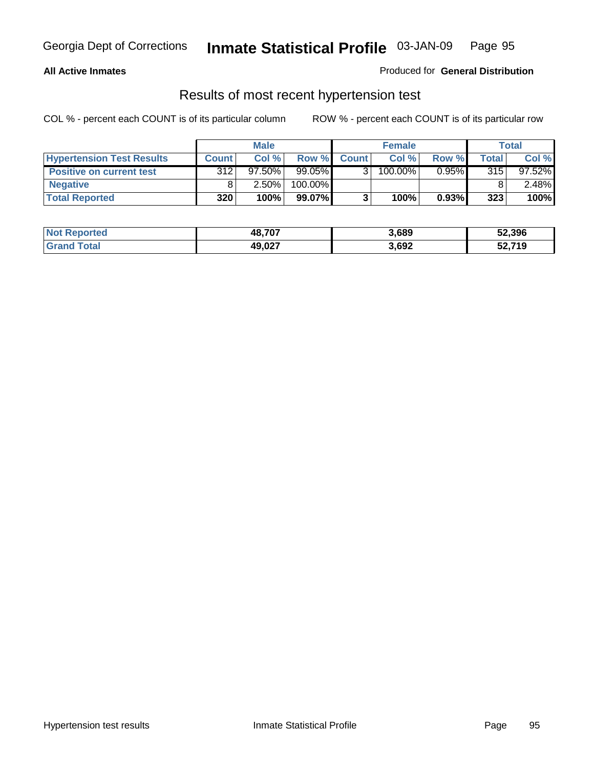**All Active Inmates**

Produced for **General Distribution**

## Results of most recent hypertension test

COL % - percent each COUNT is of its particular column

ROW % - percent each COUNT is of its particular row

| | Male | | | Female | | | Total | |
|---|---|---|---|---|---|---|---|---|
| **Hypertension Test Results** | **Count** | **Col %** | **Row %** | **Count** | **Col %** | **Row %** | **Total** | **Col %** |
| **Positive on current test** | 312 | 97.50% | 99.05% | 3 | 100.00% | 0.95% | 315 | 97.52% |
| **Negative** | 8 | 2.50% | 100.00% | | | | 8 | 2.48% |
| **Total Reported** | **320** | **100%** | **99.07%** | **3** | **100%** | **0.93%** | **323** | **100%** |

| | Male | Female | Total |
|---|---|---|---|
| **Not Reported** | **48,707** | **3,689** | **52,396** |
| **Grand Total** | **49,027** | **3,692** | **52,719** |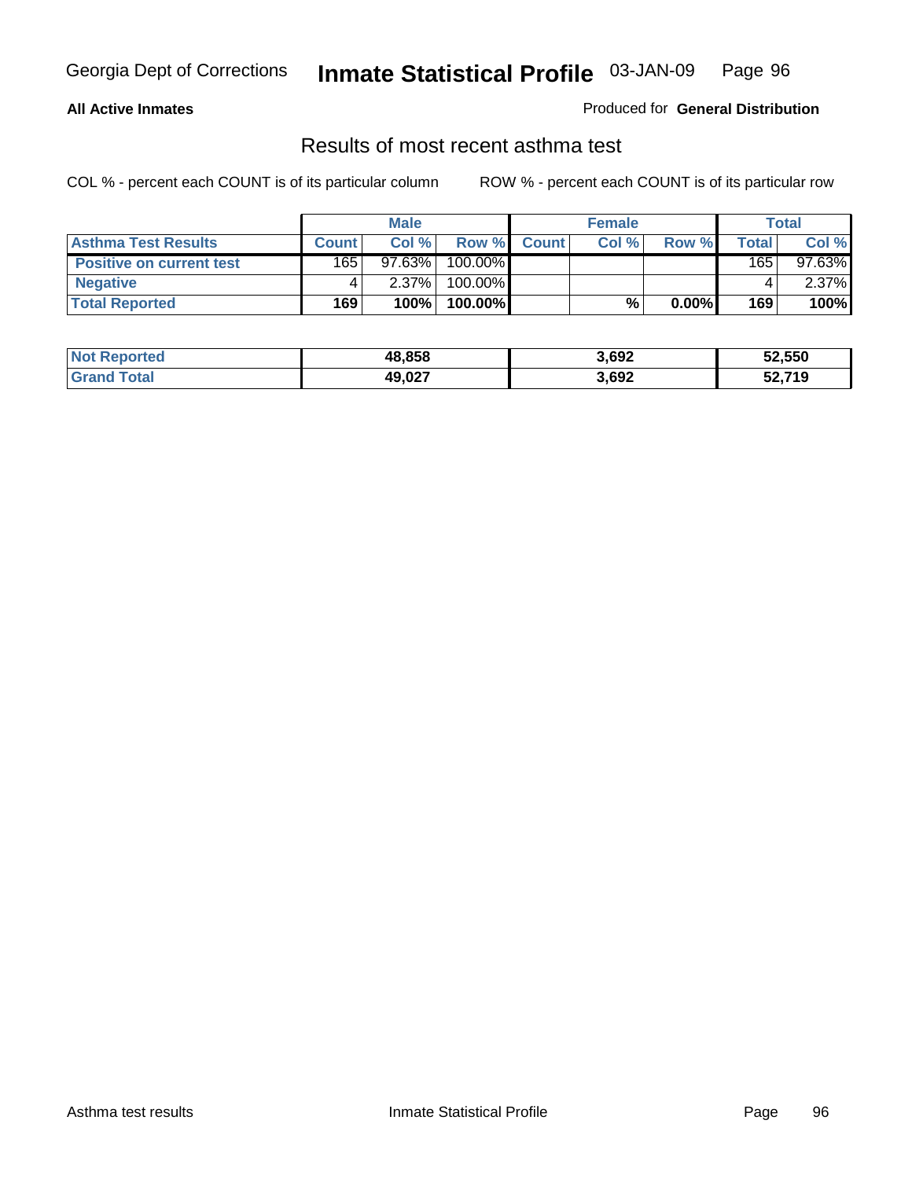Georgia Dept of Corrections **Inmate Statistical Profile** 03-JAN-09

**All Active Inmates**

Produced for **General Distribution**

## Results of most recent asthma test

COL % - percent each COUNT is of its particular column ROW % - percent each COUNT is of its particular row

| | Male | | | Female | | | Total | |
|---|---|---|---|---|---|---|---|---|
| **Asthma Test Results** | **Count** | **Col %** | **Row %** | **Count** | **Col %** | **Row %** | **Total** | **Col %** |
| **Positive on current test** | 165 | 97.63% | 100.00% | | | | 165 | 97.63% |
| **Negative** | 4 | 2.37% | 100.00% | | | | 4 | 2.37% |
| **Total Reported** | **169** | **100%** | **100.00%** | | **%** | **0.00%** | **169** | **100%** |

| | Male | Female | Total |
|---|---|---|---|
| **Not Reported** | **48,858** | **3,692** | **52,550** |
| **Grand Total** | **49,027** | **3,692** | **52,719** |